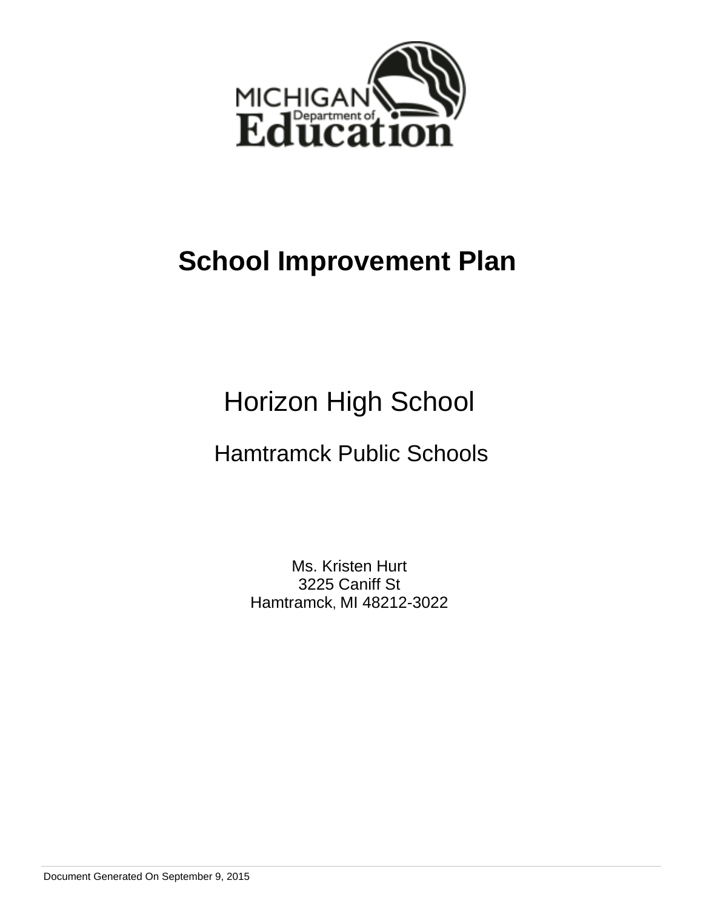MICHIGAN Department of Education

# School Improvement Plan

## Horizon High School

### Hamtramck Public Schools

Ms. Kristen Hurt
3225 Caniff St
Hamtramck, MI 48212-3022

Document Generated On September 9, 2015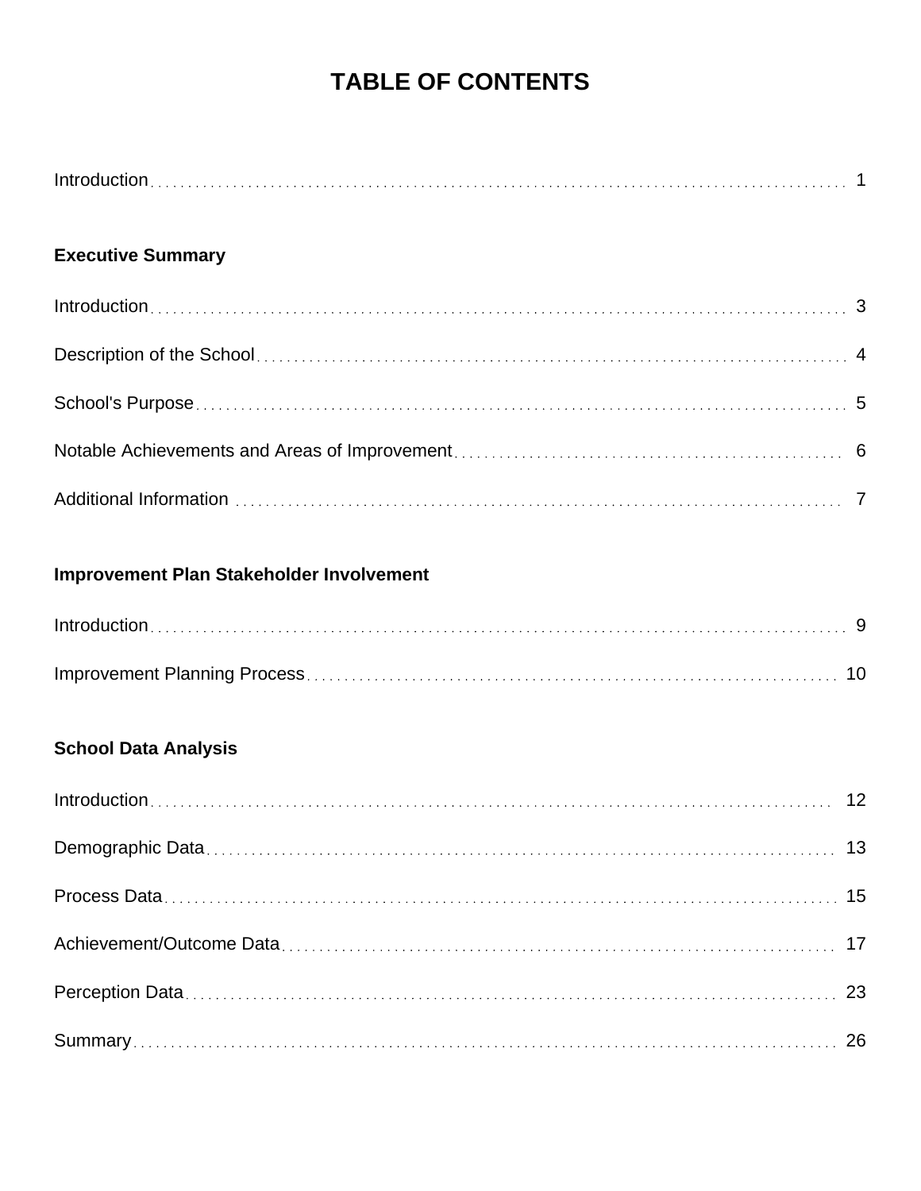# TABLE OF CONTENTS

Introduction ... 1

**Executive Summary**

Introduction ... 3

Description of the School ... 4

School's Purpose ... 5

Notable Achievements and Areas of Improvement ... 6

Additional Information ... 7

**Improvement Plan Stakeholder Involvement**

Introduction ... 9

Improvement Planning Process ... 10

**School Data Analysis**

Introduction ... 12

Demographic Data ... 13

Process Data ... 15

Achievement/Outcome Data ... 17

Perception Data ... 23

Summary ... 26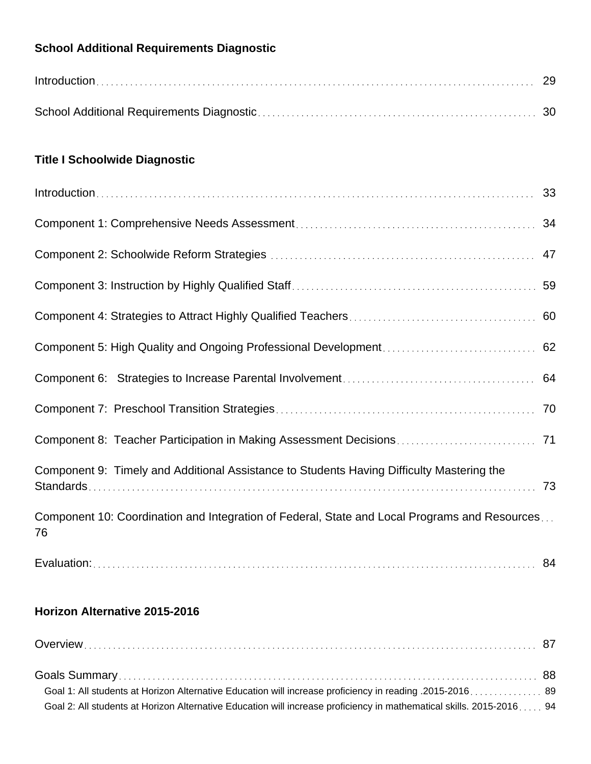**School Additional Requirements Diagnostic**

Introduction . . . . . . . . . . 29

School Additional Requirements Diagnostic . . . . . . . . . . 30

**Title I Schoolwide Diagnostic**

Introduction . . . . . . . . . . 33

Component 1: Comprehensive Needs Assessment . . . . . . . . . . 34

Component 2: Schoolwide Reform Strategies . . . . . . . . . . 47

Component 3: Instruction by Highly Qualified Staff . . . . . . . . . . 59

Component 4: Strategies to Attract Highly Qualified Teachers . . . . . . . . . . 60

Component 5: High Quality and Ongoing Professional Development . . . . . . . . . . 62

Component 6: Strategies to Increase Parental Involvement . . . . . . . . . . 64

Component 7: Preschool Transition Strategies . . . . . . . . . . 70

Component 8: Teacher Participation in Making Assessment Decisions . . . . . . . . . . 71

Component 9: Timely and Additional Assistance to Students Having Difficulty Mastering the Standards . . . . . . . . . . 73

Component 10: Coordination and Integration of Federal, State and Local Programs and Resources . . . 76

Evaluation: . . . . . . . . . . 84

**Horizon Alternative 2015-2016**

Overview . . . . . . . . . . 87

Goals Summary . . . . . . . . . . 88

Goal 1: All students at Horizon Alternative Education will increase proficiency in reading .2015-2016 . . . . . . . . . . 89

Goal 2: All students at Horizon Alternative Education will increase proficiency in mathematical skills. 2015-2016 . . . . . 94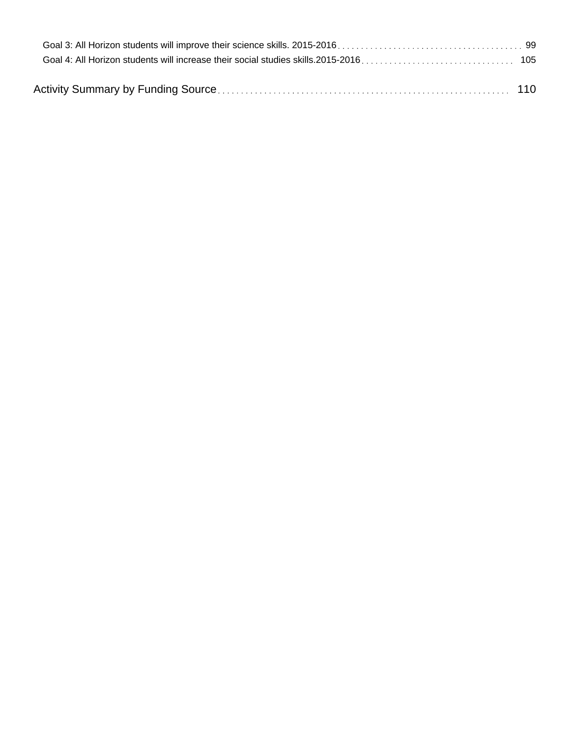Goal 3: All Horizon students will improve their science skills. 2015-2016 . . . . . . . . . . . . . . . . . . . . . . . . . . . . . . . . . . . . . . . . . 99

Goal 4: All Horizon students will increase their social studies skills.2015-2016 . . . . . . . . . . . . . . . . . . . . . . . . . . . . . . . . . 105

Activity Summary by Funding Source . . . . . . . . . . . . . . . . . . . . . . . . . . . . . . . . . . . . . . . . . . . . . . . . . . . . . . . . . . . . . . . 110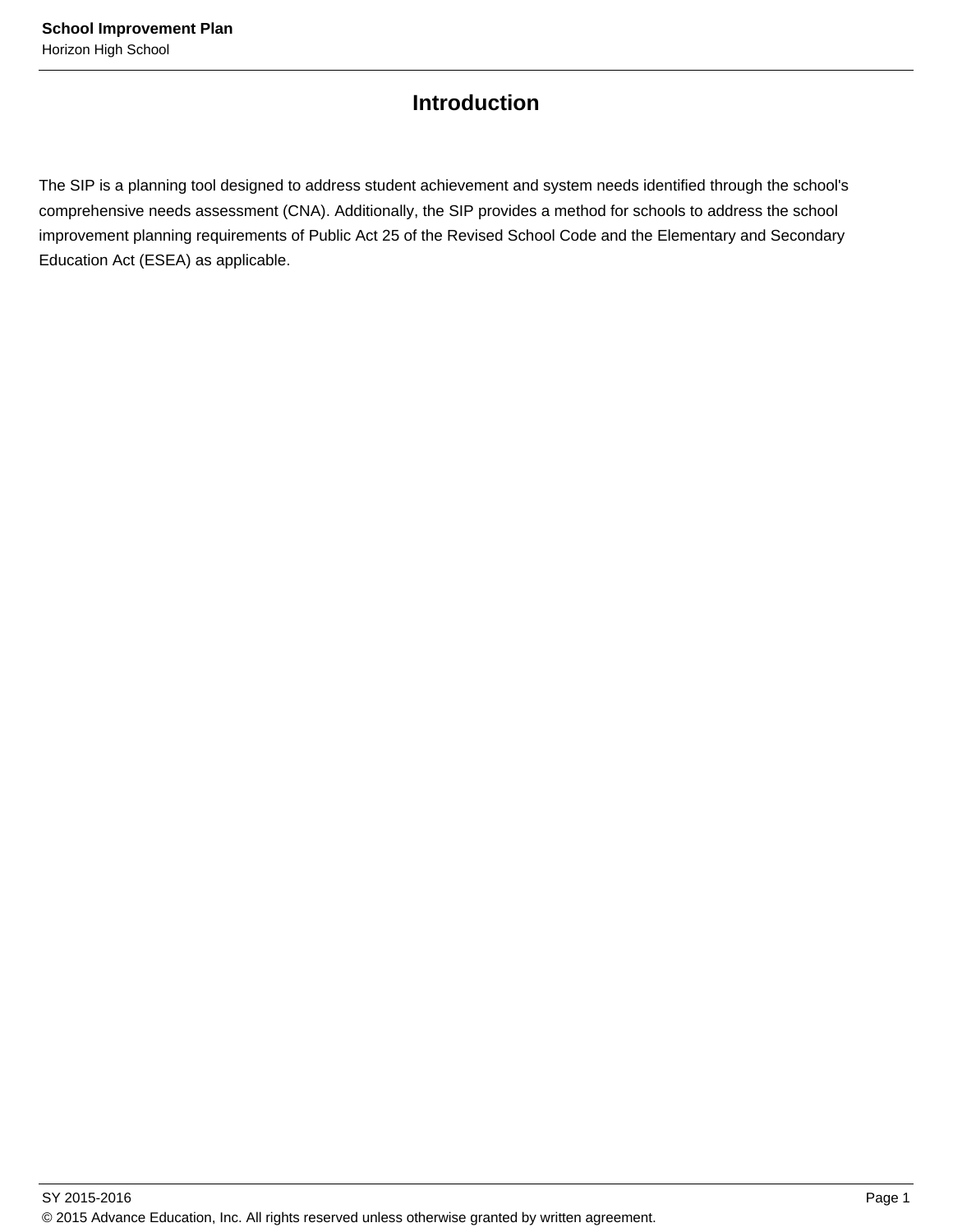# Introduction

The SIP is a planning tool designed to address student achievement and system needs identified through the school's comprehensive needs assessment (CNA). Additionally, the SIP provides a method for schools to address the school improvement planning requirements of Public Act 25 of the Revised School Code and the Elementary and Secondary Education Act (ESEA) as applicable.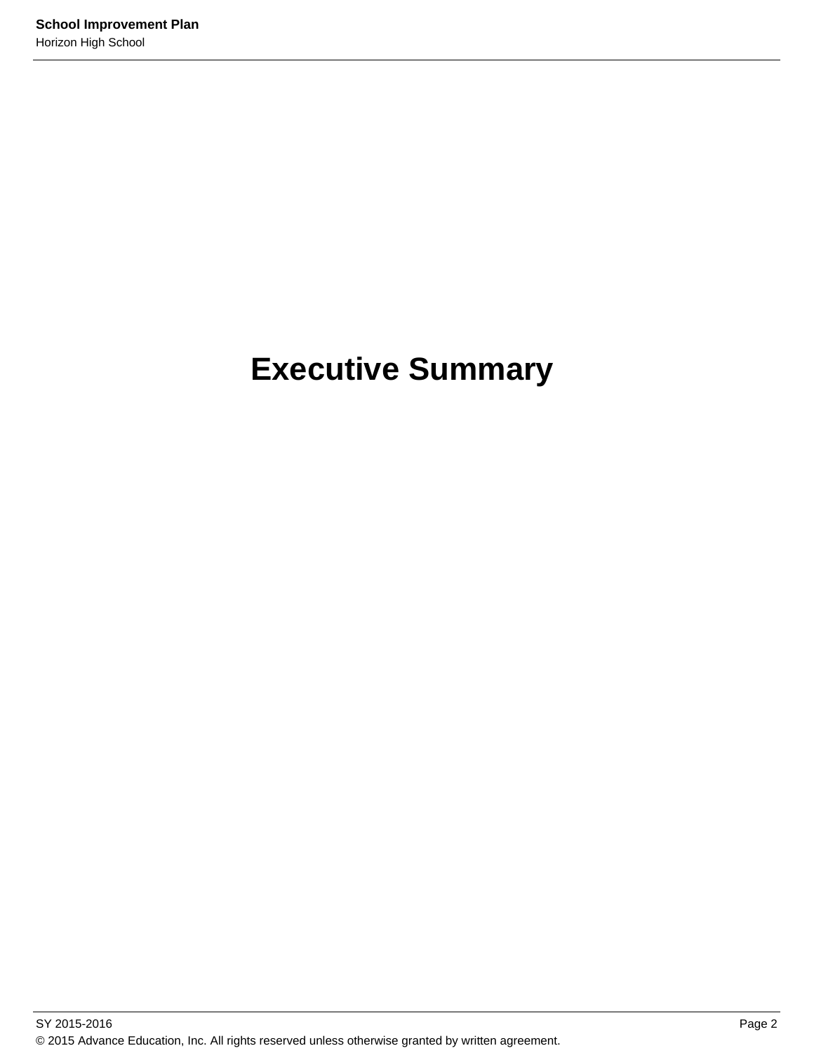# Executive Summary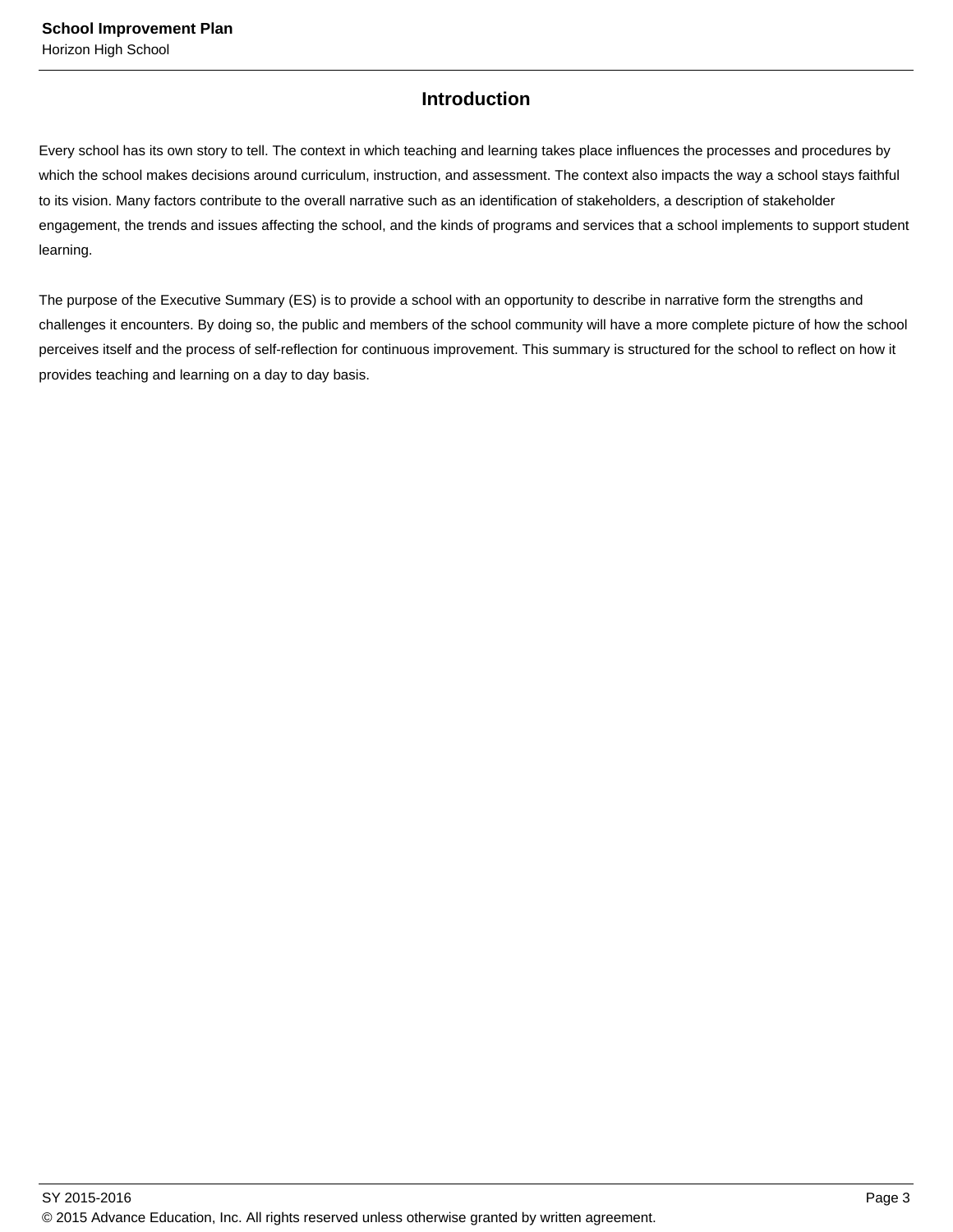# Introduction

Every school has its own story to tell. The context in which teaching and learning takes place influences the processes and procedures by which the school makes decisions around curriculum, instruction, and assessment. The context also impacts the way a school stays faithful to its vision. Many factors contribute to the overall narrative such as an identification of stakeholders, a description of stakeholder engagement, the trends and issues affecting the school, and the kinds of programs and services that a school implements to support student learning.

The purpose of the Executive Summary (ES) is to provide a school with an opportunity to describe in narrative form the strengths and challenges it encounters. By doing so, the public and members of the school community will have a more complete picture of how the school perceives itself and the process of self-reflection for continuous improvement. This summary is structured for the school to reflect on how it provides teaching and learning on a day to day basis.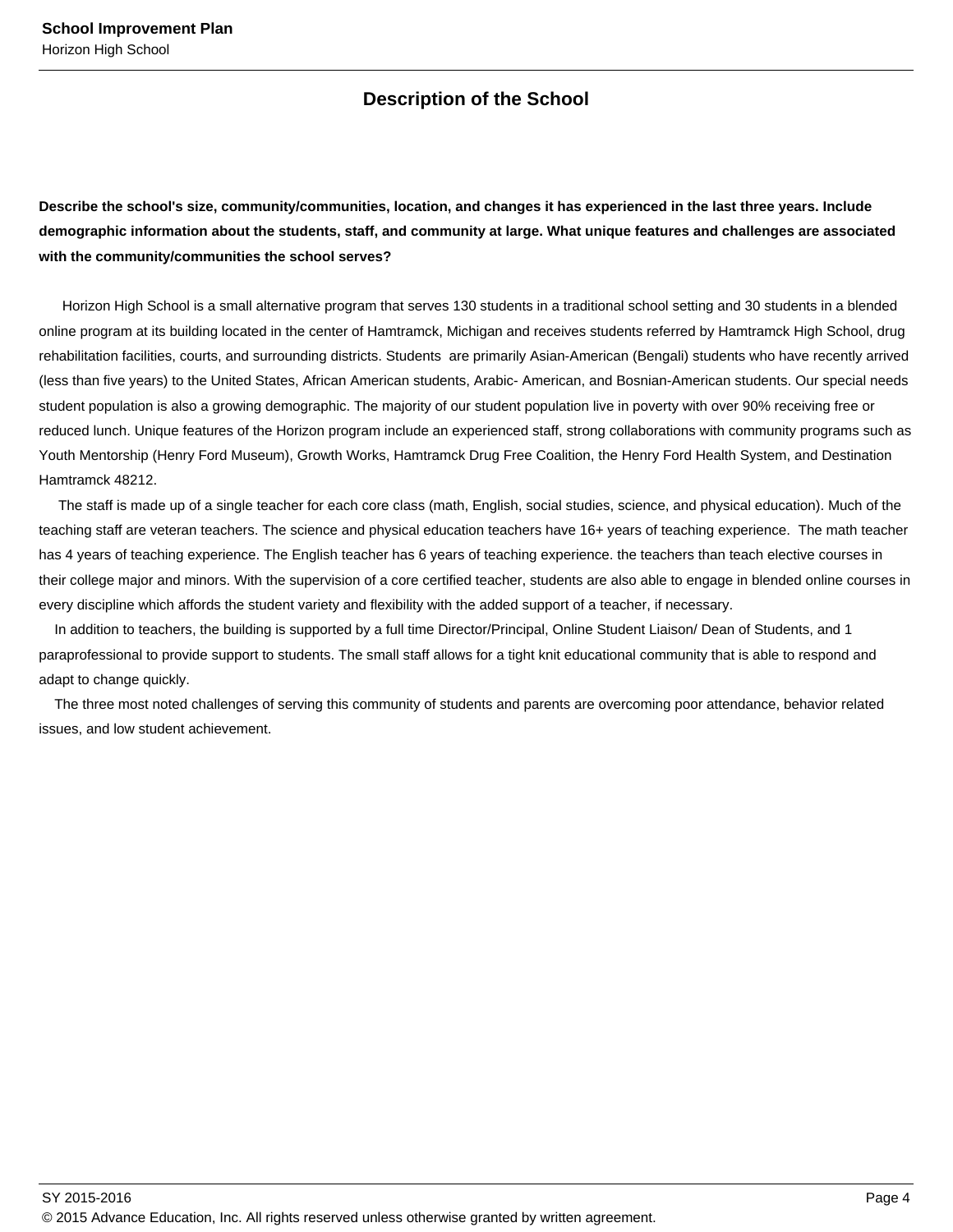## Description of the School

**Describe the school's size, community/communities, location, and changes it has experienced in the last three years. Include demographic information about the students, staff, and community at large. What unique features and challenges are associated with the community/communities the school serves?**

Horizon High School is a small alternative program that serves 130 students in a traditional school setting and 30 students in a blended online program at its building located in the center of Hamtramck, Michigan and receives students referred by Hamtramck High School, drug rehabilitation facilities, courts, and surrounding districts. Students are primarily Asian-American (Bengali) students who have recently arrived (less than five years) to the United States, African American students, Arabic- American, and Bosnian-American students. Our special needs student population is also a growing demographic. The majority of our student population live in poverty with over 90% receiving free or reduced lunch. Unique features of the Horizon program include an experienced staff, strong collaborations with community programs such as Youth Mentorship (Henry Ford Museum), Growth Works, Hamtramck Drug Free Coalition, the Henry Ford Health System, and Destination Hamtramck 48212.

The staff is made up of a single teacher for each core class (math, English, social studies, science, and physical education). Much of the teaching staff are veteran teachers. The science and physical education teachers have 16+ years of teaching experience. The math teacher has 4 years of teaching experience. The English teacher has 6 years of teaching experience. the teachers than teach elective courses in their college major and minors. With the supervision of a core certified teacher, students are also able to engage in blended online courses in every discipline which affords the student variety and flexibility with the added support of a teacher, if necessary.

In addition to teachers, the building is supported by a full time Director/Principal, Online Student Liaison/ Dean of Students, and 1 paraprofessional to provide support to students. The small staff allows for a tight knit educational community that is able to respond and adapt to change quickly.

The three most noted challenges of serving this community of students and parents are overcoming poor attendance, behavior related issues, and low student achievement.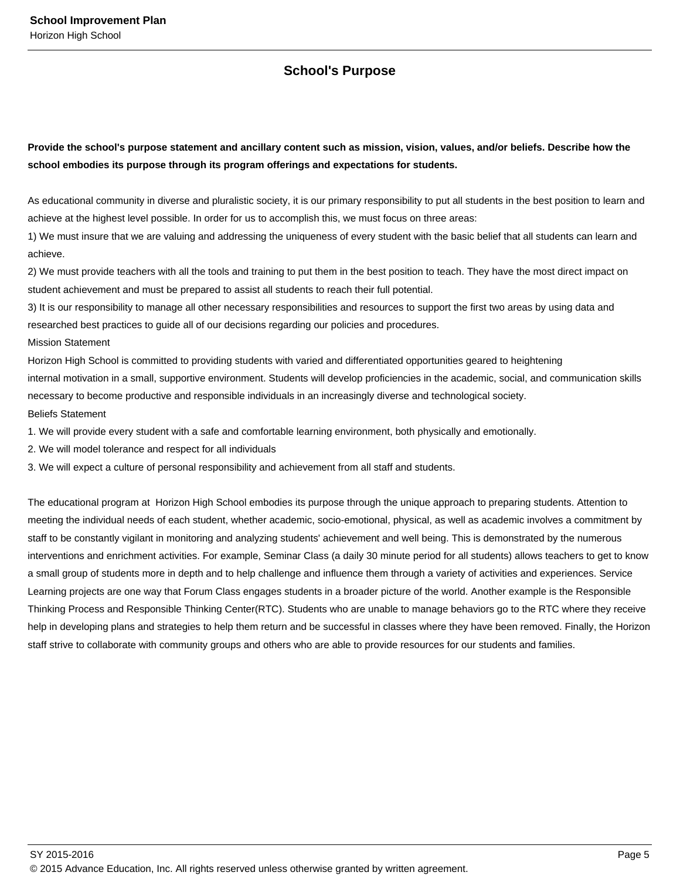## School's Purpose

**Provide the school's purpose statement and ancillary content such as mission, vision, values, and/or beliefs. Describe how the school embodies its purpose through its program offerings and expectations for students.**

As educational community in diverse and pluralistic society, it is our primary responsibility to put all students in the best position to learn and achieve at the highest level possible. In order for us to accomplish this, we must focus on three areas:
1) We must insure that we are valuing and addressing the uniqueness of every student with the basic belief that all students can learn and achieve.
2) We must provide teachers with all the tools and training to put them in the best position to teach. They have the most direct impact on student achievement and must be prepared to assist all students to reach their full potential.
3) It is our responsibility to manage all other necessary responsibilities and resources to support the first two areas by using data and researched best practices to guide all of our decisions regarding our policies and procedures.
Mission Statement
Horizon High School is committed to providing students with varied and differentiated opportunities geared to heightening internal motivation in a small, supportive environment. Students will develop proficiencies in the academic, social, and communication skills necessary to become productive and responsible individuals in an increasingly diverse and technological society.
Beliefs Statement
1. We will provide every student with a safe and comfortable learning environment, both physically and emotionally.
2. We will model tolerance and respect for all individuals
3. We will expect a culture of personal responsibility and achievement from all staff and students.

The educational program at Horizon High School embodies its purpose through the unique approach to preparing students. Attention to meeting the individual needs of each student, whether academic, socio-emotional, physical, as well as academic involves a commitment by staff to be constantly vigilant in monitoring and analyzing students' achievement and well being. This is demonstrated by the numerous interventions and enrichment activities. For example, Seminar Class (a daily 30 minute period for all students) allows teachers to get to know a small group of students more in depth and to help challenge and influence them through a variety of activities and experiences. Service Learning projects are one way that Forum Class engages students in a broader picture of the world. Another example is the Responsible Thinking Process and Responsible Thinking Center(RTC). Students who are unable to manage behaviors go to the RTC where they receive help in developing plans and strategies to help them return and be successful in classes where they have been removed. Finally, the Horizon staff strive to collaborate with community groups and others who are able to provide resources for our students and families.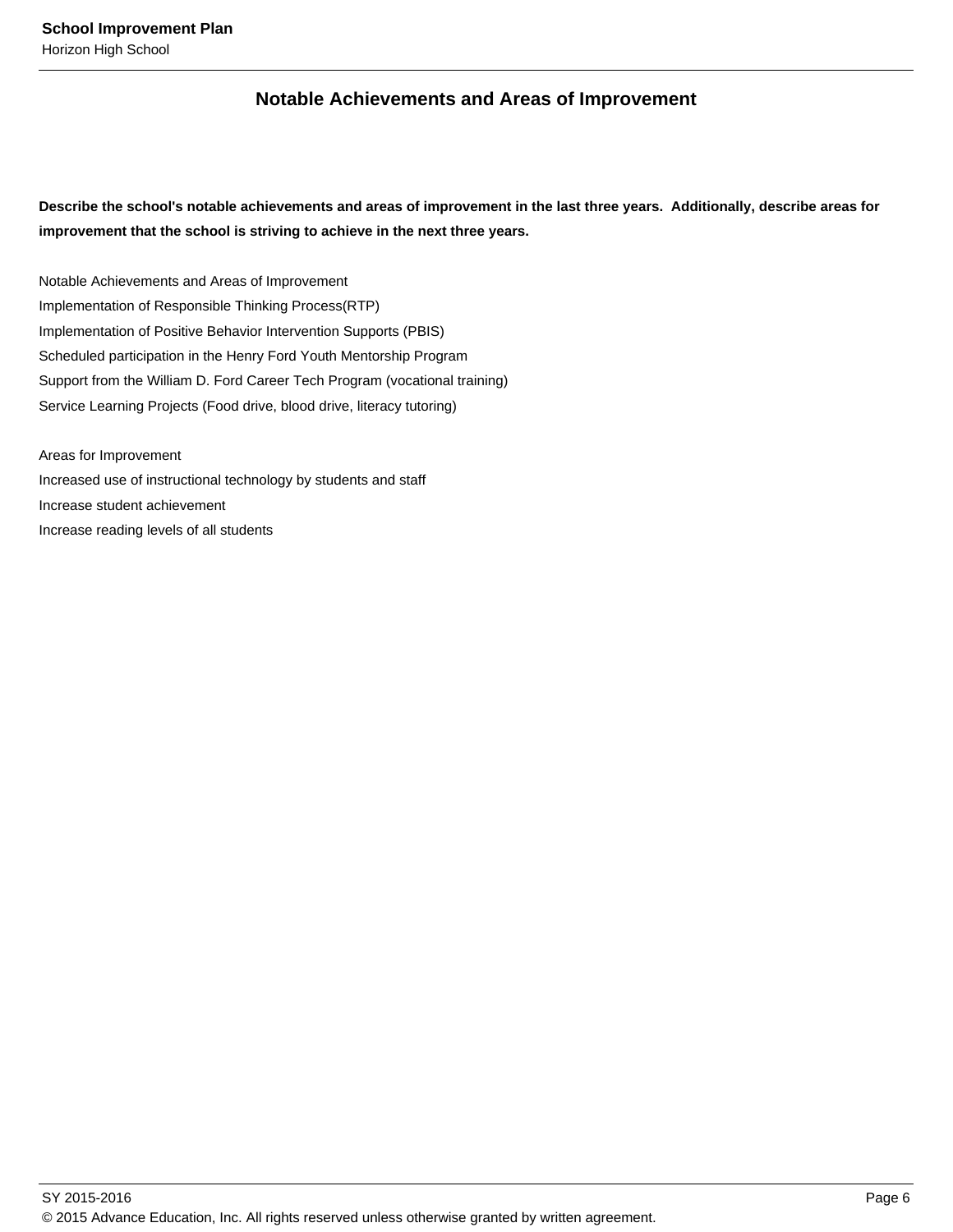## Notable Achievements and Areas of Improvement

**Describe the school's notable achievements and areas of improvement in the last three years. Additionally, describe areas for improvement that the school is striving to achieve in the next three years.**

Notable Achievements and Areas of Improvement
Implementation of Responsible Thinking Process(RTP)
Implementation of Positive Behavior Intervention Supports (PBIS)
Scheduled participation in the Henry Ford Youth Mentorship Program
Support from the William D. Ford Career Tech Program (vocational training)
Service Learning Projects (Food drive, blood drive, literacy tutoring)

Areas for Improvement
Increased use of instructional technology by students and staff
Increase student achievement
Increase reading levels of all students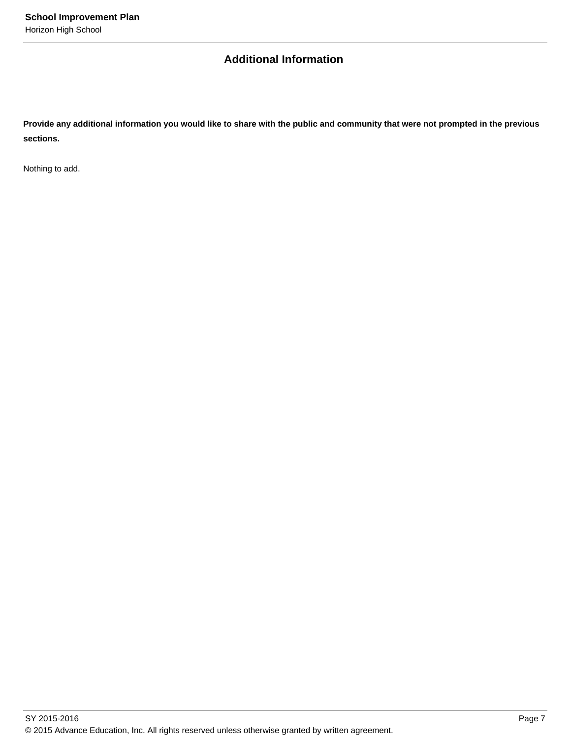## Additional Information

**Provide any additional information you would like to share with the public and community that were not prompted in the previous sections.**

Nothing to add.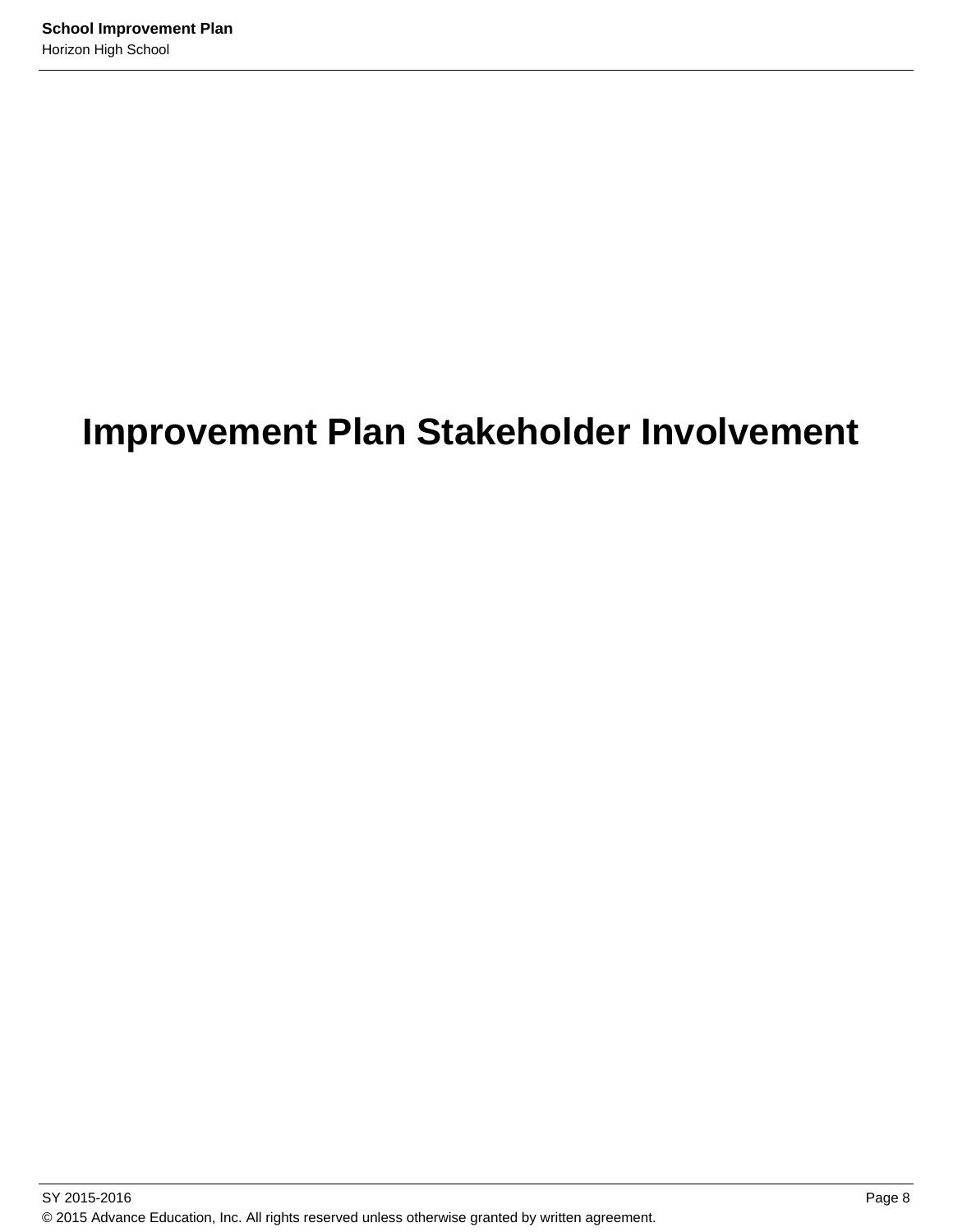# Improvement Plan Stakeholder Involvement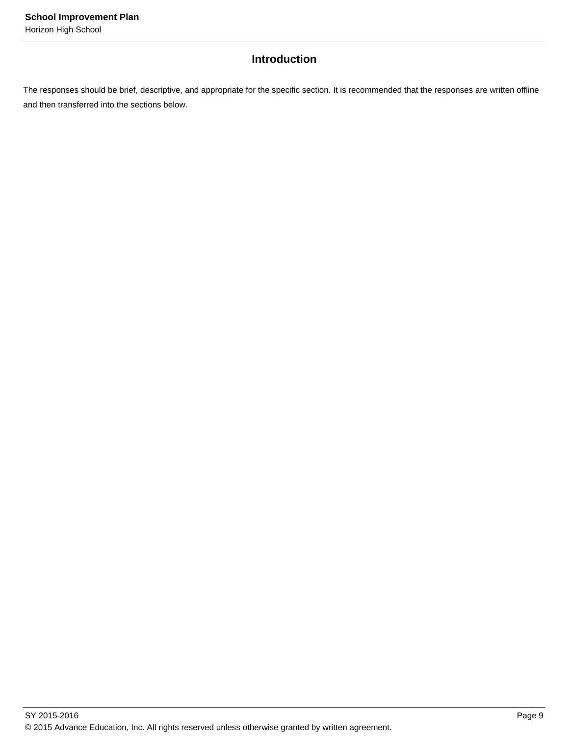## Introduction

The responses should be brief, descriptive, and appropriate for the specific section. It is recommended that the responses are written offline and then transferred into the sections below.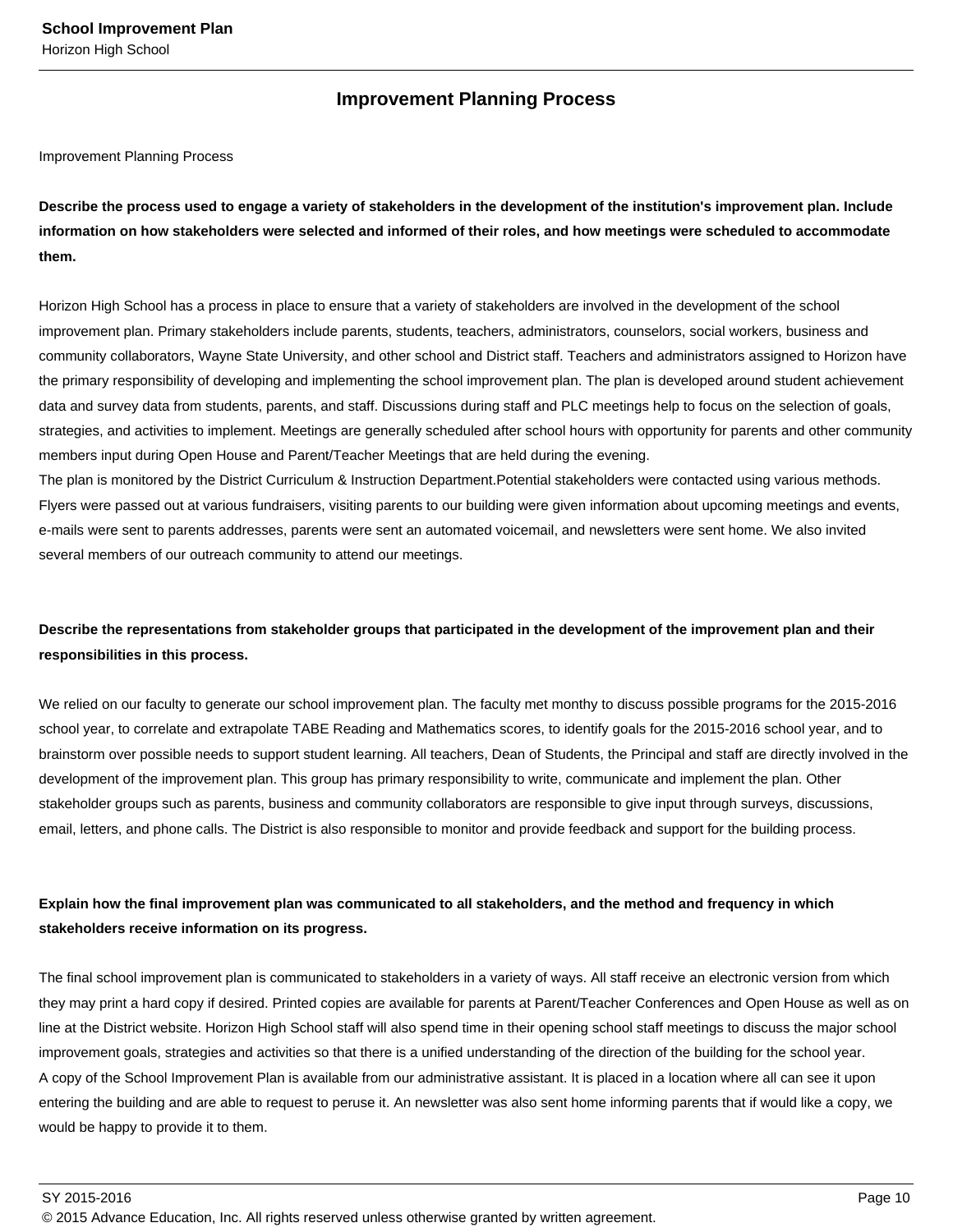## Improvement Planning Process

Improvement Planning Process

**Describe the process used to engage a variety of stakeholders in the development of the institution's improvement plan. Include information on how stakeholders were selected and informed of their roles, and how meetings were scheduled to accommodate them.**

Horizon High School has a process in place to ensure that a variety of stakeholders are involved in the development of the school improvement plan. Primary stakeholders include parents, students, teachers, administrators, counselors, social workers, business and community collaborators, Wayne State University, and other school and District staff. Teachers and administrators assigned to Horizon have the primary responsibility of developing and implementing the school improvement plan. The plan is developed around student achievement data and survey data from students, parents, and staff. Discussions during staff and PLC meetings help to focus on the selection of goals, strategies, and activities to implement. Meetings are generally scheduled after school hours with opportunity for parents and other community members input during Open House and Parent/Teacher Meetings that are held during the evening.
The plan is monitored by the District Curriculum & Instruction Department.Potential stakeholders were contacted using various methods. Flyers were passed out at various fundraisers, visiting parents to our building were given information about upcoming meetings and events, e-mails were sent to parents addresses, parents were sent an automated voicemail, and newsletters were sent home. We also invited several members of our outreach community to attend our meetings.

**Describe the representations from stakeholder groups that participated in the development of the improvement plan and their responsibilities in this process.**

We relied on our faculty to generate our school improvement plan. The faculty met monthy to discuss possible programs for the 2015-2016 school year, to correlate and extrapolate TABE Reading and Mathematics scores, to identify goals for the 2015-2016 school year, and to brainstorm over possible needs to support student learning. All teachers, Dean of Students, the Principal and staff are directly involved in the development of the improvement plan. This group has primary responsibility to write, communicate and implement the plan. Other stakeholder groups such as parents, business and community collaborators are responsible to give input through surveys, discussions, email, letters, and phone calls. The District is also responsible to monitor and provide feedback and support for the building process.

**Explain how the final improvement plan was communicated to all stakeholders, and the method and frequency in which stakeholders receive information on its progress.**

The final school improvement plan is communicated to stakeholders in a variety of ways. All staff receive an electronic version from which they may print a hard copy if desired. Printed copies are available for parents at Parent/Teacher Conferences and Open House as well as on line at the District website. Horizon High School staff will also spend time in their opening school staff meetings to discuss the major school improvement goals, strategies and activities so that there is a unified understanding of the direction of the building for the school year.
A copy of the School Improvement Plan is available from our administrative assistant. It is placed in a location where all can see it upon entering the building and are able to request to peruse it. An newsletter was also sent home informing parents that if would like a copy, we would be happy to provide it to them.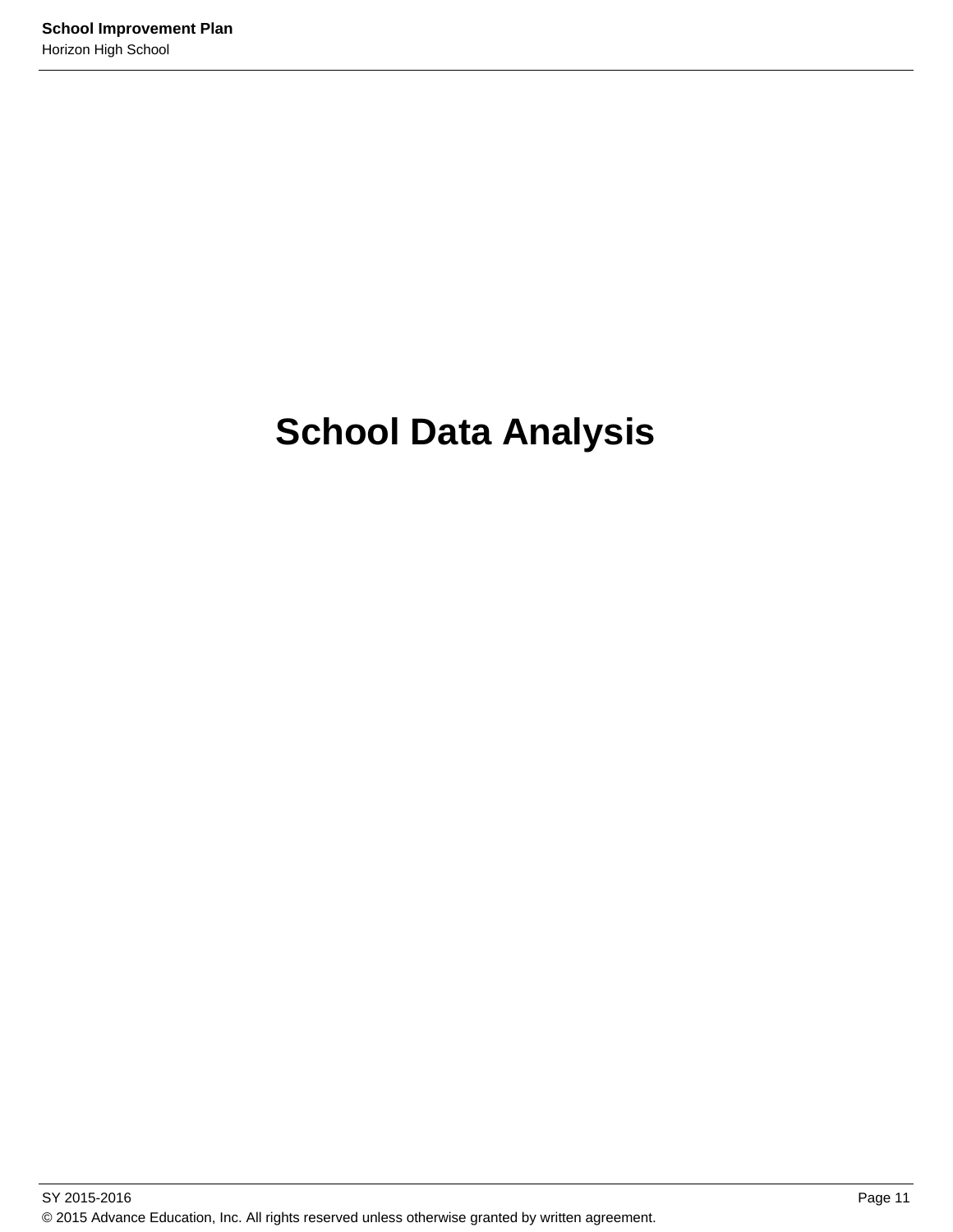# School Data Analysis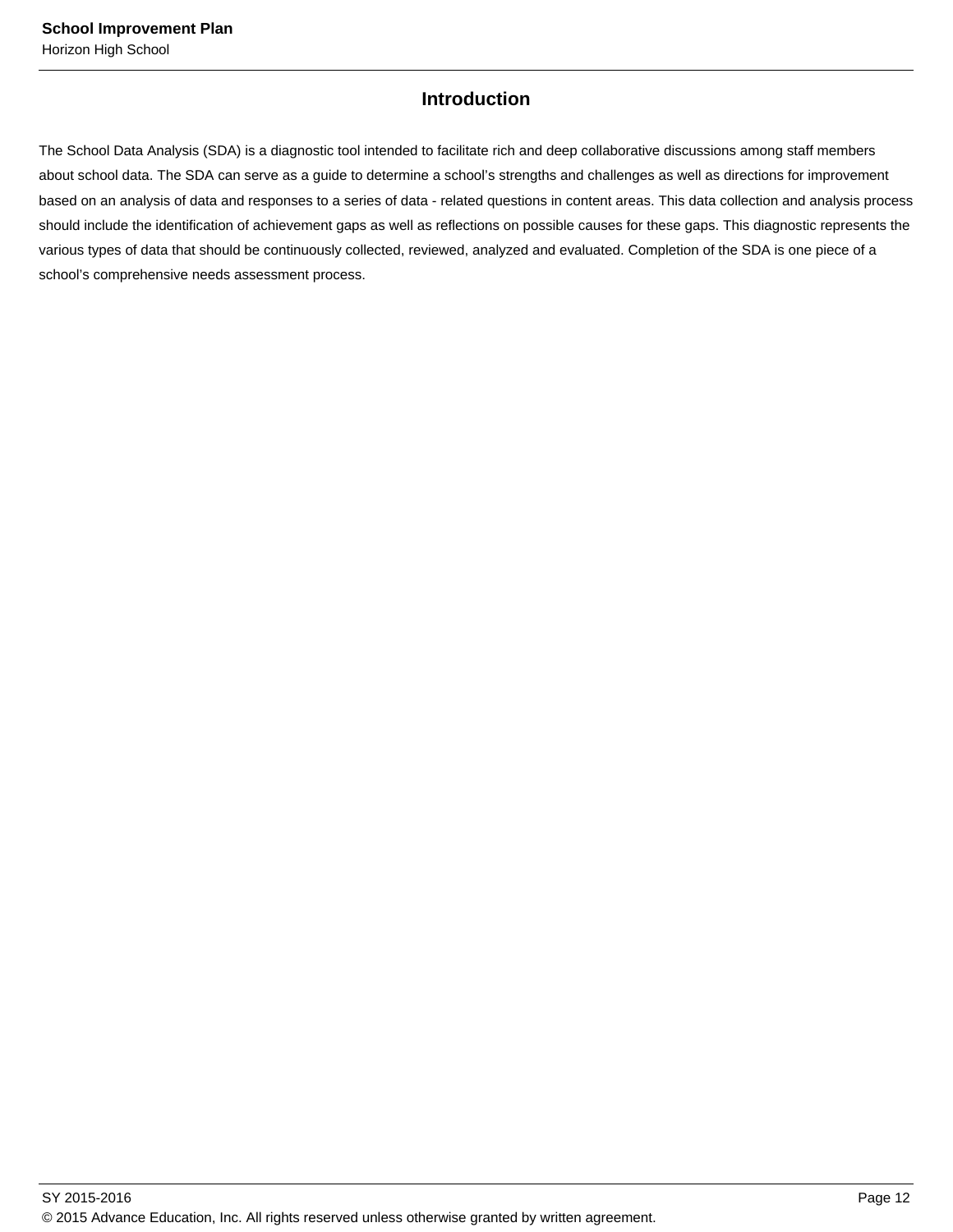## Introduction

The School Data Analysis (SDA) is a diagnostic tool intended to facilitate rich and deep collaborative discussions among staff members about school data. The SDA can serve as a guide to determine a school's strengths and challenges as well as directions for improvement based on an analysis of data and responses to a series of data - related questions in content areas. This data collection and analysis process should include the identification of achievement gaps as well as reflections on possible causes for these gaps. This diagnostic represents the various types of data that should be continuously collected, reviewed, analyzed and evaluated. Completion of the SDA is one piece of a school's comprehensive needs assessment process.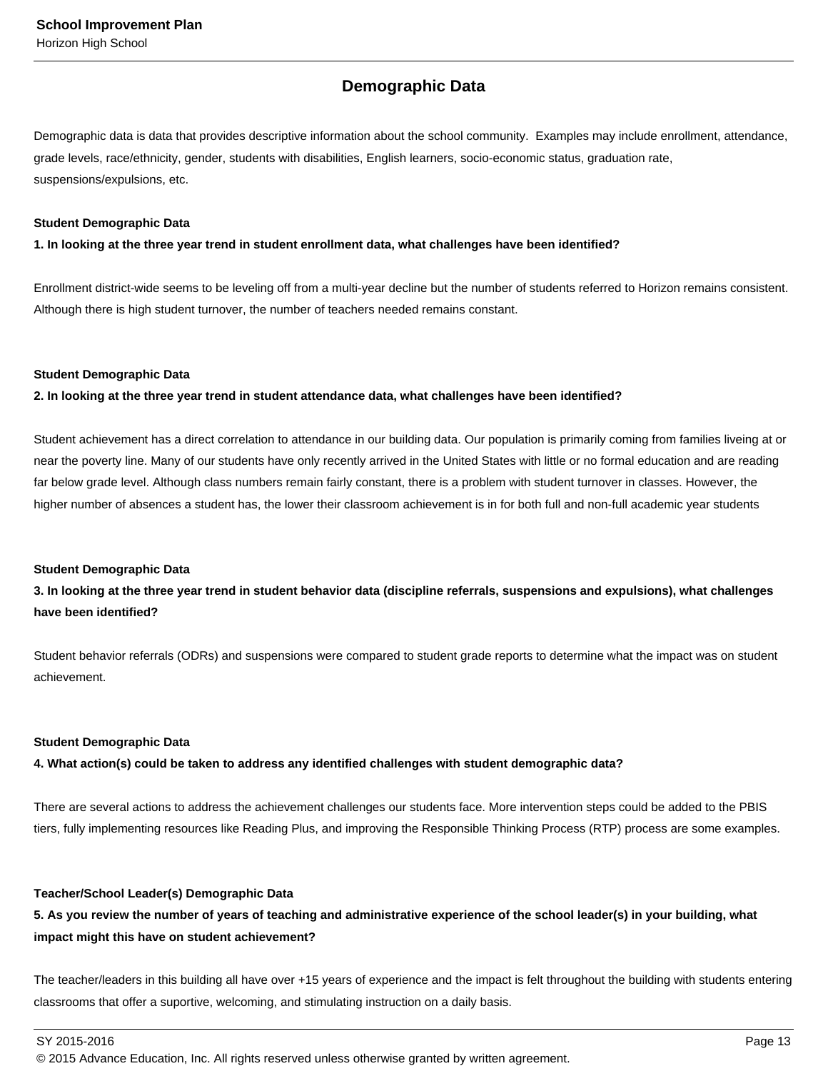## Demographic Data

Demographic data is data that provides descriptive information about the school community.  Examples may include enrollment, attendance, grade levels, race/ethnicity, gender, students with disabilities, English learners, socio-economic status, graduation rate, suspensions/expulsions, etc.

**Student Demographic Data**

**1. In looking at the three year trend in student enrollment data, what challenges have been identified?**

Enrollment district-wide seems to be leveling off from a multi-year decline but the number of students referred to Horizon remains consistent. Although there is high student turnover, the number of teachers needed remains constant.

**Student Demographic Data**

**2. In looking at the three year trend in student attendance data, what challenges have been identified?**

Student achievement has a direct correlation to attendance in our building data. Our population is primarily coming from families liveing at or near the poverty line. Many of our students have only recently arrived in the United States with little or no formal education and are reading far below grade level. Although class numbers remain fairly constant, there is a problem with student turnover in classes. However, the higher number of absences a student has, the lower their classroom achievement is in for both full and non-full academic year students

**Student Demographic Data**

**3. In looking at the three year trend in student behavior data (discipline referrals, suspensions and expulsions), what challenges have been identified?**

Student behavior referrals (ODRs) and suspensions were compared to student grade reports to determine what the impact was on student achievement.

**Student Demographic Data**

**4. What action(s) could be taken to address any identified challenges with student demographic data?**

There are several actions to address the achievement challenges our students face. More intervention steps could be added to the PBIS tiers, fully implementing resources like Reading Plus, and improving the Responsible Thinking Process (RTP) process are some examples.

**Teacher/School Leader(s) Demographic Data**

**5. As you review the number of years of teaching and administrative experience of the school leader(s) in your building, what impact might this have on student achievement?**

The teacher/leaders in this building all have over +15 years of experience and the impact is felt throughout the building with students entering classrooms that offer a suportive, welcoming, and stimulating instruction on a daily basis.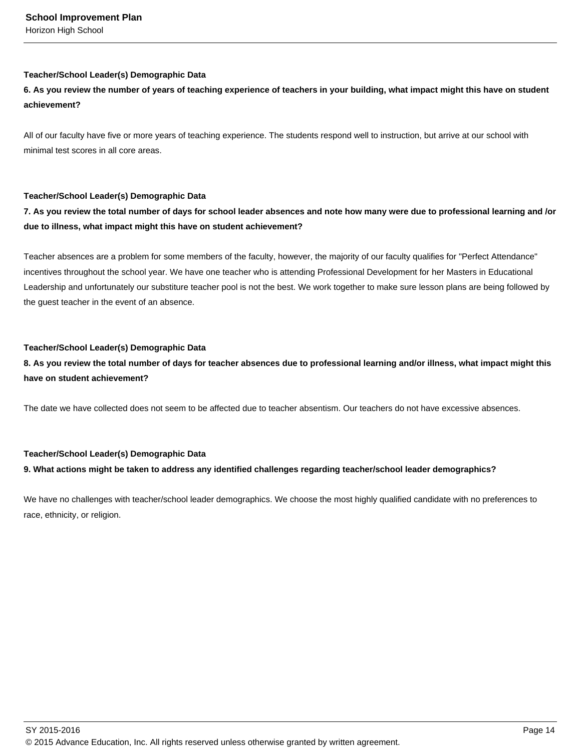**Teacher/School Leader(s) Demographic Data**

**6. As you review the number of years of teaching experience of teachers in your building, what impact might this have on student achievement?**

All of our faculty have five or more years of teaching experience. The students respond well to instruction, but arrive at our school with minimal test scores in all core areas.

**Teacher/School Leader(s) Demographic Data**

**7. As you review the total number of days for school leader absences and note how many were due to professional learning and /or due to illness, what impact might this have on student achievement?**

Teacher absences are a problem for some members of the faculty, however, the majority of our faculty qualifies for "Perfect Attendance" incentives throughout the school year. We have one teacher who is attending Professional Development for her Masters in Educational Leadership and unfortunately our substiture teacher pool is not the best. We work together to make sure lesson plans are being followed by the guest teacher in the event of an absence.

**Teacher/School Leader(s) Demographic Data**

**8. As you review the total number of days for teacher absences due to professional learning and/or illness, what impact might this have on student achievement?**

The date we have collected does not seem to be affected due to teacher absentism. Our teachers do not have excessive absences.

**Teacher/School Leader(s) Demographic Data**

**9. What actions might be taken to address any identified challenges regarding teacher/school leader demographics?**

We have no challenges with teacher/school leader demographics. We choose the most highly qualified candidate with no preferences to race, ethnicity, or religion.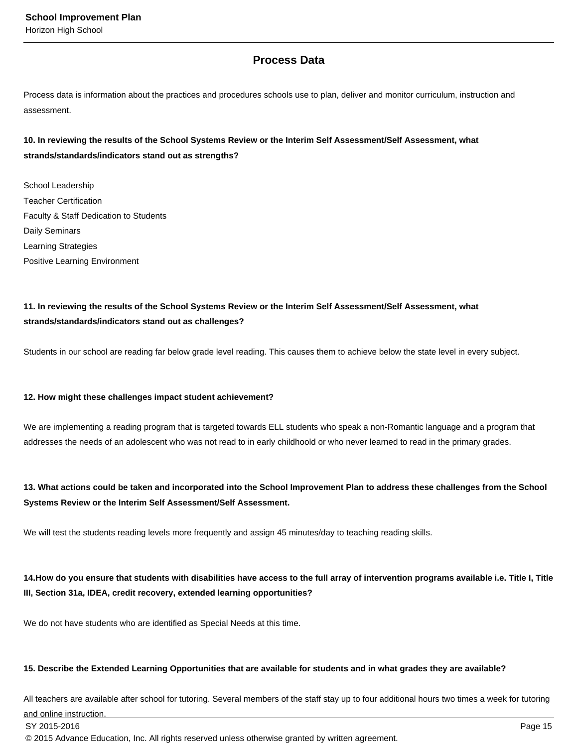## Process Data

Process data is information about the practices and procedures schools use to plan, deliver and monitor curriculum, instruction and assessment.

**10. In reviewing the results of the School Systems Review or the Interim Self Assessment/Self Assessment, what strands/standards/indicators stand out as strengths?**

School Leadership
Teacher Certification
Faculty & Staff Dedication to Students
Daily Seminars
Learning Strategies
Positive Learning Environment

**11. In reviewing the results of the School Systems Review or the Interim Self Assessment/Self Assessment, what strands/standards/indicators stand out as challenges?**

Students in our school are reading far below grade level reading. This causes them to achieve below the state level in every subject.

**12. How might these challenges impact student achievement?**

We are implementing a reading program that is targeted towards ELL students who speak a non-Romantic language and a program that addresses the needs of an adolescent who was not read to in early childhoold or who never learned to read in the primary grades.

**13. What actions could be taken and incorporated into the School Improvement Plan to address these challenges from the School Systems Review or the Interim Self Assessment/Self Assessment.**

We will test the students reading levels more frequently and assign 45 minutes/day to teaching reading skills.

**14.How do you ensure that students with disabilities have access to the full array of intervention programs available i.e. Title I, Title III, Section 31a, IDEA, credit recovery, extended learning opportunities?**

We do not have students who are identified as Special Needs at this time.

**15. Describe the Extended Learning Opportunities that are available for students and in what grades they are available?**

All teachers are available after school for tutoring. Several members of the staff stay up to four additional hours two times a week for tutoring and online instruction.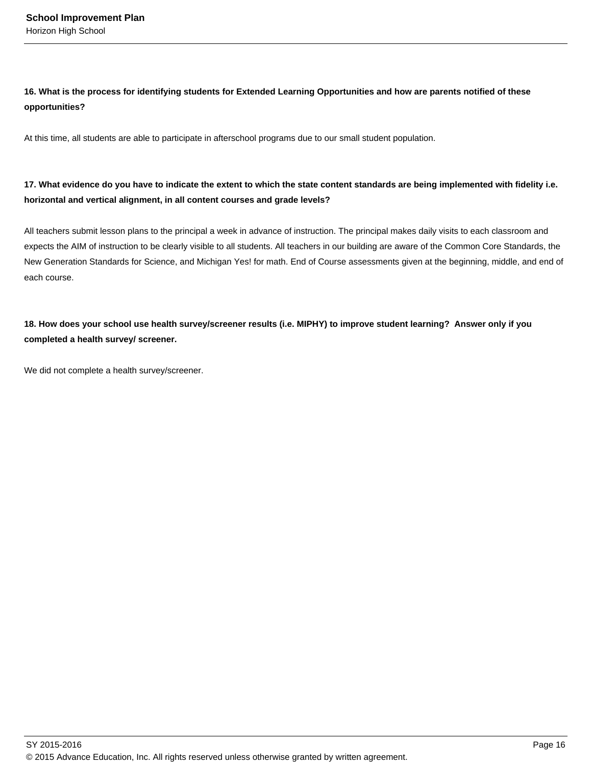**16. What is the process for identifying students for Extended Learning Opportunities and how are parents notified of these opportunities?**

At this time, all students are able to participate in afterschool programs due to our small student population.

**17. What evidence do you have to indicate the extent to which the state content standards are being implemented with fidelity i.e. horizontal and vertical alignment, in all content courses and grade levels?**

All teachers submit lesson plans to the principal a week in advance of instruction. The principal makes daily visits to each classroom and expects the AIM of instruction to be clearly visible to all students. All teachers in our building are aware of the Common Core Standards, the New Generation Standards for Science, and Michigan Yes! for math. End of Course assessments given at the beginning, middle, and end of each course.

**18. How does your school use health survey/screener results (i.e. MIPHY) to improve student learning? Answer only if you completed a health survey/ screener.**

We did not complete a health survey/screener.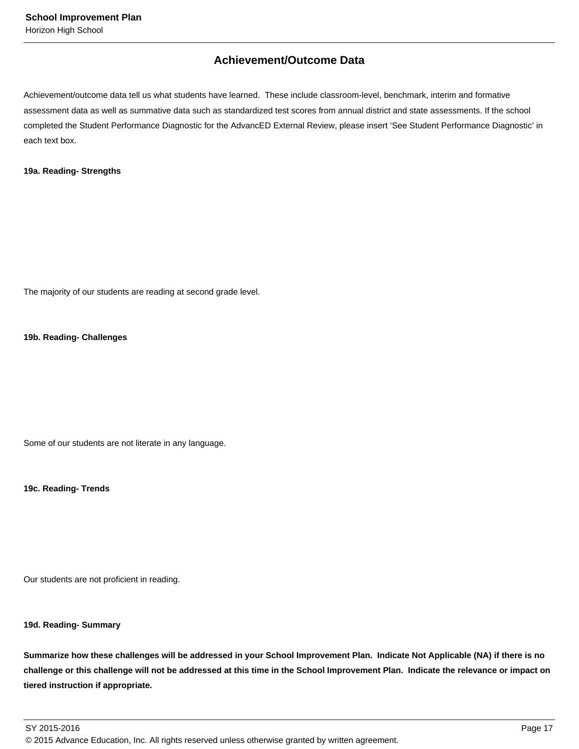## Achievement/Outcome Data

Achievement/outcome data tell us what students have learned. These include classroom-level, benchmark, interim and formative assessment data as well as summative data such as standardized test scores from annual district and state assessments. If the school completed the Student Performance Diagnostic for the AdvancED External Review, please insert 'See Student Performance Diagnostic' in each text box.

**19a. Reading- Strengths**

The majority of our students are reading at second grade level.

**19b. Reading- Challenges**

Some of our students are not literate in any language.

**19c. Reading- Trends**

Our students are not proficient in reading.

**19d. Reading- Summary**

**Summarize how these challenges will be addressed in your School Improvement Plan. Indicate Not Applicable (NA) if there is no challenge or this challenge will not be addressed at this time in the School Improvement Plan. Indicate the relevance or impact on tiered instruction if appropriate.**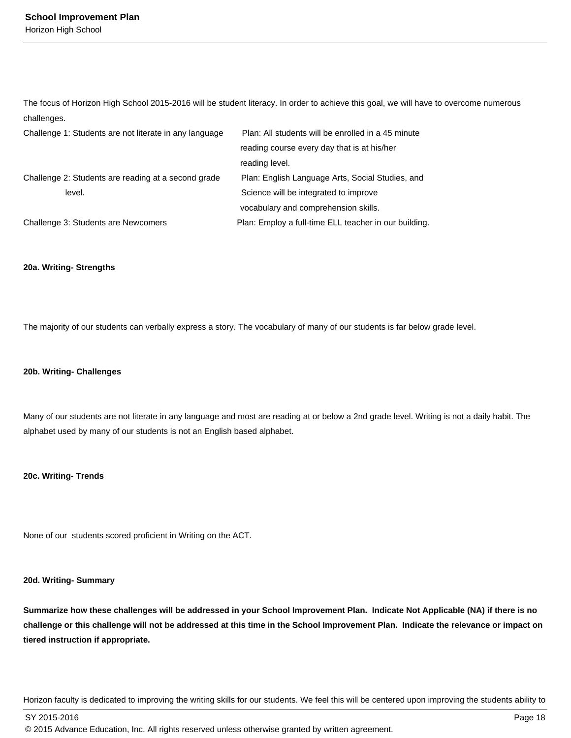The focus of Horizon High School 2015-2016 will be student literacy. In order to achieve this goal, we will have to overcome numerous challenges.

| Challenge | Plan |
| --- | --- |
| Challenge 1: Students are not literate in any language | Plan: All students will be enrolled in a 45 minute reading course every day that is at his/her reading level. |
| Challenge 2: Students are reading at a second grade level. | Plan: English Language Arts, Social Studies, and Science will be integrated to improve vocabulary and comprehension skills. |
| Challenge 3: Students are Newcomers | Plan: Employ a full-time ELL teacher in our building. |

**20a. Writing- Strengths**

The majority of our students can verbally express a story. The vocabulary of many of our students is far below grade level.

**20b. Writing- Challenges**

Many of our students are not literate in any language and most are reading at or below a 2nd grade level. Writing is not a daily habit. The alphabet used by many of our students is not an English based alphabet.

**20c. Writing- Trends**

None of our  students scored proficient in Writing on the ACT.

**20d. Writing- Summary**

**Summarize how these challenges will be addressed in your School Improvement Plan.  Indicate Not Applicable (NA) if there is no challenge or this challenge will not be addressed at this time in the School Improvement Plan.  Indicate the relevance or impact on tiered instruction if appropriate.**

Horizon faculty is dedicated to improving the writing skills for our students. We feel this will be centered upon improving the students ability to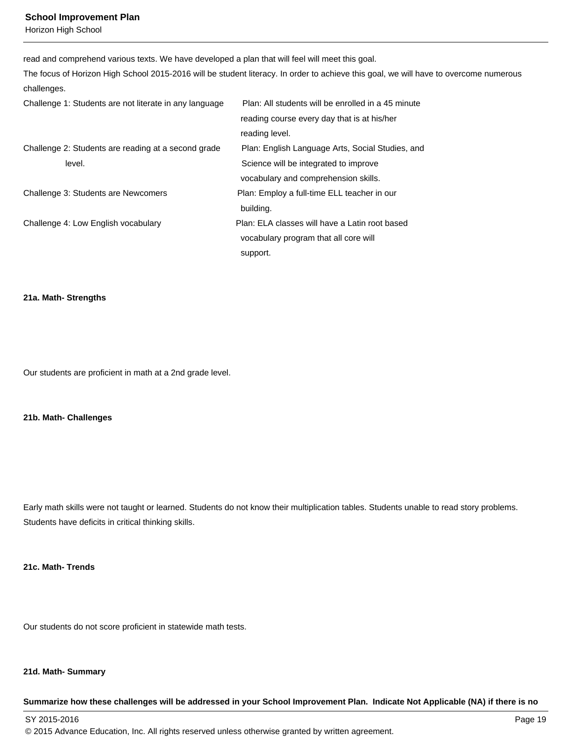read and comprehend various texts. We have developed a plan that will feel will meet this goal.

The focus of Horizon High School 2015-2016 will be student literacy. In order to achieve this goal, we will have to overcome numerous challenges.

| Challenge | Plan |
|---|---|
| Challenge 1: Students are not literate in any language | Plan: All students will be enrolled in a 45 minute reading course every day that is at his/her reading level. |
| Challenge 2: Students are reading at a second grade level. | Plan: English Language Arts, Social Studies, and Science will be integrated to improve vocabulary and comprehension skills. |
| Challenge 3: Students are Newcomers | Plan: Employ a full-time ELL teacher in our building. |
| Challenge 4: Low English vocabulary | Plan: ELA classes will have a Latin root based vocabulary program that all core will support. |

**21a. Math- Strengths**

Our students are proficient in math at a 2nd grade level.

**21b. Math- Challenges**

Early math skills were not taught or learned. Students do not know their multiplication tables. Students unable to read story problems. Students have deficits in critical thinking skills.

**21c. Math- Trends**

Our students do not score proficient in statewide math tests.

**21d. Math- Summary**

**Summarize how these challenges will be addressed in your School Improvement Plan. Indicate Not Applicable (NA) if there is no**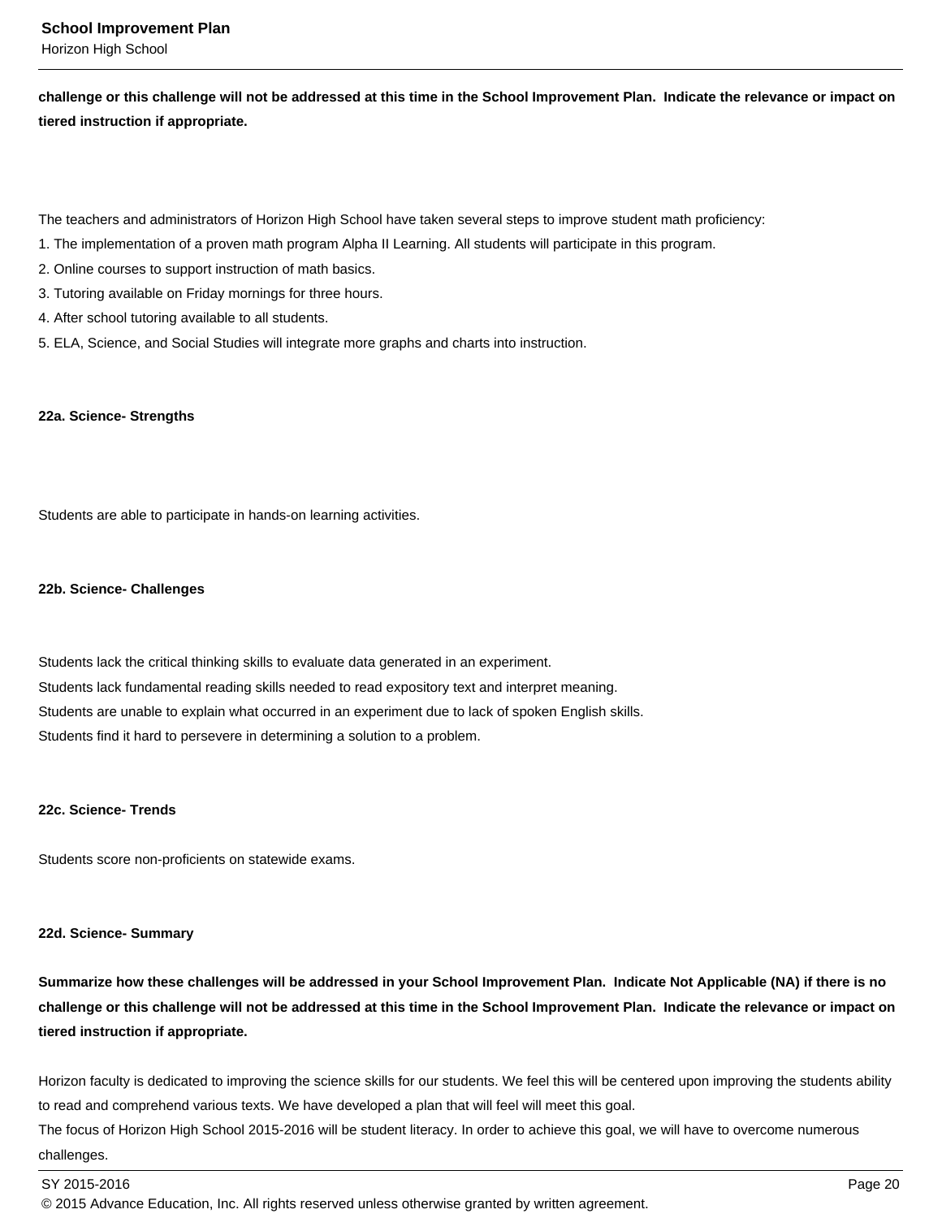**challenge or this challenge will not be addressed at this time in the School Improvement Plan. Indicate the relevance or impact on tiered instruction if appropriate.**

The teachers and administrators of Horizon High School have taken several steps to improve student math proficiency:

1. The implementation of a proven math program Alpha II Learning. All students will participate in this program.
2. Online courses to support instruction of math basics.
3. Tutoring available on Friday mornings for three hours.
4. After school tutoring available to all students.
5. ELA, Science, and Social Studies will integrate more graphs and charts into instruction.

**22a. Science- Strengths**

Students are able to participate in hands-on learning activities.

**22b. Science- Challenges**

Students lack the critical thinking skills to evaluate data generated in an experiment.
Students lack fundamental reading skills needed to read expository text and interpret meaning.
Students are unable to explain what occurred in an experiment due to lack of spoken English skills.
Students find it hard to persevere in determining a solution to a problem.

**22c. Science- Trends**

Students score non-proficients on statewide exams.

**22d. Science- Summary**

**Summarize how these challenges will be addressed in your School Improvement Plan. Indicate Not Applicable (NA) if there is no challenge or this challenge will not be addressed at this time in the School Improvement Plan. Indicate the relevance or impact on tiered instruction if appropriate.**

Horizon faculty is dedicated to improving the science skills for our students. We feel this will be centered upon improving the students ability to read and comprehend various texts. We have developed a plan that will feel will meet this goal.
The focus of Horizon High School 2015-2016 will be student literacy. In order to achieve this goal, we will have to overcome numerous challenges.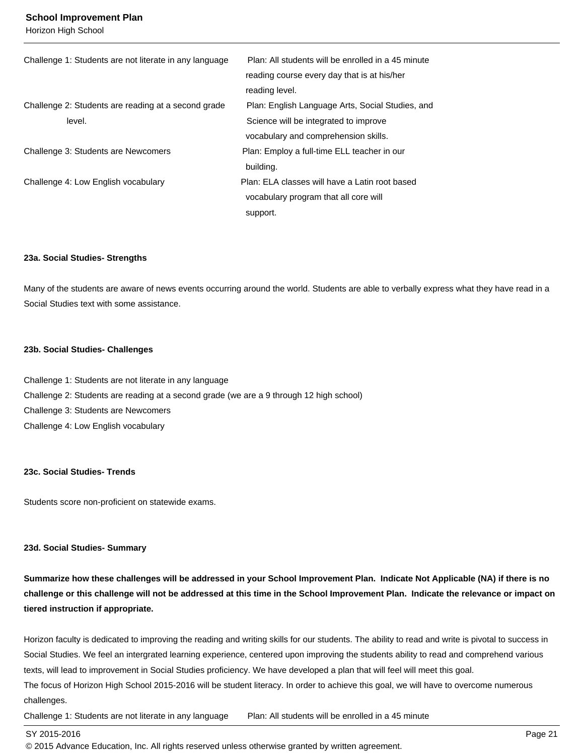| | |
|---|---|
| Challenge 1: Students are not literate in any language | Plan: All students will be enrolled in a 45 minute reading course every day that is at his/her reading level. |
| Challenge 2: Students are reading at a second grade level. | Plan: English Language Arts, Social Studies, and Science will be integrated to improve vocabulary and comprehension skills. |
| Challenge 3: Students are Newcomers | Plan: Employ a full-time ELL teacher in our building. |
| Challenge 4: Low English vocabulary | Plan: ELA classes will have a Latin root based vocabulary program that all core will support. |

**23a. Social Studies- Strengths**

Many of the students are aware of news events occurring around the world. Students are able to verbally express what they have read in a Social Studies text with some assistance.

**23b. Social Studies- Challenges**

Challenge 1: Students are not literate in any language
Challenge 2: Students are reading at a second grade (we are a 9 through 12 high school)
Challenge 3: Students are Newcomers
Challenge 4: Low English vocabulary

**23c. Social Studies- Trends**

Students score non-proficient on statewide exams.

**23d. Social Studies- Summary**

**Summarize how these challenges will be addressed in your School Improvement Plan. Indicate Not Applicable (NA) if there is no challenge or this challenge will not be addressed at this time in the School Improvement Plan. Indicate the relevance or impact on tiered instruction if appropriate.**

Horizon faculty is dedicated to improving the reading and writing skills for our students. The ability to read and write is pivotal to success in Social Studies. We feel an intergrated learning experience, centered upon improving the students ability to read and comprehend various texts, will lead to improvement in Social Studies proficiency. We have developed a plan that will feel will meet this goal.
The focus of Horizon High School 2015-2016 will be student literacy. In order to achieve this goal, we will have to overcome numerous challenges.

| | |
|---|---|
| Challenge 1: Students are not literate in any language | Plan: All students will be enrolled in a 45 minute |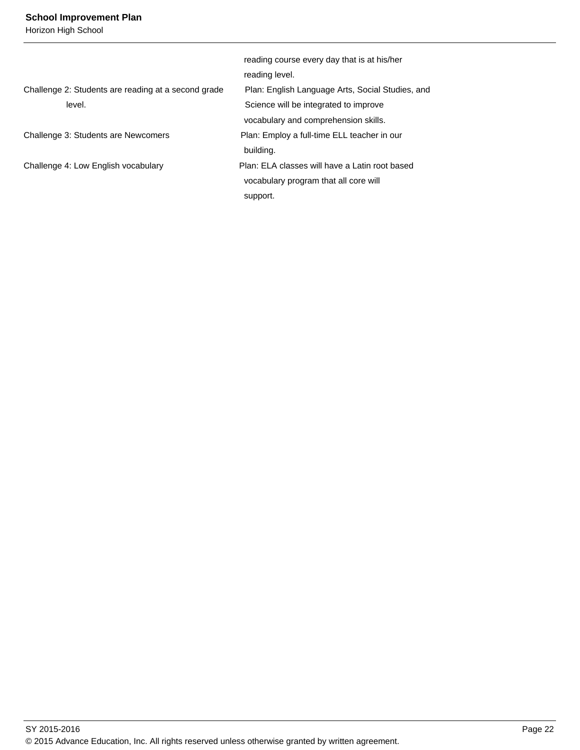| | |
|---|---|
| | reading course every day that is at his/her reading level. |
| Challenge 2: Students are reading at a second grade level. | Plan: English Language Arts, Social Studies, and Science will be integrated to improve vocabulary and comprehension skills. |
| Challenge 3: Students are Newcomers | Plan: Employ a full-time ELL teacher in our building. |
| Challenge 4: Low English vocabulary | Plan: ELA classes will have a Latin root based vocabulary program that all core will support. |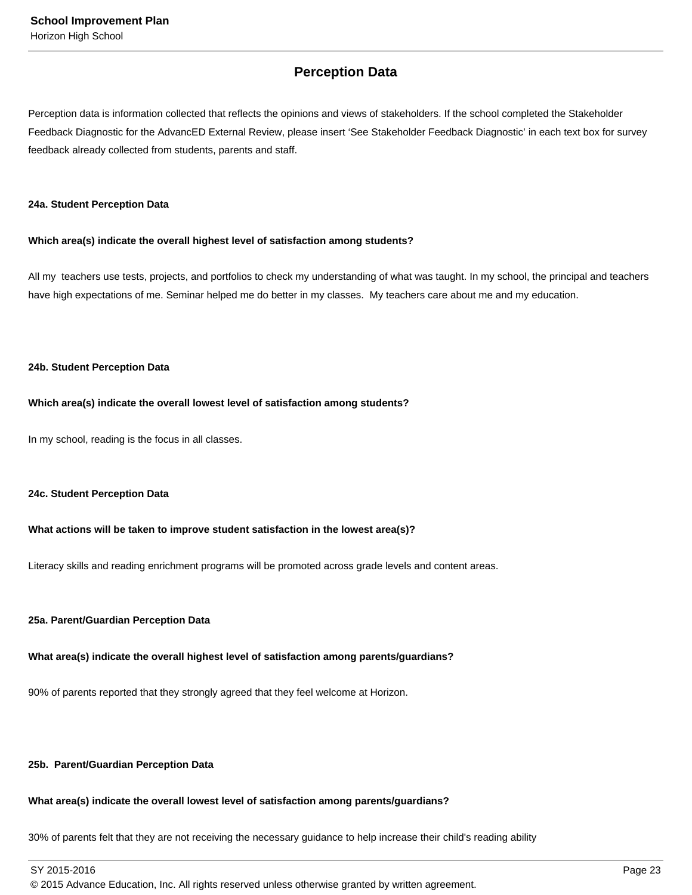## Perception Data

Perception data is information collected that reflects the opinions and views of stakeholders. If the school completed the Stakeholder Feedback Diagnostic for the AdvancED External Review, please insert 'See Stakeholder Feedback Diagnostic' in each text box for survey feedback already collected from students, parents and staff.

**24a. Student Perception Data**

**Which area(s) indicate the overall highest level of satisfaction among students?**

All my teachers use tests, projects, and portfolios to check my understanding of what was taught. In my school, the principal and teachers have high expectations of me. Seminar helped me do better in my classes. My teachers care about me and my education.

**24b. Student Perception Data**

**Which area(s) indicate the overall lowest level of satisfaction among students?**

In my school, reading is the focus in all classes.

**24c. Student Perception Data**

**What actions will be taken to improve student satisfaction in the lowest area(s)?**

Literacy skills and reading enrichment programs will be promoted across grade levels and content areas.

**25a. Parent/Guardian Perception Data**

**What area(s) indicate the overall highest level of satisfaction among parents/guardians?**

90% of parents reported that they strongly agreed that they feel welcome at Horizon.

**25b. Parent/Guardian Perception Data**

**What area(s) indicate the overall lowest level of satisfaction among parents/guardians?**

30% of parents felt that they are not receiving the necessary guidance to help increase their child's reading ability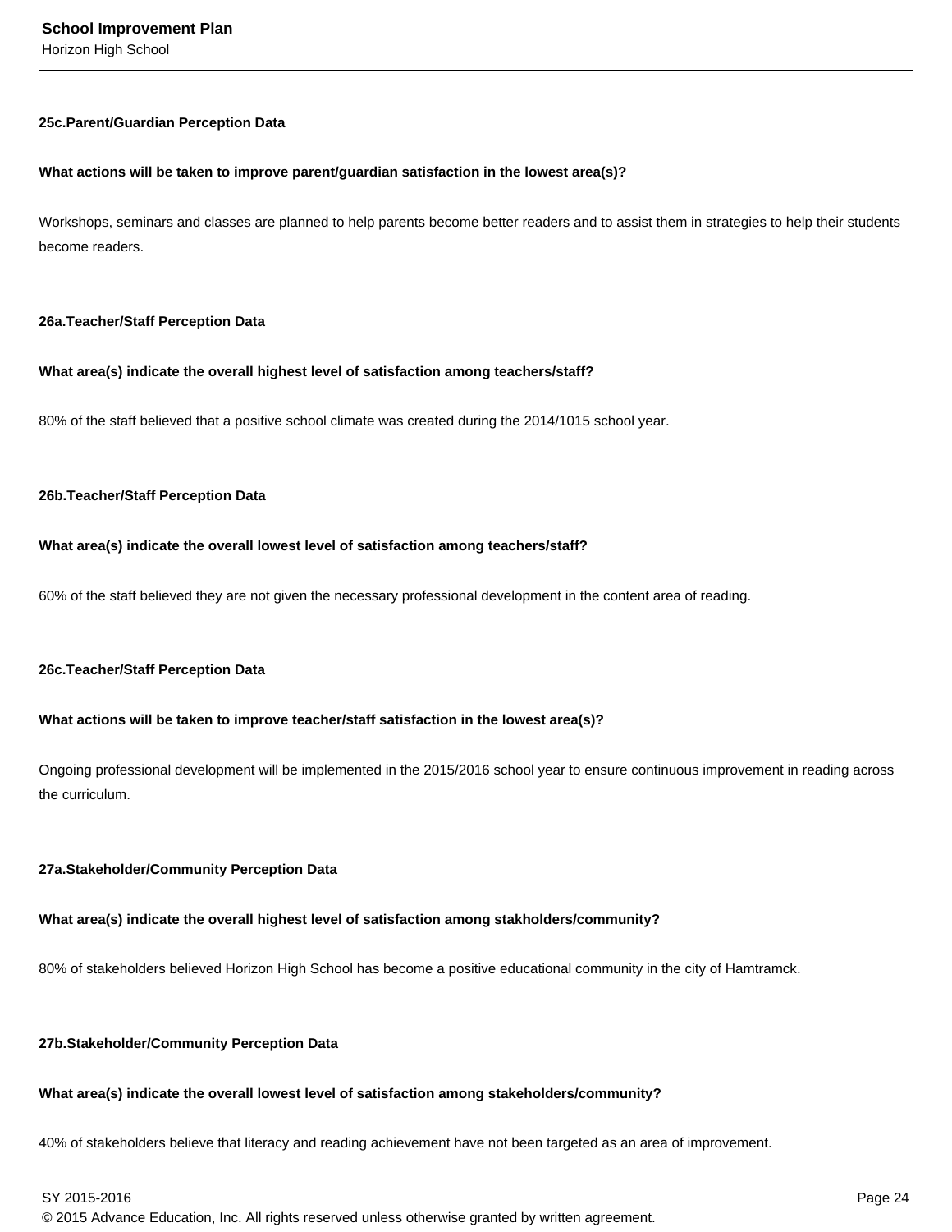**25c.Parent/Guardian Perception Data**

**What actions will be taken to improve parent/guardian satisfaction in the lowest area(s)?**

Workshops, seminars and classes are planned to help parents become better readers and to assist them in strategies to help their students become readers.

**26a.Teacher/Staff Perception Data**

**What area(s) indicate the overall highest level of satisfaction among teachers/staff?**

80% of the staff believed that a positive school climate was created during the 2014/1015 school year.

**26b.Teacher/Staff Perception Data**

**What area(s) indicate the overall lowest level of satisfaction among teachers/staff?**

60% of the staff believed they are not given the necessary professional development in the content area of reading.

**26c.Teacher/Staff Perception Data**

**What actions will be taken to improve teacher/staff satisfaction in the lowest area(s)?**

Ongoing professional development will be implemented in the 2015/2016 school year to ensure continuous improvement in reading across the curriculum.

**27a.Stakeholder/Community Perception Data**

**What area(s) indicate the overall highest level of satisfaction among stakholders/community?**

80% of stakeholders believed Horizon High School has become a positive educational community in the city of Hamtramck.

**27b.Stakeholder/Community Perception Data**

**What area(s) indicate the overall lowest level of satisfaction among stakeholders/community?**

40% of stakeholders believe that literacy and reading achievement have not been targeted as an area of improvement.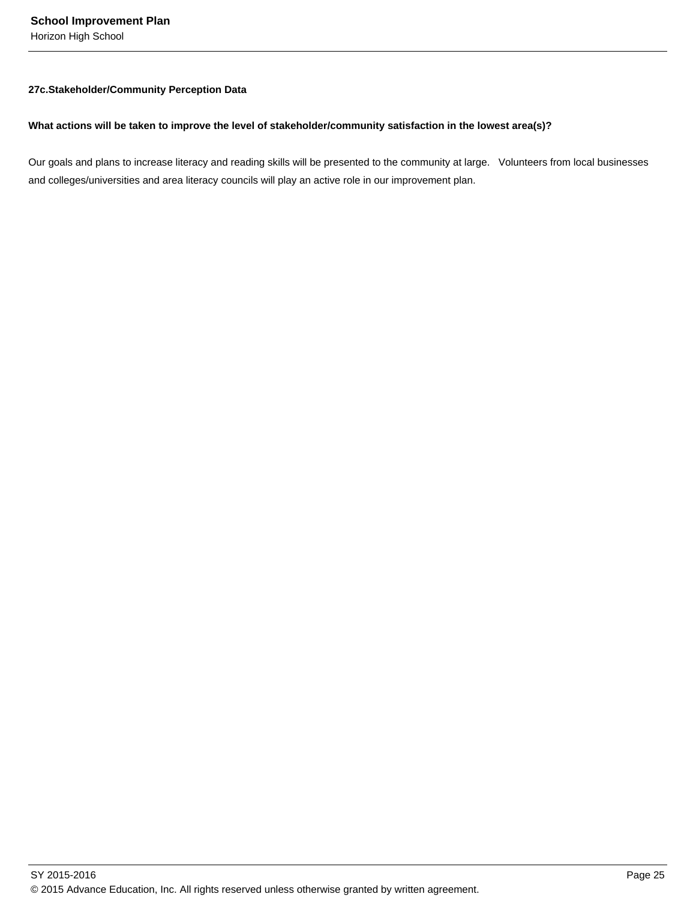### 27c.Stakeholder/Community Perception Data

**What actions will be taken to improve the level of stakeholder/community satisfaction in the lowest area(s)?**

Our goals and plans to increase literacy and reading skills will be presented to the community at large. Volunteers from local businesses and colleges/universities and area literacy councils will play an active role in our improvement plan.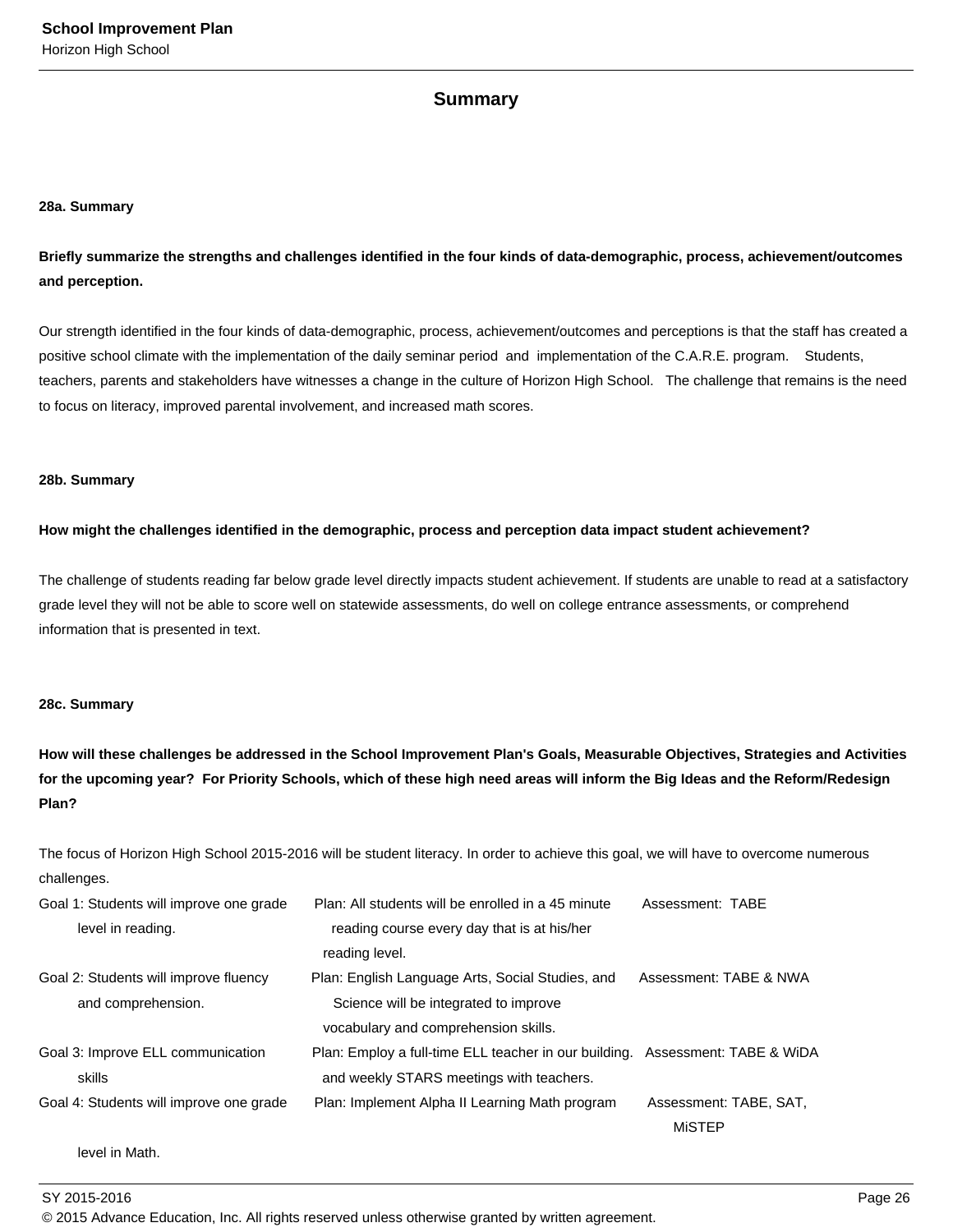## Summary

### 28a. Summary

**Briefly summarize the strengths and challenges identified in the four kinds of data-demographic, process, achievement/outcomes and perception.**

Our strength identified in the four kinds of data-demographic, process, achievement/outcomes and perceptions is that the staff has created a positive school climate with the implementation of the daily seminar period and implementation of the C.A.R.E. program. Students, teachers, parents and stakeholders have witnesses a change in the culture of Horizon High School. The challenge that remains is the need to focus on literacy, improved parental involvement, and increased math scores.

### 28b. Summary

**How might the challenges identified in the demographic, process and perception data impact student achievement?**

The challenge of students reading far below grade level directly impacts student achievement. If students are unable to read at a satisfactory grade level they will not be able to score well on statewide assessments, do well on college entrance assessments, or comprehend information that is presented in text.

### 28c. Summary

**How will these challenges be addressed in the School Improvement Plan's Goals, Measurable Objectives, Strategies and Activities for the upcoming year? For Priority Schools, which of these high need areas will inform the Big Ideas and the Reform/Redesign Plan?**

The focus of Horizon High School 2015-2016 will be student literacy. In order to achieve this goal, we will have to overcome numerous challenges.

| Goal | Plan | Assessment |
|---|---|---|
| Goal 1: Students will improve one grade level in reading. | Plan: All students will be enrolled in a 45 minute reading course every day that is at his/her reading level. | Assessment: TABE |
| Goal 2: Students will improve fluency and comprehension. | Plan: English Language Arts, Social Studies, and Science will be integrated to improve vocabulary and comprehension skills. | Assessment: TABE & NWA |
| Goal 3: Improve ELL communication skills | Plan: Employ a full-time ELL teacher in our building. and weekly STARS meetings with teachers. | Assessment: TABE & WiDA |
| Goal 4: Students will improve one grade level in Math. | Plan: Implement Alpha II Learning Math program | Assessment: TABE, SAT, MiSTEP |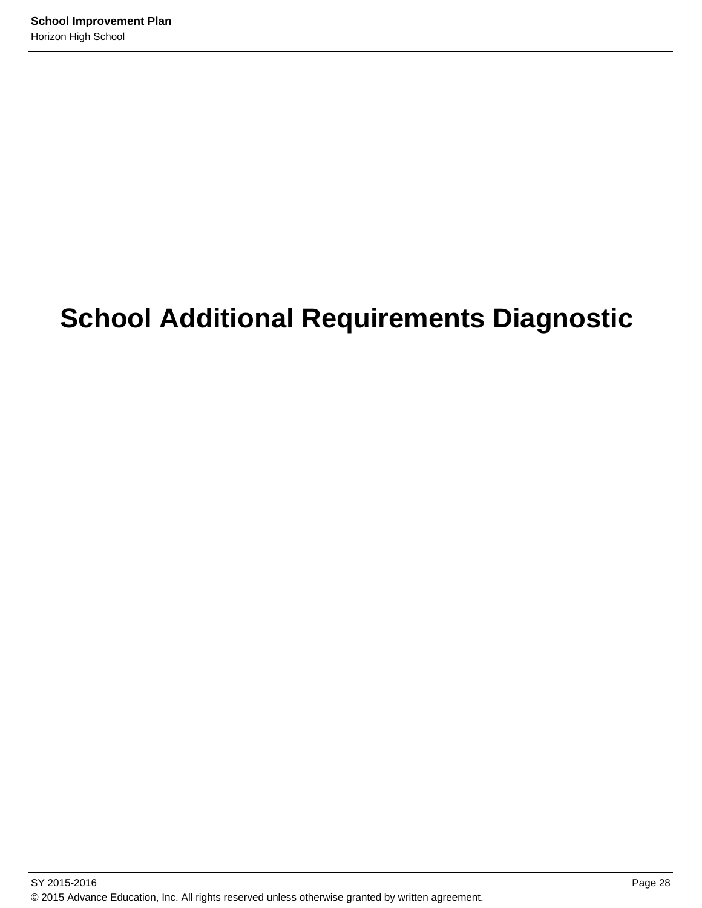# School Additional Requirements Diagnostic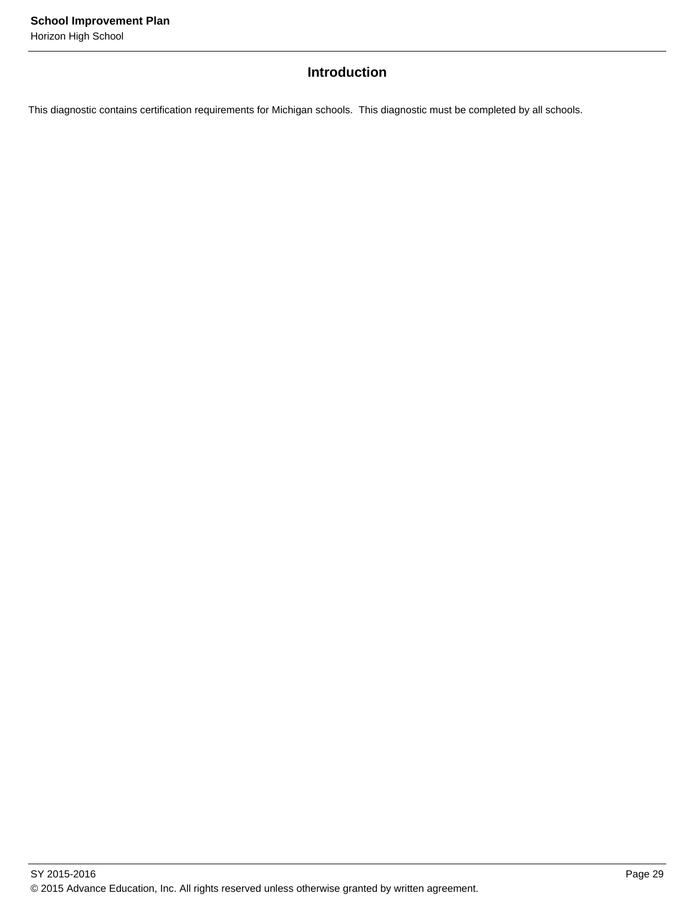## Introduction

This diagnostic contains certification requirements for Michigan schools.  This diagnostic must be completed by all schools.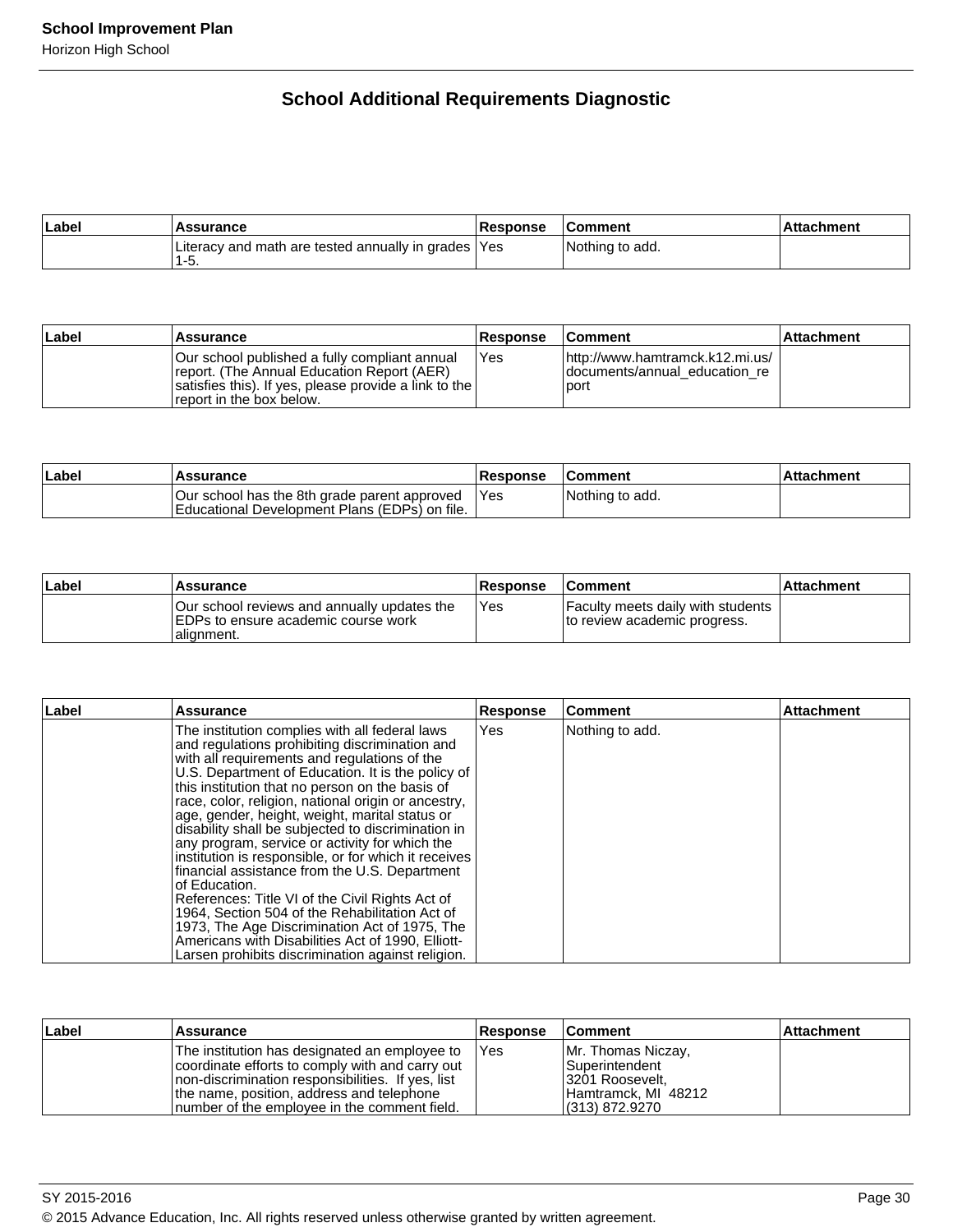## School Additional Requirements Diagnostic

| Label | Assurance | Response | Comment | Attachment |
|---|---|---|---|---|
| | Literacy and math are tested annually in grades 1-5. | Yes | Nothing to add. | |

| Label | Assurance | Response | Comment | Attachment |
|---|---|---|---|---|
| | Our school published a fully compliant annual report. (The Annual Education Report (AER) satisfies this). If yes, please provide a link to the report in the box below. | Yes | http://www.hamtramck.k12.mi.us/documents/annual_education_report | |

| Label | Assurance | Response | Comment | Attachment |
|---|---|---|---|---|
| | Our school has the 8th grade parent approved Educational Development Plans (EDPs) on file. | Yes | Nothing to add. | |

| Label | Assurance | Response | Comment | Attachment |
|---|---|---|---|---|
| | Our school reviews and annually updates the EDPs to ensure academic course work alignment. | Yes | Faculty meets daily with students to review academic progress. | |

| Label | Assurance | Response | Comment | Attachment |
|---|---|---|---|---|
| | The institution complies with all federal laws and regulations prohibiting discrimination and with all requirements and regulations of the U.S. Department of Education. It is the policy of this institution that no person on the basis of race, color, religion, national origin or ancestry, age, gender, height, weight, marital status or disability shall be subjected to discrimination in any program, service or activity for which the institution is responsible, or for which it receives financial assistance from the U.S. Department of Education. References: Title VI of the Civil Rights Act of 1964, Section 504 of the Rehabilitation Act of 1973, The Age Discrimination Act of 1975, The Americans with Disabilities Act of 1990, Elliott-Larsen prohibits discrimination against religion. | Yes | Nothing to add. | |

| Label | Assurance | Response | Comment | Attachment |
|---|---|---|---|---|
| | The institution has designated an employee to coordinate efforts to comply with and carry out non-discrimination responsibilities. If yes, list the name, position, address and telephone number of the employee in the comment field. | Yes | Mr. Thomas Niczay, Superintendent 3201 Roosevelt, Hamtramck, MI 48212 (313) 872.9270 | |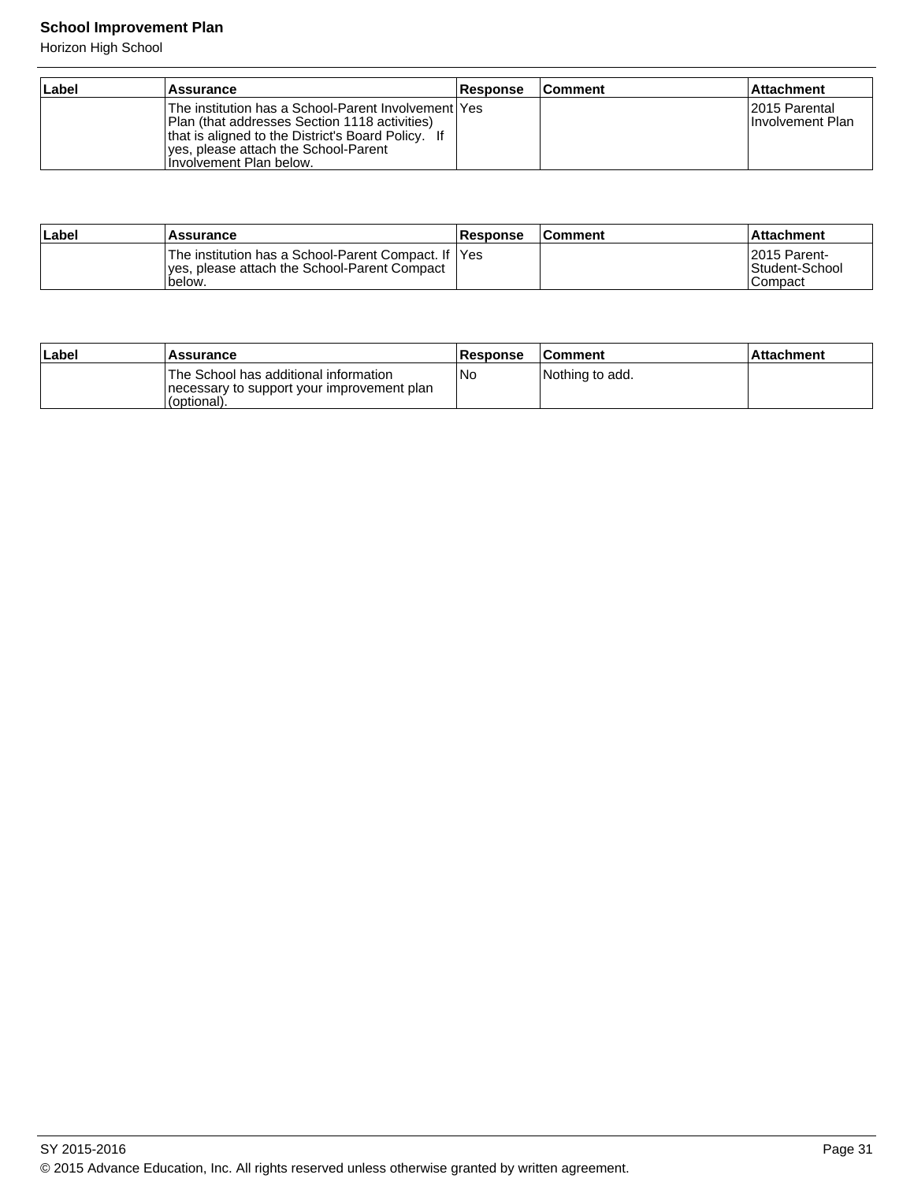| Label | Assurance | Response | Comment | Attachment |
|---|---|---|---|---|
| | The institution has a School-Parent Involvement Plan (that addresses Section 1118 activities) that is aligned to the District's Board Policy. If yes, please attach the School-Parent Involvement Plan below. | Yes | | 2015 Parental Involvement Plan |

| Label | Assurance | Response | Comment | Attachment |
|---|---|---|---|---|
| | The institution has a School-Parent Compact. If yes, please attach the School-Parent Compact below. | Yes | | 2015 Parent-Student-School Compact |

| Label | Assurance | Response | Comment | Attachment |
|---|---|---|---|---|
| | The School has additional information necessary to support your improvement plan (optional). | No | Nothing to add. | |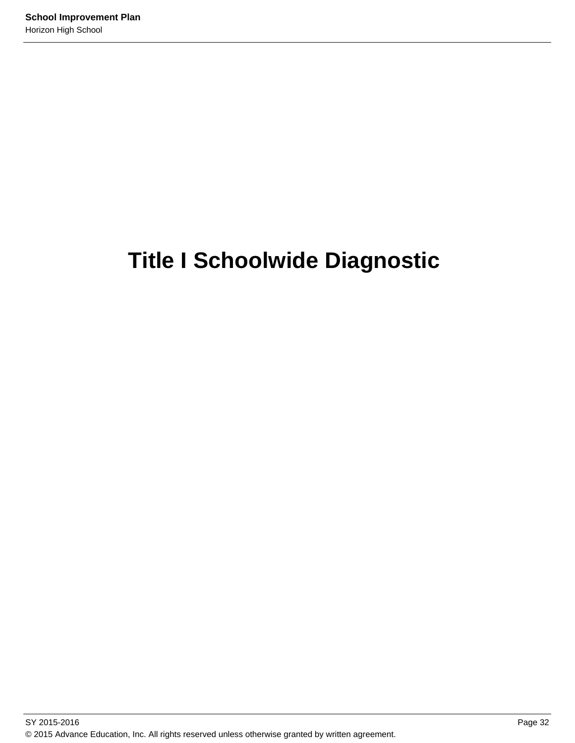# Title I Schoolwide Diagnostic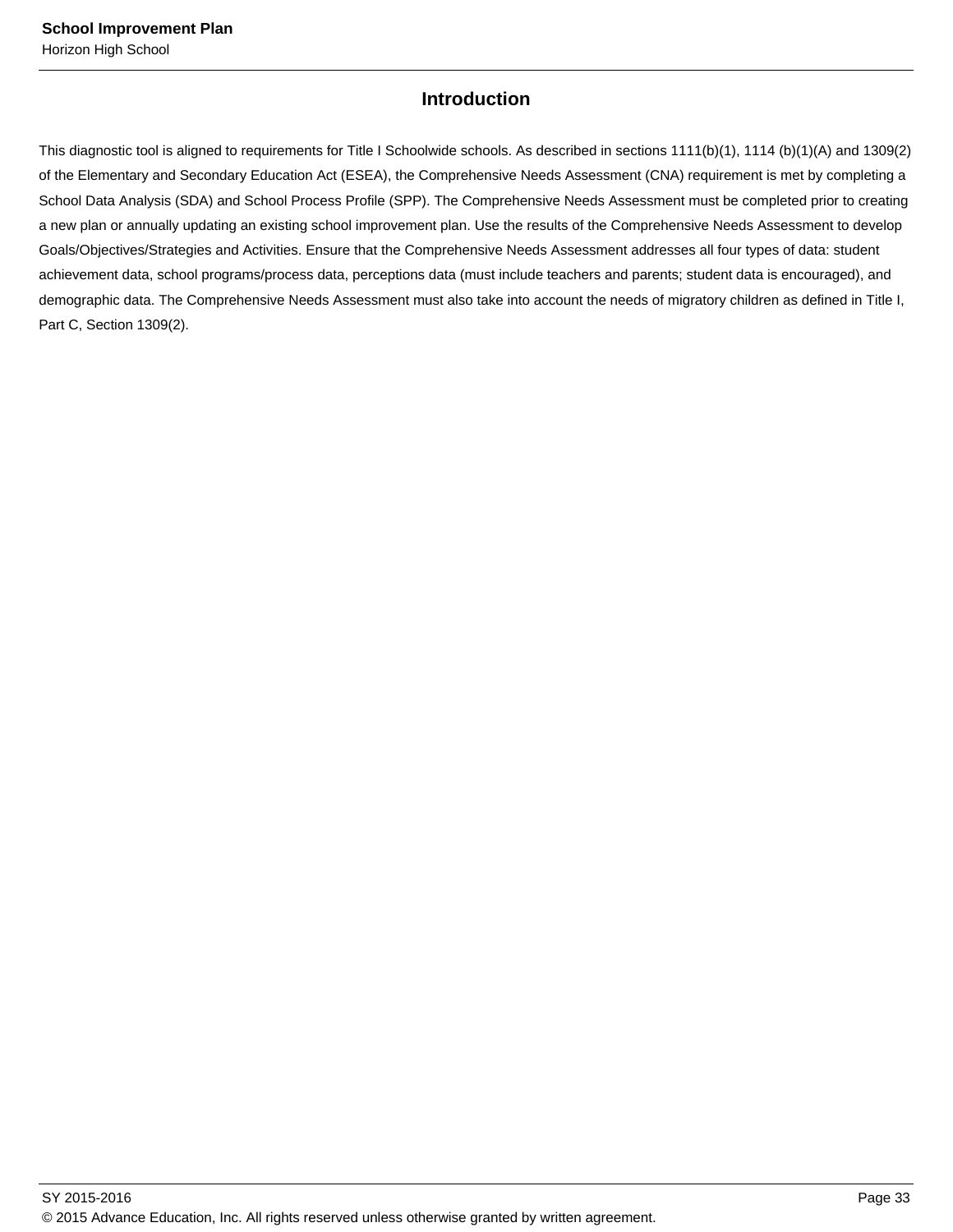## Introduction

This diagnostic tool is aligned to requirements for Title I Schoolwide schools. As described in sections 1111(b)(1), 1114 (b)(1)(A) and 1309(2) of the Elementary and Secondary Education Act (ESEA), the Comprehensive Needs Assessment (CNA) requirement is met by completing a School Data Analysis (SDA) and School Process Profile (SPP). The Comprehensive Needs Assessment must be completed prior to creating a new plan or annually updating an existing school improvement plan. Use the results of the Comprehensive Needs Assessment to develop Goals/Objectives/Strategies and Activities. Ensure that the Comprehensive Needs Assessment addresses all four types of data: student achievement data, school programs/process data, perceptions data (must include teachers and parents; student data is encouraged), and demographic data. The Comprehensive Needs Assessment must also take into account the needs of migratory children as defined in Title I, Part C, Section 1309(2).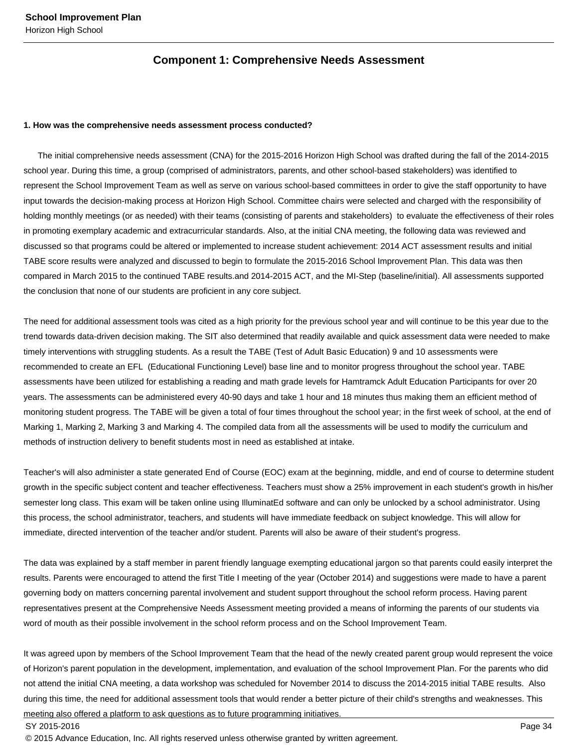## Component 1: Comprehensive Needs Assessment

**1. How was the comprehensive needs assessment process conducted?**

The initial comprehensive needs assessment (CNA) for the 2015-2016 Horizon High School was drafted during the fall of the 2014-2015 school year. During this time, a group (comprised of administrators, parents, and other school-based stakeholders) was identified to represent the School Improvement Team as well as serve on various school-based committees in order to give the staff opportunity to have input towards the decision-making process at Horizon High School. Committee chairs were selected and charged with the responsibility of holding monthly meetings (or as needed) with their teams (consisting of parents and stakeholders) to evaluate the effectiveness of their roles in promoting exemplary academic and extracurricular standards. Also, at the initial CNA meeting, the following data was reviewed and discussed so that programs could be altered or implemented to increase student achievement: 2014 ACT assessment results and initial TABE score results were analyzed and discussed to begin to formulate the 2015-2016 School Improvement Plan. This data was then compared in March 2015 to the continued TABE results.and 2014-2015 ACT, and the MI-Step (baseline/initial). All assessments supported the conclusion that none of our students are proficient in any core subject.

The need for additional assessment tools was cited as a high priority for the previous school year and will continue to be this year due to the trend towards data-driven decision making. The SIT also determined that readily available and quick assessment data were needed to make timely interventions with struggling students. As a result the TABE (Test of Adult Basic Education) 9 and 10 assessments were recommended to create an EFL (Educational Functioning Level) base line and to monitor progress throughout the school year. TABE assessments have been utilized for establishing a reading and math grade levels for Hamtramck Adult Education Participants for over 20 years. The assessments can be administered every 40-90 days and take 1 hour and 18 minutes thus making them an efficient method of monitoring student progress. The TABE will be given a total of four times throughout the school year; in the first week of school, at the end of Marking 1, Marking 2, Marking 3 and Marking 4. The compiled data from all the assessments will be used to modify the curriculum and methods of instruction delivery to benefit students most in need as established at intake.

Teacher's will also administer a state generated End of Course (EOC) exam at the beginning, middle, and end of course to determine student growth in the specific subject content and teacher effectiveness. Teachers must show a 25% improvement in each student's growth in his/her semester long class. This exam will be taken online using IlluminatEd software and can only be unlocked by a school administrator. Using this process, the school administrator, teachers, and students will have immediate feedback on subject knowledge. This will allow for immediate, directed intervention of the teacher and/or student. Parents will also be aware of their student's progress.

The data was explained by a staff member in parent friendly language exempting educational jargon so that parents could easily interpret the results. Parents were encouraged to attend the first Title I meeting of the year (October 2014) and suggestions were made to have a parent governing body on matters concerning parental involvement and student support throughout the school reform process. Having parent representatives present at the Comprehensive Needs Assessment meeting provided a means of informing the parents of our students via word of mouth as their possible involvement in the school reform process and on the School Improvement Team.

It was agreed upon by members of the School Improvement Team that the head of the newly created parent group would represent the voice of Horizon's parent population in the development, implementation, and evaluation of the school Improvement Plan. For the parents who did not attend the initial CNA meeting, a data workshop was scheduled for November 2014 to discuss the 2014-2015 initial TABE results. Also during this time, the need for additional assessment tools that would render a better picture of their child's strengths and weaknesses. This meeting also offered a platform to ask questions as to future programming initiatives.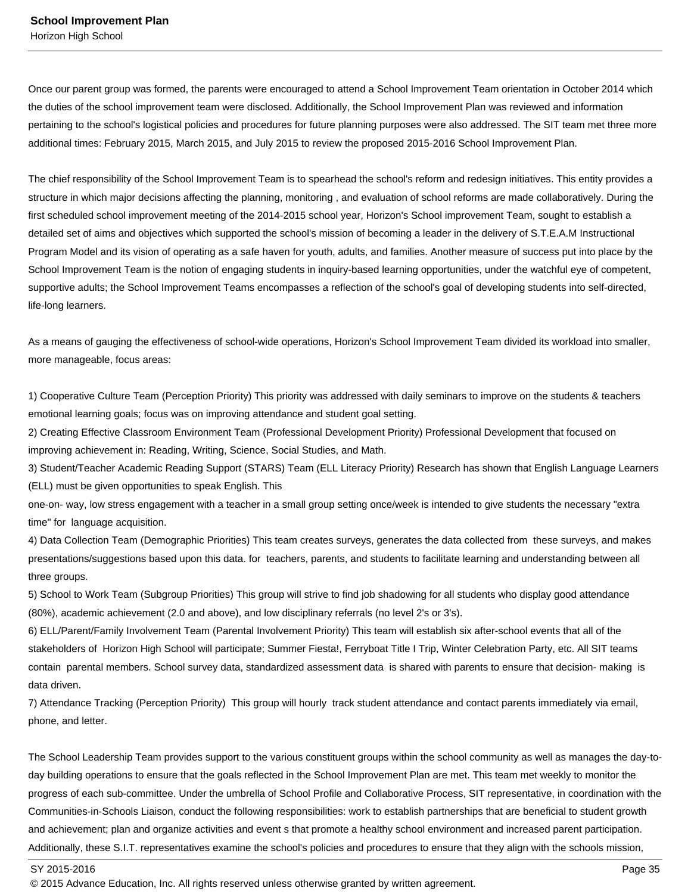Once our parent group was formed, the parents were encouraged to attend a School Improvement Team orientation in October 2014 which the duties of the school improvement team were disclosed. Additionally, the School Improvement Plan was reviewed and information pertaining to the school's logistical policies and procedures for future planning purposes were also addressed. The SIT team met three more additional times: February 2015, March 2015, and July 2015 to review the proposed 2015-2016 School Improvement Plan.

The chief responsibility of the School Improvement Team is to spearhead the school's reform and redesign initiatives. This entity provides a structure in which major decisions affecting the planning, monitoring , and evaluation of school reforms are made collaboratively. During the first scheduled school improvement meeting of the 2014-2015 school year, Horizon's School improvement Team, sought to establish a detailed set of aims and objectives which supported the school's mission of becoming a leader in the delivery of S.T.E.A.M Instructional Program Model and its vision of operating as a safe haven for youth, adults, and families. Another measure of success put into place by the School Improvement Team is the notion of engaging students in inquiry-based learning opportunities, under the watchful eye of competent, supportive adults; the School Improvement Teams encompasses a reflection of the school's goal of developing students into self-directed, life-long learners.

As a means of gauging the effectiveness of school-wide operations, Horizon's School Improvement Team divided its workload into smaller, more manageable, focus areas:

1) Cooperative Culture Team (Perception Priority) This priority was addressed with daily seminars to improve on the students & teachers emotional learning goals; focus was on improving attendance and student goal setting.
2) Creating Effective Classroom Environment Team (Professional Development Priority) Professional Development that focused on improving achievement in: Reading, Writing, Science, Social Studies, and Math.
3) Student/Teacher Academic Reading Support (STARS) Team (ELL Literacy Priority) Research has shown that English Language Learners (ELL) must be given opportunities to speak English. This
one-on- way, low stress engagement with a teacher in a small group setting once/week is intended to give students the necessary "extra time" for language acquisition.
4) Data Collection Team (Demographic Priorities) This team creates surveys, generates the data collected from these surveys, and makes presentations/suggestions based upon this data. for teachers, parents, and students to facilitate learning and understanding between all three groups.
5) School to Work Team (Subgroup Priorities) This group will strive to find job shadowing for all students who display good attendance (80%), academic achievement (2.0 and above), and low disciplinary referrals (no level 2's or 3's).
6) ELL/Parent/Family Involvement Team (Parental Involvement Priority) This team will establish six after-school events that all of the stakeholders of Horizon High School will participate; Summer Fiesta!, Ferryboat Title I Trip, Winter Celebration Party, etc. All SIT teams contain parental members. School survey data, standardized assessment data is shared with parents to ensure that decision- making is data driven.
7) Attendance Tracking (Perception Priority) This group will hourly track student attendance and contact parents immediately via email, phone, and letter.

The School Leadership Team provides support to the various constituent groups within the school community as well as manages the day-to-day building operations to ensure that the goals reflected in the School Improvement Plan are met. This team met weekly to monitor the progress of each sub-committee. Under the umbrella of School Profile and Collaborative Process, SIT representative, in coordination with the Communities-in-Schools Liaison, conduct the following responsibilities: work to establish partnerships that are beneficial to student growth and achievement; plan and organize activities and event s that promote a healthy school environment and increased parent participation. Additionally, these S.I.T. representatives examine the school's policies and procedures to ensure that they align with the schools mission,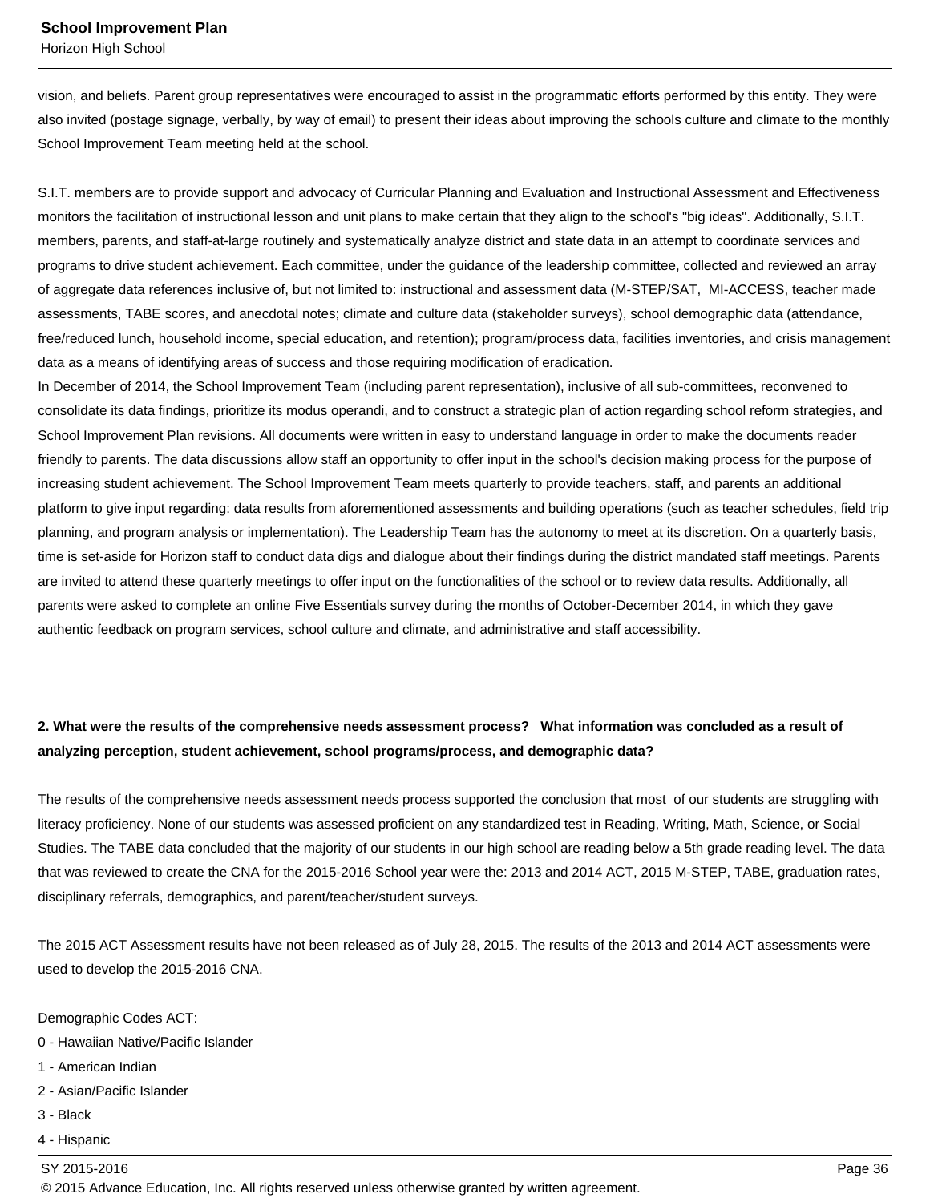vision, and beliefs. Parent group representatives were encouraged to assist in the programmatic efforts performed by this entity. They were also invited (postage signage, verbally, by way of email) to present their ideas about improving the schools culture and climate to the monthly School Improvement Team meeting held at the school.

S.I.T. members are to provide support and advocacy of Curricular Planning and Evaluation and Instructional Assessment and Effectiveness monitors the facilitation of instructional lesson and unit plans to make certain that they align to the school's "big ideas". Additionally, S.I.T. members, parents, and staff-at-large routinely and systematically analyze district and state data in an attempt to coordinate services and programs to drive student achievement. Each committee, under the guidance of the leadership committee, collected and reviewed an array of aggregate data references inclusive of, but not limited to: instructional and assessment data (M-STEP/SAT, MI-ACCESS, teacher made assessments, TABE scores, and anecdotal notes; climate and culture data (stakeholder surveys), school demographic data (attendance, free/reduced lunch, household income, special education, and retention); program/process data, facilities inventories, and crisis management data as a means of identifying areas of success and those requiring modification of eradication.
In December of 2014, the School Improvement Team (including parent representation), inclusive of all sub-committees, reconvened to consolidate its data findings, prioritize its modus operandi, and to construct a strategic plan of action regarding school reform strategies, and School Improvement Plan revisions. All documents were written in easy to understand language in order to make the documents reader friendly to parents. The data discussions allow staff an opportunity to offer input in the school's decision making process for the purpose of increasing student achievement. The School Improvement Team meets quarterly to provide teachers, staff, and parents an additional platform to give input regarding: data results from aforementioned assessments and building operations (such as teacher schedules, field trip planning, and program analysis or implementation). The Leadership Team has the autonomy to meet at its discretion. On a quarterly basis, time is set-aside for Horizon staff to conduct data digs and dialogue about their findings during the district mandated staff meetings. Parents are invited to attend these quarterly meetings to offer input on the functionalities of the school or to review data results. Additionally, all parents were asked to complete an online Five Essentials survey during the months of October-December 2014, in which they gave authentic feedback on program services, school culture and climate, and administrative and staff accessibility.

**2. What were the results of the comprehensive needs assessment process? What information was concluded as a result of analyzing perception, student achievement, school programs/process, and demographic data?**

The results of the comprehensive needs assessment needs process supported the conclusion that most of our students are struggling with literacy proficiency. None of our students was assessed proficient on any standardized test in Reading, Writing, Math, Science, or Social Studies. The TABE data concluded that the majority of our students in our high school are reading below a 5th grade reading level. The data that was reviewed to create the CNA for the 2015-2016 School year were the: 2013 and 2014 ACT, 2015 M-STEP, TABE, graduation rates, disciplinary referrals, demographics, and parent/teacher/student surveys.

The 2015 ACT Assessment results have not been released as of July 28, 2015. The results of the 2013 and 2014 ACT assessments were used to develop the 2015-2016 CNA.

Demographic Codes ACT:
0 - Hawaiian Native/Pacific Islander
1 - American Indian
2 - Asian/Pacific Islander
3 - Black
4 - Hispanic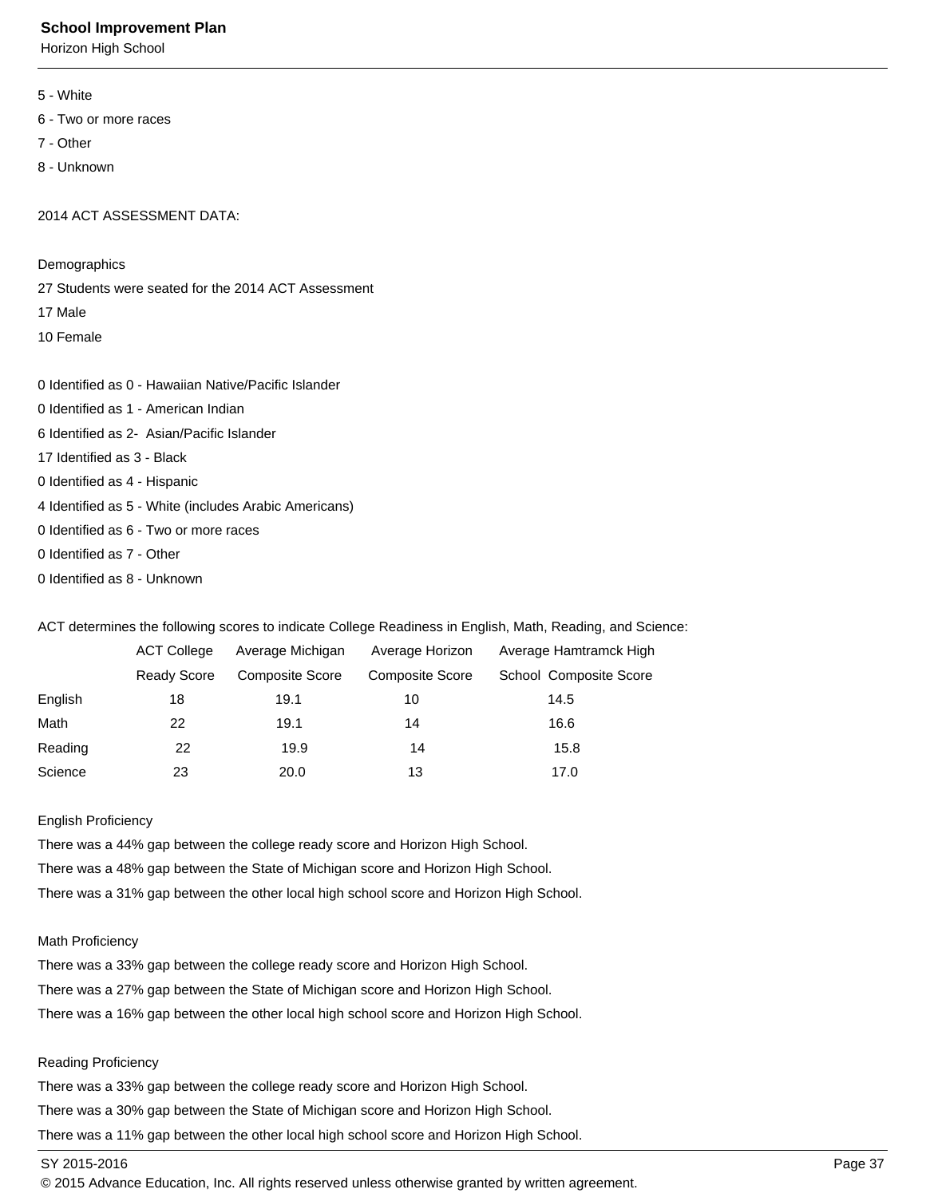5 - White

6 - Two or more races

7 - Other

8 - Unknown

2014 ACT ASSESSMENT DATA:

Demographics

27 Students were seated for the 2014 ACT Assessment

17 Male

10 Female

0 Identified as 0 - Hawaiian Native/Pacific Islander

0 Identified as 1 - American Indian

6 Identified as 2- Asian/Pacific Islander

17 Identified as 3 - Black

0 Identified as 4 - Hispanic

4 Identified as 5 - White (includes Arabic Americans)

0 Identified as 6 - Two or more races

0 Identified as 7 - Other

0 Identified as 8 - Unknown

ACT determines the following scores to indicate College Readiness in English, Math, Reading, and Science:

| | ACT College Ready Score | Average Michigan Composite Score | Average Horizon Composite Score | Average Hamtramck High School Composite Score |
|---|---|---|---|---|
| English | 18 | 19.1 | 10 | 14.5 |
| Math | 22 | 19.1 | 14 | 16.6 |
| Reading | 22 | 19.9 | 14 | 15.8 |
| Science | 23 | 20.0 | 13 | 17.0 |

English Proficiency

There was a 44% gap between the college ready score and Horizon High School.

There was a 48% gap between the State of Michigan score and Horizon High School.

There was a 31% gap between the other local high school score and Horizon High School.

Math Proficiency

There was a 33% gap between the college ready score and Horizon High School.

There was a 27% gap between the State of Michigan score and Horizon High School.

There was a 16% gap between the other local high school score and Horizon High School.

Reading Proficiency

There was a 33% gap between the college ready score and Horizon High School.

There was a 30% gap between the State of Michigan score and Horizon High School.

There was a 11% gap between the other local high school score and Horizon High School.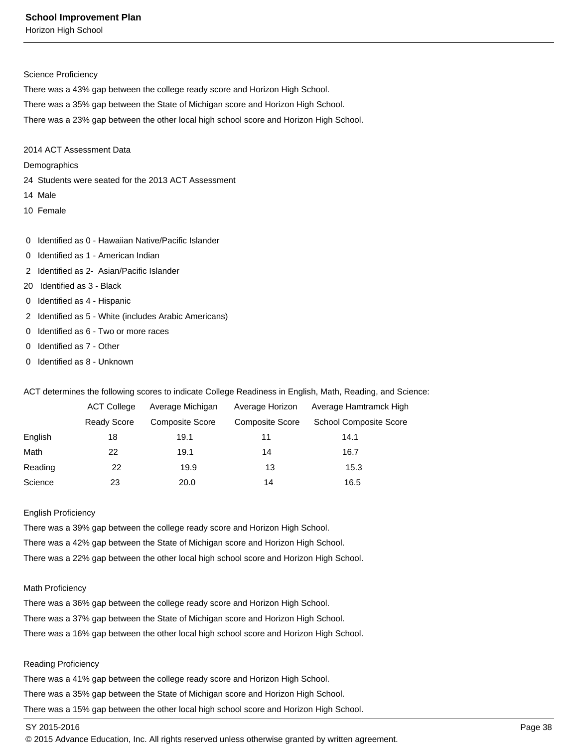Science Proficiency

There was a 43% gap between the college ready score and Horizon High School.

There was a 35% gap between the State of Michigan score and Horizon High School.

There was a 23% gap between the other local high school score and Horizon High School.

2014 ACT Assessment Data

Demographics

24 Students were seated for the 2013 ACT Assessment

14 Male

10 Female

0 Identified as 0 - Hawaiian Native/Pacific Islander

0 Identified as 1 - American Indian

2 Identified as 2- Asian/Pacific Islander

20 Identified as 3 - Black

0 Identified as 4 - Hispanic

2 Identified as 5 - White (includes Arabic Americans)

0 Identified as 6 - Two or more races

0 Identified as 7 - Other

0 Identified as 8 - Unknown

ACT determines the following scores to indicate College Readiness in English, Math, Reading, and Science:

| | ACT College Ready Score | Average Michigan Composite Score | Average Horizon Composite Score | Average Hamtramck High School Composite Score |
|---|---|---|---|---|
| English | 18 | 19.1 | 11 | 14.1 |
| Math | 22 | 19.1 | 14 | 16.7 |
| Reading | 22 | 19.9 | 13 | 15.3 |
| Science | 23 | 20.0 | 14 | 16.5 |

English Proficiency

There was a 39% gap between the college ready score and Horizon High School.

There was a 42% gap between the State of Michigan score and Horizon High School.

There was a 22% gap between the other local high school score and Horizon High School.

Math Proficiency

There was a 36% gap between the college ready score and Horizon High School.

There was a 37% gap between the State of Michigan score and Horizon High School.

There was a 16% gap between the other local high school score and Horizon High School.

Reading Proficiency

There was a 41% gap between the college ready score and Horizon High School.

There was a 35% gap between the State of Michigan score and Horizon High School.

There was a 15% gap between the other local high school score and Horizon High School.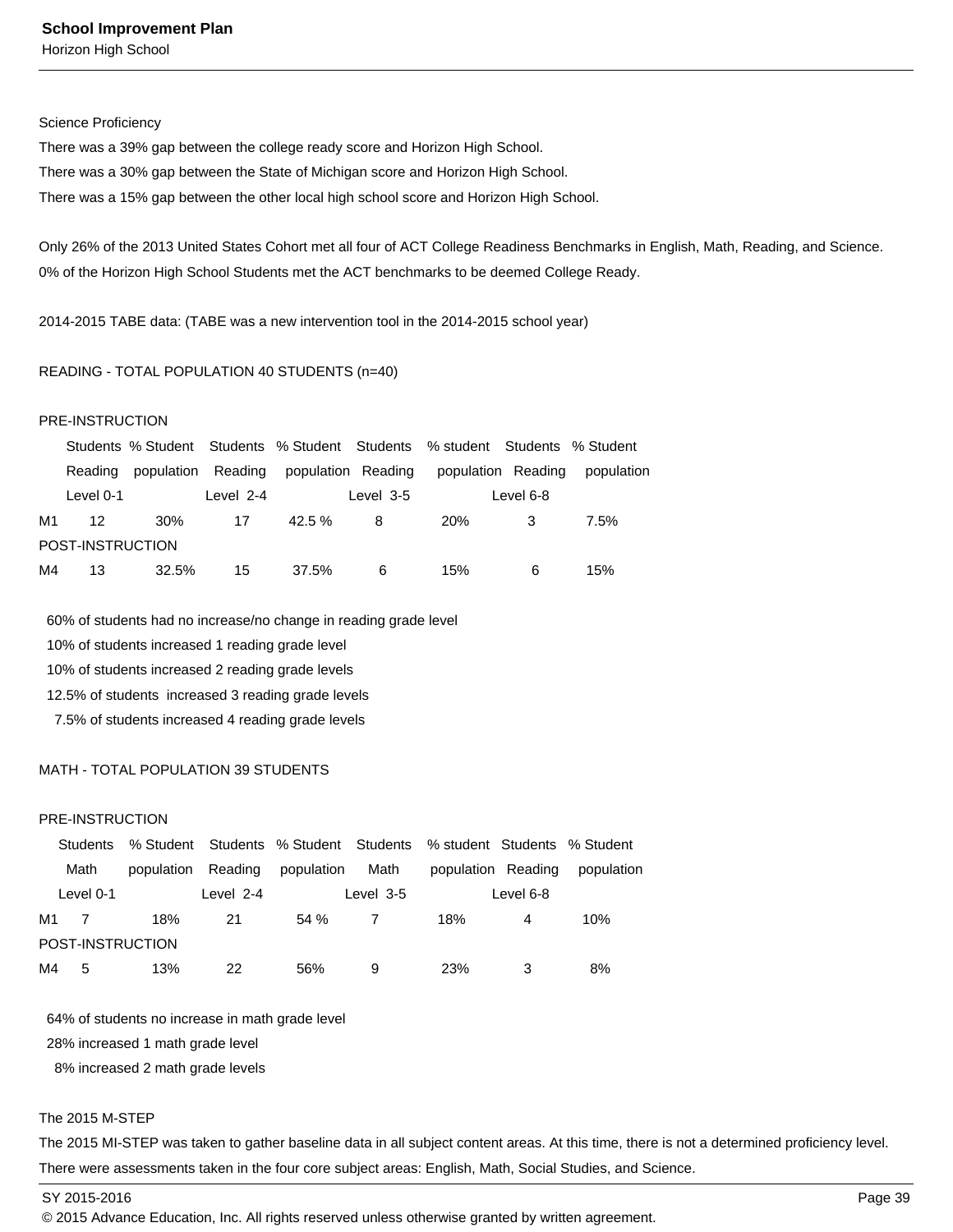Science Proficiency

There was a 39% gap between the college ready score and Horizon High School.

There was a 30% gap between the State of Michigan score and Horizon High School.

There was a 15% gap between the other local high school score and Horizon High School.

Only 26% of the 2013 United States Cohort met all four of ACT College Readiness Benchmarks in English, Math, Reading, and Science.

0% of the Horizon High School Students met the ACT benchmarks to be deemed College Ready.

2014-2015 TABE data: (TABE was a new intervention tool in the 2014-2015 school year)

READING - TOTAL POPULATION 40 STUDENTS (n=40)

PRE-INSTRUCTION

| | Students Reading Level 0-1 | % Student population | Students Reading Level 2-4 | % Student population | Students Reading Level 3-5 | % student population | Students Reading Level 6-8 | % Student population |
|---|---|---|---|---|---|---|---|---|
| M1 | 12 | 30% | 17 | 42.5 % | 8 | 20% | 3 | 7.5% |
| POST-INSTRUCTION | | | | | | | | |
| M4 | 13 | 32.5% | 15 | 37.5% | 6 | 15% | 6 | 15% |

60% of students had no increase/no change in reading grade level
10% of students increased 1 reading grade level
10% of students increased 2 reading grade levels
12.5% of students increased 3 reading grade levels
7.5% of students increased 4 reading grade levels

MATH - TOTAL POPULATION 39 STUDENTS

PRE-INSTRUCTION

| | Students Math Level 0-1 | % Student population | Students Reading Level 2-4 | % Student population | Students Math Level 3-5 | % student population | Students Reading Level 6-8 | % Student population |
|---|---|---|---|---|---|---|---|---|
| M1 | 7 | 18% | 21 | 54 % | 7 | 18% | 4 | 10% |
| POST-INSTRUCTION | | | | | | | | |
| M4 | 5 | 13% | 22 | 56% | 9 | 23% | 3 | 8% |

64% of students no increase in math grade level
28% increased 1 math grade level
8% increased 2 math grade levels

The 2015 M-STEP

The 2015 MI-STEP was taken to gather baseline data in all subject content areas. At this time, there is not a determined proficiency level.

There were assessments taken in the four core subject areas: English, Math, Social Studies, and Science.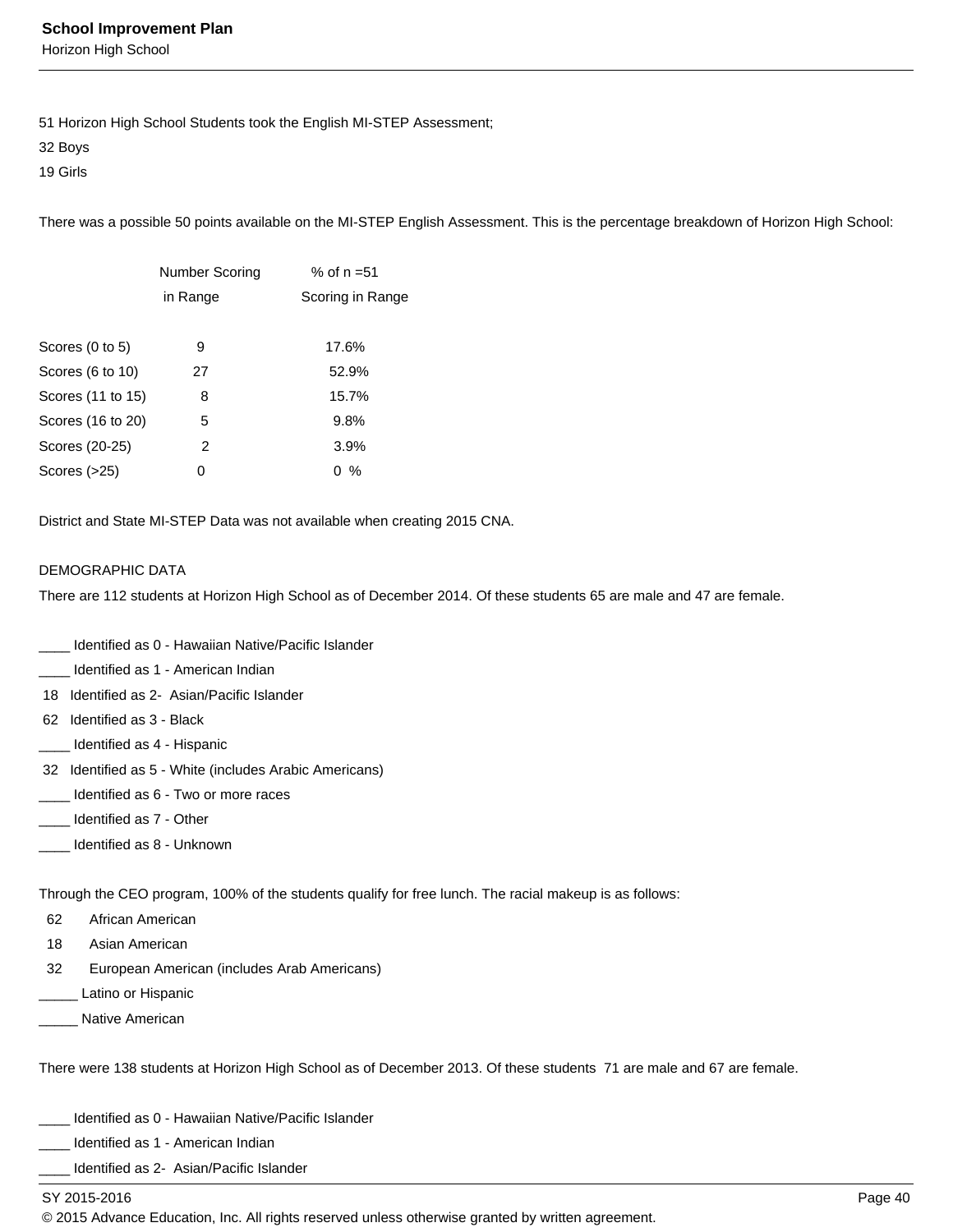51 Horizon High School Students took the English MI-STEP Assessment;
32 Boys
19 Girls

There was a possible 50 points available on the MI-STEP English Assessment. This is the percentage breakdown of Horizon High School:

| | Number Scoring in Range | % of n =51 Scoring in Range |
|---|---|---|
| Scores (0 to 5) | 9 | 17.6% |
| Scores (6 to 10) | 27 | 52.9% |
| Scores (11 to 15) | 8 | 15.7% |
| Scores (16 to 20) | 5 | 9.8% |
| Scores (20-25) | 2 | 3.9% |
| Scores (>25) | 0 | 0 % |

District and State MI-STEP Data was not available when creating 2015 CNA.

DEMOGRAPHIC DATA
There are 112 students at Horizon High School as of December 2014. Of these students 65 are male and 47 are female.

____ Identified as 0 - Hawaiian Native/Pacific Islander
____ Identified as 1 - American Indian
18 Identified as 2- Asian/Pacific Islander
62 Identified as 3 - Black
____ Identified as 4 - Hispanic
32 Identified as 5 - White (includes Arabic Americans)
____ Identified as 6 - Two or more races
____ Identified as 7 - Other
____ Identified as 8 - Unknown

Through the CEO program, 100% of the students qualify for free lunch. The racial makeup is as follows:
62 African American
18 Asian American
32 European American (includes Arab Americans)
_____ Latino or Hispanic
_____ Native American

There were 138 students at Horizon High School as of December 2013. Of these students 71 are male and 67 are female.

____ Identified as 0 - Hawaiian Native/Pacific Islander
____ Identified as 1 - American Indian
____ Identified as 2- Asian/Pacific Islander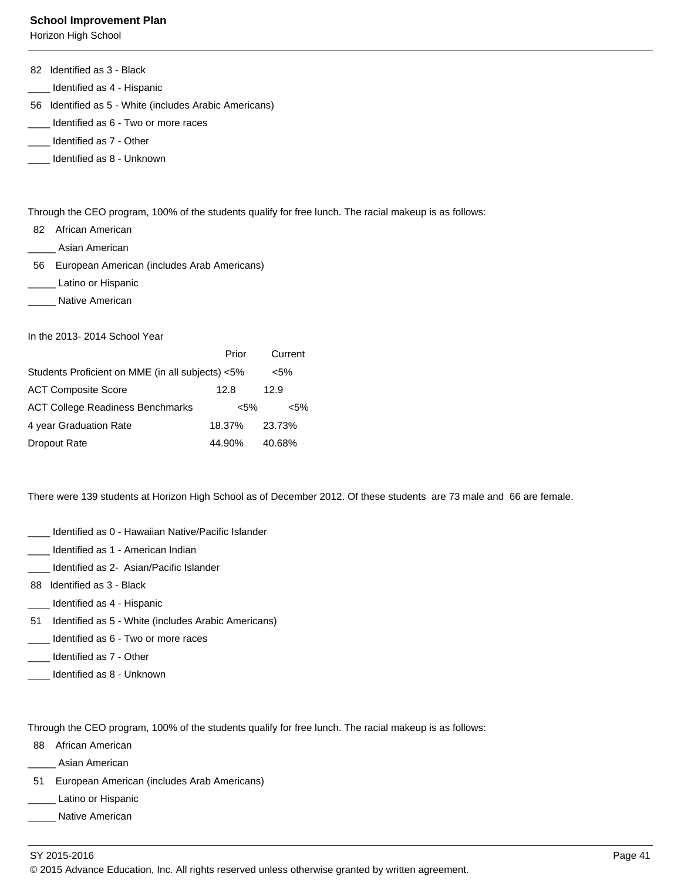82 Identified as 3 - Black

____ Identified as 4 - Hispanic

56 Identified as 5 - White (includes Arabic Americans)

____ Identified as 6 - Two or more races

____ Identified as 7 - Other

____ Identified as 8 - Unknown

Through the CEO program, 100% of the students qualify for free lunch. The racial makeup is as follows:

82 African American

_____ Asian American

56 European American (includes Arab Americans)

_____ Latino or Hispanic

_____ Native American

In the 2013- 2014 School Year

| | Prior | Current |
|---|---|---|
| Students Proficient on MME (in all subjects) | <5% | <5% |
| ACT Composite Score | 12.8 | 12.9 |
| ACT College Readiness Benchmarks | <5% | <5% |
| 4 year Graduation Rate | 18.37% | 23.73% |
| Dropout Rate | 44.90% | 40.68% |

There were 139 students at Horizon High School as of December 2012. Of these students are 73 male and 66 are female.

____ Identified as 0 - Hawaiian Native/Pacific Islander

____ Identified as 1 - American Indian

____ Identified as 2- Asian/Pacific Islander

88 Identified as 3 - Black

____ Identified as 4 - Hispanic

51 Identified as 5 - White (includes Arabic Americans)

____ Identified as 6 - Two or more races

____ Identified as 7 - Other

____ Identified as 8 - Unknown

Through the CEO program, 100% of the students qualify for free lunch. The racial makeup is as follows:

88 African American

_____ Asian American

51 European American (includes Arab Americans)

_____ Latino or Hispanic

_____ Native American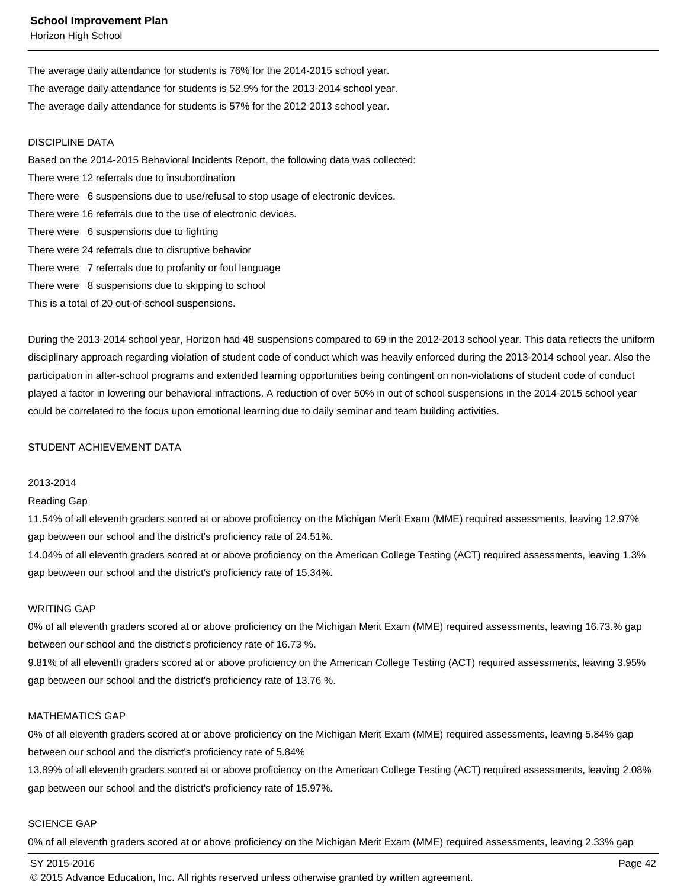The average daily attendance for students is 76% for the 2014-2015 school year.
The average daily attendance for students is 52.9% for the 2013-2014 school year.
The average daily attendance for students is 57% for the 2012-2013 school year.

DISCIPLINE DATA
Based on the 2014-2015 Behavioral Incidents Report, the following data was collected:
There were 12 referrals due to insubordination
There were 6 suspensions due to use/refusal to stop usage of electronic devices.
There were 16 referrals due to the use of electronic devices.
There were 6 suspensions due to fighting
There were 24 referrals due to disruptive behavior
There were 7 referrals due to profanity or foul language
There were 8 suspensions due to skipping to school
This is a total of 20 out-of-school suspensions.

During the 2013-2014 school year, Horizon had 48 suspensions compared to 69 in the 2012-2013 school year. This data reflects the uniform disciplinary approach regarding violation of student code of conduct which was heavily enforced during the 2013-2014 school year. Also the participation in after-school programs and extended learning opportunities being contingent on non-violations of student code of conduct played a factor in lowering our behavioral infractions. A reduction of over 50% in out of school suspensions in the 2014-2015 school year could be correlated to the focus upon emotional learning due to daily seminar and team building activities.

STUDENT ACHIEVEMENT DATA

2013-2014
Reading Gap
11.54% of all eleventh graders scored at or above proficiency on the Michigan Merit Exam (MME) required assessments, leaving 12.97% gap between our school and the district's proficiency rate of 24.51%.
14.04% of all eleventh graders scored at or above proficiency on the American College Testing (ACT) required assessments, leaving 1.3% gap between our school and the district's proficiency rate of 15.34%.

WRITING GAP
0% of all eleventh graders scored at or above proficiency on the Michigan Merit Exam (MME) required assessments, leaving 16.73.% gap between our school and the district's proficiency rate of 16.73 %.
9.81% of all eleventh graders scored at or above proficiency on the American College Testing (ACT) required assessments, leaving 3.95% gap between our school and the district's proficiency rate of 13.76 %.

MATHEMATICS GAP
0% of all eleventh graders scored at or above proficiency on the Michigan Merit Exam (MME) required assessments, leaving 5.84% gap between our school and the district's proficiency rate of 5.84%
13.89% of all eleventh graders scored at or above proficiency on the American College Testing (ACT) required assessments, leaving 2.08% gap between our school and the district's proficiency rate of 15.97%.

SCIENCE GAP
0% of all eleventh graders scored at or above proficiency on the Michigan Merit Exam (MME) required assessments, leaving 2.33% gap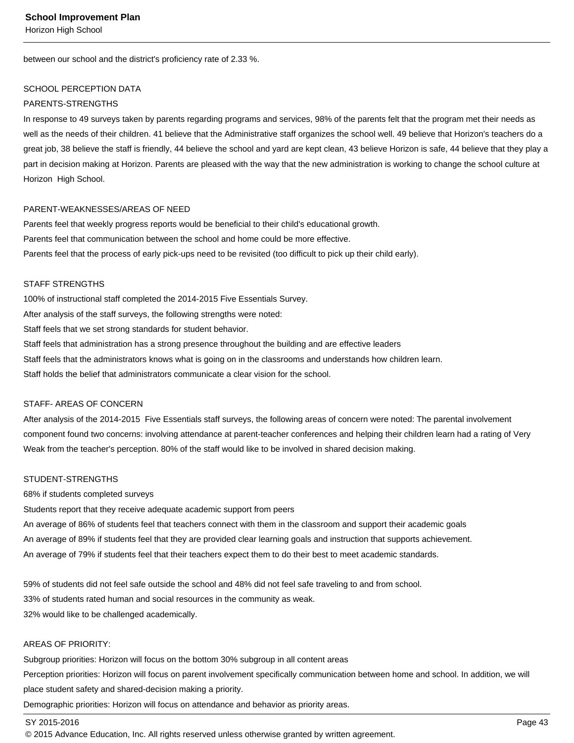between our school and the district's proficiency rate of 2.33 %.

SCHOOL PERCEPTION DATA

PARENTS-STRENGTHS

In response to 49 surveys taken by parents regarding programs and services, 98% of the parents felt that the program met their needs as well as the needs of their children. 41 believe that the Administrative staff organizes the school well. 49 believe that Horizon's teachers do a great job, 38 believe the staff is friendly, 44 believe the school and yard are kept clean, 43 believe Horizon is safe, 44 believe that they play a part in decision making at Horizon. Parents are pleased with the way that the new administration is working to change the school culture at Horizon High School.

PARENT-WEAKNESSES/AREAS OF NEED

Parents feel that weekly progress reports would be beneficial to their child's educational growth.

Parents feel that communication between the school and home could be more effective.

Parents feel that the process of early pick-ups need to be revisited (too difficult to pick up their child early).

STAFF STRENGTHS

100% of instructional staff completed the 2014-2015 Five Essentials Survey.

After analysis of the staff surveys, the following strengths were noted:

Staff feels that we set strong standards for student behavior.

Staff feels that administration has a strong presence throughout the building and are effective leaders

Staff feels that the administrators knows what is going on in the classrooms and understands how children learn.

Staff holds the belief that administrators communicate a clear vision for the school.

STAFF- AREAS OF CONCERN

After analysis of the 2014-2015 Five Essentials staff surveys, the following areas of concern were noted: The parental involvement component found two concerns: involving attendance at parent-teacher conferences and helping their children learn had a rating of Very Weak from the teacher's perception. 80% of the staff would like to be involved in shared decision making.

STUDENT-STRENGTHS

68% if students completed surveys

Students report that they receive adequate academic support from peers

An average of 86% of students feel that teachers connect with them in the classroom and support their academic goals

An average of 89% if students feel that they are provided clear learning goals and instruction that supports achievement.

An average of 79% if students feel that their teachers expect them to do their best to meet academic standards.

59% of students did not feel safe outside the school and 48% did not feel safe traveling to and from school.

33% of students rated human and social resources in the community as weak.

32% would like to be challenged academically.

AREAS OF PRIORITY:

Subgroup priorities: Horizon will focus on the bottom 30% subgroup in all content areas

Perception priorities: Horizon will focus on parent involvement specifically communication between home and school. In addition, we will place student safety and shared-decision making a priority.

Demographic priorities: Horizon will focus on attendance and behavior as priority areas.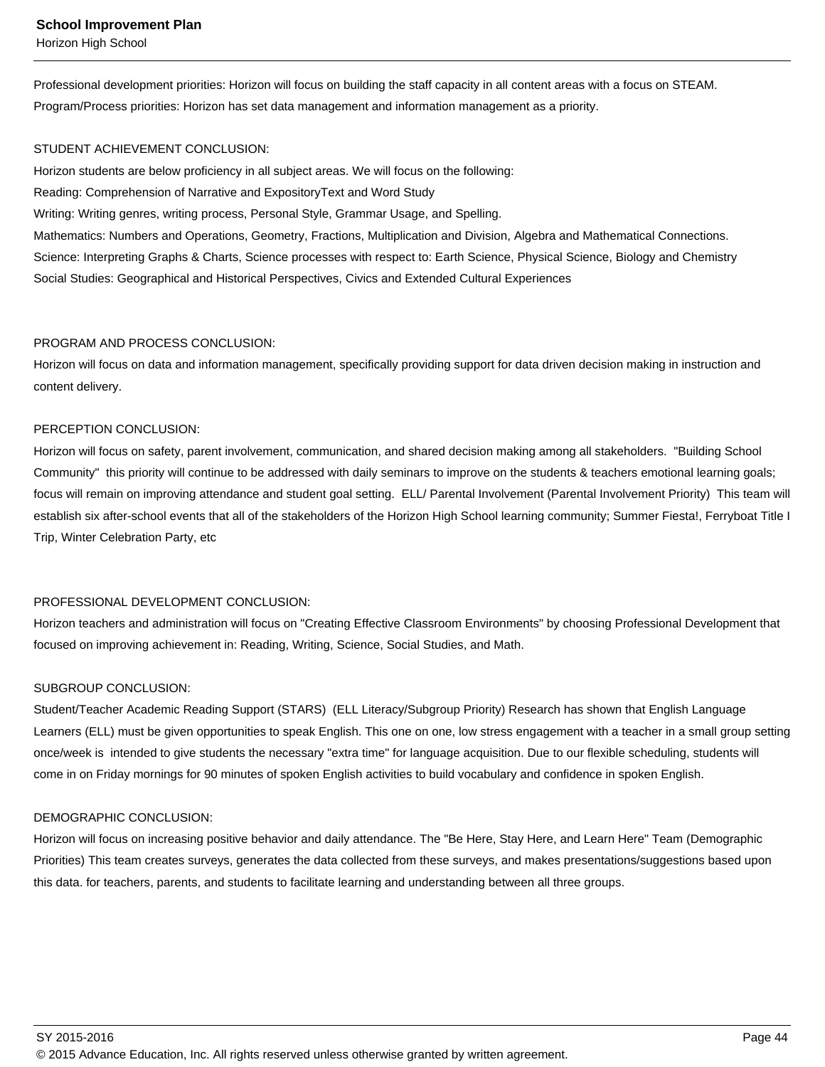Professional development priorities: Horizon will focus on building the staff capacity in all content areas with a focus on STEAM.
Program/Process priorities: Horizon has set data management and information management as a priority.

STUDENT ACHIEVEMENT CONCLUSION:
Horizon students are below proficiency in all subject areas. We will focus on the following:
Reading: Comprehension of Narrative and ExpositoryText and Word Study
Writing: Writing genres, writing process, Personal Style, Grammar Usage, and Spelling.
Mathematics: Numbers and Operations, Geometry, Fractions, Multiplication and Division, Algebra and Mathematical Connections.
Science: Interpreting Graphs & Charts, Science processes with respect to: Earth Science, Physical Science, Biology and Chemistry
Social Studies: Geographical and Historical Perspectives, Civics and Extended Cultural Experiences

PROGRAM AND PROCESS CONCLUSION:
Horizon will focus on data and information management, specifically providing support for data driven decision making in instruction and content delivery.

PERCEPTION CONCLUSION:
Horizon will focus on safety, parent involvement, communication, and shared decision making among all stakeholders. "Building School Community" this priority will continue to be addressed with daily seminars to improve on the students & teachers emotional learning goals; focus will remain on improving attendance and student goal setting. ELL/ Parental Involvement (Parental Involvement Priority) This team will establish six after-school events that all of the stakeholders of the Horizon High School learning community; Summer Fiesta!, Ferryboat Title I Trip, Winter Celebration Party, etc

PROFESSIONAL DEVELOPMENT CONCLUSION:
Horizon teachers and administration will focus on "Creating Effective Classroom Environments" by choosing Professional Development that focused on improving achievement in: Reading, Writing, Science, Social Studies, and Math.

SUBGROUP CONCLUSION:
Student/Teacher Academic Reading Support (STARS) (ELL Literacy/Subgroup Priority) Research has shown that English Language Learners (ELL) must be given opportunities to speak English. This one on one, low stress engagement with a teacher in a small group setting once/week is intended to give students the necessary "extra time" for language acquisition. Due to our flexible scheduling, students will come in on Friday mornings for 90 minutes of spoken English activities to build vocabulary and confidence in spoken English.

DEMOGRAPHIC CONCLUSION:
Horizon will focus on increasing positive behavior and daily attendance. The "Be Here, Stay Here, and Learn Here" Team (Demographic Priorities) This team creates surveys, generates the data collected from these surveys, and makes presentations/suggestions based upon this data. for teachers, parents, and students to facilitate learning and understanding between all three groups.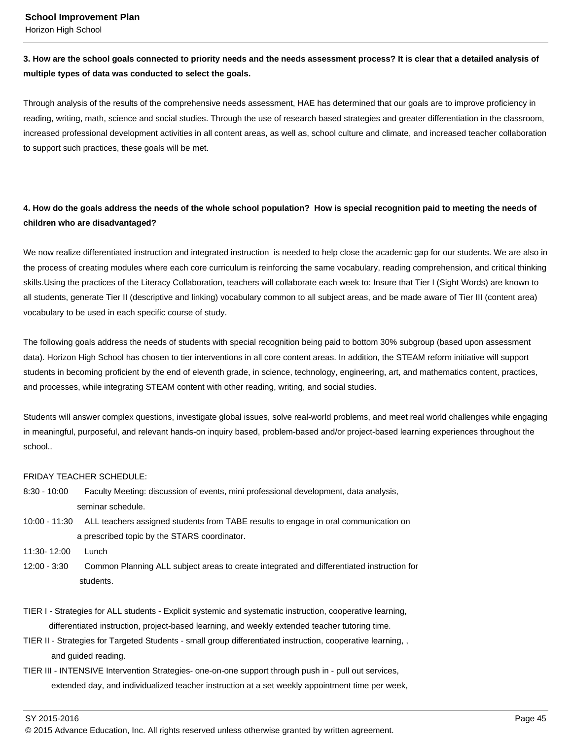**3. How are the school goals connected to priority needs and the needs assessment process? It is clear that a detailed analysis of multiple types of data was conducted to select the goals.**

Through analysis of the results of the comprehensive needs assessment, HAE has determined that our goals are to improve proficiency in reading, writing, math, science and social studies. Through the use of research based strategies and greater differentiation in the classroom, increased professional development activities in all content areas, as well as, school culture and climate, and increased teacher collaboration to support such practices, these goals will be met.

**4. How do the goals address the needs of the whole school population? How is special recognition paid to meeting the needs of children who are disadvantaged?**

We now realize differentiated instruction and integrated instruction is needed to help close the academic gap for our students. We are also in the process of creating modules where each core curriculum is reinforcing the same vocabulary, reading comprehension, and critical thinking skills.Using the practices of the Literacy Collaboration, teachers will collaborate each week to: Insure that Tier I (Sight Words) are known to all students, generate Tier II (descriptive and linking) vocabulary common to all subject areas, and be made aware of Tier III (content area) vocabulary to be used in each specific course of study.

The following goals address the needs of students with special recognition being paid to bottom 30% subgroup (based upon assessment data). Horizon High School has chosen to tier interventions in all core content areas. In addition, the STEAM reform initiative will support students in becoming proficient by the end of eleventh grade, in science, technology, engineering, art, and mathematics content, practices, and processes, while integrating STEAM content with other reading, writing, and social studies.

Students will answer complex questions, investigate global issues, solve real-world problems, and meet real world challenges while engaging in meaningful, purposeful, and relevant hands-on inquiry based, problem-based and/or project-based learning experiences throughout the school..

FRIDAY TEACHER SCHEDULE:
8:30 - 10:00 Faculty Meeting: discussion of events, mini professional development, data analysis, seminar schedule.
10:00 - 11:30 ALL teachers assigned students from TABE results to engage in oral communication on a prescribed topic by the STARS coordinator.
11:30- 12:00 Lunch
12:00 - 3:30 Common Planning ALL subject areas to create integrated and differentiated instruction for students.

TIER I - Strategies for ALL students - Explicit systemic and systematic instruction, cooperative learning, differentiated instruction, project-based learning, and weekly extended teacher tutoring time.
TIER II - Strategies for Targeted Students - small group differentiated instruction, cooperative learning, , and guided reading.
TIER III - INTENSIVE Intervention Strategies- one-on-one support through push in - pull out services, extended day, and individualized teacher instruction at a set weekly appointment time per week,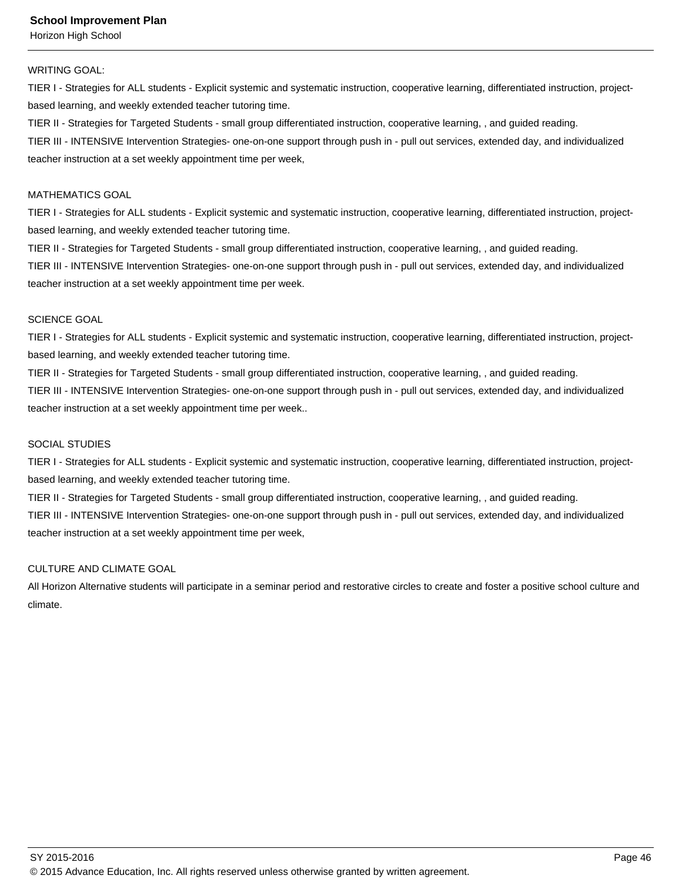WRITING GOAL:

TIER I - Strategies for ALL students - Explicit systemic and systematic instruction, cooperative learning, differentiated instruction, project-based learning, and weekly extended teacher tutoring time.

TIER II - Strategies for Targeted Students - small group differentiated instruction, cooperative learning, , and guided reading.

TIER III - INTENSIVE Intervention Strategies- one-on-one support through push in - pull out services, extended day, and individualized teacher instruction at a set weekly appointment time per week,

MATHEMATICS GOAL

TIER I - Strategies for ALL students - Explicit systemic and systematic instruction, cooperative learning, differentiated instruction, project-based learning, and weekly extended teacher tutoring time.

TIER II - Strategies for Targeted Students - small group differentiated instruction, cooperative learning, , and guided reading.

TIER III - INTENSIVE Intervention Strategies- one-on-one support through push in - pull out services, extended day, and individualized teacher instruction at a set weekly appointment time per week.

SCIENCE GOAL

TIER I - Strategies for ALL students - Explicit systemic and systematic instruction, cooperative learning, differentiated instruction, project-based learning, and weekly extended teacher tutoring time.

TIER II - Strategies for Targeted Students - small group differentiated instruction, cooperative learning, , and guided reading.

TIER III - INTENSIVE Intervention Strategies- one-on-one support through push in - pull out services, extended day, and individualized teacher instruction at a set weekly appointment time per week..

SOCIAL STUDIES

TIER I - Strategies for ALL students - Explicit systemic and systematic instruction, cooperative learning, differentiated instruction, project-based learning, and weekly extended teacher tutoring time.

TIER II - Strategies for Targeted Students - small group differentiated instruction, cooperative learning, , and guided reading.

TIER III - INTENSIVE Intervention Strategies- one-on-one support through push in - pull out services, extended day, and individualized teacher instruction at a set weekly appointment time per week,

CULTURE AND CLIMATE GOAL

All Horizon Alternative students will participate in a seminar period and restorative circles to create and foster a positive school culture and climate.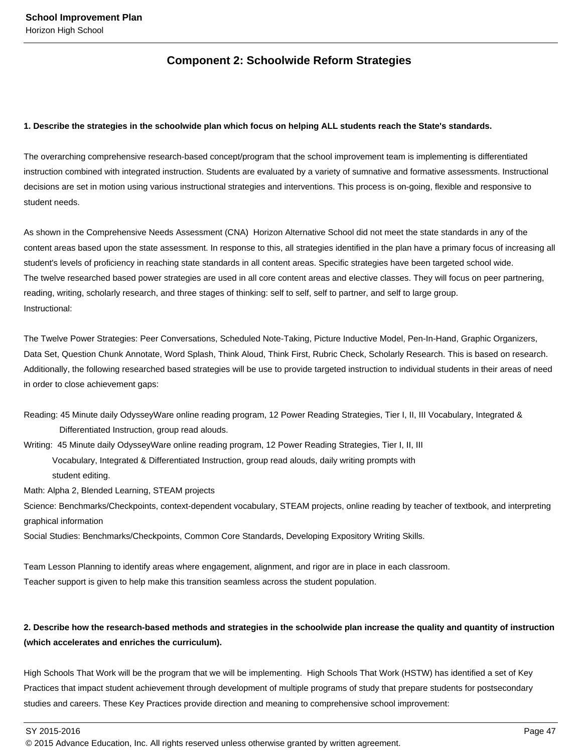## Component 2: Schoolwide Reform Strategies

**1. Describe the strategies in the schoolwide plan which focus on helping ALL students reach the State's standards.**

The overarching comprehensive research-based concept/program that the school improvement team is implementing is differentiated instruction combined with integrated instruction. Students are evaluated by a variety of sumnative and formative assessments. Instructional decisions are set in motion using various instructional strategies and interventions. This process is on-going, flexible and responsive to student needs.

As shown in the Comprehensive Needs Assessment (CNA) Horizon Alternative School did not meet the state standards in any of the content areas based upon the state assessment. In response to this, all strategies identified in the plan have a primary focus of increasing all student's levels of proficiency in reaching state standards in all content areas. Specific strategies have been targeted school wide.
The twelve researched based power strategies are used in all core content areas and elective classes. They will focus on peer partnering, reading, writing, scholarly research, and three stages of thinking: self to self, self to partner, and self to large group.
Instructional:

The Twelve Power Strategies: Peer Conversations, Scheduled Note-Taking, Picture Inductive Model, Pen-In-Hand, Graphic Organizers, Data Set, Question Chunk Annotate, Word Splash, Think Aloud, Think First, Rubric Check, Scholarly Research. This is based on research. Additionally, the following researched based strategies will be use to provide targeted instruction to individual students in their areas of need in order to close achievement gaps:

Reading: 45 Minute daily OdysseyWare online reading program, 12 Power Reading Strategies, Tier I, II, III Vocabulary, Integrated & Differentiated Instruction, group read alouds.
Writing: 45 Minute daily OdysseyWare online reading program, 12 Power Reading Strategies, Tier I, II, III Vocabulary, Integrated & Differentiated Instruction, group read alouds, daily writing prompts with student editing.
Math: Alpha 2, Blended Learning, STEAM projects
Science: Benchmarks/Checkpoints, context-dependent vocabulary, STEAM projects, online reading by teacher of textbook, and interpreting graphical information
Social Studies: Benchmarks/Checkpoints, Common Core Standards, Developing Expository Writing Skills.

Team Lesson Planning to identify areas where engagement, alignment, and rigor are in place in each classroom.
Teacher support is given to help make this transition seamless across the student population.

**2. Describe how the research-based methods and strategies in the schoolwide plan increase the quality and quantity of instruction (which accelerates and enriches the curriculum).**

High Schools That Work will be the program that we will be implementing. High Schools That Work (HSTW) has identified a set of Key Practices that impact student achievement through development of multiple programs of study that prepare students for postsecondary studies and careers. These Key Practices provide direction and meaning to comprehensive school improvement: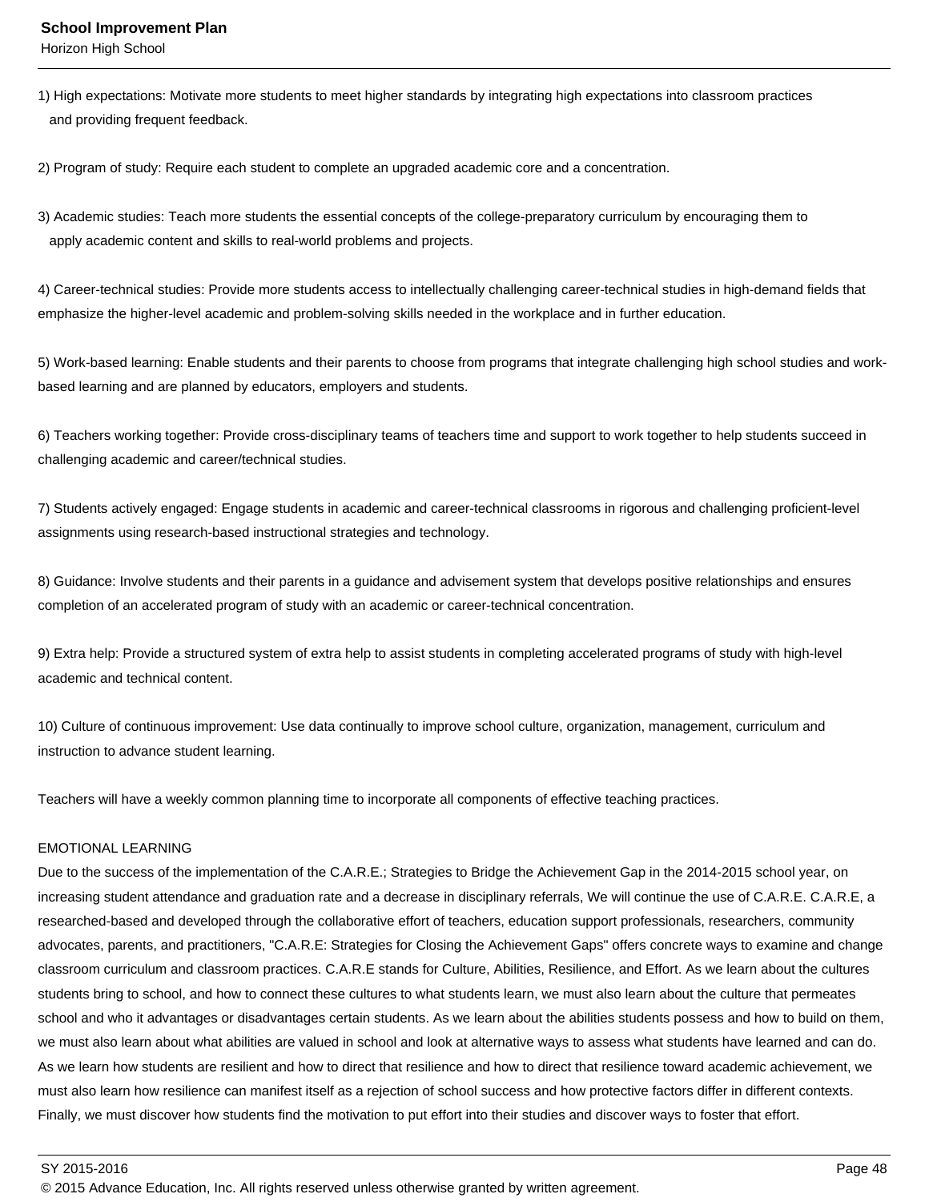1) High expectations: Motivate more students to meet higher standards by integrating high expectations into classroom practices and providing frequent feedback.

2) Program of study: Require each student to complete an upgraded academic core and a concentration.

3) Academic studies: Teach more students the essential concepts of the college-preparatory curriculum by encouraging them to apply academic content and skills to real-world problems and projects.

4) Career-technical studies: Provide more students access to intellectually challenging career-technical studies in high-demand fields that emphasize the higher-level academic and problem-solving skills needed in the workplace and in further education.

5) Work-based learning: Enable students and their parents to choose from programs that integrate challenging high school studies and work-based learning and are planned by educators, employers and students.

6) Teachers working together: Provide cross-disciplinary teams of teachers time and support to work together to help students succeed in challenging academic and career/technical studies.

7) Students actively engaged: Engage students in academic and career-technical classrooms in rigorous and challenging proficient-level assignments using research-based instructional strategies and technology.

8) Guidance: Involve students and their parents in a guidance and advisement system that develops positive relationships and ensures completion of an accelerated program of study with an academic or career-technical concentration.

9) Extra help: Provide a structured system of extra help to assist students in completing accelerated programs of study with high-level academic and technical content.

10) Culture of continuous improvement: Use data continually to improve school culture, organization, management, curriculum and instruction to advance student learning.

Teachers will have a weekly common planning time to incorporate all components of effective teaching practices.

EMOTIONAL LEARNING

Due to the success of the implementation of the C.A.R.E.; Strategies to Bridge the Achievement Gap in the 2014-2015 school year, on increasing student attendance and graduation rate and a decrease in disciplinary referrals, We will continue the use of C.A.R.E. C.A.R.E, a researched-based and developed through the collaborative effort of teachers, education support professionals, researchers, community advocates, parents, and practitioners, "C.A.R.E: Strategies for Closing the Achievement Gaps" offers concrete ways to examine and change classroom curriculum and classroom practices. C.A.R.E stands for Culture, Abilities, Resilience, and Effort. As we learn about the cultures students bring to school, and how to connect these cultures to what students learn, we must also learn about the culture that permeates school and who it advantages or disadvantages certain students. As we learn about the abilities students possess and how to build on them, we must also learn about what abilities are valued in school and look at alternative ways to assess what students have learned and can do. As we learn how students are resilient and how to direct that resilience and how to direct that resilience toward academic achievement, we must also learn how resilience can manifest itself as a rejection of school success and how protective factors differ in different contexts. Finally, we must discover how students find the motivation to put effort into their studies and discover ways to foster that effort.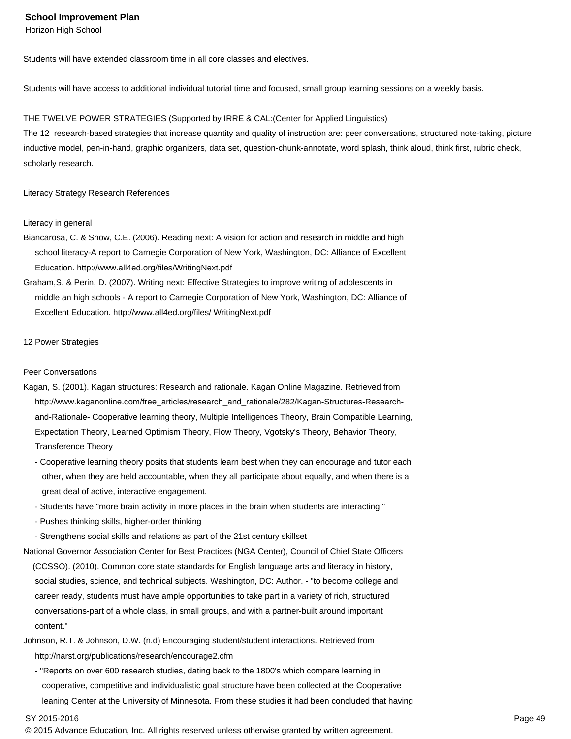Students will have extended classroom time in all core classes and electives.

Students will have access to additional individual tutorial time and focused, small group learning sessions on a weekly basis.

THE TWELVE POWER STRATEGIES (Supported by IRRE & CAL:(Center for Applied Linguistics)
The 12 research-based strategies that increase quantity and quality of instruction are: peer conversations, structured note-taking, picture inductive model, pen-in-hand, graphic organizers, data set, question-chunk-annotate, word splash, think aloud, think first, rubric check, scholarly research.

Literacy Strategy Research References

Literacy in general

Biancarosa, C. & Snow, C.E. (2006). Reading next: A vision for action and research in middle and high school literacy-A report to Carnegie Corporation of New York, Washington, DC: Alliance of Excellent Education. http://www.all4ed.org/files/WritingNext.pdf

Graham,S. & Perin, D. (2007). Writing next: Effective Strategies to improve writing of adolescents in middle an high schools - A report to Carnegie Corporation of New York, Washington, DC: Alliance of Excellent Education. http://www.all4ed.org/files/ WritingNext.pdf

12 Power Strategies

Peer Conversations

Kagan, S. (2001). Kagan structures: Research and rationale. Kagan Online Magazine. Retrieved from http://www.kaganonline.com/free_articles/research_and_rationale/282/Kagan-Structures-Research-and-Rationale- Cooperative learning theory, Multiple Intelligences Theory, Brain Compatible Learning, Expectation Theory, Learned Optimism Theory, Flow Theory, Vgotsky's Theory, Behavior Theory, Transference Theory

- Cooperative learning theory posits that students learn best when they can encourage and tutor each other, when they are held accountable, when they all participate about equally, and when there is a great deal of active, interactive engagement.
- Students have "more brain activity in more places in the brain when students are interacting."
- Pushes thinking skills, higher-order thinking
- Strengthens social skills and relations as part of the 21st century skillset

National Governor Association Center for Best Practices (NGA Center), Council of Chief State Officers (CCSSO). (2010). Common core state standards for English language arts and literacy in history, social studies, science, and technical subjects. Washington, DC: Author. - "to become college and career ready, students must have ample opportunities to take part in a variety of rich, structured conversations-part of a whole class, in small groups, and with a partner-built around important content."

Johnson, R.T. & Johnson, D.W. (n.d) Encouraging student/student interactions. Retrieved from http://narst.org/publications/research/encourage2.cfm

- "Reports on over 600 research studies, dating back to the 1800's which compare learning in cooperative, competitive and individualistic goal structure have been collected at the Cooperative leaning Center at the University of Minnesota. From these studies it had been concluded that having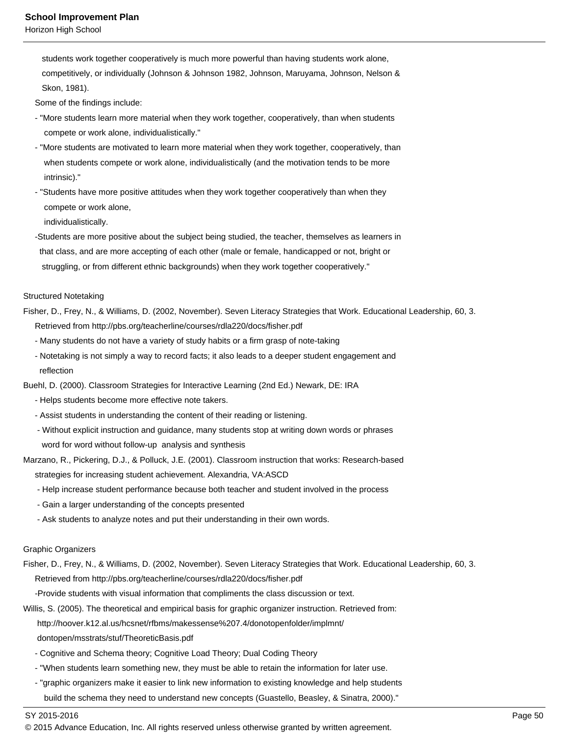students work together cooperatively is much more powerful than having students work alone, competitively, or individually (Johnson & Johnson 1982, Johnson, Maruyama, Johnson, Nelson & Skon, 1981).

Some of the findings include:

- "More students learn more material when they work together, cooperatively, than when students compete or work alone, individualistically."
- "More students are motivated to learn more material when they work together, cooperatively, than when students compete or work alone, individualistically (and the motivation tends to be more intrinsic)."
- "Students have more positive attitudes when they work together cooperatively than when they compete or work alone, individualistically.
- Students are more positive about the subject being studied, the teacher, themselves as learners in that class, and are more accepting of each other (male or female, handicapped or not, bright or struggling, or from different ethnic backgrounds) when they work together cooperatively."

Structured Notetaking

Fisher, D., Frey, N., & Williams, D. (2002, November). Seven Literacy Strategies that Work. Educational Leadership, 60, 3. Retrieved from http://pbs.org/teacherline/courses/rdla220/docs/fisher.pdf

- Many students do not have a variety of study habits or a firm grasp of note-taking
- Notetaking is not simply a way to record facts; it also leads to a deeper student engagement and reflection

Buehl, D. (2000). Classroom Strategies for Interactive Learning (2nd Ed.) Newark, DE: IRA

- Helps students become more effective note takers.
- Assist students in understanding the content of their reading or listening.
- Without explicit instruction and guidance, many students stop at writing down words or phrases word for word without follow-up analysis and synthesis

Marzano, R., Pickering, D.J., & Polluck, J.E. (2001). Classroom instruction that works: Research-based strategies for increasing student achievement. Alexandria, VA:ASCD

- Help increase student performance because both teacher and student involved in the process
- Gain a larger understanding of the concepts presented
- Ask students to analyze notes and put their understanding in their own words.

Graphic Organizers

Fisher, D., Frey, N., & Williams, D. (2002, November). Seven Literacy Strategies that Work. Educational Leadership, 60, 3. Retrieved from http://pbs.org/teacherline/courses/rdla220/docs/fisher.pdf

- Provide students with visual information that compliments the class discussion or text.

Willis, S. (2005). The theoretical and empirical basis for graphic organizer instruction. Retrieved from: http://hoover.k12.al.us/hcsnet/rfbms/makessense%207.4/donotopenfolder/implmnt/dontopen/msstrats/stuf/TheoreticBasis.pdf

- Cognitive and Schema theory; Cognitive Load Theory; Dual Coding Theory
- "When students learn something new, they must be able to retain the information for later use.
- "graphic organizers make it easier to link new information to existing knowledge and help students build the schema they need to understand new concepts (Guastello, Beasley, & Sinatra, 2000)."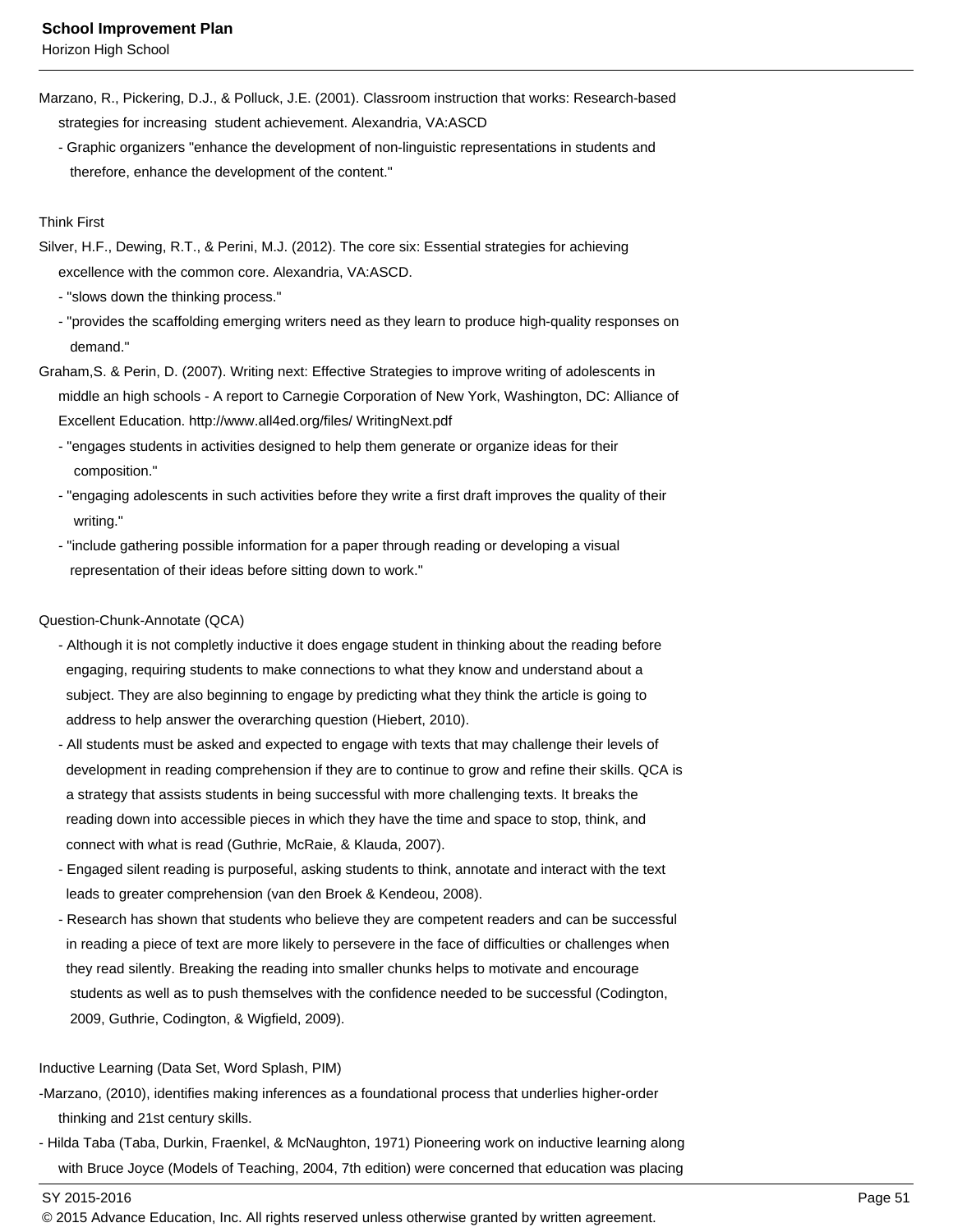Marzano, R., Pickering, D.J., & Polluck, J.E. (2001). Classroom instruction that works: Research-based strategies for increasing student achievement. Alexandria, VA:ASCD

- Graphic organizers "enhance the development of non-linguistic representations in students and therefore, enhance the development of the content."

Think First

Silver, H.F., Dewing, R.T., & Perini, M.J. (2012). The core six: Essential strategies for achieving excellence with the common core. Alexandria, VA:ASCD.

- "slows down the thinking process."
- "provides the scaffolding emerging writers need as they learn to produce high-quality responses on demand."

Graham,S. & Perin, D. (2007). Writing next: Effective Strategies to improve writing of adolescents in middle an high schools - A report to Carnegie Corporation of New York, Washington, DC: Alliance of Excellent Education. http://www.all4ed.org/files/ WritingNext.pdf

- "engages students in activities designed to help them generate or organize ideas for their composition."
- "engaging adolescents in such activities before they write a first draft improves the quality of their writing."
- "include gathering possible information for a paper through reading or developing a visual representation of their ideas before sitting down to work."

Question-Chunk-Annotate (QCA)

- Although it is not completly inductive it does engage student in thinking about the reading before engaging, requiring students to make connections to what they know and understand about a subject. They are also beginning to engage by predicting what they think the article is going to address to help answer the overarching question (Hiebert, 2010).
- All students must be asked and expected to engage with texts that may challenge their levels of development in reading comprehension if they are to continue to grow and refine their skills. QCA is a strategy that assists students in being successful with more challenging texts. It breaks the reading down into accessible pieces in which they have the time and space to stop, think, and connect with what is read (Guthrie, McRaie, & Klauda, 2007).
- Engaged silent reading is purposeful, asking students to think, annotate and interact with the text leads to greater comprehension (van den Broek & Kendeou, 2008).
- Research has shown that students who believe they are competent readers and can be successful in reading a piece of text are more likely to persevere in the face of difficulties or challenges when they read silently. Breaking the reading into smaller chunks helps to motivate and encourage students as well as to push themselves with the confidence needed to be successful (Codington, 2009, Guthrie, Codington, & Wigfield, 2009).

Inductive Learning (Data Set, Word Splash, PIM)

-Marzano, (2010), identifies making inferences as a foundational process that underlies higher-order thinking and 21st century skills.

- Hilda Taba (Taba, Durkin, Fraenkel, & McNaughton, 1971) Pioneering work on inductive learning along with Bruce Joyce (Models of Teaching, 2004, 7th edition) were concerned that education was placing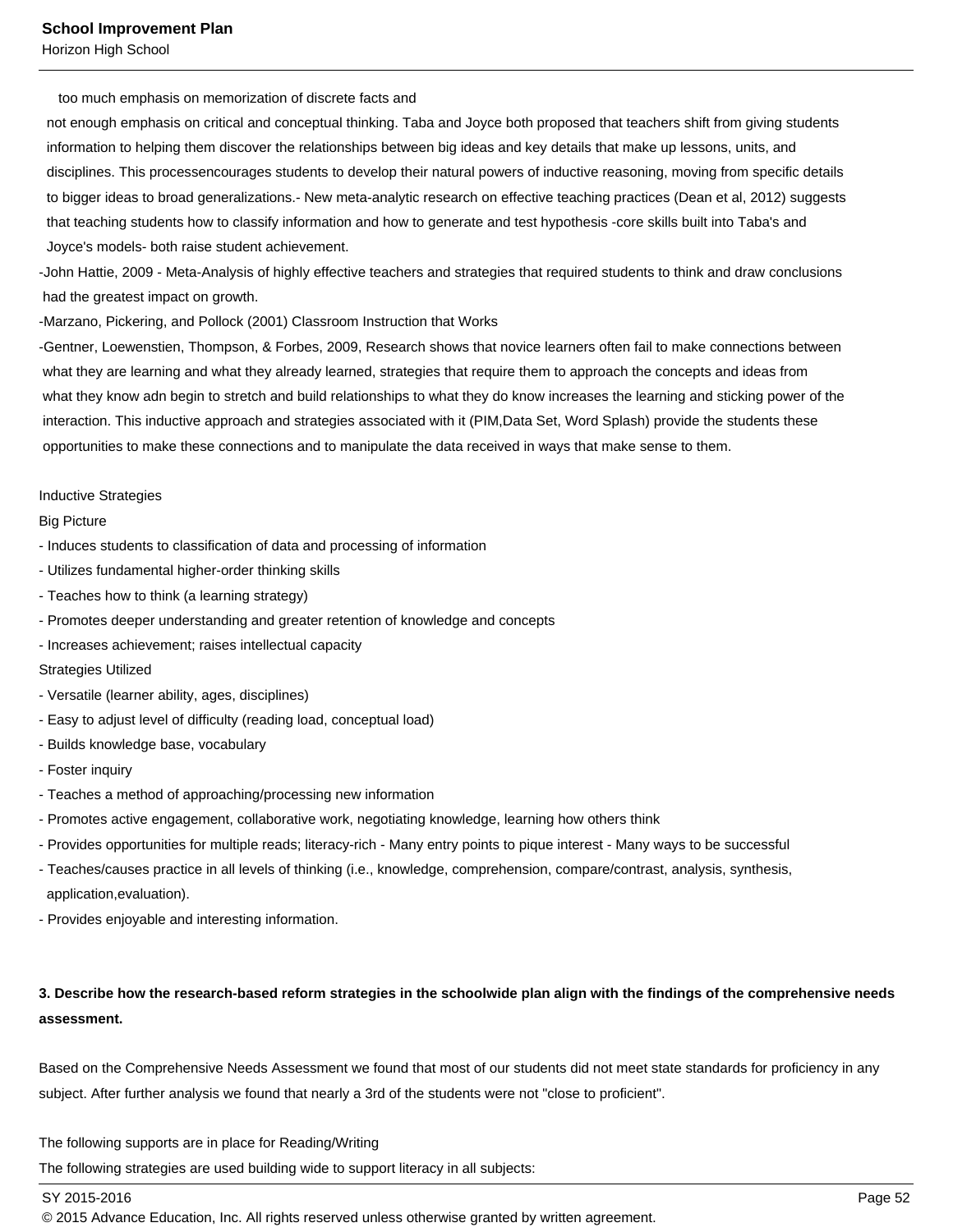too much emphasis on memorization of discrete facts and not enough emphasis on critical and conceptual thinking. Taba and Joyce both proposed that teachers shift from giving students information to helping them discover the relationships between big ideas and key details that make up lessons, units, and disciplines. This processencourages students to develop their natural powers of inductive reasoning, moving from specific details to bigger ideas to broad generalizations.- New meta-analytic research on effective teaching practices (Dean et al, 2012) suggests that teaching students how to classify information and how to generate and test hypothesis -core skills built into Taba's and Joyce's models- both raise student achievement.

-John Hattie, 2009 - Meta-Analysis of highly effective teachers and strategies that required students to think and draw conclusions had the greatest impact on growth.

-Marzano, Pickering, and Pollock (2001) Classroom Instruction that Works

-Gentner, Loewenstien, Thompson, & Forbes, 2009, Research shows that novice learners often fail to make connections between what they are learning and what they already learned, strategies that require them to approach the concepts and ideas from what they know adn begin to stretch and build relationships to what they do know increases the learning and sticking power of the interaction. This inductive approach and strategies associated with it (PIM,Data Set, Word Splash) provide the students these opportunities to make these connections and to manipulate the data received in ways that make sense to them.

Inductive Strategies

Big Picture

- Induces students to classification of data and processing of information
- Utilizes fundamental higher-order thinking skills
- Teaches how to think (a learning strategy)
- Promotes deeper understanding and greater retention of knowledge and concepts
- Increases achievement; raises intellectual capacity

Strategies Utilized

- Versatile (learner ability, ages, disciplines)
- Easy to adjust level of difficulty (reading load, conceptual load)
- Builds knowledge base, vocabulary
- Foster inquiry
- Teaches a method of approaching/processing new information
- Promotes active engagement, collaborative work, negotiating knowledge, learning how others think
- Provides opportunities for multiple reads; literacy-rich - Many entry points to pique interest - Many ways to be successful
- Teaches/causes practice in all levels of thinking (i.e., knowledge, comprehension, compare/contrast, analysis, synthesis, application,evaluation).
- Provides enjoyable and interesting information.

**3. Describe how the research-based reform strategies in the schoolwide plan align with the findings of the comprehensive needs assessment.**

Based on the Comprehensive Needs Assessment we found that most of our students did not meet state standards for proficiency in any subject. After further analysis we found that nearly a 3rd of the students were not "close to proficient".

The following supports are in place for Reading/Writing

The following strategies are used building wide to support literacy in all subjects: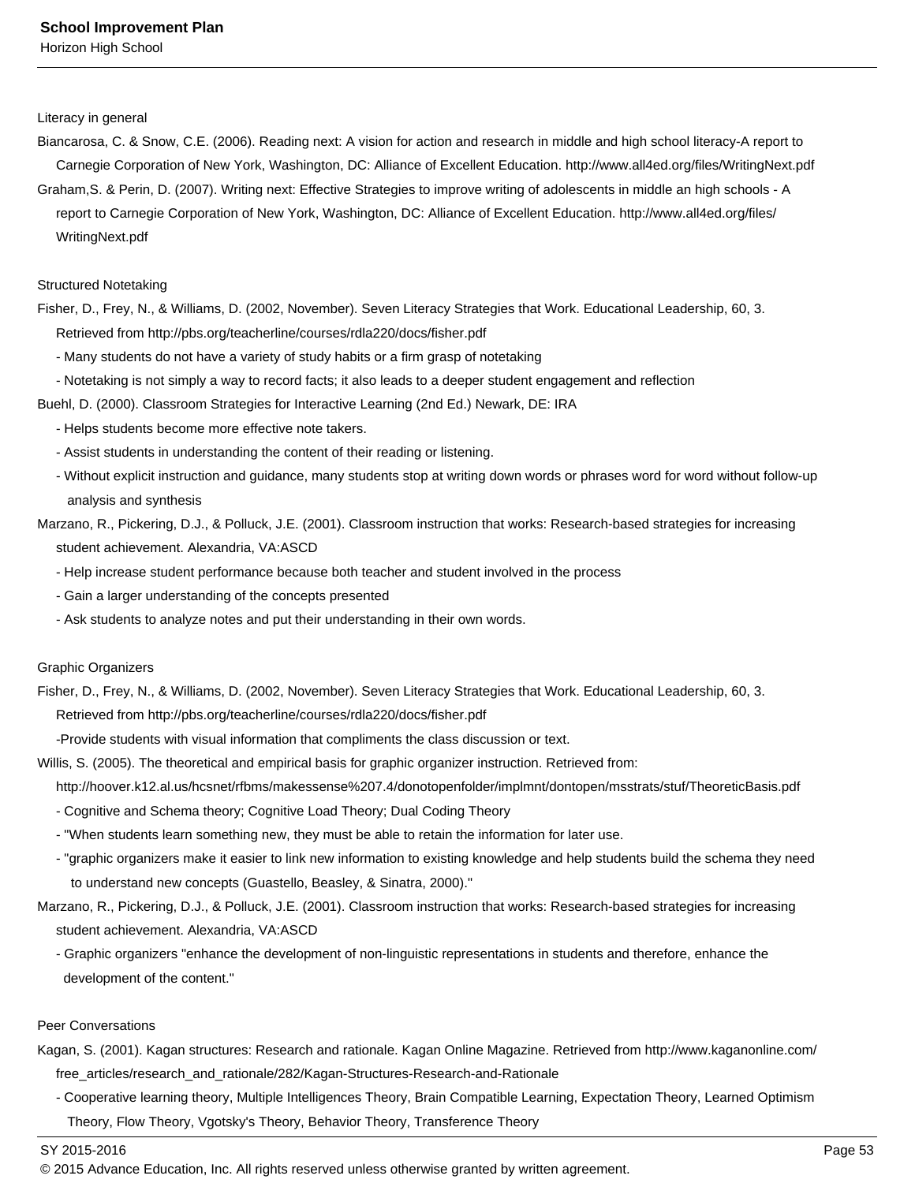Literacy in general

Biancarosa, C. & Snow, C.E. (2006). Reading next: A vision for action and research in middle and high school literacy-A report to Carnegie Corporation of New York, Washington, DC: Alliance of Excellent Education. http://www.all4ed.org/files/WritingNext.pdf

Graham,S. & Perin, D. (2007). Writing next: Effective Strategies to improve writing of adolescents in middle an high schools - A report to Carnegie Corporation of New York, Washington, DC: Alliance of Excellent Education. http://www.all4ed.org/files/WritingNext.pdf

Structured Notetaking

Fisher, D., Frey, N., & Williams, D. (2002, November). Seven Literacy Strategies that Work. Educational Leadership, 60, 3. Retrieved from http://pbs.org/teacherline/courses/rdla220/docs/fisher.pdf

- Many students do not have a variety of study habits or a firm grasp of notetaking
- Notetaking is not simply a way to record facts; it also leads to a deeper student engagement and reflection

Buehl, D. (2000). Classroom Strategies for Interactive Learning (2nd Ed.) Newark, DE: IRA

- Helps students become more effective note takers.
- Assist students in understanding the content of their reading or listening.
- Without explicit instruction and guidance, many students stop at writing down words or phrases word for word without follow-up analysis and synthesis

Marzano, R., Pickering, D.J., & Polluck, J.E. (2001). Classroom instruction that works: Research-based strategies for increasing student achievement. Alexandria, VA:ASCD

- Help increase student performance because both teacher and student involved in the process
- Gain a larger understanding of the concepts presented
- Ask students to analyze notes and put their understanding in their own words.

Graphic Organizers

Fisher, D., Frey, N., & Williams, D. (2002, November). Seven Literacy Strategies that Work. Educational Leadership, 60, 3. Retrieved from http://pbs.org/teacherline/courses/rdla220/docs/fisher.pdf

-Provide students with visual information that compliments the class discussion or text.

Willis, S. (2005). The theoretical and empirical basis for graphic organizer instruction. Retrieved from: http://hoover.k12.al.us/hcsnet/rfbms/makessense%207.4/donotopenfolder/implmnt/dontopen/msstrats/stuf/TheoreticBasis.pdf

- Cognitive and Schema theory; Cognitive Load Theory; Dual Coding Theory
- "When students learn something new, they must be able to retain the information for later use.
- "graphic organizers make it easier to link new information to existing knowledge and help students build the schema they need to understand new concepts (Guastello, Beasley, & Sinatra, 2000)."

Marzano, R., Pickering, D.J., & Polluck, J.E. (2001). Classroom instruction that works: Research-based strategies for increasing student achievement. Alexandria, VA:ASCD

- Graphic organizers "enhance the development of non-linguistic representations in students and therefore, enhance the development of the content."

Peer Conversations

Kagan, S. (2001). Kagan structures: Research and rationale. Kagan Online Magazine. Retrieved from http://www.kaganonline.com/free_articles/research_and_rationale/282/Kagan-Structures-Research-and-Rationale

- Cooperative learning theory, Multiple Intelligences Theory, Brain Compatible Learning, Expectation Theory, Learned Optimism Theory, Flow Theory, Vgotsky's Theory, Behavior Theory, Transference Theory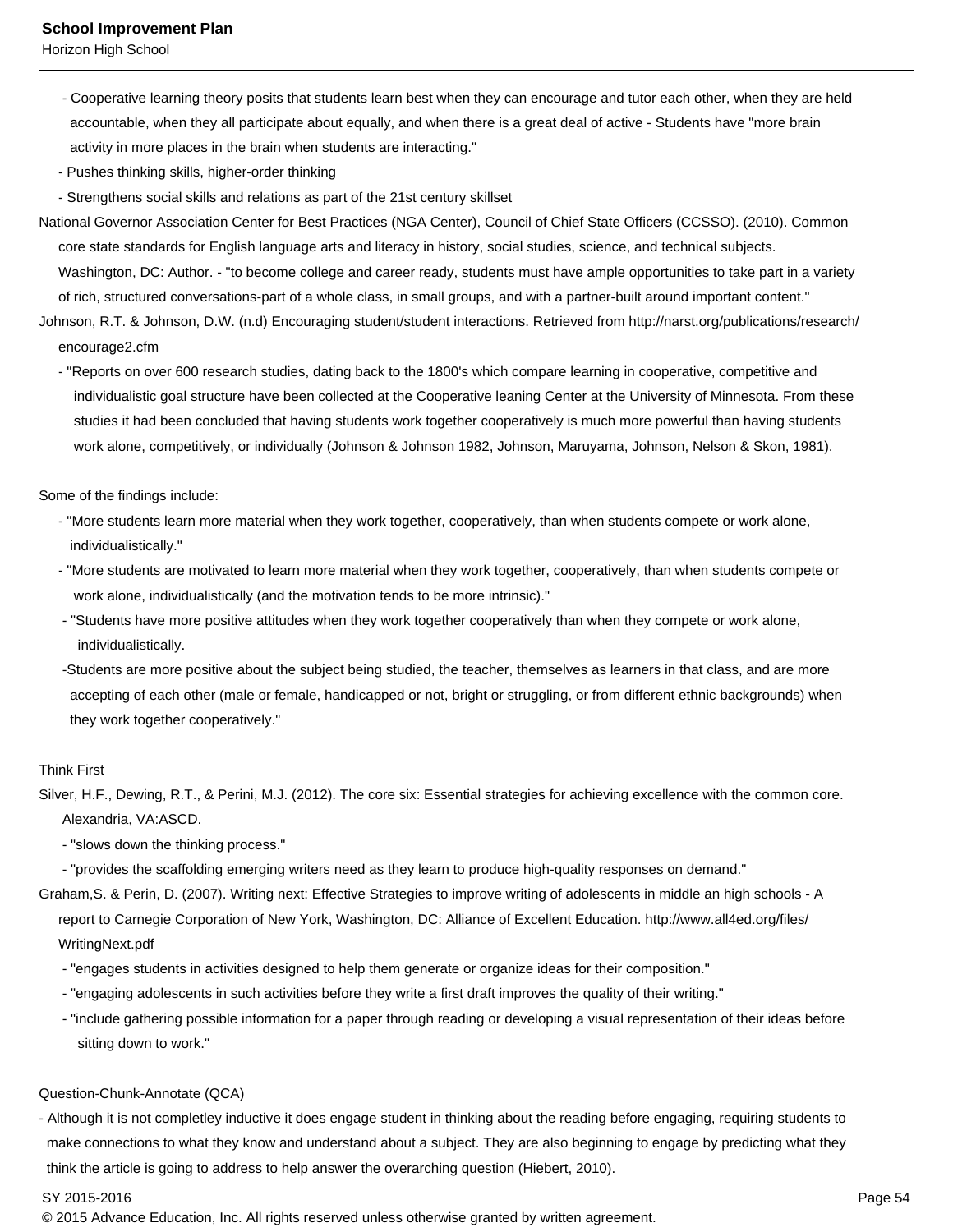- Cooperative learning theory posits that students learn best when they can encourage and tutor each other, when they are held accountable, when they all participate about equally, and when there is a great deal of active - Students have "more brain activity in more places in the brain when students are interacting."
- Pushes thinking skills, higher-order thinking
- Strengthens social skills and relations as part of the 21st century skillset

National Governor Association Center for Best Practices (NGA Center), Council of Chief State Officers (CCSSO). (2010). Common core state standards for English language arts and literacy in history, social studies, science, and technical subjects. Washington, DC: Author. - "to become college and career ready, students must have ample opportunities to take part in a variety of rich, structured conversations-part of a whole class, in small groups, and with a partner-built around important content."

Johnson, R.T. & Johnson, D.W. (n.d) Encouraging student/student interactions. Retrieved from http://narst.org/publications/research/encourage2.cfm

- "Reports on over 600 research studies, dating back to the 1800's which compare learning in cooperative, competitive and individualistic goal structure have been collected at the Cooperative leaning Center at the University of Minnesota. From these studies it had been concluded that having students work together cooperatively is much more powerful than having students work alone, competitively, or individually (Johnson & Johnson 1982, Johnson, Maruyama, Johnson, Nelson & Skon, 1981).

Some of the findings include:

- "More students learn more material when they work together, cooperatively, than when students compete or work alone, individualistically."
- "More students are motivated to learn more material when they work together, cooperatively, than when students compete or work alone, individualistically (and the motivation tends to be more intrinsic)."
- "Students have more positive attitudes when they work together cooperatively than when they compete or work alone, individualistically.
- Students are more positive about the subject being studied, the teacher, themselves as learners in that class, and are more accepting of each other (male or female, handicapped or not, bright or struggling, or from different ethnic backgrounds) when they work together cooperatively."

Think First

Silver, H.F., Dewing, R.T., & Perini, M.J. (2012). The core six: Essential strategies for achieving excellence with the common core. Alexandria, VA:ASCD.

- "slows down the thinking process."
- "provides the scaffolding emerging writers need as they learn to produce high-quality responses on demand."

Graham,S. & Perin, D. (2007). Writing next: Effective Strategies to improve writing of adolescents in middle an high schools - A report to Carnegie Corporation of New York, Washington, DC: Alliance of Excellent Education. http://www.all4ed.org/files/WritingNext.pdf

- "engages students in activities designed to help them generate or organize ideas for their composition."
- "engaging adolescents in such activities before they write a first draft improves the quality of their writing."
- "include gathering possible information for a paper through reading or developing a visual representation of their ideas before sitting down to work."

Question-Chunk-Annotate (QCA)

- Although it is not completley inductive it does engage student in thinking about the reading before engaging, requiring students to make connections to what they know and understand about a subject. They are also beginning to engage by predicting what they think the article is going to address to help answer the overarching question (Hiebert, 2010).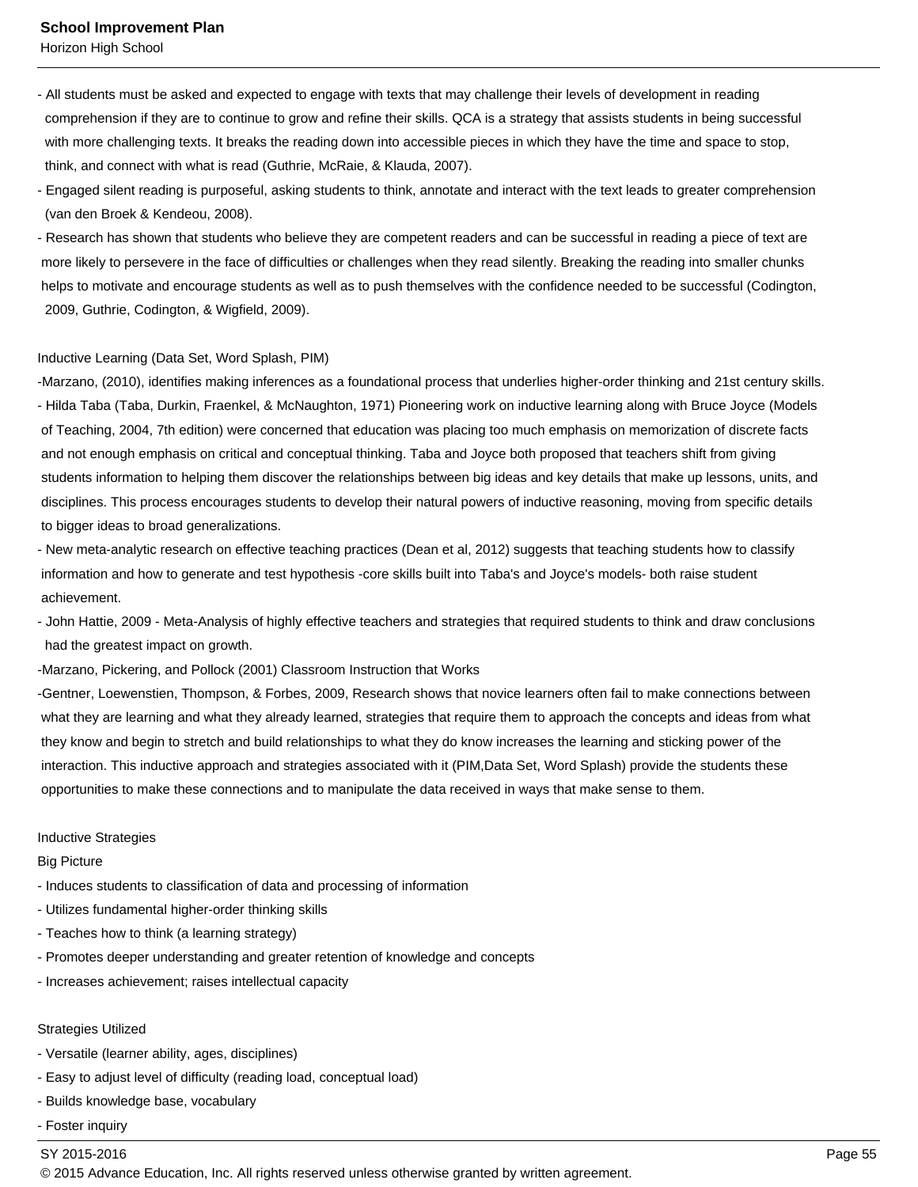- All students must be asked and expected to engage with texts that may challenge their levels of development in reading comprehension if they are to continue to grow and refine their skills. QCA is a strategy that assists students in being successful with more challenging texts. It breaks the reading down into accessible pieces in which they have the time and space to stop, think, and connect with what is read (Guthrie, McRaie, & Klauda, 2007).
- Engaged silent reading is purposeful, asking students to think, annotate and interact with the text leads to greater comprehension (van den Broek & Kendeou, 2008).
- Research has shown that students who believe they are competent readers and can be successful in reading a piece of text are more likely to persevere in the face of difficulties or challenges when they read silently. Breaking the reading into smaller chunks helps to motivate and encourage students as well as to push themselves with the confidence needed to be successful (Codington, 2009, Guthrie, Codington, & Wigfield, 2009).

Inductive Learning (Data Set, Word Splash, PIM)

-Marzano, (2010), identifies making inferences as a foundational process that underlies higher-order thinking and 21st century skills.
- Hilda Taba (Taba, Durkin, Fraenkel, & McNaughton, 1971) Pioneering work on inductive learning along with Bruce Joyce (Models of Teaching, 2004, 7th edition) were concerned that education was placing too much emphasis on memorization of discrete facts and not enough emphasis on critical and conceptual thinking. Taba and Joyce both proposed that teachers shift from giving students information to helping them discover the relationships between big ideas and key details that make up lessons, units, and disciplines. This process encourages students to develop their natural powers of inductive reasoning, moving from specific details to bigger ideas to broad generalizations.
- New meta-analytic research on effective teaching practices (Dean et al, 2012) suggests that teaching students how to classify information and how to generate and test hypothesis -core skills built into Taba's and Joyce's models- both raise student achievement.
- John Hattie, 2009 - Meta-Analysis of highly effective teachers and strategies that required students to think and draw conclusions had the greatest impact on growth.
-Marzano, Pickering, and Pollock (2001) Classroom Instruction that Works
-Gentner, Loewenstien, Thompson, & Forbes, 2009, Research shows that novice learners often fail to make connections between what they are learning and what they already learned, strategies that require them to approach the concepts and ideas from what they know and begin to stretch and build relationships to what they do know increases the learning and sticking power of the interaction. This inductive approach and strategies associated with it (PIM,Data Set, Word Splash) provide the students these opportunities to make these connections and to manipulate the data received in ways that make sense to them.

Inductive Strategies

Big Picture

- Induces students to classification of data and processing of information
- Utilizes fundamental higher-order thinking skills
- Teaches how to think (a learning strategy)
- Promotes deeper understanding and greater retention of knowledge and concepts
- Increases achievement; raises intellectual capacity

Strategies Utilized

- Versatile (learner ability, ages, disciplines)
- Easy to adjust level of difficulty (reading load, conceptual load)
- Builds knowledge base, vocabulary
- Foster inquiry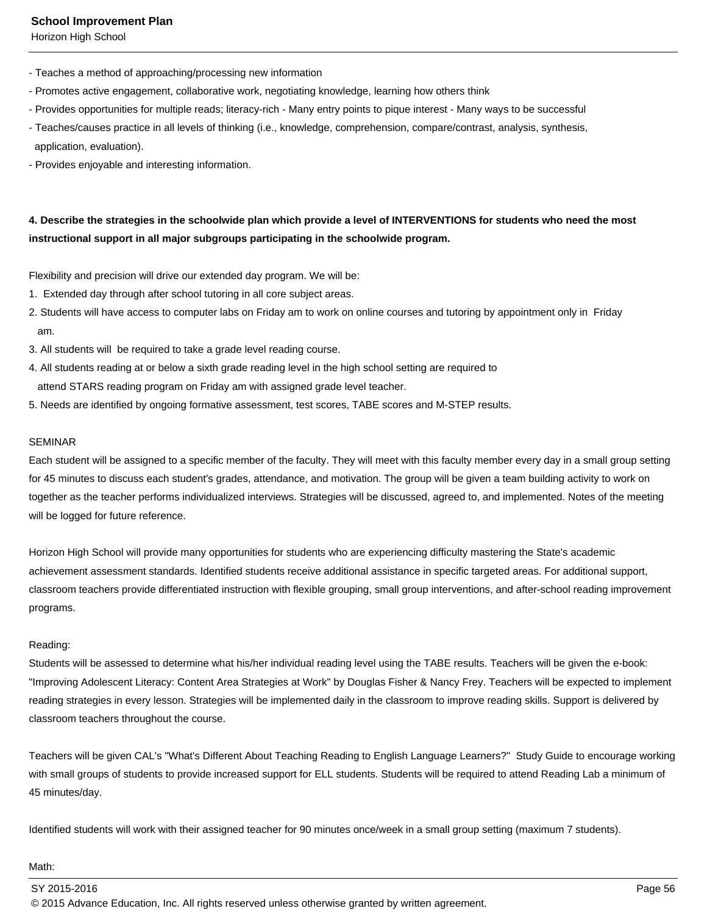- Teaches a method of approaching/processing new information
- Promotes active engagement, collaborative work, negotiating knowledge, learning how others think
- Provides opportunities for multiple reads; literacy-rich - Many entry points to pique interest - Many ways to be successful
- Teaches/causes practice in all levels of thinking (i.e., knowledge, comprehension, compare/contrast, analysis, synthesis, application, evaluation).
- Provides enjoyable and interesting information.

**4. Describe the strategies in the schoolwide plan which provide a level of INTERVENTIONS for students who need the most instructional support in all major subgroups participating in the schoolwide program.**

Flexibility and precision will drive our extended day program. We will be:

1. Extended day through after school tutoring in all core subject areas.
2. Students will have access to computer labs on Friday am to work on online courses and tutoring by appointment only in Friday am.
3. All students will be required to take a grade level reading course.
4. All students reading at or below a sixth grade reading level in the high school setting are required to attend STARS reading program on Friday am with assigned grade level teacher.
5. Needs are identified by ongoing formative assessment, test scores, TABE scores and M-STEP results.

SEMINAR
Each student will be assigned to a specific member of the faculty. They will meet with this faculty member every day in a small group setting for 45 minutes to discuss each student's grades, attendance, and motivation. The group will be given a team building activity to work on together as the teacher performs individualized interviews. Strategies will be discussed, agreed to, and implemented. Notes of the meeting will be logged for future reference.

Horizon High School will provide many opportunities for students who are experiencing difficulty mastering the State's academic achievement assessment standards. Identified students receive additional assistance in specific targeted areas. For additional support, classroom teachers provide differentiated instruction with flexible grouping, small group interventions, and after-school reading improvement programs.

Reading:
Students will be assessed to determine what his/her individual reading level using the TABE results. Teachers will be given the e-book: "Improving Adolescent Literacy: Content Area Strategies at Work" by Douglas Fisher & Nancy Frey. Teachers will be expected to implement reading strategies in every lesson. Strategies will be implemented daily in the classroom to improve reading skills. Support is delivered by classroom teachers throughout the course.

Teachers will be given CAL's "What's Different About Teaching Reading to English Language Learners?" Study Guide to encourage working with small groups of students to provide increased support for ELL students. Students will be required to attend Reading Lab a minimum of 45 minutes/day.

Identified students will work with their assigned teacher for 90 minutes once/week in a small group setting (maximum 7 students).

Math: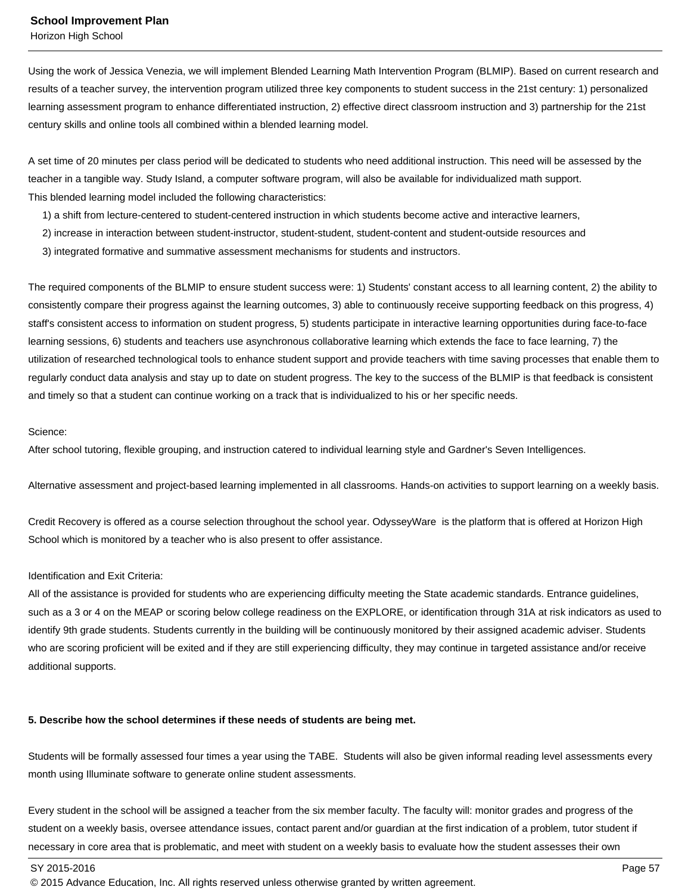Using the work of Jessica Venezia, we will implement Blended Learning Math Intervention Program (BLMIP). Based on current research and results of a teacher survey, the intervention program utilized three key components to student success in the 21st century: 1) personalized learning assessment program to enhance differentiated instruction, 2) effective direct classroom instruction and 3) partnership for the 21st century skills and online tools all combined within a blended learning model.

A set time of 20 minutes per class period will be dedicated to students who need additional instruction. This need will be assessed by the teacher in a tangible way. Study Island, a computer software program, will also be available for individualized math support.
This blended learning model included the following characteristics:

1) a shift from lecture-centered to student-centered instruction in which students become active and interactive learners,
2) increase in interaction between student-instructor, student-student, student-content and student-outside resources and
3) integrated formative and summative assessment mechanisms for students and instructors.

The required components of the BLMIP to ensure student success were: 1) Students' constant access to all learning content, 2) the ability to consistently compare their progress against the learning outcomes, 3) able to continuously receive supporting feedback on this progress, 4) staff's consistent access to information on student progress, 5) students participate in interactive learning opportunities during face-to-face learning sessions, 6) students and teachers use asynchronous collaborative learning which extends the face to face learning, 7) the utilization of researched technological tools to enhance student support and provide teachers with time saving processes that enable them to regularly conduct data analysis and stay up to date on student progress. The key to the success of the BLMIP is that feedback is consistent and timely so that a student can continue working on a track that is individualized to his or her specific needs.

Science:
After school tutoring, flexible grouping, and instruction catered to individual learning style and Gardner's Seven Intelligences.

Alternative assessment and project-based learning implemented in all classrooms. Hands-on activities to support learning on a weekly basis.

Credit Recovery is offered as a course selection throughout the school year. OdysseyWare is the platform that is offered at Horizon High School which is monitored by a teacher who is also present to offer assistance.

Identification and Exit Criteria:
All of the assistance is provided for students who are experiencing difficulty meeting the State academic standards. Entrance guidelines, such as a 3 or 4 on the MEAP or scoring below college readiness on the EXPLORE, or identification through 31A at risk indicators as used to identify 9th grade students. Students currently in the building will be continuously monitored by their assigned academic adviser. Students who are scoring proficient will be exited and if they are still experiencing difficulty, they may continue in targeted assistance and/or receive additional supports.

**5. Describe how the school determines if these needs of students are being met.**

Students will be formally assessed four times a year using the TABE. Students will also be given informal reading level assessments every month using Illuminate software to generate online student assessments.

Every student in the school will be assigned a teacher from the six member faculty. The faculty will: monitor grades and progress of the student on a weekly basis, oversee attendance issues, contact parent and/or guardian at the first indication of a problem, tutor student if necessary in core area that is problematic, and meet with student on a weekly basis to evaluate how the student assesses their own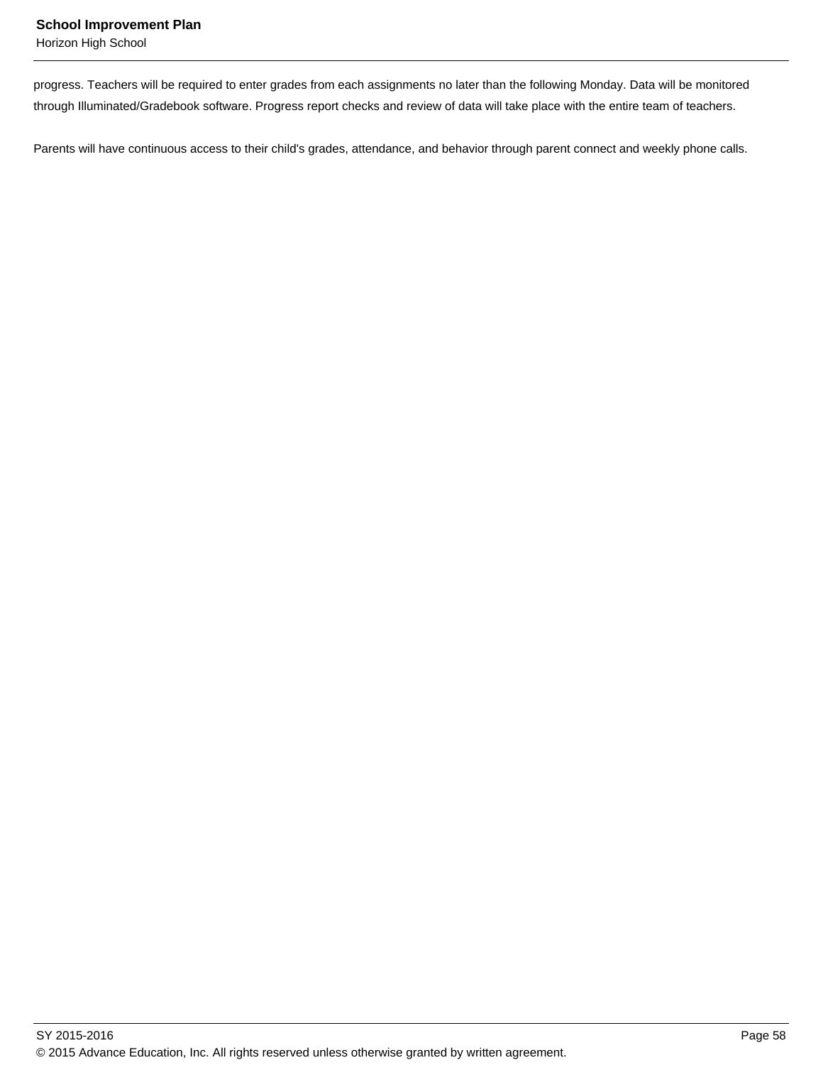progress. Teachers will be required to enter grades from each assignments no later than the following Monday. Data will be monitored through Illuminated/Gradebook software. Progress report checks and review of data will take place with the entire team of teachers.

Parents will have continuous access to their child's grades, attendance, and behavior through parent connect and weekly phone calls.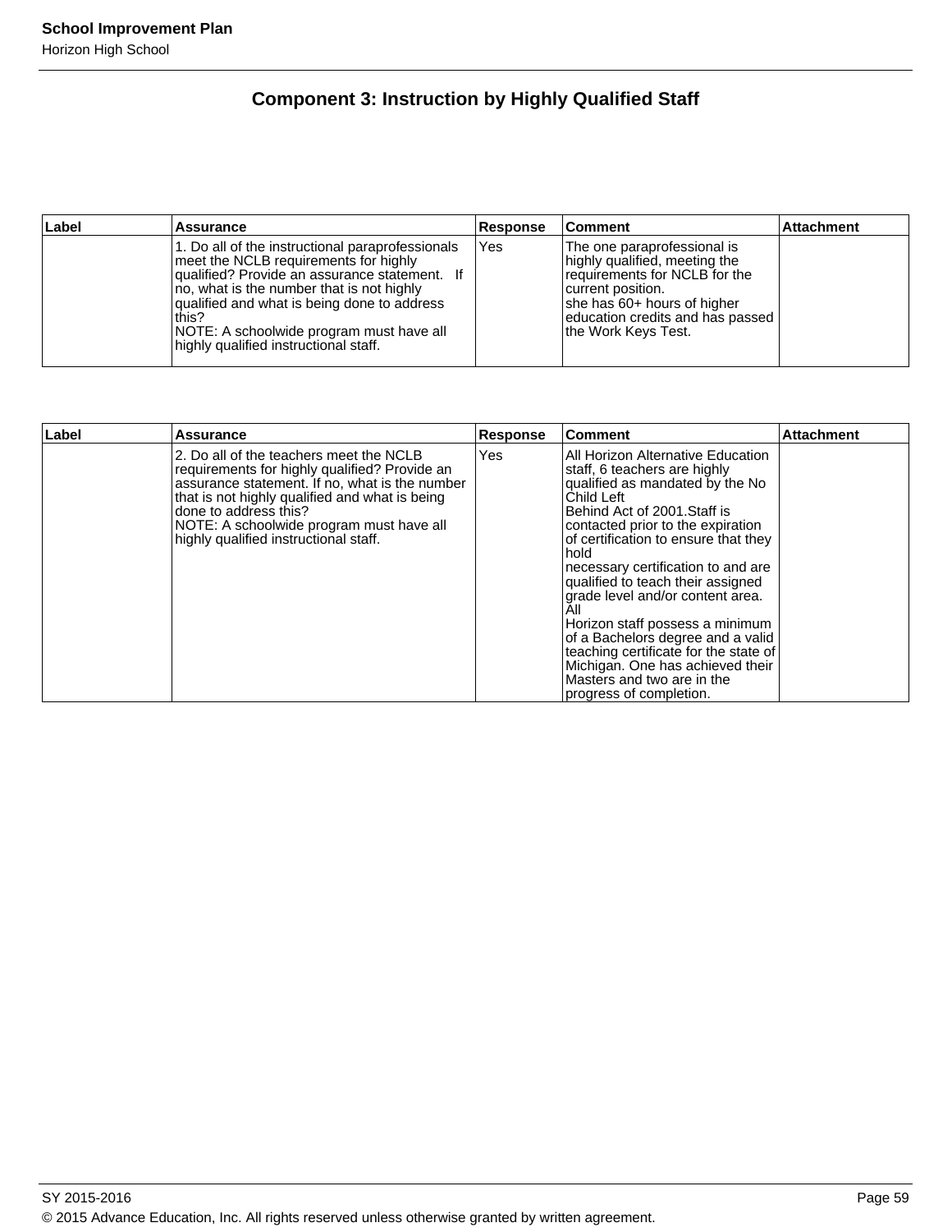## Component 3: Instruction by Highly Qualified Staff

| Label | Assurance | Response | Comment | Attachment |
|---|---|---|---|---|
| | 1. Do all of the instructional paraprofessionals meet the NCLB requirements for highly qualified? Provide an assurance statement. If no, what is the number that is not highly qualified and what is being done to address this?<br>NOTE: A schoolwide program must have all highly qualified instructional staff. | Yes | The one paraprofessional is highly qualified, meeting the requirements for NCLB for the current position.<br>she has 60+ hours of higher education credits and has passed the Work Keys Test. | |

| Label | Assurance | Response | Comment | Attachment |
|---|---|---|---|---|
| | 2. Do all of the teachers meet the NCLB requirements for highly qualified? Provide an assurance statement. If no, what is the number that is not highly qualified and what is being done to address this?<br>NOTE: A schoolwide program must have all highly qualified instructional staff. | Yes | All Horizon Alternative Education staff, 6 teachers are highly qualified as mandated by the No Child Left<br>Behind Act of 2001.Staff is contacted prior to the expiration of certification to ensure that they hold<br>necessary certification to and are qualified to teach their assigned grade level and/or content area. All<br>Horizon staff possess a minimum of a Bachelors degree and a valid teaching certificate for the state of Michigan. One has achieved their Masters and two are in the progress of completion. | |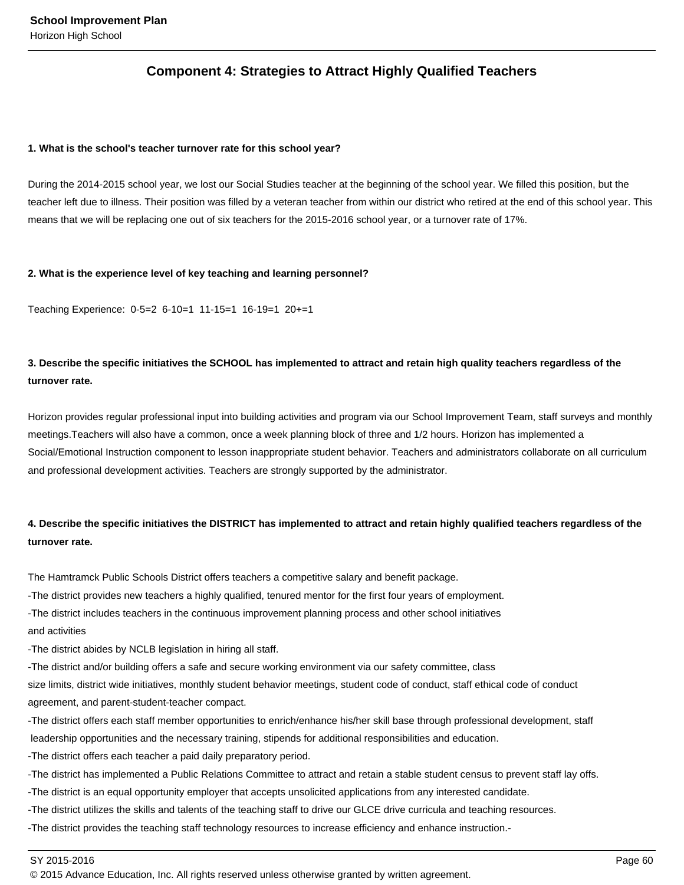## Component 4: Strategies to Attract Highly Qualified Teachers

**1. What is the school's teacher turnover rate for this school year?**

During the 2014-2015 school year, we lost our Social Studies teacher at the beginning of the school year. We filled this position, but the teacher left due to illness. Their position was filled by a veteran teacher from within our district who retired at the end of this school year. This means that we will be replacing one out of six teachers for the 2015-2016 school year, or a turnover rate of 17%.

**2. What is the experience level of key teaching and learning personnel?**

Teaching Experience: 0-5=2 6-10=1 11-15=1 16-19=1 20+=1

**3. Describe the specific initiatives the SCHOOL has implemented to attract and retain high quality teachers regardless of the turnover rate.**

Horizon provides regular professional input into building activities and program via our School Improvement Team, staff surveys and monthly meetings.Teachers will also have a common, once a week planning block of three and 1/2 hours. Horizon has implemented a Social/Emotional Instruction component to lesson inappropriate student behavior. Teachers and administrators collaborate on all curriculum and professional development activities. Teachers are strongly supported by the administrator.

**4. Describe the specific initiatives the DISTRICT has implemented to attract and retain highly qualified teachers regardless of the turnover rate.**

The Hamtramck Public Schools District offers teachers a competitive salary and benefit package.
-The district provides new teachers a highly qualified, tenured mentor for the first four years of employment.
-The district includes teachers in the continuous improvement planning process and other school initiatives and activities
-The district abides by NCLB legislation in hiring all staff.
-The district and/or building offers a safe and secure working environment via our safety committee, class size limits, district wide initiatives, monthly student behavior meetings, student code of conduct, staff ethical code of conduct agreement, and parent-student-teacher compact.
-The district offers each staff member opportunities to enrich/enhance his/her skill base through professional development, staff leadership opportunities and the necessary training, stipends for additional responsibilities and education.
-The district offers each teacher a paid daily preparatory period.
-The district has implemented a Public Relations Committee to attract and retain a stable student census to prevent staff lay offs.
-The district is an equal opportunity employer that accepts unsolicited applications from any interested candidate.
-The district utilizes the skills and talents of the teaching staff to drive our GLCE drive curricula and teaching resources.
-The district provides the teaching staff technology resources to increase efficiency and enhance instruction.-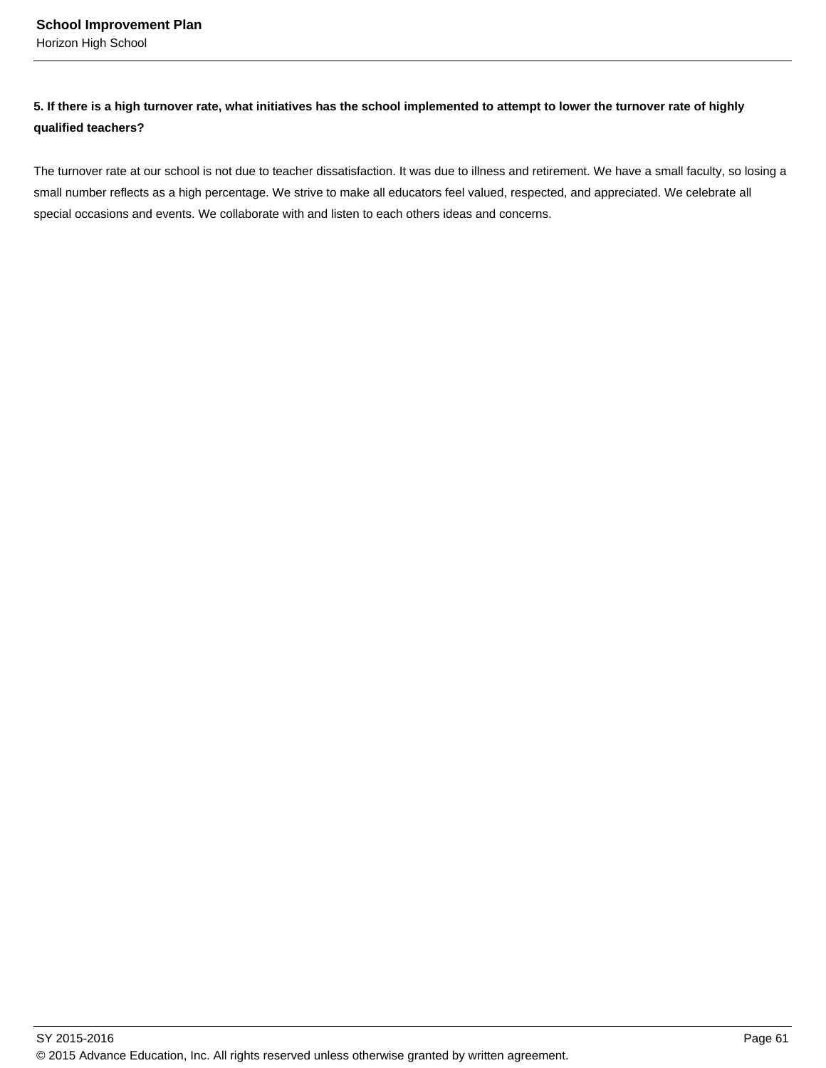**5. If there is a high turnover rate, what initiatives has the school implemented to attempt to lower the turnover rate of highly qualified teachers?**

The turnover rate at our school is not due to teacher dissatisfaction. It was due to illness and retirement. We have a small faculty, so losing a small number reflects as a high percentage. We strive to make all educators feel valued, respected, and appreciated. We celebrate all special occasions and events. We collaborate with and listen to each others ideas and concerns.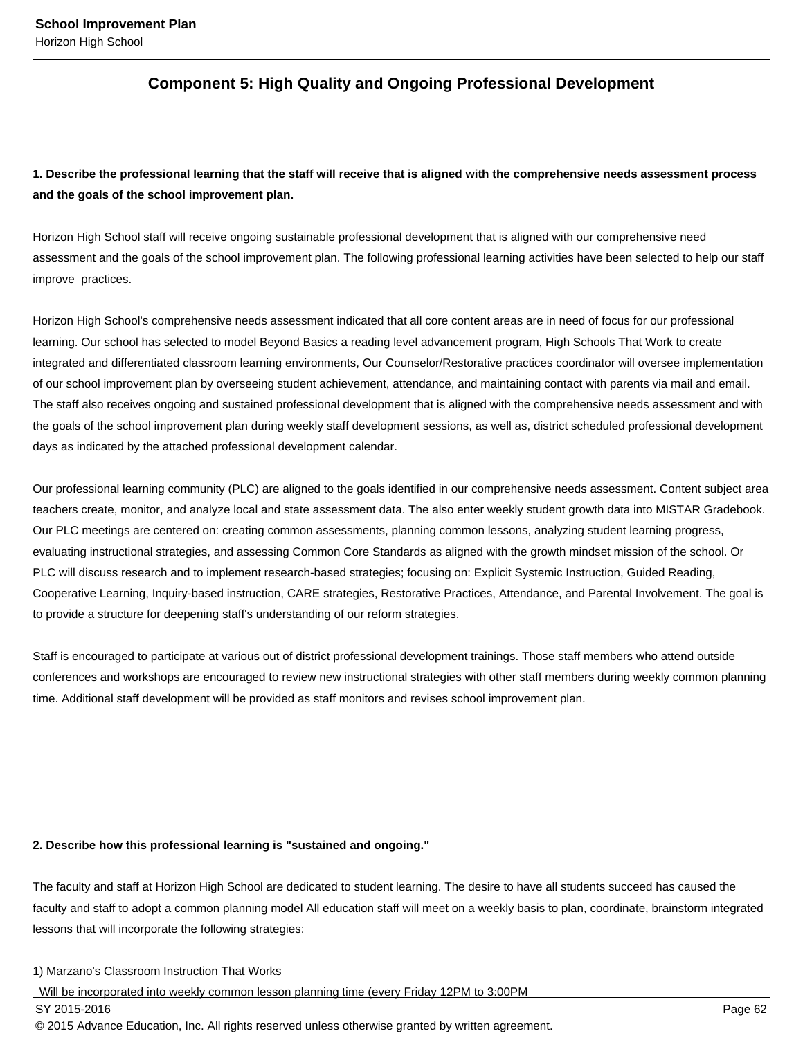## Component 5: High Quality and Ongoing Professional Development

**1. Describe the professional learning that the staff will receive that is aligned with the comprehensive needs assessment process and the goals of the school improvement plan.**

Horizon High School staff will receive ongoing sustainable professional development that is aligned with our comprehensive need assessment and the goals of the school improvement plan. The following professional learning activities have been selected to help our staff improve  practices.

Horizon High School's comprehensive needs assessment indicated that all core content areas are in need of focus for our professional learning. Our school has selected to model Beyond Basics a reading level advancement program, High Schools That Work to create integrated and differentiated classroom learning environments, Our Counselor/Restorative practices coordinator will oversee implementation of our school improvement plan by overseeing student achievement, attendance, and maintaining contact with parents via mail and email. The staff also receives ongoing and sustained professional development that is aligned with the comprehensive needs assessment and with the goals of the school improvement plan during weekly staff development sessions, as well as, district scheduled professional development days as indicated by the attached professional development calendar.

Our professional learning community (PLC) are aligned to the goals identified in our comprehensive needs assessment. Content subject area teachers create, monitor, and analyze local and state assessment data. The also enter weekly student growth data into MISTAR Gradebook. Our PLC meetings are centered on: creating common assessments, planning common lessons, analyzing student learning progress, evaluating instructional strategies, and assessing Common Core Standards as aligned with the growth mindset mission of the school. Or PLC will discuss research and to implement research-based strategies; focusing on: Explicit Systemic Instruction, Guided Reading, Cooperative Learning, Inquiry-based instruction, CARE strategies, Restorative Practices, Attendance, and Parental Involvement. The goal is to provide a structure for deepening staff's understanding of our reform strategies.

Staff is encouraged to participate at various out of district professional development trainings. Those staff members who attend outside conferences and workshops are encouraged to review new instructional strategies with other staff members during weekly common planning time. Additional staff development will be provided as staff monitors and revises school improvement plan.

**2. Describe how this professional learning is "sustained and ongoing."**

The faculty and staff at Horizon High School are dedicated to student learning. The desire to have all students succeed has caused the faculty and staff to adopt a common planning model All education staff will meet on a weekly basis to plan, coordinate, brainstorm integrated lessons that will incorporate the following strategies:

1) Marzano's Classroom Instruction That Works
 Will be incorporated into weekly common lesson planning time (every Friday 12PM to 3:00PM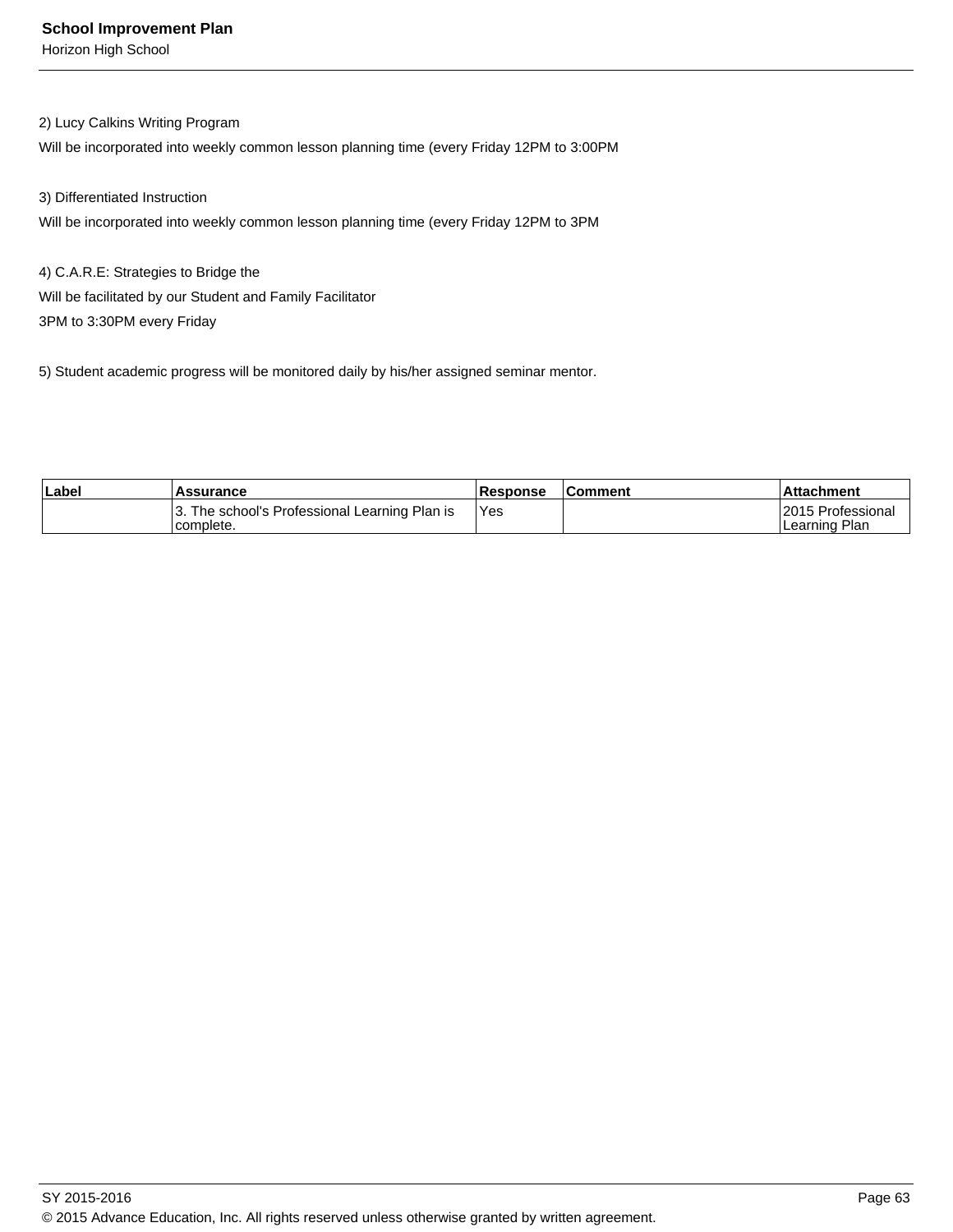2) Lucy Calkins Writing Program
Will be incorporated into weekly common lesson planning time (every Friday 12PM to 3:00PM

3) Differentiated Instruction
Will be incorporated into weekly common lesson planning time (every Friday 12PM to 3PM

4) C.A.R.E: Strategies to Bridge the
Will be facilitated by our Student and Family Facilitator
3PM to 3:30PM every Friday

5) Student academic progress will be monitored daily by his/her assigned seminar mentor.

| Label | Assurance | Response | Comment | Attachment |
|---|---|---|---|---|
| | 3. The school's Professional Learning Plan is complete. | Yes | | 2015 Professional Learning Plan |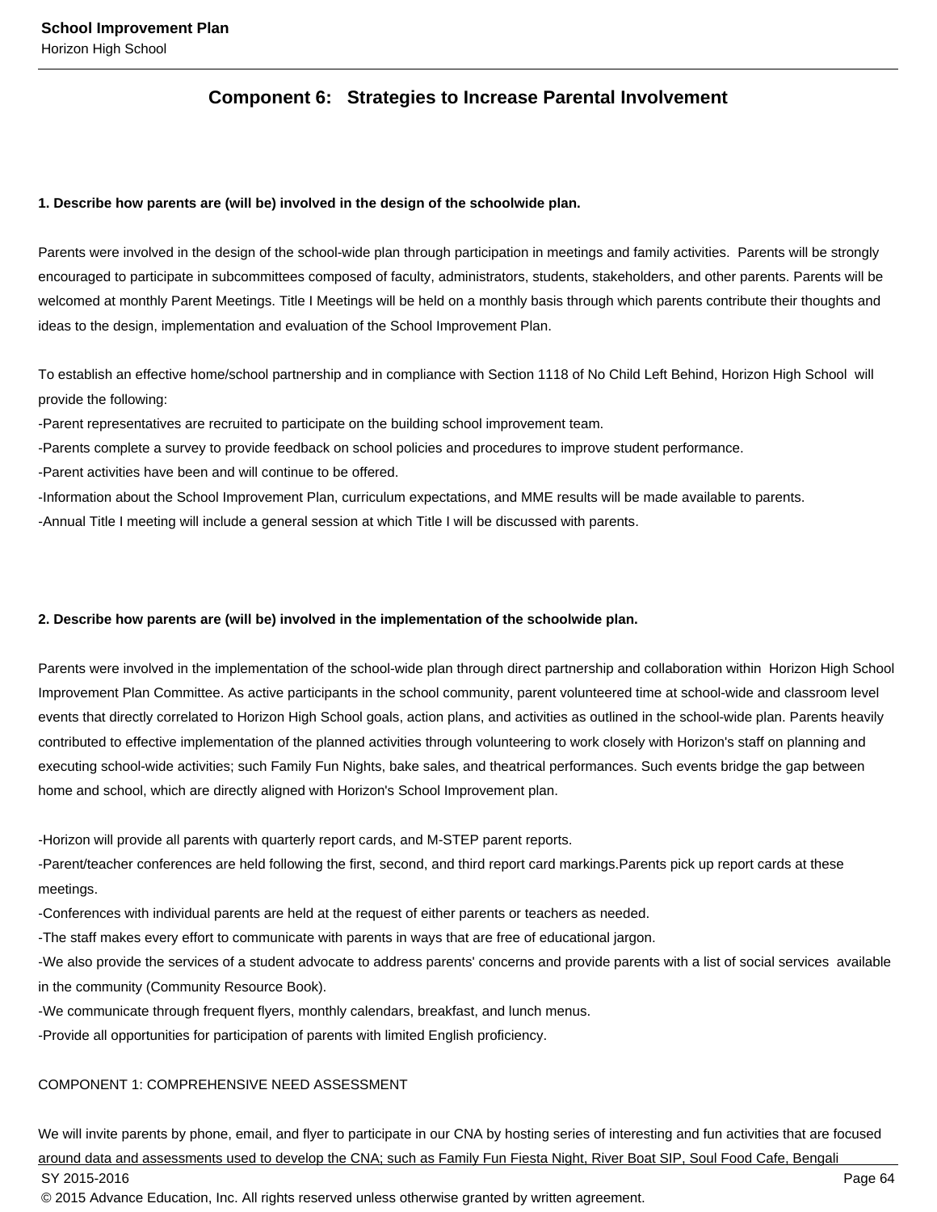## Component 6: Strategies to Increase Parental Involvement

**1. Describe how parents are (will be) involved in the design of the schoolwide plan.**

Parents were involved in the design of the school-wide plan through participation in meetings and family activities. Parents will be strongly encouraged to participate in subcommittees composed of faculty, administrators, students, stakeholders, and other parents. Parents will be welcomed at monthly Parent Meetings. Title I Meetings will be held on a monthly basis through which parents contribute their thoughts and ideas to the design, implementation and evaluation of the School Improvement Plan.

To establish an effective home/school partnership and in compliance with Section 1118 of No Child Left Behind, Horizon High School will provide the following:
-Parent representatives are recruited to participate on the building school improvement team.
-Parents complete a survey to provide feedback on school policies and procedures to improve student performance.
-Parent activities have been and will continue to be offered.
-Information about the School Improvement Plan, curriculum expectations, and MME results will be made available to parents.
-Annual Title I meeting will include a general session at which Title I will be discussed with parents.

**2. Describe how parents are (will be) involved in the implementation of the schoolwide plan.**

Parents were involved in the implementation of the school-wide plan through direct partnership and collaboration within Horizon High School Improvement Plan Committee. As active participants in the school community, parent volunteered time at school-wide and classroom level events that directly correlated to Horizon High School goals, action plans, and activities as outlined in the school-wide plan. Parents heavily contributed to effective implementation of the planned activities through volunteering to work closely with Horizon's staff on planning and executing school-wide activities; such Family Fun Nights, bake sales, and theatrical performances. Such events bridge the gap between home and school, which are directly aligned with Horizon's School Improvement plan.

-Horizon will provide all parents with quarterly report cards, and M-STEP parent reports.
-Parent/teacher conferences are held following the first, second, and third report card markings.Parents pick up report cards at these meetings.
-Conferences with individual parents are held at the request of either parents or teachers as needed.
-The staff makes every effort to communicate with parents in ways that are free of educational jargon.
-We also provide the services of a student advocate to address parents' concerns and provide parents with a list of social services available in the community (Community Resource Book).
-We communicate through frequent flyers, monthly calendars, breakfast, and lunch menus.
-Provide all opportunities for participation of parents with limited English proficiency.

COMPONENT 1: COMPREHENSIVE NEED ASSESSMENT

We will invite parents by phone, email, and flyer to participate in our CNA by hosting series of interesting and fun activities that are focused around data and assessments used to develop the CNA; such as Family Fun Fiesta Night, River Boat SIP, Soul Food Cafe, Bengali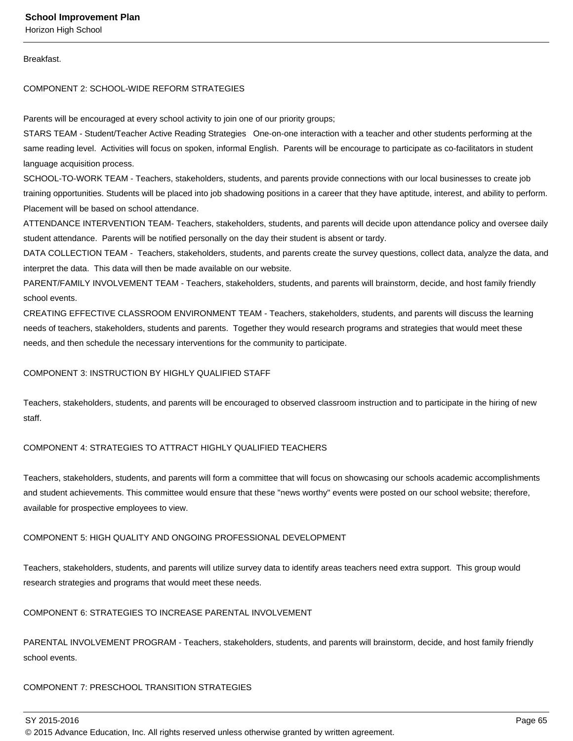Breakfast.

COMPONENT 2: SCHOOL-WIDE REFORM STRATEGIES

Parents will be encouraged at every school activity to join one of our priority groups;
STARS TEAM - Student/Teacher Active Reading Strategies   One-on-one interaction with a teacher and other students performing at the same reading level.  Activities will focus on spoken, informal English.  Parents will be encourage to participate as co-facilitators in student language acquisition process.
SCHOOL-TO-WORK TEAM - Teachers, stakeholders, students, and parents provide connections with our local businesses to create job training opportunities. Students will be placed into job shadowing positions in a career that they have aptitude, interest, and ability to perform. Placement will be based on school attendance.
ATTENDANCE INTERVENTION TEAM- Teachers, stakeholders, students, and parents will decide upon attendance policy and oversee daily student attendance.  Parents will be notified personally on the day their student is absent or tardy.
DATA COLLECTION TEAM -  Teachers, stakeholders, students, and parents create the survey questions, collect data, analyze the data, and interpret the data.  This data will then be made available on our website.
PARENT/FAMILY INVOLVEMENT TEAM - Teachers, stakeholders, students, and parents will brainstorm, decide, and host family friendly school events.
CREATING EFFECTIVE CLASSROOM ENVIRONMENT TEAM - Teachers, stakeholders, students, and parents will discuss the learning needs of teachers, stakeholders, students and parents.  Together they would research programs and strategies that would meet these needs, and then schedule the necessary interventions for the community to participate.

COMPONENT 3: INSTRUCTION BY HIGHLY QUALIFIED STAFF

Teachers, stakeholders, students, and parents will be encouraged to observed classroom instruction and to participate in the hiring of new staff.

COMPONENT 4: STRATEGIES TO ATTRACT HIGHLY QUALIFIED TEACHERS

Teachers, stakeholders, students, and parents will form a committee that will focus on showcasing our schools academic accomplishments and student achievements. This committee would ensure that these "news worthy" events were posted on our school website; therefore, available for prospective employees to view.

COMPONENT 5: HIGH QUALITY AND ONGOING PROFESSIONAL DEVELOPMENT

Teachers, stakeholders, students, and parents will utilize survey data to identify areas teachers need extra support.  This group would research strategies and programs that would meet these needs.

COMPONENT 6: STRATEGIES TO INCREASE PARENTAL INVOLVEMENT

PARENTAL INVOLVEMENT PROGRAM - Teachers, stakeholders, students, and parents will brainstorm, decide, and host family friendly school events.

COMPONENT 7: PRESCHOOL TRANSITION STRATEGIES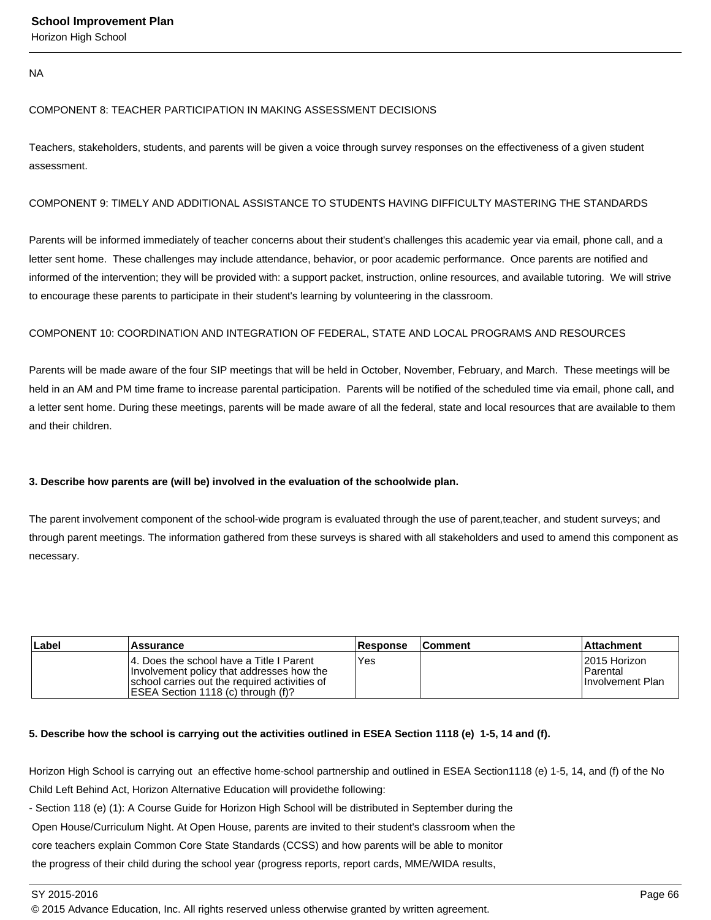NA

COMPONENT 8: TEACHER PARTICIPATION IN MAKING ASSESSMENT DECISIONS

Teachers, stakeholders, students, and parents will be given a voice through survey responses on the effectiveness of a given student assessment.

COMPONENT 9: TIMELY AND ADDITIONAL ASSISTANCE TO STUDENTS HAVING DIFFICULTY MASTERING THE STANDARDS

Parents will be informed immediately of teacher concerns about their student's challenges this academic year via email, phone call, and a letter sent home. These challenges may include attendance, behavior, or poor academic performance. Once parents are notified and informed of the intervention; they will be provided with: a support packet, instruction, online resources, and available tutoring. We will strive to encourage these parents to participate in their student's learning by volunteering in the classroom.

COMPONENT 10: COORDINATION AND INTEGRATION OF FEDERAL, STATE AND LOCAL PROGRAMS AND RESOURCES

Parents will be made aware of the four SIP meetings that will be held in October, November, February, and March. These meetings will be held in an AM and PM time frame to increase parental participation. Parents will be notified of the scheduled time via email, phone call, and a letter sent home. During these meetings, parents will be made aware of all the federal, state and local resources that are available to them and their children.

**3. Describe how parents are (will be) involved in the evaluation of the schoolwide plan.**

The parent involvement component of the school-wide program is evaluated through the use of parent,teacher, and student surveys; and through parent meetings. The information gathered from these surveys is shared with all stakeholders and used to amend this component as necessary.

| Label | Assurance | Response | Comment | Attachment |
|---|---|---|---|---|
| | 4. Does the school have a Title I Parent Involvement policy that addresses how the school carries out the required activities of ESEA Section 1118 (c) through (f)? | Yes | | 2015 Horizon Parental Involvement Plan |

**5. Describe how the school is carrying out the activities outlined in ESEA Section 1118 (e) 1-5, 14 and (f).**

Horizon High School is carrying out an effective home-school partnership and outlined in ESEA Section1118 (e) 1-5, 14, and (f) of the No Child Left Behind Act, Horizon Alternative Education will providethe following:

- Section 118 (e) (1): A Course Guide for Horizon High School will be distributed in September during the Open House/Curriculum Night. At Open House, parents are invited to their student's classroom when the core teachers explain Common Core State Standards (CCSS) and how parents will be able to monitor the progress of their child during the school year (progress reports, report cards, MME/WIDA results,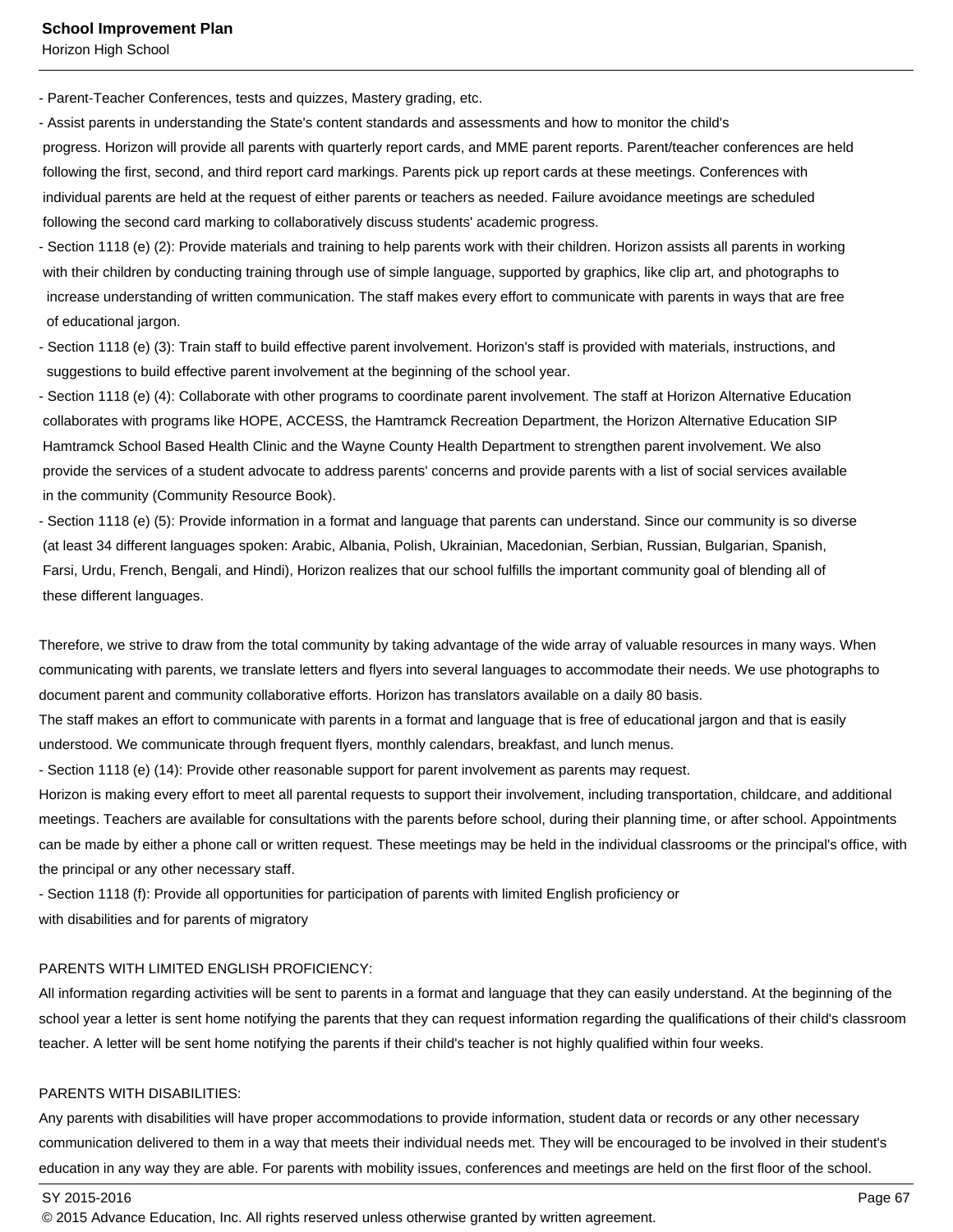- Parent-Teacher Conferences, tests and quizzes, Mastery grading, etc.
- Assist parents in understanding the State's content standards and assessments and how to monitor the child's progress. Horizon will provide all parents with quarterly report cards, and MME parent reports. Parent/teacher conferences are held following the first, second, and third report card markings. Parents pick up report cards at these meetings. Conferences with individual parents are held at the request of either parents or teachers as needed. Failure avoidance meetings are scheduled following the second card marking to collaboratively discuss students' academic progress.
- Section 1118 (e) (2): Provide materials and training to help parents work with their children. Horizon assists all parents in working with their children by conducting training through use of simple language, supported by graphics, like clip art, and photographs to increase understanding of written communication. The staff makes every effort to communicate with parents in ways that are free of educational jargon.
- Section 1118 (e) (3): Train staff to build effective parent involvement. Horizon's staff is provided with materials, instructions, and suggestions to build effective parent involvement at the beginning of the school year.
- Section 1118 (e) (4): Collaborate with other programs to coordinate parent involvement. The staff at Horizon Alternative Education collaborates with programs like HOPE, ACCESS, the Hamtramck Recreation Department, the Horizon Alternative Education SIP Hamtramck School Based Health Clinic and the Wayne County Health Department to strengthen parent involvement. We also provide the services of a student advocate to address parents' concerns and provide parents with a list of social services available in the community (Community Resource Book).
- Section 1118 (e) (5): Provide information in a format and language that parents can understand. Since our community is so diverse (at least 34 different languages spoken: Arabic, Albania, Polish, Ukrainian, Macedonian, Serbian, Russian, Bulgarian, Spanish, Farsi, Urdu, French, Bengali, and Hindi), Horizon realizes that our school fulfills the important community goal of blending all of these different languages.

Therefore, we strive to draw from the total community by taking advantage of the wide array of valuable resources in many ways. When communicating with parents, we translate letters and flyers into several languages to accommodate their needs. We use photographs to document parent and community collaborative efforts. Horizon has translators available on a daily 80 basis.
The staff makes an effort to communicate with parents in a format and language that is free of educational jargon and that is easily understood. We communicate through frequent flyers, monthly calendars, breakfast, and lunch menus.
- Section 1118 (e) (14): Provide other reasonable support for parent involvement as parents may request.
Horizon is making every effort to meet all parental requests to support their involvement, including transportation, childcare, and additional meetings. Teachers are available for consultations with the parents before school, during their planning time, or after school. Appointments can be made by either a phone call or written request. These meetings may be held in the individual classrooms or the principal's office, with the principal or any other necessary staff.
- Section 1118 (f): Provide all opportunities for participation of parents with limited English proficiency or with disabilities and for parents of migratory

PARENTS WITH LIMITED ENGLISH PROFICIENCY:
All information regarding activities will be sent to parents in a format and language that they can easily understand. At the beginning of the school year a letter is sent home notifying the parents that they can request information regarding the qualifications of their child's classroom teacher. A letter will be sent home notifying the parents if their child's teacher is not highly qualified within four weeks.

PARENTS WITH DISABILITIES:
Any parents with disabilities will have proper accommodations to provide information, student data or records or any other necessary communication delivered to them in a way that meets their individual needs met. They will be encouraged to be involved in their student's education in any way they are able. For parents with mobility issues, conferences and meetings are held on the first floor of the school.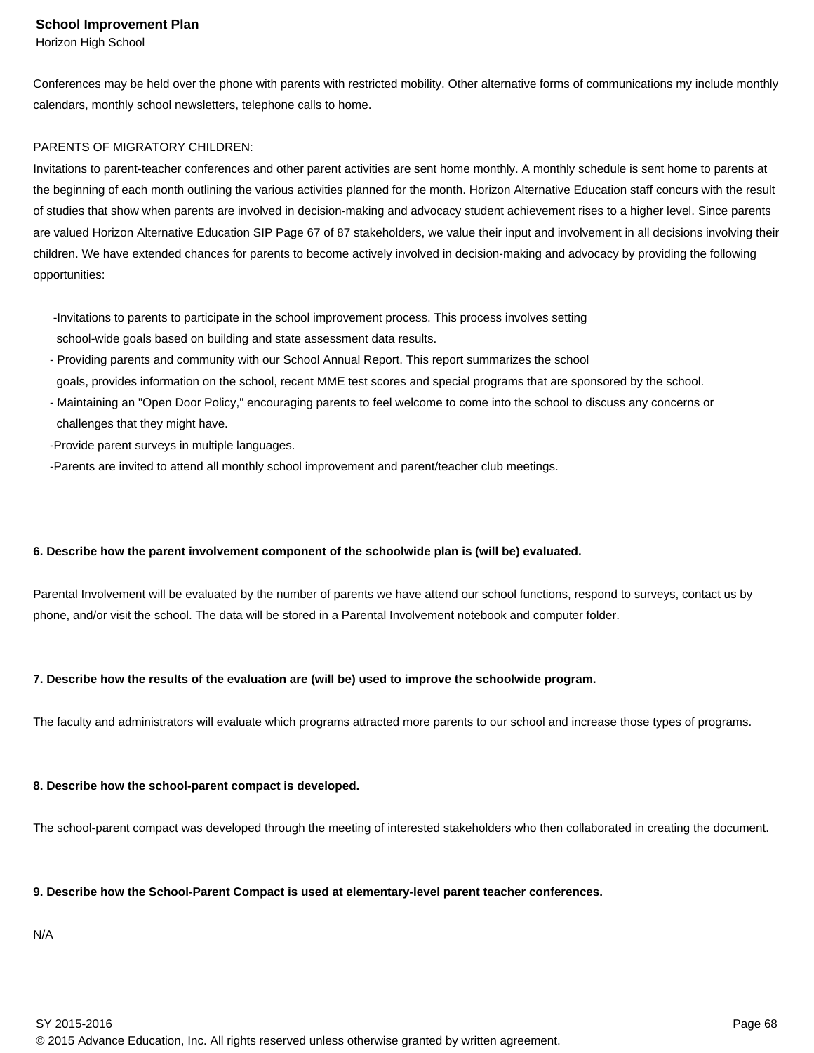Conferences may be held over the phone with parents with restricted mobility. Other alternative forms of communications my include monthly calendars, monthly school newsletters, telephone calls to home.

PARENTS OF MIGRATORY CHILDREN:
Invitations to parent-teacher conferences and other parent activities are sent home monthly. A monthly schedule is sent home to parents at the beginning of each month outlining the various activities planned for the month. Horizon Alternative Education staff concurs with the result of studies that show when parents are involved in decision-making and advocacy student achievement rises to a higher level. Since parents are valued Horizon Alternative Education SIP Page 67 of 87 stakeholders, we value their input and involvement in all decisions involving their children. We have extended chances for parents to become actively involved in decision-making and advocacy by providing the following opportunities:

- Invitations to parents to participate in the school improvement process. This process involves setting school-wide goals based on building and state assessment data results.
- Providing parents and community with our School Annual Report. This report summarizes the school goals, provides information on the school, recent MME test scores and special programs that are sponsored by the school.
- Maintaining an "Open Door Policy," encouraging parents to feel welcome to come into the school to discuss any concerns or challenges that they might have.
- Provide parent surveys in multiple languages.
- Parents are invited to attend all monthly school improvement and parent/teacher club meetings.

**6. Describe how the parent involvement component of the schoolwide plan is (will be) evaluated.**

Parental Involvement will be evaluated by the number of parents we have attend our school functions, respond to surveys, contact us by phone, and/or visit the school. The data will be stored in a Parental Involvement notebook and computer folder.

**7. Describe how the results of the evaluation are (will be) used to improve the schoolwide program.**

The faculty and administrators will evaluate which programs attracted more parents to our school and increase those types of programs.

**8. Describe how the school-parent compact is developed.**

The school-parent compact was developed through the meeting of interested stakeholders who then collaborated in creating the document.

**9. Describe how the School-Parent Compact is used at elementary-level parent teacher conferences.**

N/A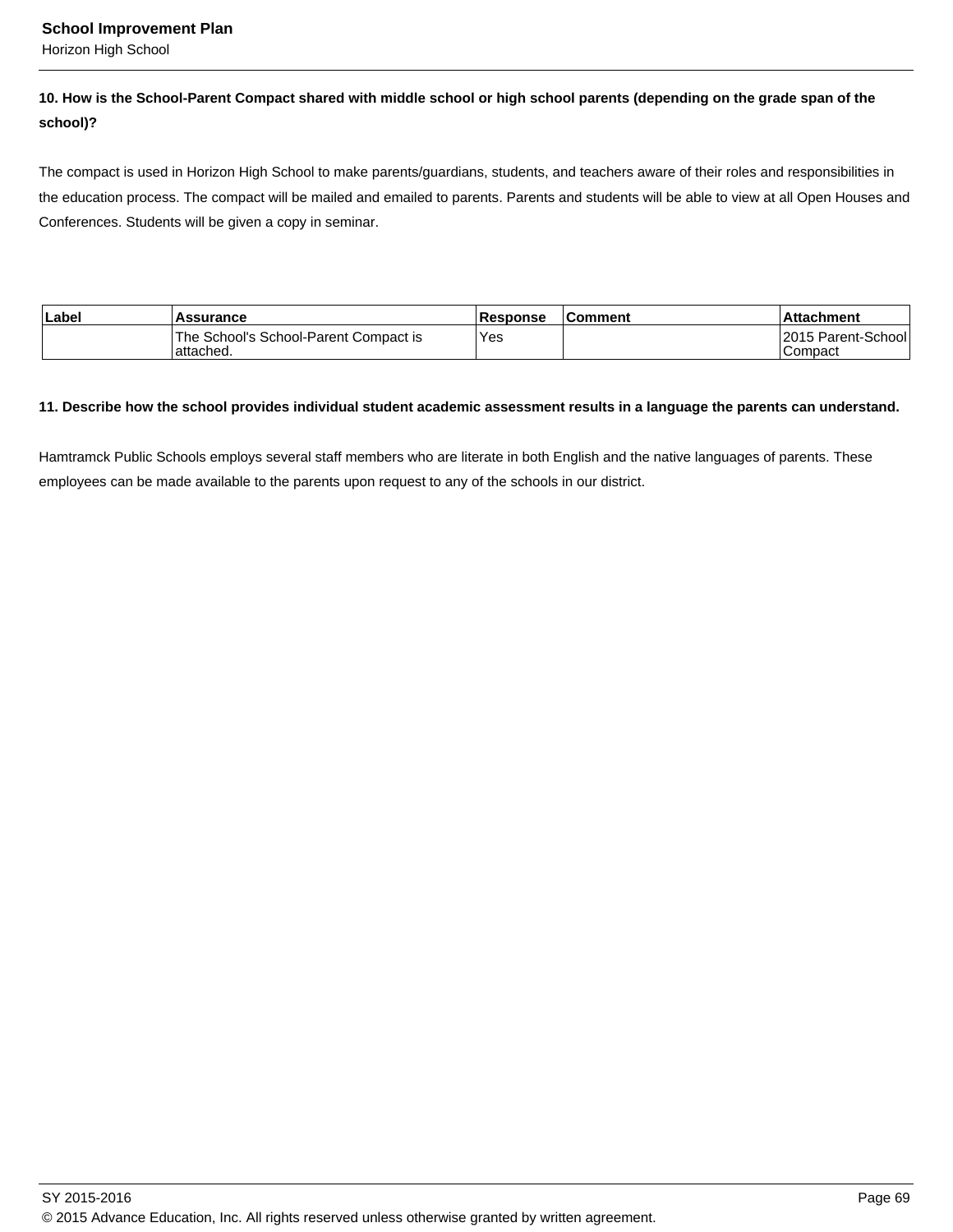**10. How is the School-Parent Compact shared with middle school or high school parents (depending on the grade span of the school)?**

The compact is used in Horizon High School to make parents/guardians, students, and teachers aware of their roles and responsibilities in the education process. The compact will be mailed and emailed to parents. Parents and students will be able to view at all Open Houses and Conferences. Students will be given a copy in seminar.

| Label | Assurance | Response | Comment | Attachment |
|---|---|---|---|---|
| | The School's School-Parent Compact is attached. | Yes | | 2015 Parent-School Compact |

**11. Describe how the school provides individual student academic assessment results in a language the parents can understand.**

Hamtramck Public Schools employs several staff members who are literate in both English and the native languages of parents. These employees can be made available to the parents upon request to any of the schools in our district.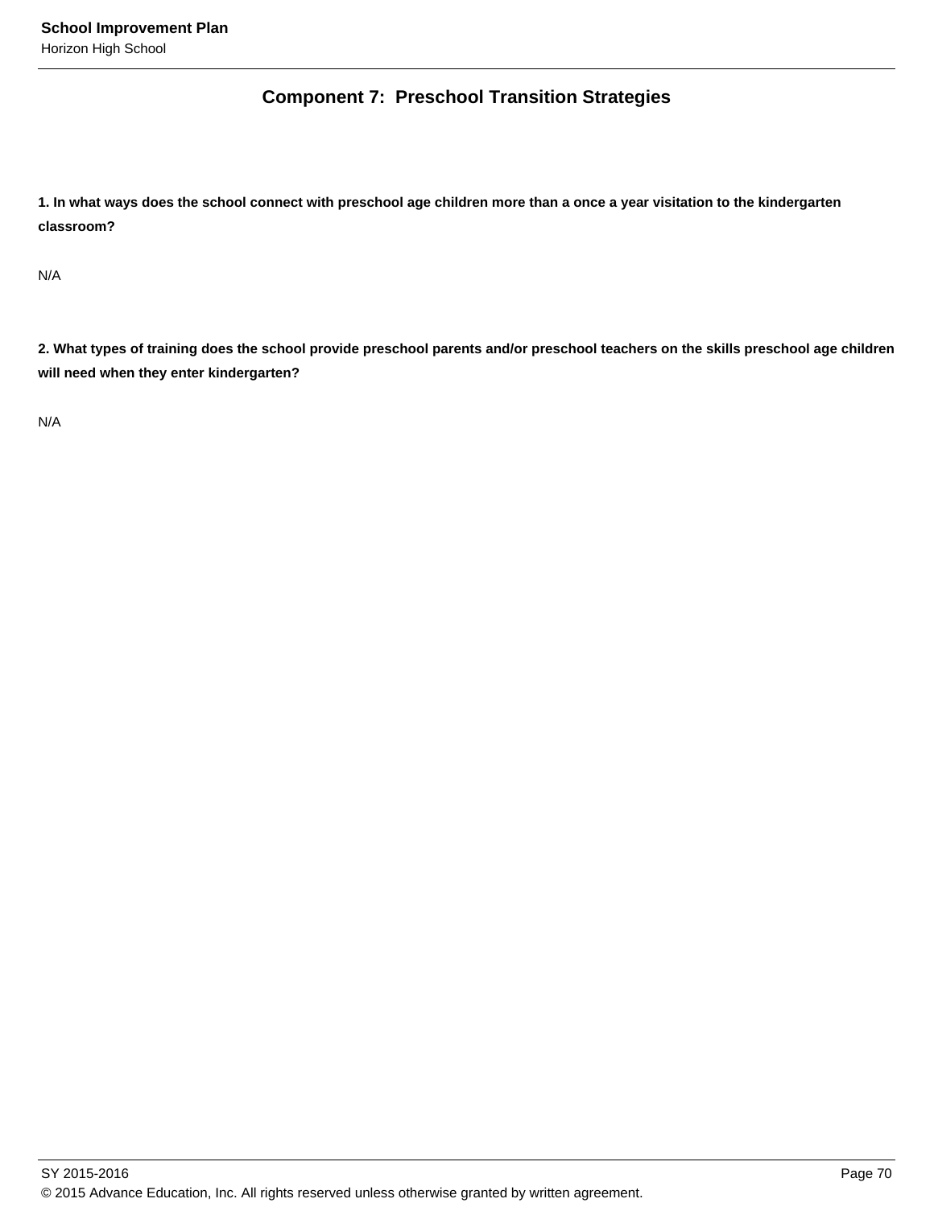## Component 7: Preschool Transition Strategies

**1. In what ways does the school connect with preschool age children more than a once a year visitation to the kindergarten classroom?**

N/A

**2. What types of training does the school provide preschool parents and/or preschool teachers on the skills preschool age children will need when they enter kindergarten?**

N/A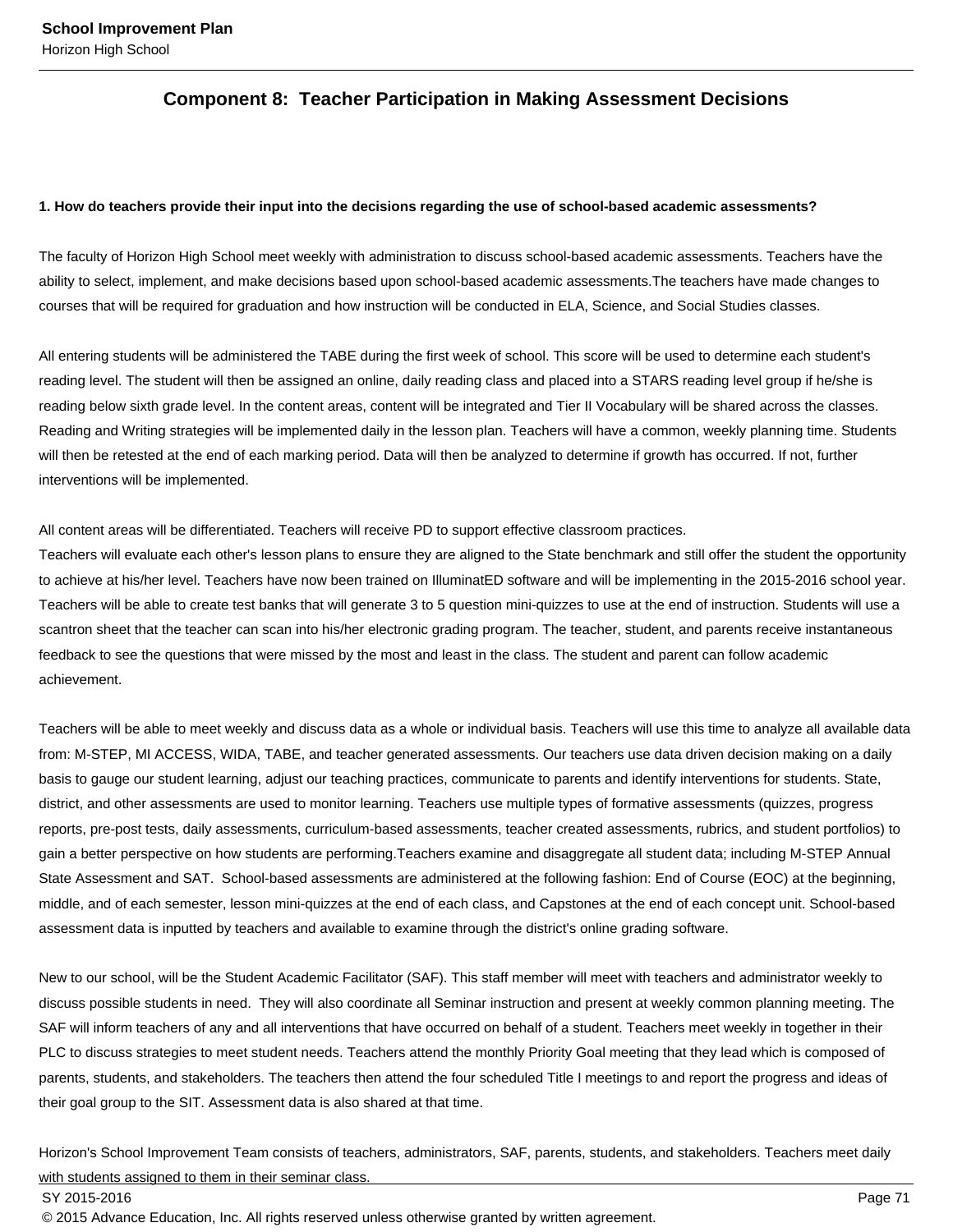## Component 8: Teacher Participation in Making Assessment Decisions

**1. How do teachers provide their input into the decisions regarding the use of school-based academic assessments?**

The faculty of Horizon High School meet weekly with administration to discuss school-based academic assessments. Teachers have the ability to select, implement, and make decisions based upon school-based academic assessments.The teachers have made changes to courses that will be required for graduation and how instruction will be conducted in ELA, Science, and Social Studies classes.

All entering students will be administered the TABE during the first week of school. This score will be used to determine each student's reading level. The student will then be assigned an online, daily reading class and placed into a STARS reading level group if he/she is reading below sixth grade level. In the content areas, content will be integrated and Tier II Vocabulary will be shared across the classes. Reading and Writing strategies will be implemented daily in the lesson plan. Teachers will have a common, weekly planning time. Students will then be retested at the end of each marking period. Data will then be analyzed to determine if growth has occurred. If not, further interventions will be implemented.

All content areas will be differentiated. Teachers will receive PD to support effective classroom practices.
Teachers will evaluate each other's lesson plans to ensure they are aligned to the State benchmark and still offer the student the opportunity to achieve at his/her level. Teachers have now been trained on IlluminatED software and will be implementing in the 2015-2016 school year. Teachers will be able to create test banks that will generate 3 to 5 question mini-quizzes to use at the end of instruction. Students will use a scantron sheet that the teacher can scan into his/her electronic grading program. The teacher, student, and parents receive instantaneous feedback to see the questions that were missed by the most and least in the class. The student and parent can follow academic achievement.

Teachers will be able to meet weekly and discuss data as a whole or individual basis. Teachers will use this time to analyze all available data from: M-STEP, MI ACCESS, WIDA, TABE, and teacher generated assessments. Our teachers use data driven decision making on a daily basis to gauge our student learning, adjust our teaching practices, communicate to parents and identify interventions for students. State, district, and other assessments are used to monitor learning. Teachers use multiple types of formative assessments (quizzes, progress reports, pre-post tests, daily assessments, curriculum-based assessments, teacher created assessments, rubrics, and student portfolios) to gain a better perspective on how students are performing.Teachers examine and disaggregate all student data; including M-STEP Annual State Assessment and SAT. School-based assessments are administered at the following fashion: End of Course (EOC) at the beginning, middle, and of each semester, lesson mini-quizzes at the end of each class, and Capstones at the end of each concept unit. School-based assessment data is inputted by teachers and available to examine through the district's online grading software.

New to our school, will be the Student Academic Facilitator (SAF). This staff member will meet with teachers and administrator weekly to discuss possible students in need. They will also coordinate all Seminar instruction and present at weekly common planning meeting. The SAF will inform teachers of any and all interventions that have occurred on behalf of a student. Teachers meet weekly in together in their PLC to discuss strategies to meet student needs. Teachers attend the monthly Priority Goal meeting that they lead which is composed of parents, students, and stakeholders. The teachers then attend the four scheduled Title I meetings to and report the progress and ideas of their goal group to the SIT. Assessment data is also shared at that time.

Horizon's School Improvement Team consists of teachers, administrators, SAF, parents, students, and stakeholders. Teachers meet daily with students assigned to them in their seminar class.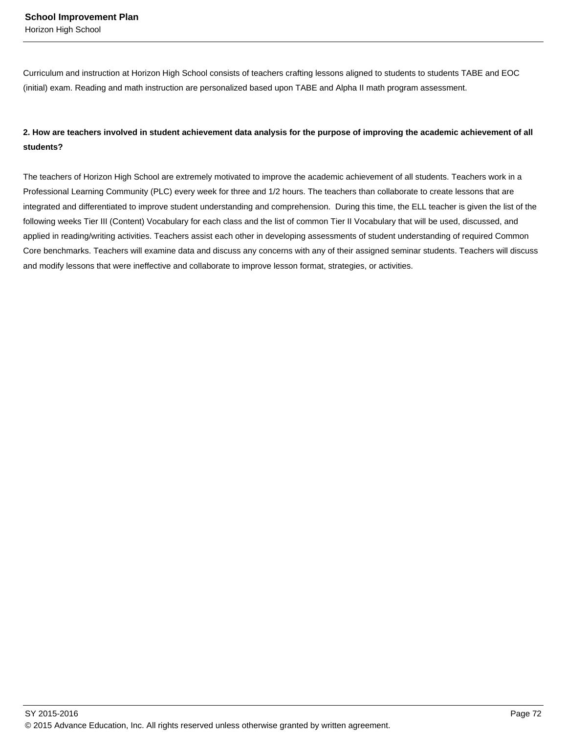Curriculum and instruction at Horizon High School consists of teachers crafting lessons aligned to students to students TABE and EOC (initial) exam. Reading and math instruction are personalized based upon TABE and Alpha II math program assessment.

**2. How are teachers involved in student achievement data analysis for the purpose of improving the academic achievement of all students?**

The teachers of Horizon High School are extremely motivated to improve the academic achievement of all students. Teachers work in a Professional Learning Community (PLC) every week for three and 1/2 hours. The teachers than collaborate to create lessons that are integrated and differentiated to improve student understanding and comprehension. During this time, the ELL teacher is given the list of the following weeks Tier III (Content) Vocabulary for each class and the list of common Tier II Vocabulary that will be used, discussed, and applied in reading/writing activities. Teachers assist each other in developing assessments of student understanding of required Common Core benchmarks. Teachers will examine data and discuss any concerns with any of their assigned seminar students. Teachers will discuss and modify lessons that were ineffective and collaborate to improve lesson format, strategies, or activities.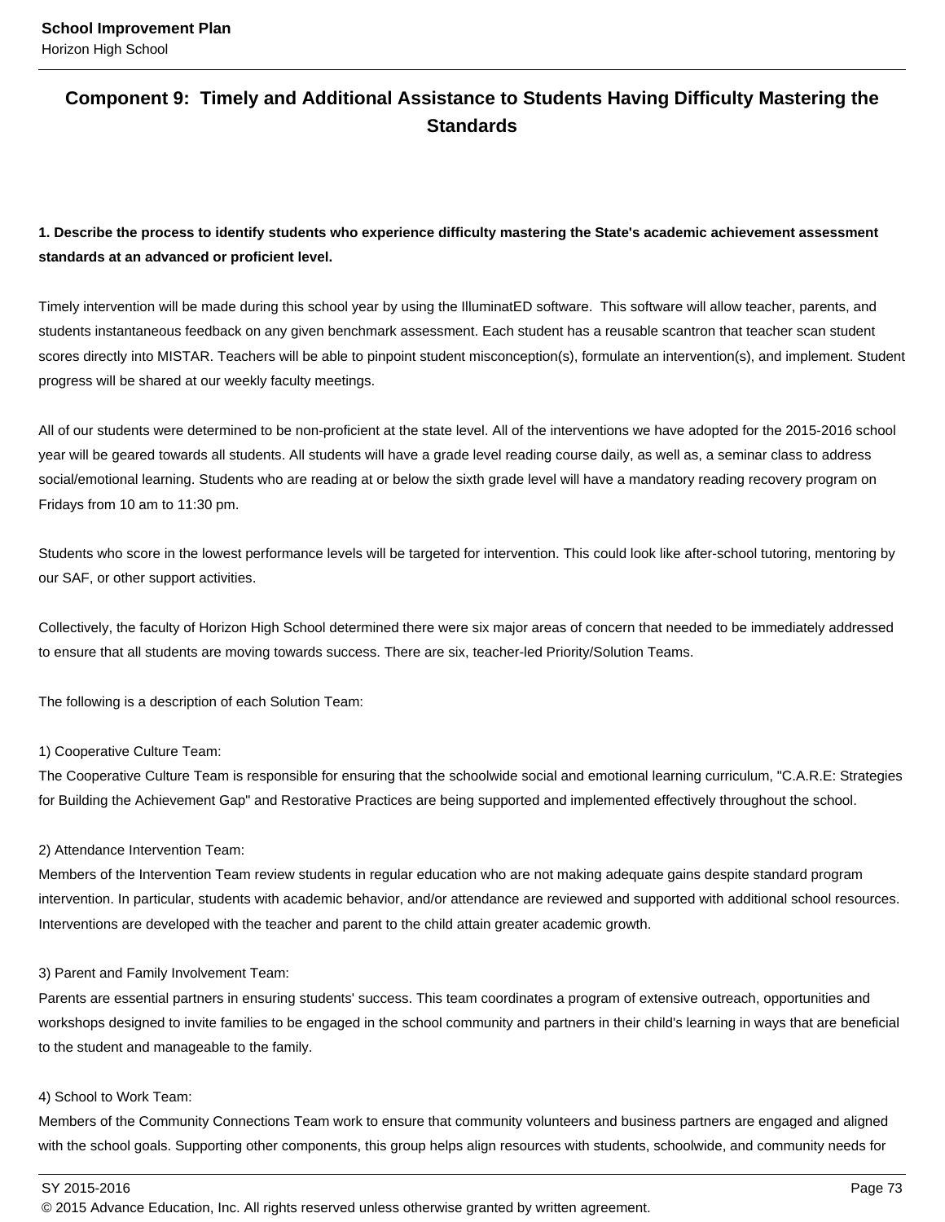## Component 9: Timely and Additional Assistance to Students Having Difficulty Mastering the Standards

**1. Describe the process to identify students who experience difficulty mastering the State's academic achievement assessment standards at an advanced or proficient level.**

Timely intervention will be made during this school year by using the IlluminatED software. This software will allow teacher, parents, and students instantaneous feedback on any given benchmark assessment. Each student has a reusable scantron that teacher scan student scores directly into MISTAR. Teachers will be able to pinpoint student misconception(s), formulate an intervention(s), and implement. Student progress will be shared at our weekly faculty meetings.

All of our students were determined to be non-proficient at the state level. All of the interventions we have adopted for the 2015-2016 school year will be geared towards all students. All students will have a grade level reading course daily, as well as, a seminar class to address social/emotional learning. Students who are reading at or below the sixth grade level will have a mandatory reading recovery program on Fridays from 10 am to 11:30 pm.

Students who score in the lowest performance levels will be targeted for intervention. This could look like after-school tutoring, mentoring by our SAF, or other support activities.

Collectively, the faculty of Horizon High School determined there were six major areas of concern that needed to be immediately addressed to ensure that all students are moving towards success. There are six, teacher-led Priority/Solution Teams.

The following is a description of each Solution Team:

1) Cooperative Culture Team:
The Cooperative Culture Team is responsible for ensuring that the schoolwide social and emotional learning curriculum, "C.A.R.E: Strategies for Building the Achievement Gap" and Restorative Practices are being supported and implemented effectively throughout the school.

2) Attendance Intervention Team:
Members of the Intervention Team review students in regular education who are not making adequate gains despite standard program intervention. In particular, students with academic behavior, and/or attendance are reviewed and supported with additional school resources. Interventions are developed with the teacher and parent to the child attain greater academic growth.

3) Parent and Family Involvement Team:
Parents are essential partners in ensuring students' success. This team coordinates a program of extensive outreach, opportunities and workshops designed to invite families to be engaged in the school community and partners in their child's learning in ways that are beneficial to the student and manageable to the family.

4) School to Work Team:
Members of the Community Connections Team work to ensure that community volunteers and business partners are engaged and aligned with the school goals. Supporting other components, this group helps align resources with students, schoolwide, and community needs for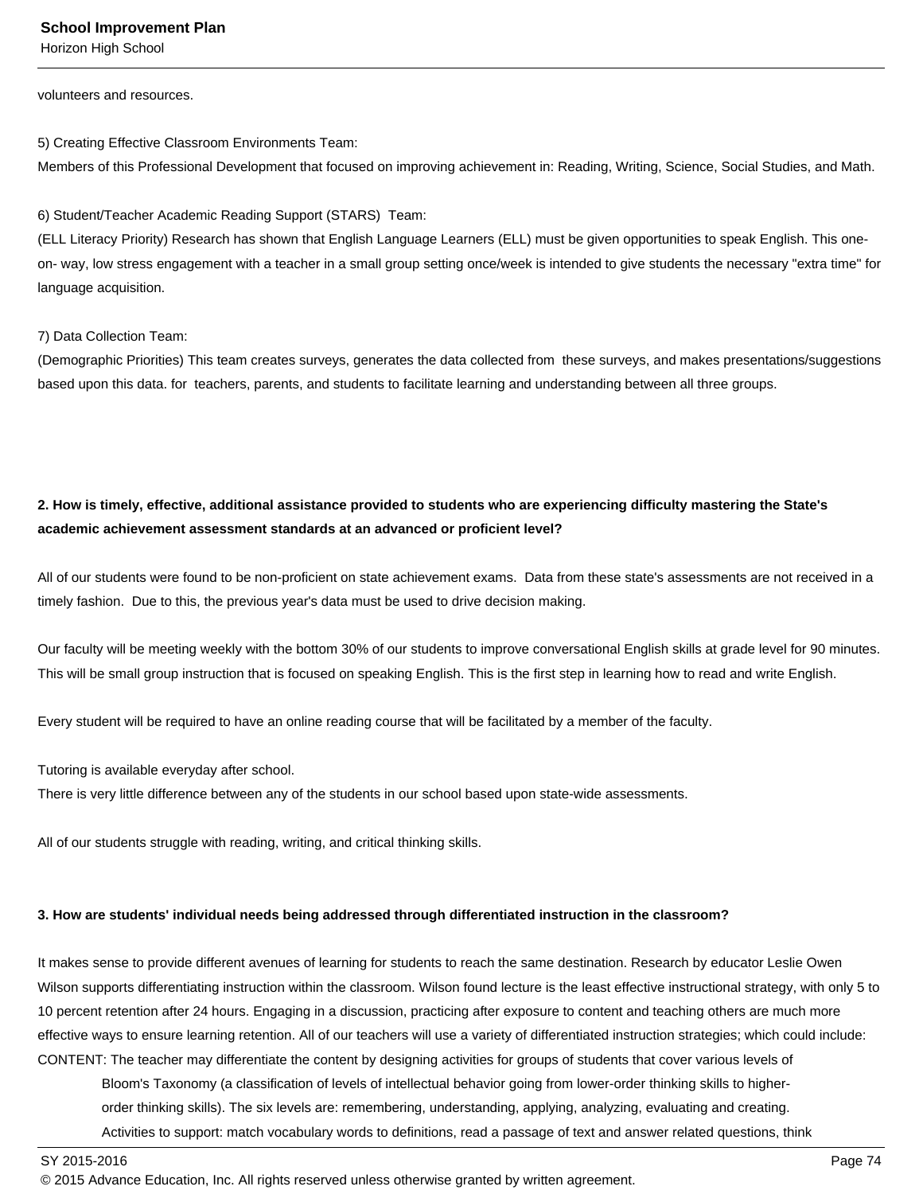volunteers and resources.

5) Creating Effective Classroom Environments Team:
Members of this Professional Development that focused on improving achievement in: Reading, Writing, Science, Social Studies, and Math.

6) Student/Teacher Academic Reading Support (STARS) Team:
(ELL Literacy Priority) Research has shown that English Language Learners (ELL) must be given opportunities to speak English. This one-on- way, low stress engagement with a teacher in a small group setting once/week is intended to give students the necessary "extra time" for language acquisition.

7) Data Collection Team:
(Demographic Priorities) This team creates surveys, generates the data collected from these surveys, and makes presentations/suggestions based upon this data. for teachers, parents, and students to facilitate learning and understanding between all three groups.

**2. How is timely, effective, additional assistance provided to students who are experiencing difficulty mastering the State's academic achievement assessment standards at an advanced or proficient level?**

All of our students were found to be non-proficient on state achievement exams. Data from these state's assessments are not received in a timely fashion. Due to this, the previous year's data must be used to drive decision making.

Our faculty will be meeting weekly with the bottom 30% of our students to improve conversational English skills at grade level for 90 minutes. This will be small group instruction that is focused on speaking English. This is the first step in learning how to read and write English.

Every student will be required to have an online reading course that will be facilitated by a member of the faculty.

Tutoring is available everyday after school.
There is very little difference between any of the students in our school based upon state-wide assessments.

All of our students struggle with reading, writing, and critical thinking skills.

**3. How are students' individual needs being addressed through differentiated instruction in the classroom?**

It makes sense to provide different avenues of learning for students to reach the same destination. Research by educator Leslie Owen Wilson supports differentiating instruction within the classroom. Wilson found lecture is the least effective instructional strategy, with only 5 to 10 percent retention after 24 hours. Engaging in a discussion, practicing after exposure to content and teaching others are much more effective ways to ensure learning retention. All of our teachers will use a variety of differentiated instruction strategies; which could include:
CONTENT: The teacher may differentiate the content by designing activities for groups of students that cover various levels of Bloom's Taxonomy (a classification of levels of intellectual behavior going from lower-order thinking skills to higher-order thinking skills). The six levels are: remembering, understanding, applying, analyzing, evaluating and creating. Activities to support: match vocabulary words to definitions, read a passage of text and answer related questions, think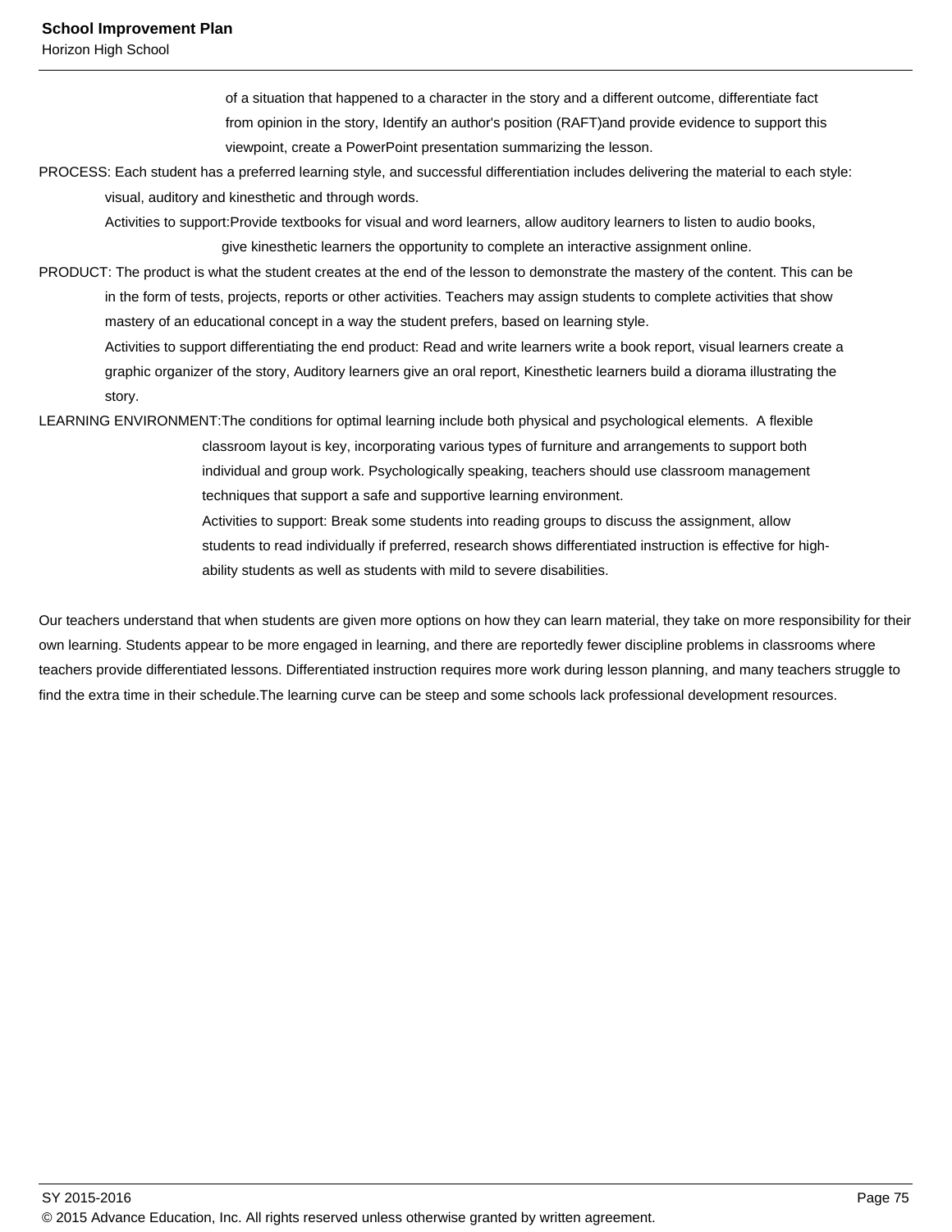of a situation that happened to a character in the story and a different outcome, differentiate fact from opinion in the story, Identify an author's position (RAFT)and provide evidence to support this viewpoint, create a PowerPoint presentation summarizing the lesson.

PROCESS: Each student has a preferred learning style, and successful differentiation includes delivering the material to each style: visual, auditory and kinesthetic and through words.

Activities to support:Provide textbooks for visual and word learners, allow auditory learners to listen to audio books, give kinesthetic learners the opportunity to complete an interactive assignment online.

PRODUCT: The product is what the student creates at the end of the lesson to demonstrate the mastery of the content. This can be in the form of tests, projects, reports or other activities. Teachers may assign students to complete activities that show mastery of an educational concept in a way the student prefers, based on learning style.

Activities to support differentiating the end product: Read and write learners write a book report, visual learners create a graphic organizer of the story, Auditory learners give an oral report, Kinesthetic learners build a diorama illustrating the story.

LEARNING ENVIRONMENT:The conditions for optimal learning include both physical and psychological elements.  A flexible classroom layout is key, incorporating various types of furniture and arrangements to support both individual and group work. Psychologically speaking, teachers should use classroom management techniques that support a safe and supportive learning environment.

Activities to support: Break some students into reading groups to discuss the assignment, allow students to read individually if preferred, research shows differentiated instruction is effective for high-ability students as well as students with mild to severe disabilities.

Our teachers understand that when students are given more options on how they can learn material, they take on more responsibility for their own learning. Students appear to be more engaged in learning, and there are reportedly fewer discipline problems in classrooms where teachers provide differentiated lessons. Differentiated instruction requires more work during lesson planning, and many teachers struggle to find the extra time in their schedule.The learning curve can be steep and some schools lack professional development resources.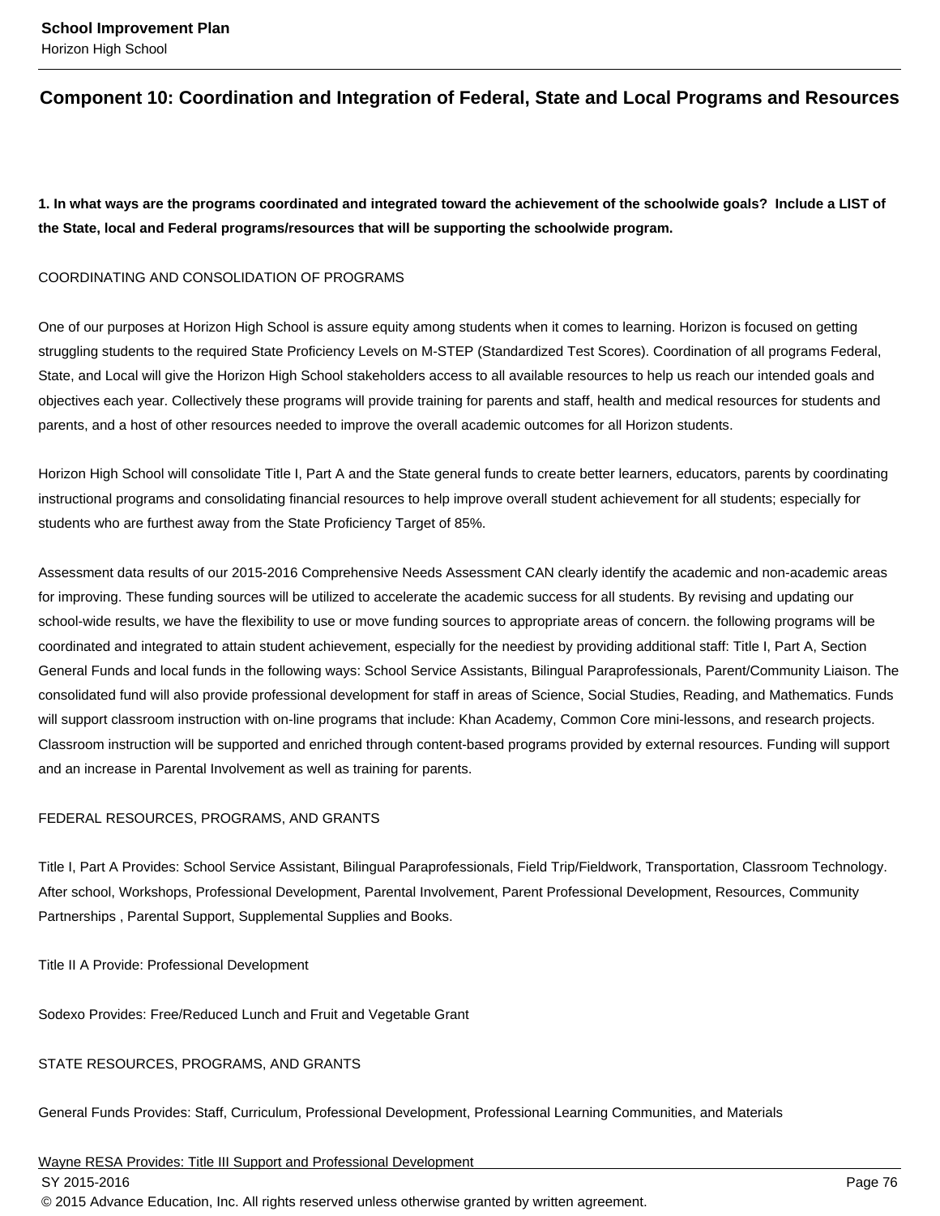## Component 10: Coordination and Integration of Federal, State and Local Programs and Resources

**1. In what ways are the programs coordinated and integrated toward the achievement of the schoolwide goals? Include a LIST of the State, local and Federal programs/resources that will be supporting the schoolwide program.**

COORDINATING AND CONSOLIDATION OF PROGRAMS

One of our purposes at Horizon High School is assure equity among students when it comes to learning. Horizon is focused on getting struggling students to the required State Proficiency Levels on M-STEP (Standardized Test Scores). Coordination of all programs Federal, State, and Local will give the Horizon High School stakeholders access to all available resources to help us reach our intended goals and objectives each year. Collectively these programs will provide training for parents and staff, health and medical resources for students and parents, and a host of other resources needed to improve the overall academic outcomes for all Horizon students.

Horizon High School will consolidate Title I, Part A and the State general funds to create better learners, educators, parents by coordinating instructional programs and consolidating financial resources to help improve overall student achievement for all students; especially for students who are furthest away from the State Proficiency Target of 85%.

Assessment data results of our 2015-2016 Comprehensive Needs Assessment CAN clearly identify the academic and non-academic areas for improving. These funding sources will be utilized to accelerate the academic success for all students. By revising and updating our school-wide results, we have the flexibility to use or move funding sources to appropriate areas of concern. the following programs will be coordinated and integrated to attain student achievement, especially for the neediest by providing additional staff: Title I, Part A, Section General Funds and local funds in the following ways: School Service Assistants, Bilingual Paraprofessionals, Parent/Community Liaison. The consolidated fund will also provide professional development for staff in areas of Science, Social Studies, Reading, and Mathematics. Funds will support classroom instruction with on-line programs that include: Khan Academy, Common Core mini-lessons, and research projects. Classroom instruction will be supported and enriched through content-based programs provided by external resources. Funding will support and an increase in Parental Involvement as well as training for parents.

FEDERAL RESOURCES, PROGRAMS, AND GRANTS

Title I, Part A Provides: School Service Assistant, Bilingual Paraprofessionals, Field Trip/Fieldwork, Transportation, Classroom Technology. After school, Workshops, Professional Development, Parental Involvement, Parent Professional Development, Resources, Community Partnerships , Parental Support, Supplemental Supplies and Books.

Title II A Provide: Professional Development

Sodexo Provides: Free/Reduced Lunch and Fruit and Vegetable Grant

STATE RESOURCES, PROGRAMS, AND GRANTS

General Funds Provides: Staff, Curriculum, Professional Development, Professional Learning Communities, and Materials

Wayne RESA Provides: Title III Support and Professional Development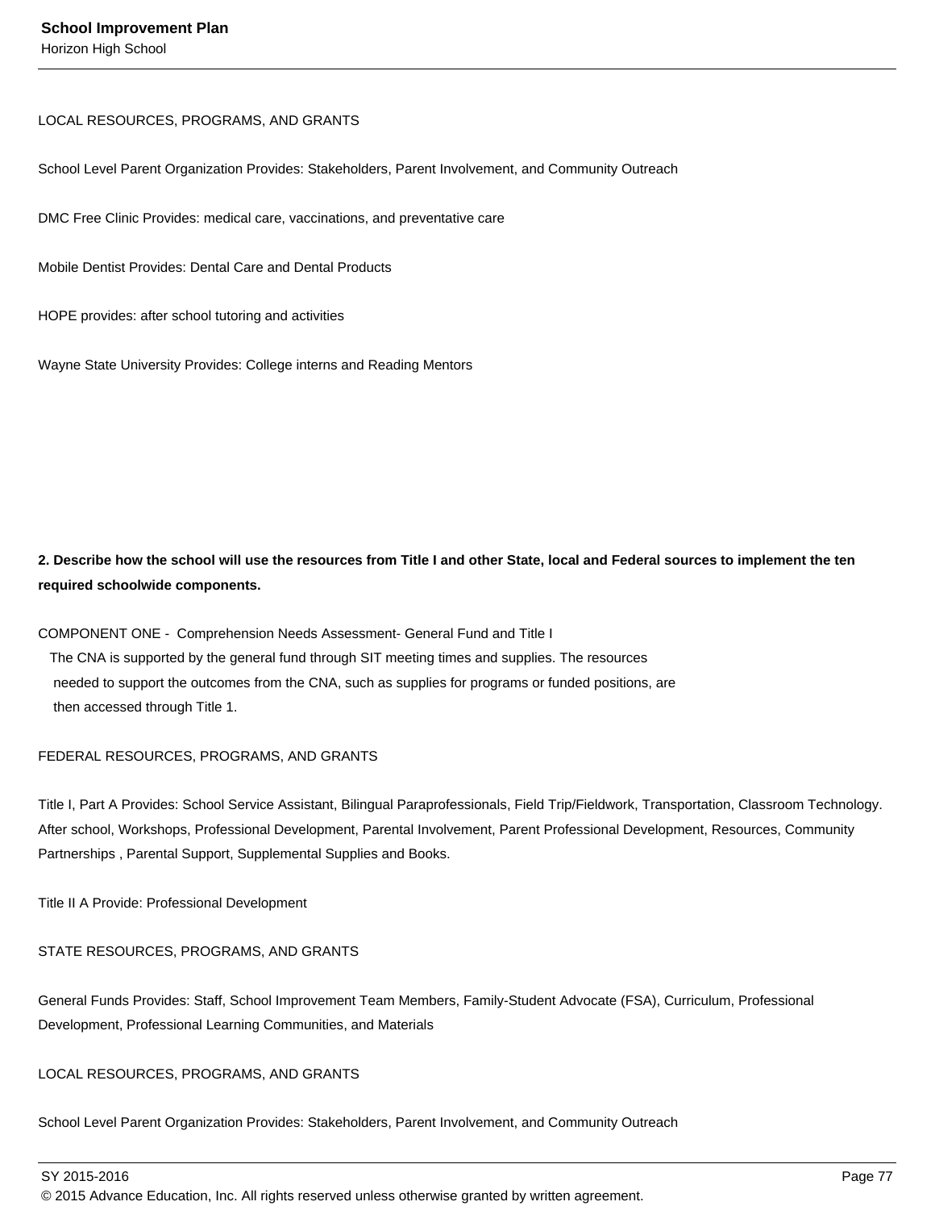LOCAL RESOURCES, PROGRAMS, AND GRANTS

School Level Parent Organization Provides: Stakeholders, Parent Involvement, and Community Outreach

DMC Free Clinic Provides: medical care, vaccinations, and preventative care

Mobile Dentist Provides: Dental Care and Dental Products

HOPE provides: after school tutoring and activities

Wayne State University Provides: College interns and Reading Mentors

**2. Describe how the school will use the resources from Title I and other State, local and Federal sources to implement the ten required schoolwide components.**

COMPONENT ONE - Comprehension Needs Assessment- General Fund and Title I
The CNA is supported by the general fund through SIT meeting times and supplies. The resources needed to support the outcomes from the CNA, such as supplies for programs or funded positions, are then accessed through Title 1.

FEDERAL RESOURCES, PROGRAMS, AND GRANTS

Title I, Part A Provides: School Service Assistant, Bilingual Paraprofessionals, Field Trip/Fieldwork, Transportation, Classroom Technology. After school, Workshops, Professional Development, Parental Involvement, Parent Professional Development, Resources, Community Partnerships , Parental Support, Supplemental Supplies and Books.

Title II A Provide: Professional Development

STATE RESOURCES, PROGRAMS, AND GRANTS

General Funds Provides: Staff, School Improvement Team Members, Family-Student Advocate (FSA), Curriculum, Professional Development, Professional Learning Communities, and Materials

LOCAL RESOURCES, PROGRAMS, AND GRANTS

School Level Parent Organization Provides: Stakeholders, Parent Involvement, and Community Outreach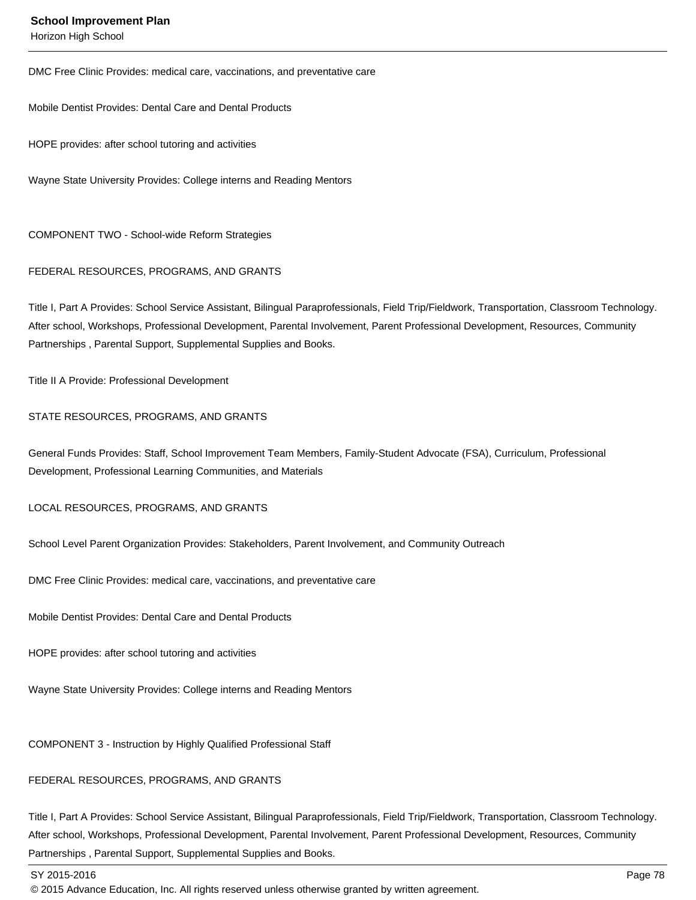DMC Free Clinic Provides: medical care, vaccinations, and preventative care

Mobile Dentist Provides: Dental Care and Dental Products

HOPE provides: after school tutoring and activities

Wayne State University Provides: College interns and Reading Mentors

COMPONENT TWO - School-wide Reform Strategies

FEDERAL RESOURCES, PROGRAMS, AND GRANTS

Title I, Part A Provides: School Service Assistant, Bilingual Paraprofessionals, Field Trip/Fieldwork, Transportation, Classroom Technology. After school, Workshops, Professional Development, Parental Involvement, Parent Professional Development, Resources, Community Partnerships , Parental Support, Supplemental Supplies and Books.

Title II A Provide: Professional Development

STATE RESOURCES, PROGRAMS, AND GRANTS

General Funds Provides: Staff, School Improvement Team Members, Family-Student Advocate (FSA), Curriculum, Professional Development, Professional Learning Communities, and Materials

LOCAL RESOURCES, PROGRAMS, AND GRANTS

School Level Parent Organization Provides: Stakeholders, Parent Involvement, and Community Outreach

DMC Free Clinic Provides: medical care, vaccinations, and preventative care

Mobile Dentist Provides: Dental Care and Dental Products

HOPE provides: after school tutoring and activities

Wayne State University Provides: College interns and Reading Mentors

COMPONENT 3 - Instruction by Highly Qualified Professional Staff

FEDERAL RESOURCES, PROGRAMS, AND GRANTS

Title I, Part A Provides: School Service Assistant, Bilingual Paraprofessionals, Field Trip/Fieldwork, Transportation, Classroom Technology. After school, Workshops, Professional Development, Parental Involvement, Parent Professional Development, Resources, Community Partnerships , Parental Support, Supplemental Supplies and Books.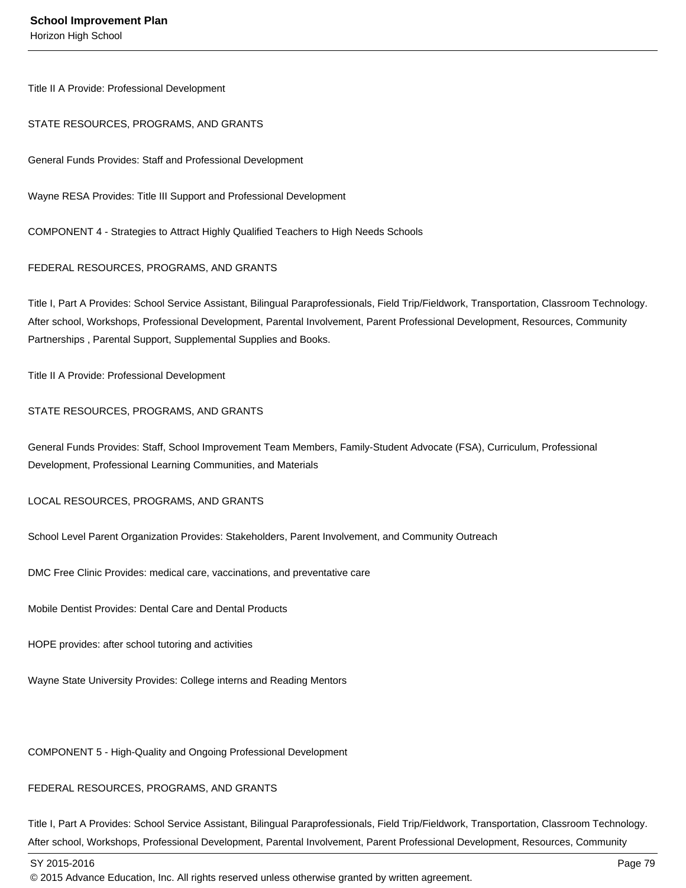Title II A Provide: Professional Development

STATE RESOURCES, PROGRAMS, AND GRANTS

General Funds Provides: Staff and Professional Development

Wayne RESA Provides: Title III Support and Professional Development

COMPONENT 4 - Strategies to Attract Highly Qualified Teachers to High Needs Schools

FEDERAL RESOURCES, PROGRAMS, AND GRANTS

Title I, Part A Provides: School Service Assistant, Bilingual Paraprofessionals, Field Trip/Fieldwork, Transportation, Classroom Technology. After school, Workshops, Professional Development, Parental Involvement, Parent Professional Development, Resources, Community Partnerships , Parental Support, Supplemental Supplies and Books.

Title II A Provide: Professional Development

STATE RESOURCES, PROGRAMS, AND GRANTS

General Funds Provides: Staff, School Improvement Team Members, Family-Student Advocate (FSA), Curriculum, Professional Development, Professional Learning Communities, and Materials

LOCAL RESOURCES, PROGRAMS, AND GRANTS

School Level Parent Organization Provides: Stakeholders, Parent Involvement, and Community Outreach

DMC Free Clinic Provides: medical care, vaccinations, and preventative care

Mobile Dentist Provides: Dental Care and Dental Products

HOPE provides: after school tutoring and activities

Wayne State University Provides: College interns and Reading Mentors

COMPONENT 5 - High-Quality and Ongoing Professional Development

FEDERAL RESOURCES, PROGRAMS, AND GRANTS

Title I, Part A Provides: School Service Assistant, Bilingual Paraprofessionals, Field Trip/Fieldwork, Transportation, Classroom Technology. After school, Workshops, Professional Development, Parental Involvement, Parent Professional Development, Resources, Community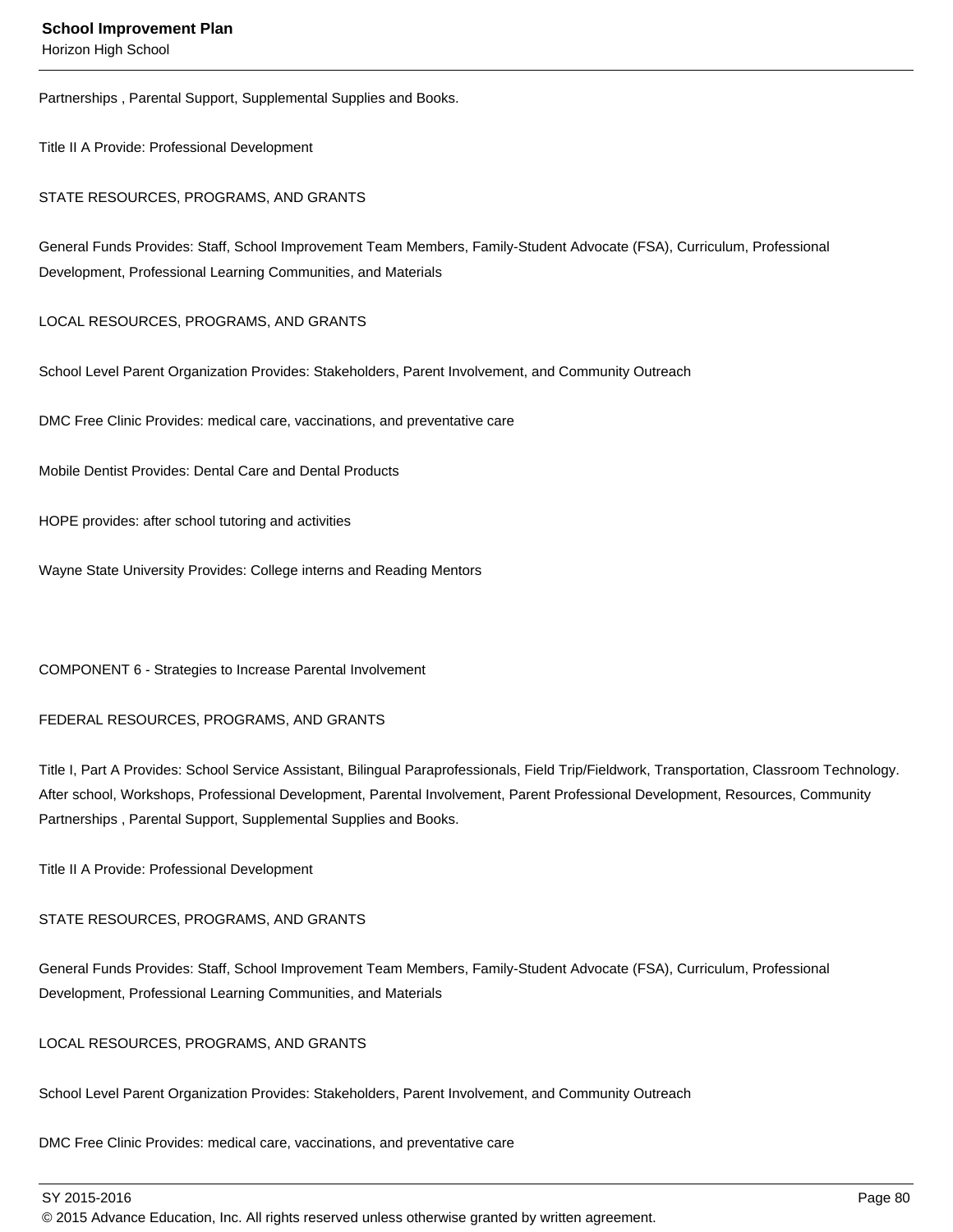Partnerships , Parental Support, Supplemental Supplies and Books.

Title II A Provide: Professional Development

STATE RESOURCES, PROGRAMS, AND GRANTS

General Funds Provides: Staff, School Improvement Team Members, Family-Student Advocate (FSA), Curriculum, Professional Development, Professional Learning Communities, and Materials

LOCAL RESOURCES, PROGRAMS, AND GRANTS

School Level Parent Organization Provides: Stakeholders, Parent Involvement, and Community Outreach

DMC Free Clinic Provides: medical care, vaccinations, and preventative care

Mobile Dentist Provides: Dental Care and Dental Products

HOPE provides: after school tutoring and activities

Wayne State University Provides: College interns and Reading Mentors

COMPONENT 6 - Strategies to Increase Parental Involvement

FEDERAL RESOURCES, PROGRAMS, AND GRANTS

Title I, Part A Provides: School Service Assistant, Bilingual Paraprofessionals, Field Trip/Fieldwork, Transportation, Classroom Technology. After school, Workshops, Professional Development, Parental Involvement, Parent Professional Development, Resources, Community Partnerships , Parental Support, Supplemental Supplies and Books.

Title II A Provide: Professional Development

STATE RESOURCES, PROGRAMS, AND GRANTS

General Funds Provides: Staff, School Improvement Team Members, Family-Student Advocate (FSA), Curriculum, Professional Development, Professional Learning Communities, and Materials

LOCAL RESOURCES, PROGRAMS, AND GRANTS

School Level Parent Organization Provides: Stakeholders, Parent Involvement, and Community Outreach

DMC Free Clinic Provides: medical care, vaccinations, and preventative care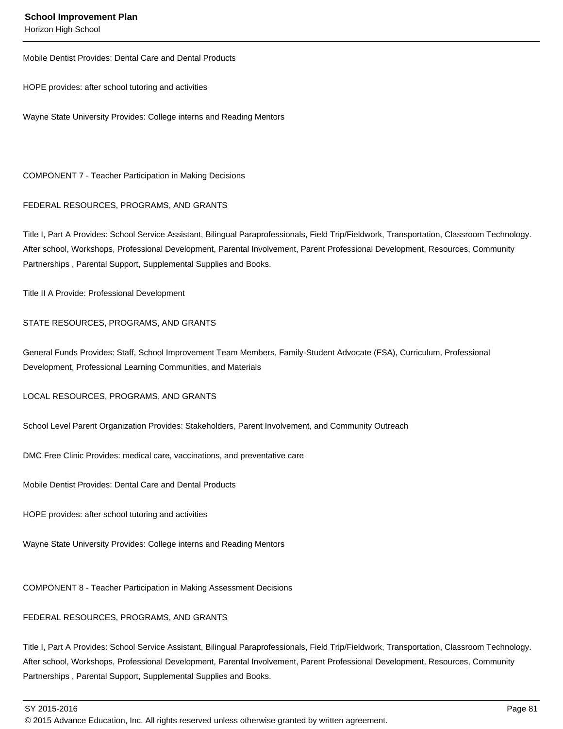Mobile Dentist Provides: Dental Care and Dental Products

HOPE provides: after school tutoring and activities

Wayne State University Provides: College interns and Reading Mentors

COMPONENT 7 - Teacher Participation in Making Decisions

FEDERAL RESOURCES, PROGRAMS, AND GRANTS

Title I, Part A Provides: School Service Assistant, Bilingual Paraprofessionals, Field Trip/Fieldwork, Transportation, Classroom Technology. After school, Workshops, Professional Development, Parental Involvement, Parent Professional Development, Resources, Community Partnerships , Parental Support, Supplemental Supplies and Books.

Title II A Provide: Professional Development

STATE RESOURCES, PROGRAMS, AND GRANTS

General Funds Provides: Staff, School Improvement Team Members, Family-Student Advocate (FSA), Curriculum, Professional Development, Professional Learning Communities, and Materials

LOCAL RESOURCES, PROGRAMS, AND GRANTS

School Level Parent Organization Provides: Stakeholders, Parent Involvement, and Community Outreach

DMC Free Clinic Provides: medical care, vaccinations, and preventative care

Mobile Dentist Provides: Dental Care and Dental Products

HOPE provides: after school tutoring and activities

Wayne State University Provides: College interns and Reading Mentors

COMPONENT 8 - Teacher Participation in Making Assessment Decisions

FEDERAL RESOURCES, PROGRAMS, AND GRANTS

Title I, Part A Provides: School Service Assistant, Bilingual Paraprofessionals, Field Trip/Fieldwork, Transportation, Classroom Technology. After school, Workshops, Professional Development, Parental Involvement, Parent Professional Development, Resources, Community Partnerships , Parental Support, Supplemental Supplies and Books.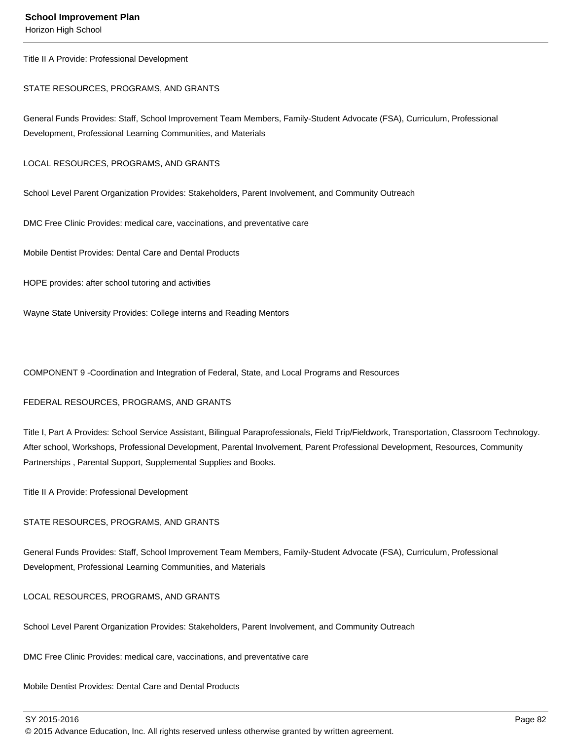Title II A Provide: Professional Development

STATE RESOURCES, PROGRAMS, AND GRANTS

General Funds Provides: Staff, School Improvement Team Members, Family-Student Advocate (FSA), Curriculum, Professional Development, Professional Learning Communities, and Materials

LOCAL RESOURCES, PROGRAMS, AND GRANTS

School Level Parent Organization Provides: Stakeholders, Parent Involvement, and Community Outreach

DMC Free Clinic Provides: medical care, vaccinations, and preventative care

Mobile Dentist Provides: Dental Care and Dental Products

HOPE provides: after school tutoring and activities

Wayne State University Provides: College interns and Reading Mentors

COMPONENT 9 -Coordination and Integration of Federal, State, and Local Programs and Resources

FEDERAL RESOURCES, PROGRAMS, AND GRANTS

Title I, Part A Provides: School Service Assistant, Bilingual Paraprofessionals, Field Trip/Fieldwork, Transportation, Classroom Technology. After school, Workshops, Professional Development, Parental Involvement, Parent Professional Development, Resources, Community Partnerships , Parental Support, Supplemental Supplies and Books.

Title II A Provide: Professional Development

STATE RESOURCES, PROGRAMS, AND GRANTS

General Funds Provides: Staff, School Improvement Team Members, Family-Student Advocate (FSA), Curriculum, Professional Development, Professional Learning Communities, and Materials

LOCAL RESOURCES, PROGRAMS, AND GRANTS

School Level Parent Organization Provides: Stakeholders, Parent Involvement, and Community Outreach

DMC Free Clinic Provides: medical care, vaccinations, and preventative care

Mobile Dentist Provides: Dental Care and Dental Products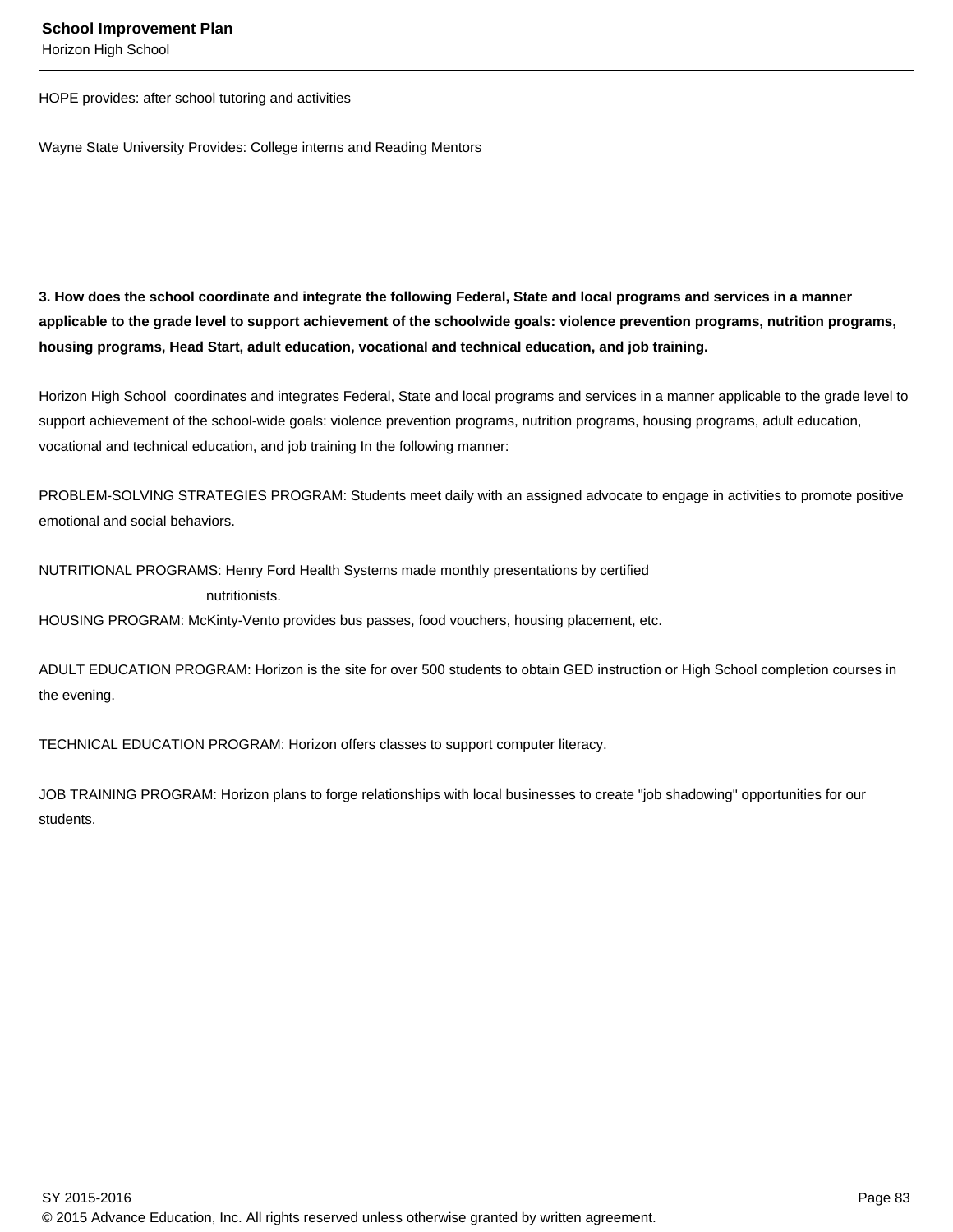HOPE provides: after school tutoring and activities

Wayne State University Provides: College interns and Reading Mentors

**3. How does the school coordinate and integrate the following Federal, State and local programs and services in a manner applicable to the grade level to support achievement of the schoolwide goals: violence prevention programs, nutrition programs, housing programs, Head Start, adult education, vocational and technical education, and job training.**

Horizon High School coordinates and integrates Federal, State and local programs and services in a manner applicable to the grade level to support achievement of the school-wide goals: violence prevention programs, nutrition programs, housing programs, adult education, vocational and technical education, and job training In the following manner:

PROBLEM-SOLVING STRATEGIES PROGRAM: Students meet daily with an assigned advocate to engage in activities to promote positive emotional and social behaviors.

NUTRITIONAL PROGRAMS: Henry Ford Health Systems made monthly presentations by certified nutritionists.

HOUSING PROGRAM: McKinty-Vento provides bus passes, food vouchers, housing placement, etc.

ADULT EDUCATION PROGRAM: Horizon is the site for over 500 students to obtain GED instruction or High School completion courses in the evening.

TECHNICAL EDUCATION PROGRAM: Horizon offers classes to support computer literacy.

JOB TRAINING PROGRAM: Horizon plans to forge relationships with local businesses to create "job shadowing" opportunities for our students.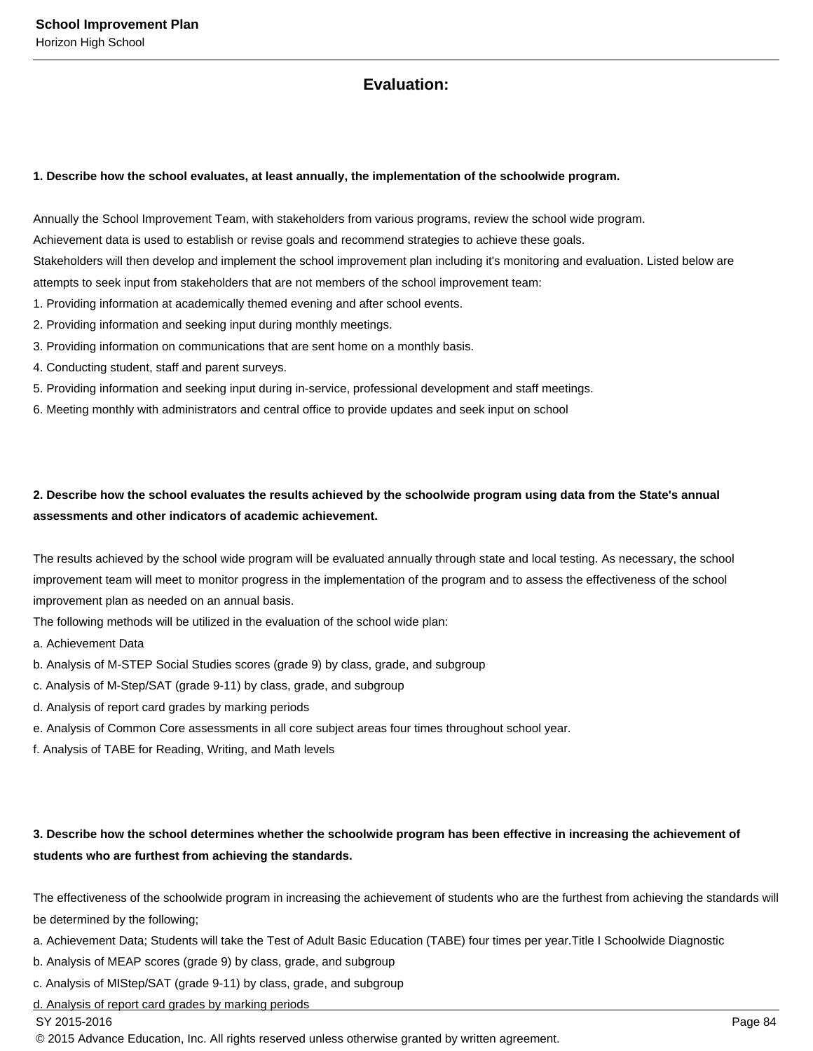## Evaluation:

**1. Describe how the school evaluates, at least annually, the implementation of the schoolwide program.**

Annually the School Improvement Team, with stakeholders from various programs, review the school wide program.
Achievement data is used to establish or revise goals and recommend strategies to achieve these goals.
Stakeholders will then develop and implement the school improvement plan including it's monitoring and evaluation. Listed below are attempts to seek input from stakeholders that are not members of the school improvement team:
1. Providing information at academically themed evening and after school events.
2. Providing information and seeking input during monthly meetings.
3. Providing information on communications that are sent home on a monthly basis.
4. Conducting student, staff and parent surveys.
5. Providing information and seeking input during in-service, professional development and staff meetings.
6. Meeting monthly with administrators and central office to provide updates and seek input on school

**2. Describe how the school evaluates the results achieved by the schoolwide program using data from the State's annual assessments and other indicators of academic achievement.**

The results achieved by the school wide program will be evaluated annually through state and local testing. As necessary, the school improvement team will meet to monitor progress in the implementation of the program and to assess the effectiveness of the school improvement plan as needed on an annual basis.
The following methods will be utilized in the evaluation of the school wide plan:
a. Achievement Data
b. Analysis of M-STEP Social Studies scores (grade 9) by class, grade, and subgroup
c. Analysis of M-Step/SAT (grade 9-11) by class, grade, and subgroup
d. Analysis of report card grades by marking periods
e. Analysis of Common Core assessments in all core subject areas four times throughout school year.
f. Analysis of TABE for Reading, Writing, and Math levels

**3. Describe how the school determines whether the schoolwide program has been effective in increasing the achievement of students who are furthest from achieving the standards.**

The effectiveness of the schoolwide program in increasing the achievement of students who are the furthest from achieving the standards will be determined by the following;
a. Achievement Data; Students will take the Test of Adult Basic Education (TABE) four times per year.Title I Schoolwide Diagnostic
b. Analysis of MEAP scores (grade 9) by class, grade, and subgroup
c. Analysis of MIStep/SAT (grade 9-11) by class, grade, and subgroup
d. Analysis of report card grades by marking periods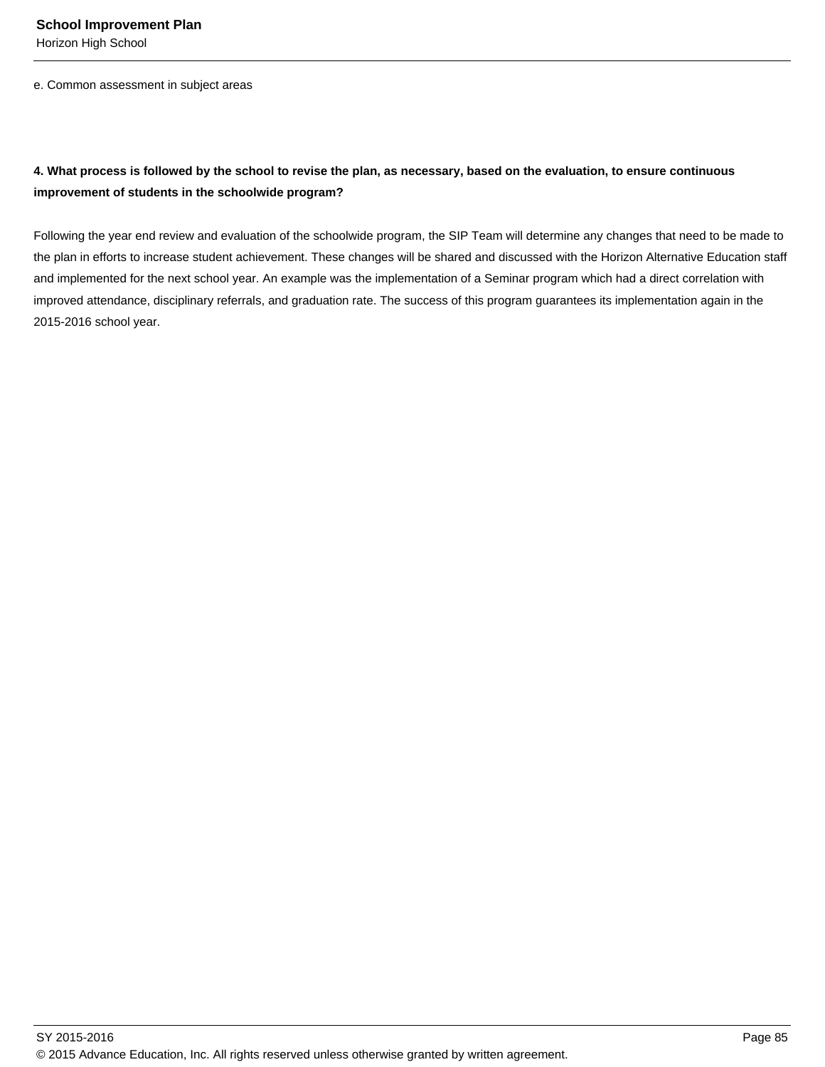e. Common assessment in subject areas

**4. What process is followed by the school to revise the plan, as necessary, based on the evaluation, to ensure continuous improvement of students in the schoolwide program?**

Following the year end review and evaluation of the schoolwide program, the SIP Team will determine any changes that need to be made to the plan in efforts to increase student achievement. These changes will be shared and discussed with the Horizon Alternative Education staff and implemented for the next school year. An example was the implementation of a Seminar program which had a direct correlation with improved attendance, disciplinary referrals, and graduation rate. The success of this program guarantees its implementation again in the 2015-2016 school year.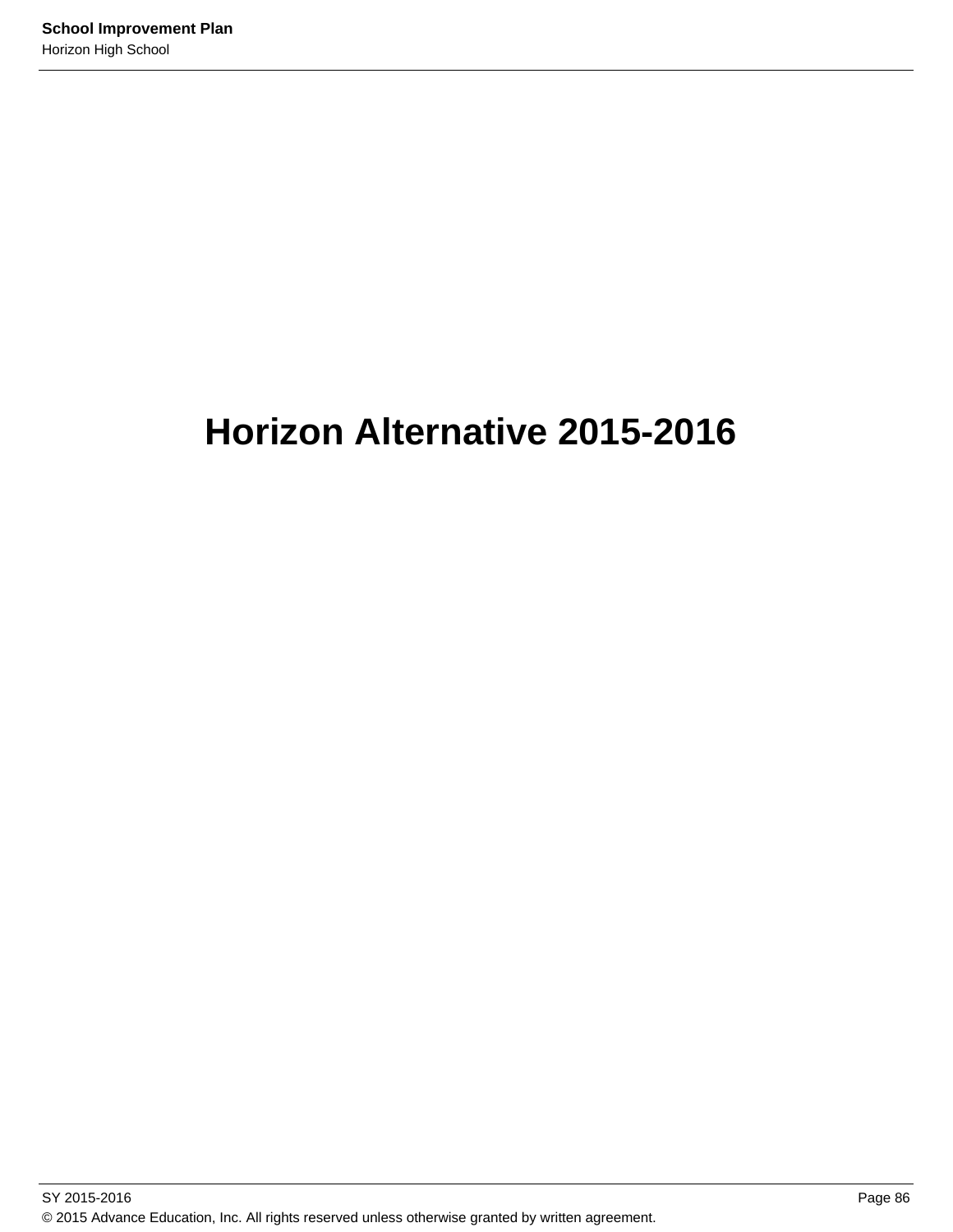# Horizon Alternative 2015-2016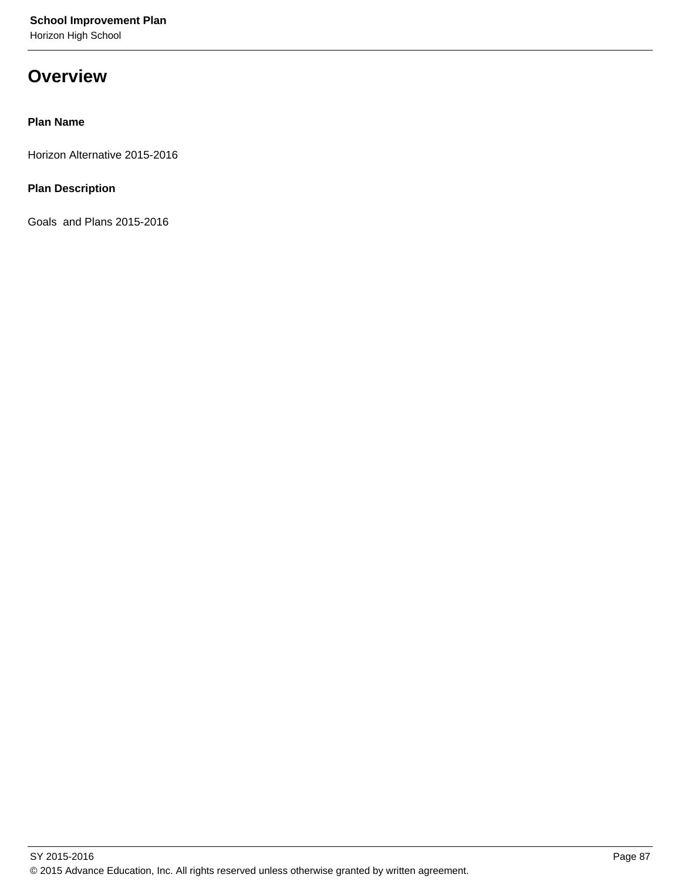# Overview

**Plan Name**

Horizon Alternative 2015-2016

**Plan Description**

Goals  and Plans 2015-2016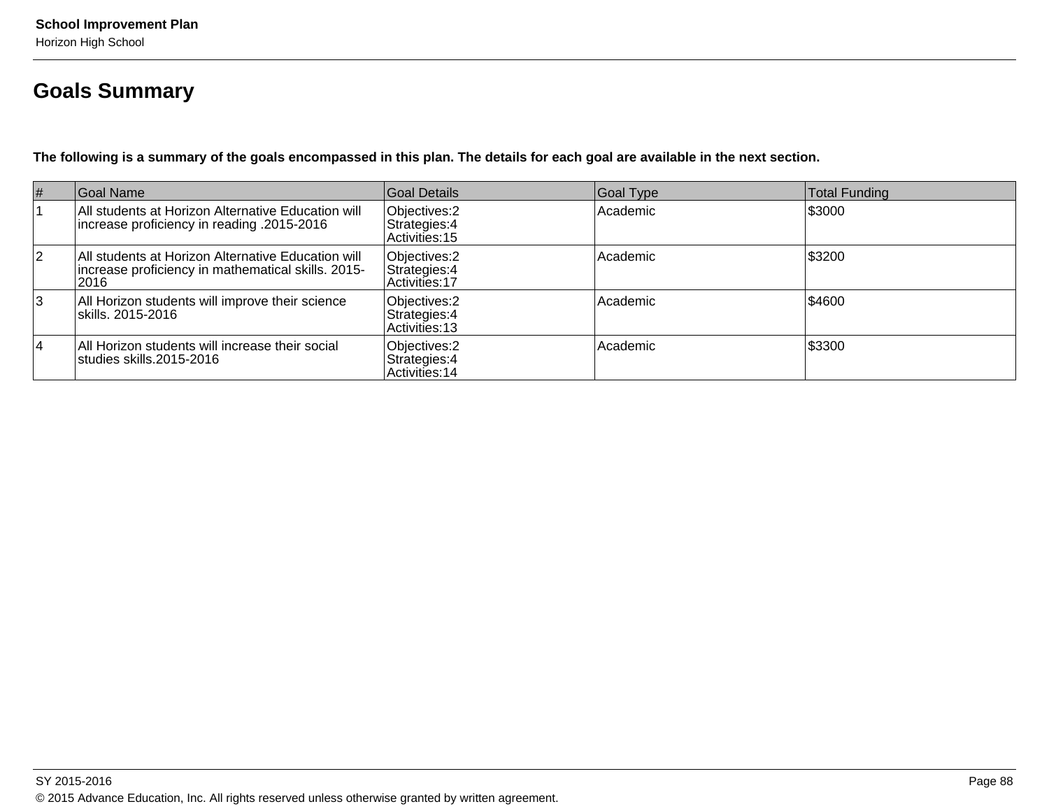## Goals Summary

**The following is a summary of the goals encompassed in this plan. The details for each goal are available in the next section.**

| # | Goal Name | Goal Details | Goal Type | Total Funding |
|---|---|---|---|---|
| 1 | All students at Horizon Alternative Education will increase proficiency in reading .2015-2016 | Objectives:2<br>Strategies:4<br>Activities:15 | Academic | $3000 |
| 2 | All students at Horizon Alternative Education will increase proficiency in mathematical skills. 2015-2016 | Objectives:2<br>Strategies:4<br>Activities:17 | Academic | $3200 |
| 3 | All Horizon students will improve their science skills. 2015-2016 | Objectives:2<br>Strategies:4<br>Activities:13 | Academic | $4600 |
| 4 | All Horizon students will increase their social studies skills.2015-2016 | Objectives:2<br>Strategies:4<br>Activities:14 | Academic | $3300 |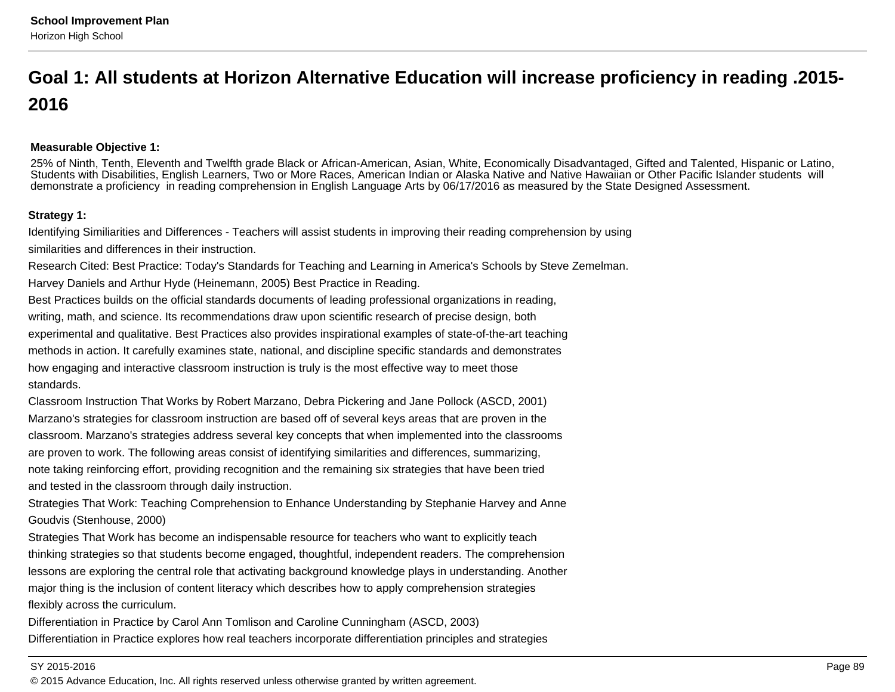## Goal 1: All students at Horizon Alternative Education will increase proficiency in reading .2015-2016

**Measurable Objective 1:**

25% of Ninth, Tenth, Eleventh and Twelfth grade Black or African-American, Asian, White, Economically Disadvantaged, Gifted and Talented, Hispanic or Latino, Students with Disabilities, English Learners, Two or More Races, American Indian or Alaska Native and Native Hawaiian or Other Pacific Islander students will demonstrate a proficiency in reading comprehension in English Language Arts by 06/17/2016 as measured by the State Designed Assessment.

**Strategy 1:**

Identifying Similiarities and Differences - Teachers will assist students in improving their reading comprehension by using similarities and differences in their instruction.

Research Cited: Best Practice: Today's Standards for Teaching and Learning in America's Schools by Steve Zemelman. Harvey Daniels and Arthur Hyde (Heinemann, 2005) Best Practice in Reading.

Best Practices builds on the official standards documents of leading professional organizations in reading, writing, math, and science. Its recommendations draw upon scientific research of precise design, both experimental and qualitative. Best Practices also provides inspirational examples of state-of-the-art teaching methods in action. It carefully examines state, national, and discipline specific standards and demonstrates how engaging and interactive classroom instruction is truly is the most effective way to meet those standards.

Classroom Instruction That Works by Robert Marzano, Debra Pickering and Jane Pollock (ASCD, 2001)

Marzano's strategies for classroom instruction are based off of several keys areas that are proven in the classroom. Marzano's strategies address several key concepts that when implemented into the classrooms are proven to work. The following areas consist of identifying similarities and differences, summarizing, note taking reinforcing effort, providing recognition and the remaining six strategies that have been tried and tested in the classroom through daily instruction.

Strategies That Work: Teaching Comprehension to Enhance Understanding by Stephanie Harvey and Anne Goudvis (Stenhouse, 2000)

Strategies That Work has become an indispensable resource for teachers who want to explicitly teach thinking strategies so that students become engaged, thoughtful, independent readers. The comprehension lessons are exploring the central role that activating background knowledge plays in understanding. Another major thing is the inclusion of content literacy which describes how to apply comprehension strategies flexibly across the curriculum.

Differentiation in Practice by Carol Ann Tomlison and Caroline Cunningham (ASCD, 2003)

Differentiation in Practice explores how real teachers incorporate differentiation principles and strategies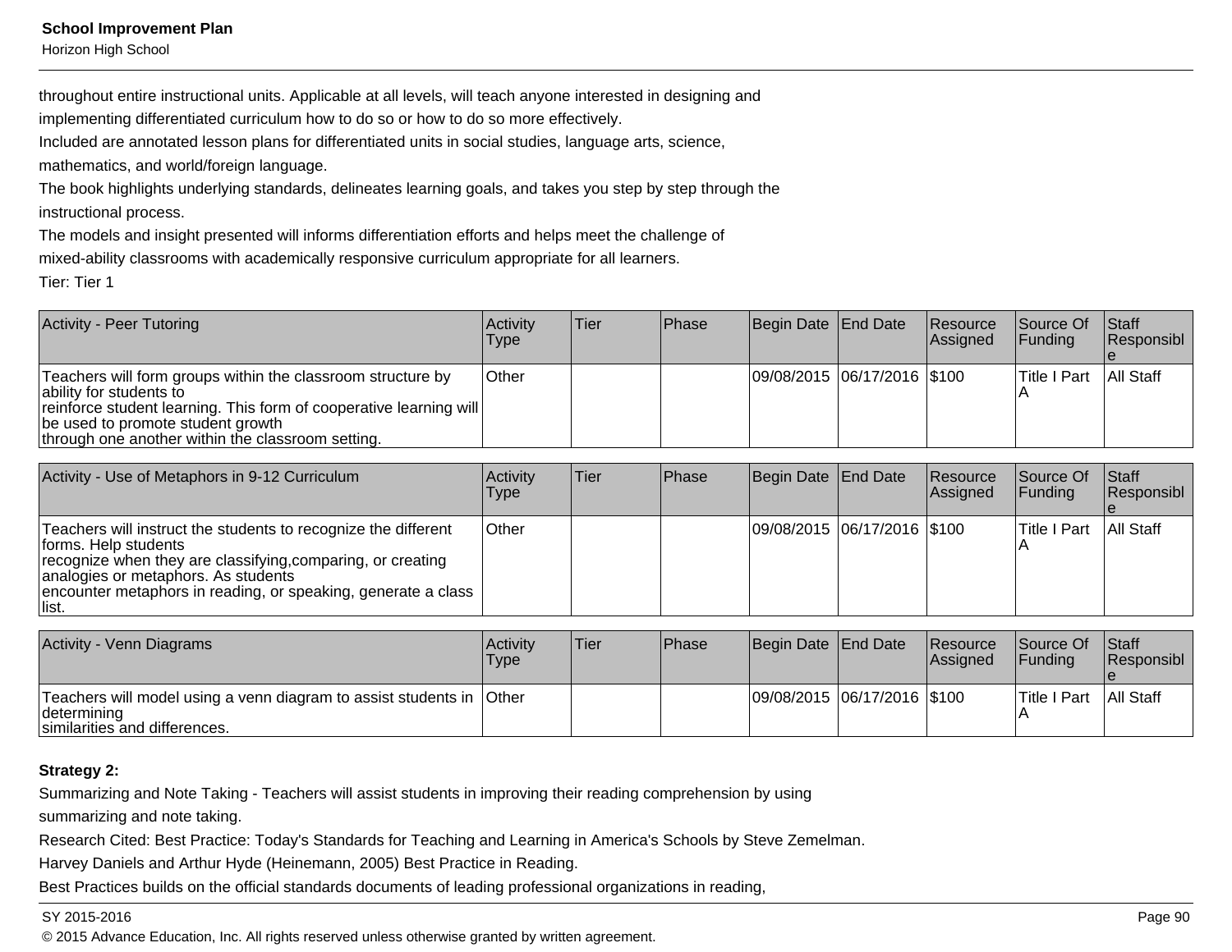throughout entire instructional units. Applicable at all levels, will teach anyone interested in designing and implementing differentiated curriculum how to do so or how to do so more effectively.

Included are annotated lesson plans for differentiated units in social studies, language arts, science, mathematics, and world/foreign language.

The book highlights underlying standards, delineates learning goals, and takes you step by step through the instructional process.

The models and insight presented will informs differentiation efforts and helps meet the challenge of mixed-ability classrooms with academically responsive curriculum appropriate for all learners.

Tier: Tier 1

| Activity - Peer Tutoring | Activity Type | Tier | Phase | Begin Date | End Date | Resource Assigned | Source Of Funding | Staff Responsible |
|---|---|---|---|---|---|---|---|---|
| Teachers will form groups within the classroom structure by ability for students to reinforce student learning. This form of cooperative learning will be used to promote student growth through one another within the classroom setting. | Other | | | 09/08/2015 | 06/17/2016 | $100 | Title I Part A | All Staff |

| Activity - Use of Metaphors in 9-12 Curriculum | Activity Type | Tier | Phase | Begin Date | End Date | Resource Assigned | Source Of Funding | Staff Responsible |
|---|---|---|---|---|---|---|---|---|
| Teachers will instruct the students to recognize the different forms. Help students recognize when they are classifying,comparing, or creating analogies or metaphors. As students encounter metaphors in reading, or speaking, generate a class list. | Other | | | 09/08/2015 | 06/17/2016 | $100 | Title I Part A | All Staff |

| Activity - Venn Diagrams | Activity Type | Tier | Phase | Begin Date | End Date | Resource Assigned | Source Of Funding | Staff Responsible |
|---|---|---|---|---|---|---|---|---|
| Teachers will model using a venn diagram to assist students in determining similarities and differences. | Other | | | 09/08/2015 | 06/17/2016 | $100 | Title I Part A | All Staff |

**Strategy 2:**

Summarizing and Note Taking - Teachers will assist students in improving their reading comprehension by using summarizing and note taking.

Research Cited: Best Practice: Today's Standards for Teaching and Learning in America's Schools by Steve Zemelman. Harvey Daniels and Arthur Hyde (Heinemann, 2005) Best Practice in Reading.

Best Practices builds on the official standards documents of leading professional organizations in reading,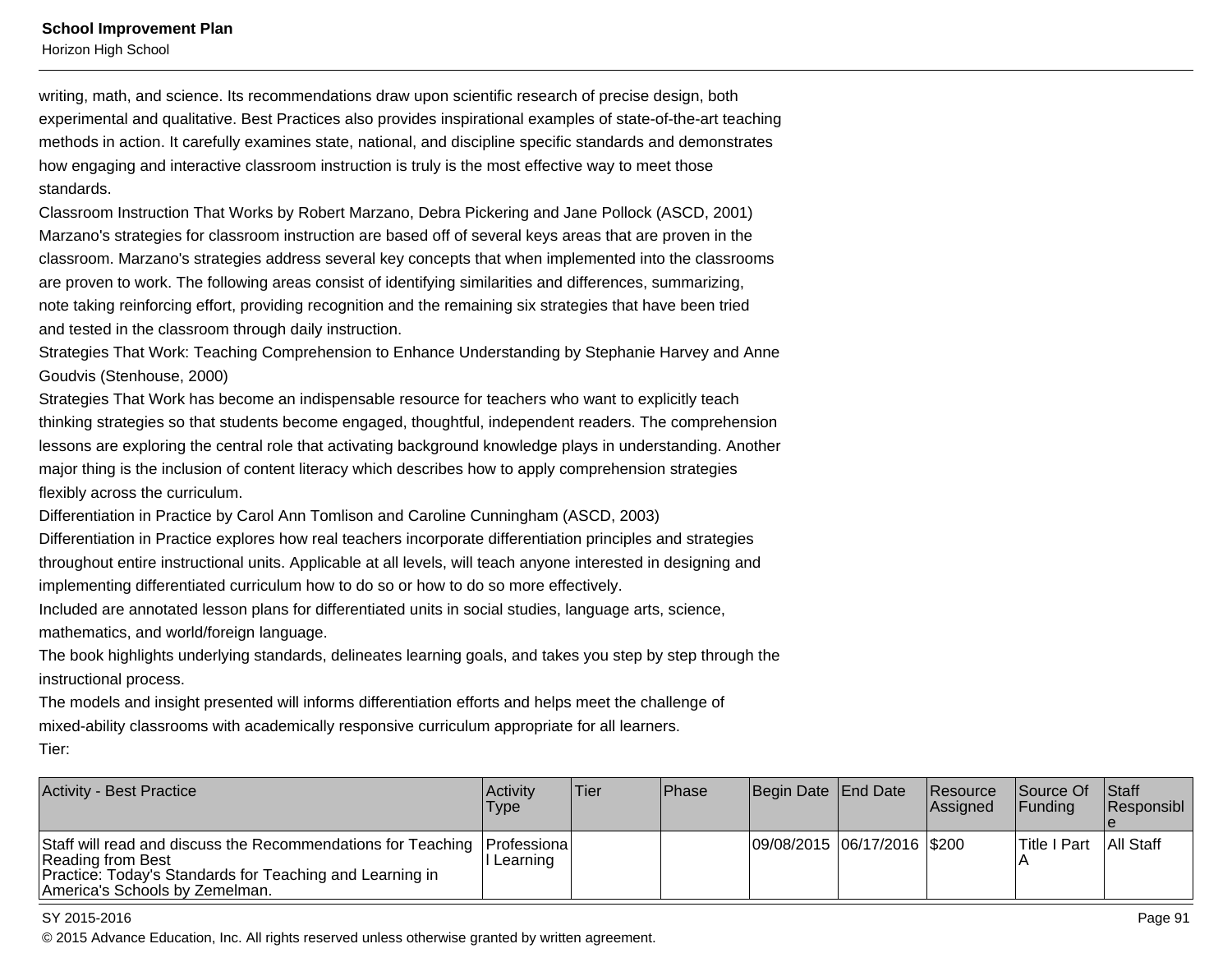writing, math, and science. Its recommendations draw upon scientific research of precise design, both experimental and qualitative. Best Practices also provides inspirational examples of state-of-the-art teaching methods in action. It carefully examines state, national, and discipline specific standards and demonstrates how engaging and interactive classroom instruction is truly is the most effective way to meet those standards.

Classroom Instruction That Works by Robert Marzano, Debra Pickering and Jane Pollock (ASCD, 2001)

Marzano's strategies for classroom instruction are based off of several keys areas that are proven in the classroom. Marzano's strategies address several key concepts that when implemented into the classrooms are proven to work. The following areas consist of identifying similarities and differences, summarizing, note taking reinforcing effort, providing recognition and the remaining six strategies that have been tried and tested in the classroom through daily instruction.

Strategies That Work: Teaching Comprehension to Enhance Understanding by Stephanie Harvey and Anne Goudvis (Stenhouse, 2000)

Strategies That Work has become an indispensable resource for teachers who want to explicitly teach thinking strategies so that students become engaged, thoughtful, independent readers. The comprehension lessons are exploring the central role that activating background knowledge plays in understanding. Another major thing is the inclusion of content literacy which describes how to apply comprehension strategies flexibly across the curriculum.

Differentiation in Practice by Carol Ann Tomlison and Caroline Cunningham (ASCD, 2003)

Differentiation in Practice explores how real teachers incorporate differentiation principles and strategies throughout entire instructional units. Applicable at all levels, will teach anyone interested in designing and implementing differentiated curriculum how to do so or how to do so more effectively.

Included are annotated lesson plans for differentiated units in social studies, language arts, science, mathematics, and world/foreign language.

The book highlights underlying standards, delineates learning goals, and takes you step by step through the instructional process.

The models and insight presented will informs differentiation efforts and helps meet the challenge of mixed-ability classrooms with academically responsive curriculum appropriate for all learners.

Tier:

| Activity - Best Practice | Activity Type | Tier | Phase | Begin Date | End Date | Resource Assigned | Source Of Funding | Staff Responsible |
|---|---|---|---|---|---|---|---|---|
| Staff will read and discuss the Recommendations for Teaching Reading from Best Practice: Today's Standards for Teaching and Learning in America's Schools by Zemelman. | Professional Learning | | | 09/08/2015 | 06/17/2016 | $200 | Title I Part A | All Staff |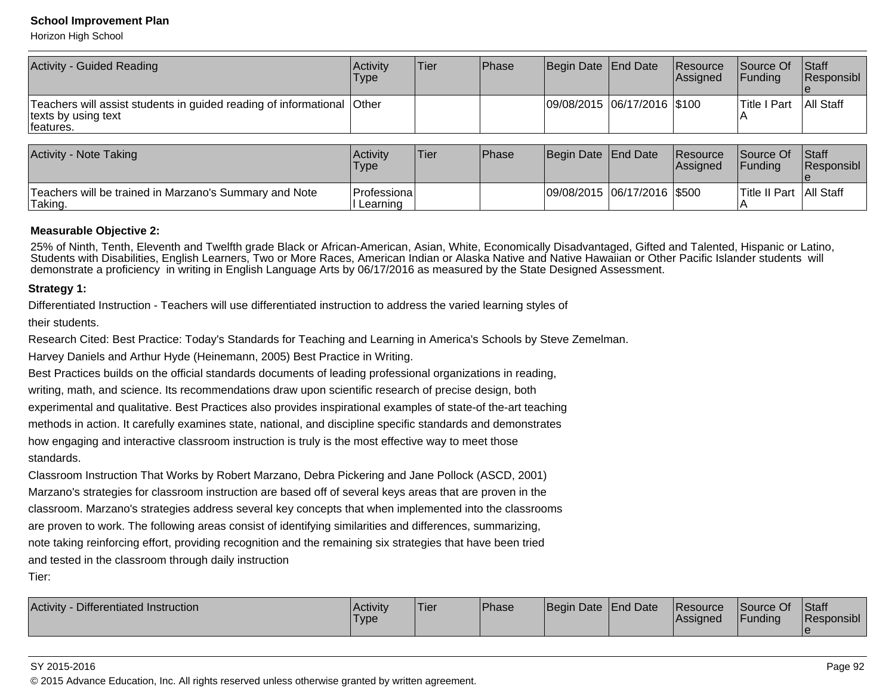| Activity - Guided Reading | Activity Type | Tier | Phase | Begin Date | End Date | Resource Assigned | Source Of Funding | Staff Responsible |
|---|---|---|---|---|---|---|---|---|
| Teachers will assist students in guided reading of informational texts by using text features. | Other | | | 09/08/2015 | 06/17/2016 | $100 | Title I Part A | All Staff |

| Activity - Note Taking | Activity Type | Tier | Phase | Begin Date | End Date | Resource Assigned | Source Of Funding | Staff Responsible |
|---|---|---|---|---|---|---|---|---|
| Teachers will be trained in Marzano's Summary and Note Taking. | Professional Learning | | | 09/08/2015 | 06/17/2016 | $500 | Title II Part A | All Staff |

**Measurable Objective 2:**

25% of Ninth, Tenth, Eleventh and Twelfth grade Black or African-American, Asian, White, Economically Disadvantaged, Gifted and Talented, Hispanic or Latino, Students with Disabilities, English Learners, Two or More Races, American Indian or Alaska Native and Native Hawaiian or Other Pacific Islander students will demonstrate a proficiency in writing in English Language Arts by 06/17/2016 as measured by the State Designed Assessment.

**Strategy 1:**

Differentiated Instruction - Teachers will use differentiated instruction to address the varied learning styles of their students.

Research Cited: Best Practice: Today's Standards for Teaching and Learning in America's Schools by Steve Zemelman.
Harvey Daniels and Arthur Hyde (Heinemann, 2005) Best Practice in Writing.
Best Practices builds on the official standards documents of leading professional organizations in reading, writing, math, and science. Its recommendations draw upon scientific research of precise design, both experimental and qualitative. Best Practices also provides inspirational examples of state-of the-art teaching methods in action. It carefully examines state, national, and discipline specific standards and demonstrates how engaging and interactive classroom instruction is truly is the most effective way to meet those standards.
Classroom Instruction That Works by Robert Marzano, Debra Pickering and Jane Pollock (ASCD, 2001)
Marzano's strategies for classroom instruction are based off of several keys areas that are proven in the classroom. Marzano's strategies address several key concepts that when implemented into the classrooms are proven to work. The following areas consist of identifying similarities and differences, summarizing, note taking reinforcing effort, providing recognition and the remaining six strategies that have been tried and tested in the classroom through daily instruction

Tier:

| Activity - Differentiated Instruction | Activity Type | Tier | Phase | Begin Date | End Date | Resource Assigned | Source Of Funding | Staff Responsible |
|---|---|---|---|---|---|---|---|---|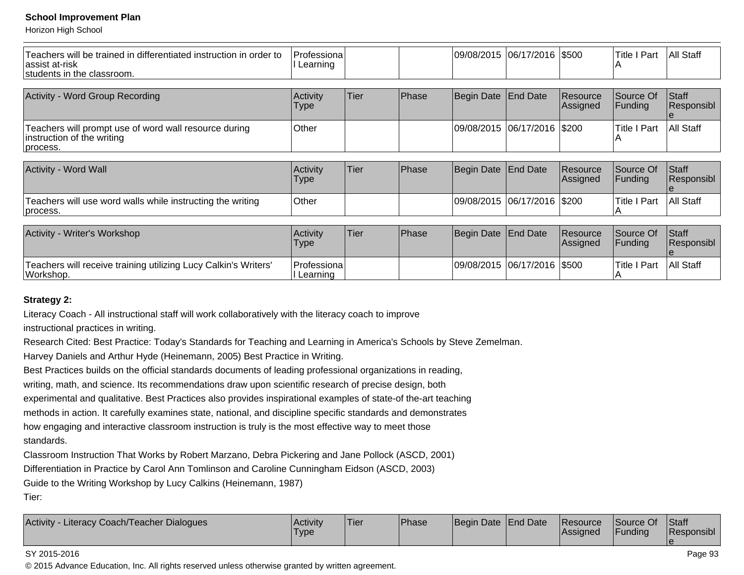| Teachers will be trained in differentiated instruction in order to assist at-risk students in the classroom. | Professional Learning | | | 09/08/2015 | 06/17/2016 | $500 | Title I Part A | All Staff |
|---|---|---|---|---|---|---|---|---|

| Activity - Word Group Recording | Activity Type | Tier | Phase | Begin Date | End Date | Resource Assigned | Source Of Funding | Staff Responsible |
|---|---|---|---|---|---|---|---|---|
| Teachers will prompt use of word wall resource during instruction of the writing process. | Other | | | 09/08/2015 | 06/17/2016 | $200 | Title I Part A | All Staff |

| Activity - Word Wall | Activity Type | Tier | Phase | Begin Date | End Date | Resource Assigned | Source Of Funding | Staff Responsible |
|---|---|---|---|---|---|---|---|---|
| Teachers will use word walls while instructing the writing process. | Other | | | 09/08/2015 | 06/17/2016 | $200 | Title I Part A | All Staff |

| Activity - Writer's Workshop | Activity Type | Tier | Phase | Begin Date | End Date | Resource Assigned | Source Of Funding | Staff Responsible |
|---|---|---|---|---|---|---|---|---|
| Teachers will receive training utilizing Lucy Calkin's Writers' Workshop. | Professional Learning | | | 09/08/2015 | 06/17/2016 | $500 | Title I Part A | All Staff |

**Strategy 2:**

Literacy Coach - All instructional staff will work collaboratively with the literacy coach to improve instructional practices in writing.

Research Cited: Best Practice: Today's Standards for Teaching and Learning in America's Schools by Steve Zemelman.

Harvey Daniels and Arthur Hyde (Heinemann, 2005) Best Practice in Writing.

Best Practices builds on the official standards documents of leading professional organizations in reading, writing, math, and science. Its recommendations draw upon scientific research of precise design, both experimental and qualitative. Best Practices also provides inspirational examples of state-of-the-art teaching methods in action. It carefully examines state, national, and discipline specific standards and demonstrates how engaging and interactive classroom instruction is truly is the most effective way to meet those standards.

Classroom Instruction That Works by Robert Marzano, Debra Pickering and Jane Pollock (ASCD, 2001)

Differentiation in Practice by Carol Ann Tomlinson and Caroline Cunningham Eidson (ASCD, 2003)

Guide to the Writing Workshop by Lucy Calkins (Heinemann, 1987)

Tier:

| Activity - Literacy Coach/Teacher Dialogues | Activity Type | Tier | Phase | Begin Date | End Date | Resource Assigned | Source Of Funding | Staff Responsible |
|---|---|---|---|---|---|---|---|---|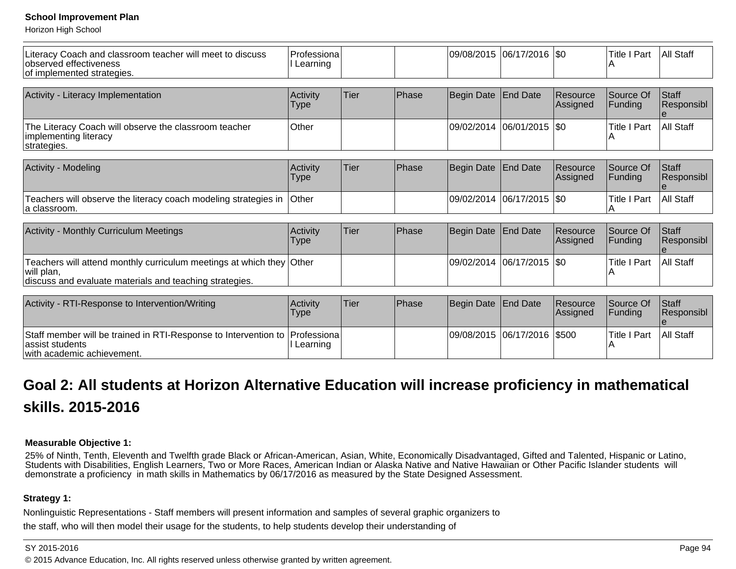| Literacy Coach and classroom teacher will meet to discuss observed effectiveness of implemented strategies. | Professional Learning | | | 09/08/2015 | 06/17/2016 | $0 | Title I Part A | All Staff |
|---|---|---|---|---|---|---|---|---|

| Activity - Literacy Implementation | Activity Type | Tier | Phase | Begin Date | End Date | Resource Assigned | Source Of Funding | Staff Responsible |
|---|---|---|---|---|---|---|---|---|
| The Literacy Coach will observe the classroom teacher implementing literacy strategies. | Other | | | 09/02/2014 | 06/01/2015 | $0 | Title I Part A | All Staff |

| Activity - Modeling | Activity Type | Tier | Phase | Begin Date | End Date | Resource Assigned | Source Of Funding | Staff Responsible |
|---|---|---|---|---|---|---|---|---|
| Teachers will observe the literacy coach modeling strategies in a classroom. | Other | | | 09/02/2014 | 06/17/2015 | $0 | Title I Part A | All Staff |

| Activity - Monthly Curriculum Meetings | Activity Type | Tier | Phase | Begin Date | End Date | Resource Assigned | Source Of Funding | Staff Responsible |
|---|---|---|---|---|---|---|---|---|
| Teachers will attend monthly curriculum meetings at which they will plan, discuss and evaluate materials and teaching strategies. | Other | | | 09/02/2014 | 06/17/2015 | $0 | Title I Part A | All Staff |

| Activity - RTI-Response to Intervention/Writing | Activity Type | Tier | Phase | Begin Date | End Date | Resource Assigned | Source Of Funding | Staff Responsible |
|---|---|---|---|---|---|---|---|---|
| Staff member will be trained in RTI-Response to Intervention to assist students with academic achievement. | Professional Learning | | | 09/08/2015 | 06/17/2016 | $500 | Title I Part A | All Staff |

## Goal 2: All students at Horizon Alternative Education will increase proficiency in mathematical skills. 2015-2016

**Measurable Objective 1:**

25% of Ninth, Tenth, Eleventh and Twelfth grade Black or African-American, Asian, White, Economically Disadvantaged, Gifted and Talented, Hispanic or Latino, Students with Disabilities, English Learners, Two or More Races, American Indian or Alaska Native and Native Hawaiian or Other Pacific Islander students will demonstrate a proficiency in math skills in Mathematics by 06/17/2016 as measured by the State Designed Assessment.

**Strategy 1:**

Nonlinguistic Representations - Staff members will present information and samples of several graphic organizers to the staff, who will then model their usage for the students, to help students develop their understanding of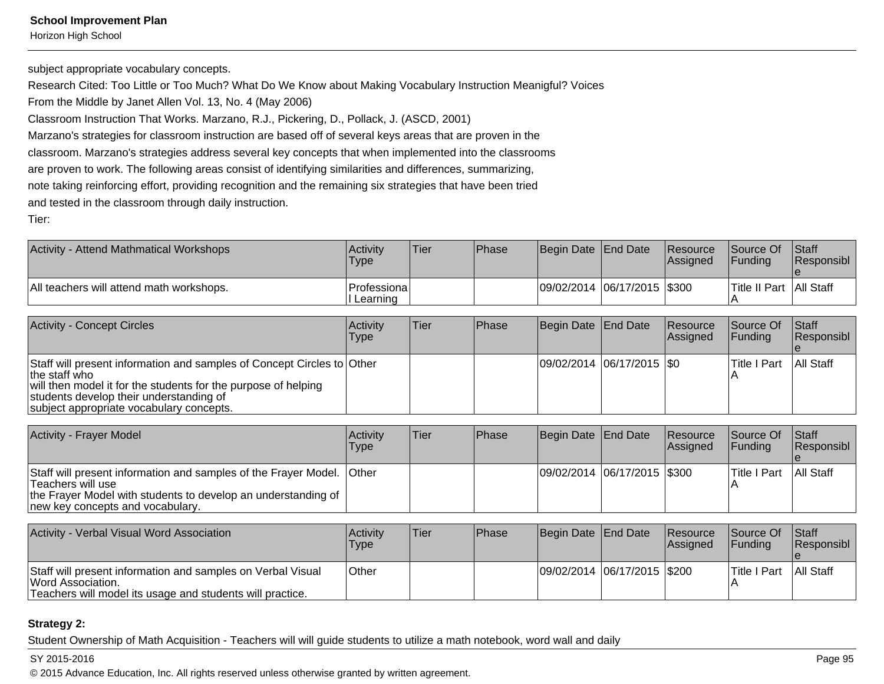subject appropriate vocabulary concepts.
Research Cited: Too Little or Too Much? What Do We Know about Making Vocabulary Instruction Meanigful? Voices From the Middle by Janet Allen Vol. 13, No. 4 (May 2006)
Classroom Instruction That Works. Marzano, R.J., Pickering, D., Pollack, J. (ASCD, 2001)
Marzano's strategies for classroom instruction are based off of several keys areas that are proven in the classroom. Marzano's strategies address several key concepts that when implemented into the classrooms are proven to work. The following areas consist of identifying similarities and differences, summarizing, note taking reinforcing effort, providing recognition and the remaining six strategies that have been tried and tested in the classroom through daily instruction.
Tier:

| Activity - Attend Mathmatical Workshops | Activity Type | Tier | Phase | Begin Date | End Date | Resource Assigned | Source Of Funding | Staff Responsible |
|---|---|---|---|---|---|---|---|---|
| All teachers will attend math workshops. | Professional Learning | | | 09/02/2014 | 06/17/2015 | $300 | Title II Part A | All Staff |

| Activity - Concept Circles | Activity Type | Tier | Phase | Begin Date | End Date | Resource Assigned | Source Of Funding | Staff Responsible |
|---|---|---|---|---|---|---|---|---|
| Staff will present information and samples of Concept Circles to the staff who will then model it for the students for the purpose of helping students develop their understanding of subject appropriate vocabulary concepts. | Other | | | 09/02/2014 | 06/17/2015 | $0 | Title I Part A | All Staff |

| Activity - Frayer Model | Activity Type | Tier | Phase | Begin Date | End Date | Resource Assigned | Source Of Funding | Staff Responsible |
|---|---|---|---|---|---|---|---|---|
| Staff will present information and samples of the Frayer Model. Teachers will use the Frayer Model with students to develop an understanding of new key concepts and vocabulary. | Other | | | 09/02/2014 | 06/17/2015 | $300 | Title I Part A | All Staff |

| Activity - Verbal Visual Word Association | Activity Type | Tier | Phase | Begin Date | End Date | Resource Assigned | Source Of Funding | Staff Responsible |
|---|---|---|---|---|---|---|---|---|
| Staff will present information and samples on Verbal Visual Word Association. Teachers will model its usage and students will practice. | Other | | | 09/02/2014 | 06/17/2015 | $200 | Title I Part A | All Staff |

**Strategy 2:**

Student Ownership of Math Acquisition - Teachers will will guide students to utilize a math notebook, word wall and daily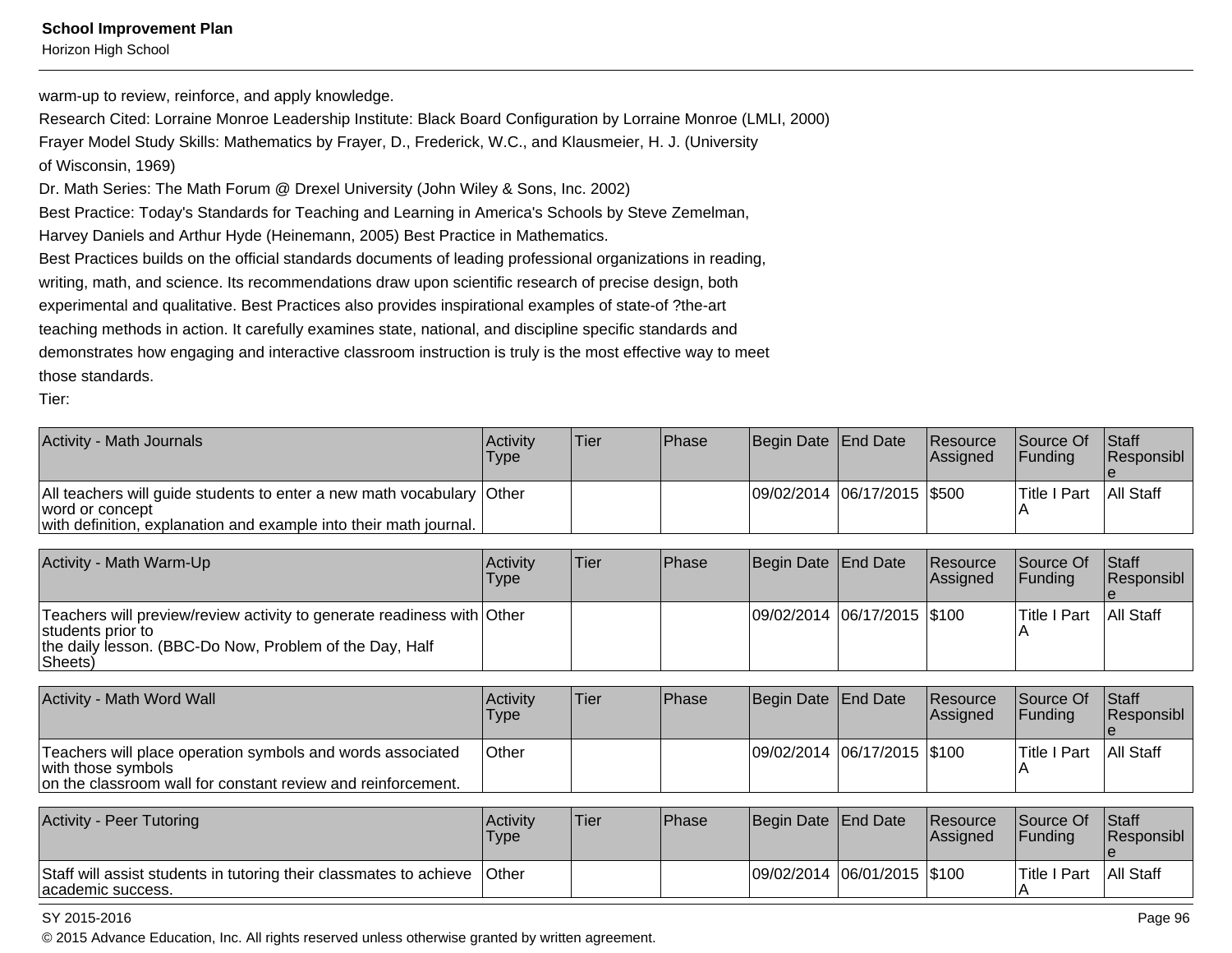warm-up to review, reinforce, and apply knowledge.
Research Cited: Lorraine Monroe Leadership Institute: Black Board Configuration by Lorraine Monroe (LMLI, 2000)
Frayer Model Study Skills: Mathematics by Frayer, D., Frederick, W.C., and Klausmeier, H. J. (University of Wisconsin, 1969)
Dr. Math Series: The Math Forum @ Drexel University (John Wiley & Sons, Inc. 2002)
Best Practice: Today's Standards for Teaching and Learning in America's Schools by Steve Zemelman, Harvey Daniels and Arthur Hyde (Heinemann, 2005) Best Practice in Mathematics.
Best Practices builds on the official standards documents of leading professional organizations in reading, writing, math, and science. Its recommendations draw upon scientific research of precise design, both experimental and qualitative. Best Practices also provides inspirational examples of state-of ?the-art teaching methods in action. It carefully examines state, national, and discipline specific standards and demonstrates how engaging and interactive classroom instruction is truly is the most effective way to meet those standards.
Tier:

| Activity - Math Journals | Activity Type | Tier | Phase | Begin Date | End Date | Resource Assigned | Source Of Funding | Staff Responsible |
|---|---|---|---|---|---|---|---|---|
| All teachers will guide students to enter a new math vocabulary word or concept with definition, explanation and example into their math journal. | Other | | | 09/02/2014 | 06/17/2015 | $500 | Title I Part A | All Staff |

| Activity - Math Warm-Up | Activity Type | Tier | Phase | Begin Date | End Date | Resource Assigned | Source Of Funding | Staff Responsible |
|---|---|---|---|---|---|---|---|---|
| Teachers will preview/review activity to generate readiness with students prior to the daily lesson. (BBC-Do Now, Problem of the Day, Half Sheets) | Other | | | 09/02/2014 | 06/17/2015 | $100 | Title I Part A | All Staff |

| Activity - Math Word Wall | Activity Type | Tier | Phase | Begin Date | End Date | Resource Assigned | Source Of Funding | Staff Responsible |
|---|---|---|---|---|---|---|---|---|
| Teachers will place operation symbols and words associated with those symbols on the classroom wall for constant review and reinforcement. | Other | | | 09/02/2014 | 06/17/2015 | $100 | Title I Part A | All Staff |

| Activity - Peer Tutoring | Activity Type | Tier | Phase | Begin Date | End Date | Resource Assigned | Source Of Funding | Staff Responsible |
|---|---|---|---|---|---|---|---|---|
| Staff will assist students in tutoring their classmates to achieve academic success. | Other | | | 09/02/2014 | 06/01/2015 | $100 | Title I Part A | All Staff |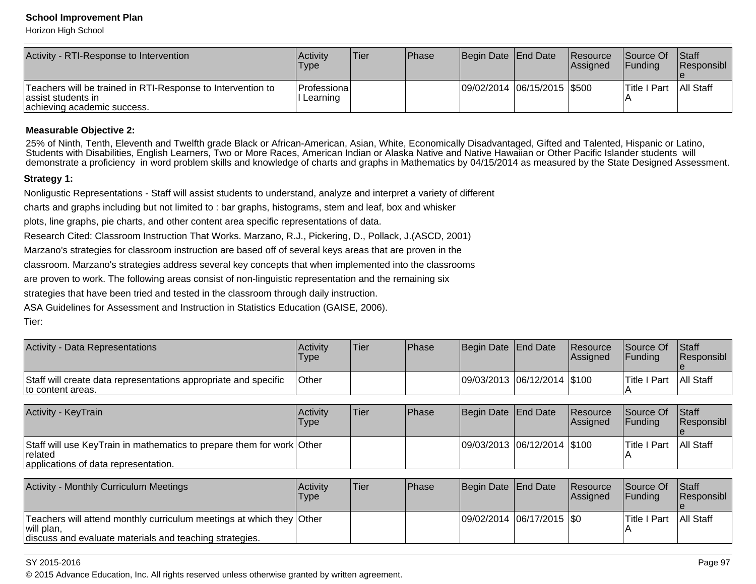| Activity - RTI-Response to Intervention | Activity Type | Tier | Phase | Begin Date | End Date | Resource Assigned | Source Of Funding | Staff Responsible |
|---|---|---|---|---|---|---|---|---|
| Teachers will be trained in RTI-Response to Intervention to assist students in achieving academic success. | Professional Learning | | | 09/02/2014 | 06/15/2015 | $500 | Title I Part A | All Staff |

**Measurable Objective 2:**

25% of Ninth, Tenth, Eleventh and Twelfth grade Black or African-American, Asian, White, Economically Disadvantaged, Gifted and Talented, Hispanic or Latino, Students with Disabilities, English Learners, Two or More Races, American Indian or Alaska Native and Native Hawaiian or Other Pacific Islander students will demonstrate a proficiency in word problem skills and knowledge of charts and graphs in Mathematics by 04/15/2014 as measured by the State Designed Assessment.

**Strategy 1:**

Nonligustic Representations - Staff will assist students to understand, analyze and interpret a variety of different charts and graphs including but not limited to : bar graphs, histograms, stem and leaf, box and whisker plots, line graphs, pie charts, and other content area specific representations of data.

Research Cited: Classroom Instruction That Works. Marzano, R.J., Pickering, D., Pollack, J.(ASCD, 2001)

Marzano's strategies for classroom instruction are based off of several keys areas that are proven in the classroom. Marzano's strategies address several key concepts that when implemented into the classrooms are proven to work. The following areas consist of non-linguistic representation and the remaining six strategies that have been tried and tested in the classroom through daily instruction.

ASA Guidelines for Assessment and Instruction in Statistics Education (GAISE, 2006).

Tier:

| Activity - Data Representations | Activity Type | Tier | Phase | Begin Date | End Date | Resource Assigned | Source Of Funding | Staff Responsible |
|---|---|---|---|---|---|---|---|---|
| Staff will create data representations appropriate and specific to content areas. | Other | | | 09/03/2013 | 06/12/2014 | $100 | Title I Part A | All Staff |

| Activity - KeyTrain | Activity Type | Tier | Phase | Begin Date | End Date | Resource Assigned | Source Of Funding | Staff Responsible |
|---|---|---|---|---|---|---|---|---|
| Staff will use KeyTrain in mathematics to prepare them for work related applications of data representation. | Other | | | 09/03/2013 | 06/12/2014 | $100 | Title I Part A | All Staff |

| Activity - Monthly Curriculum Meetings | Activity Type | Tier | Phase | Begin Date | End Date | Resource Assigned | Source Of Funding | Staff Responsible |
|---|---|---|---|---|---|---|---|---|
| Teachers will attend monthly curriculum meetings at which they will plan, discuss and evaluate materials and teaching strategies. | Other | | | 09/02/2014 | 06/17/2015 | $0 | Title I Part A | All Staff |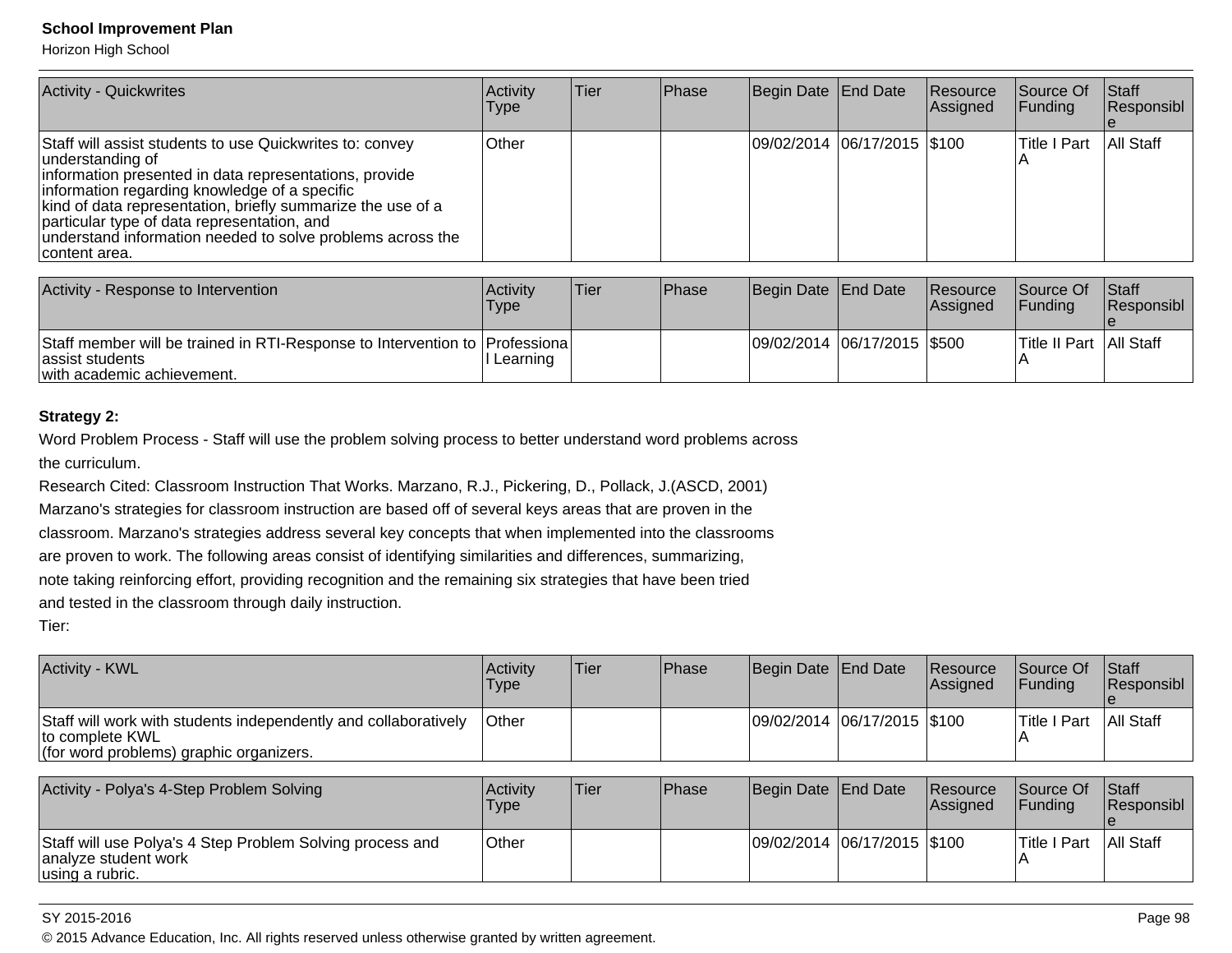| Activity - Quickwrites | Activity Type | Tier | Phase | Begin Date | End Date | Resource Assigned | Source Of Funding | Staff Responsible |
|---|---|---|---|---|---|---|---|---|
| Staff will assist students to use Quickwrites to: convey understanding of information presented in data representations, provide information regarding knowledge of a specific kind of data representation, briefly summarize the use of a particular type of data representation, and understand information needed to solve problems across the content area. | Other | | | 09/02/2014 | 06/17/2015 | $100 | Title I Part A | All Staff |

| Activity - Response to Intervention | Activity Type | Tier | Phase | Begin Date | End Date | Resource Assigned | Source Of Funding | Staff Responsible |
|---|---|---|---|---|---|---|---|---|
| Staff member will be trained in RTI-Response to Intervention to assist students with academic achievement. | Professional Learning | | | 09/02/2014 | 06/17/2015 | $500 | Title II Part A | All Staff |

**Strategy 2:**

Word Problem Process - Staff will use the problem solving process to better understand word problems across the curriculum.

Research Cited: Classroom Instruction That Works. Marzano, R.J., Pickering, D., Pollack, J.(ASCD, 2001) Marzano's strategies for classroom instruction are based off of several keys areas that are proven in the classroom. Marzano's strategies address several key concepts that when implemented into the classrooms are proven to work. The following areas consist of identifying similarities and differences, summarizing, note taking reinforcing effort, providing recognition and the remaining six strategies that have been tried and tested in the classroom through daily instruction.

Tier:

| Activity - KWL | Activity Type | Tier | Phase | Begin Date | End Date | Resource Assigned | Source Of Funding | Staff Responsible |
|---|---|---|---|---|---|---|---|---|
| Staff will work with students independently and collaboratively to complete KWL (for word problems) graphic organizers. | Other | | | 09/02/2014 | 06/17/2015 | $100 | Title I Part A | All Staff |

| Activity - Polya's 4-Step Problem Solving | Activity Type | Tier | Phase | Begin Date | End Date | Resource Assigned | Source Of Funding | Staff Responsible |
|---|---|---|---|---|---|---|---|---|
| Staff will use Polya's 4 Step Problem Solving process and analyze student work using a rubric. | Other | | | 09/02/2014 | 06/17/2015 | $100 | Title I Part A | All Staff |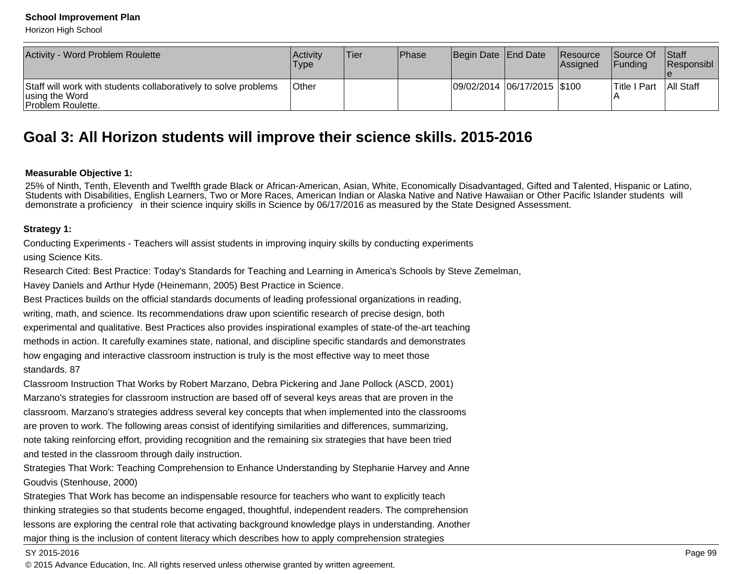| Activity - Word Problem Roulette | Activity Type | Tier | Phase | Begin Date | End Date | Resource Assigned | Source Of Funding | Staff Responsible |
| --- | --- | --- | --- | --- | --- | --- | --- | --- |
| Staff will work with students collaboratively to solve problems using the Word Problem Roulette. | Other | | | 09/02/2014 | 06/17/2015 | $100 | Title I Part A | All Staff |

## Goal 3: All Horizon students will improve their science skills. 2015-2016

**Measurable Objective 1:**

25% of Ninth, Tenth, Eleventh and Twelfth grade Black or African-American, Asian, White, Economically Disadvantaged, Gifted and Talented, Hispanic or Latino, Students with Disabilities, English Learners, Two or More Races, American Indian or Alaska Native and Native Hawaiian or Other Pacific Islander students will demonstrate a proficiency in their science inquiry skills in Science by 06/17/2016 as measured by the State Designed Assessment.

**Strategy 1:**

Conducting Experiments - Teachers will assist students in improving inquiry skills by conducting experiments using Science Kits.

Research Cited: Best Practice: Today's Standards for Teaching and Learning in America's Schools by Steve Zemelman, Havey Daniels and Arthur Hyde (Heinemann, 2005) Best Practice in Science.

Best Practices builds on the official standards documents of leading professional organizations in reading, writing, math, and science. Its recommendations draw upon scientific research of precise design, both experimental and qualitative. Best Practices also provides inspirational examples of state-of the-art teaching methods in action. It carefully examines state, national, and discipline specific standards and demonstrates how engaging and interactive classroom instruction is truly is the most effective way to meet those standards. 87

Classroom Instruction That Works by Robert Marzano, Debra Pickering and Jane Pollock (ASCD, 2001)

Marzano's strategies for classroom instruction are based off of several keys areas that are proven in the classroom. Marzano's strategies address several key concepts that when implemented into the classrooms are proven to work. The following areas consist of identifying similarities and differences, summarizing, note taking reinforcing effort, providing recognition and the remaining six strategies that have been tried and tested in the classroom through daily instruction.

Strategies That Work: Teaching Comprehension to Enhance Understanding by Stephanie Harvey and Anne Goudvis (Stenhouse, 2000)

Strategies That Work has become an indispensable resource for teachers who want to explicitly teach thinking strategies so that students become engaged, thoughtful, independent readers. The comprehension lessons are exploring the central role that activating background knowledge plays in understanding. Another major thing is the inclusion of content literacy which describes how to apply comprehension strategies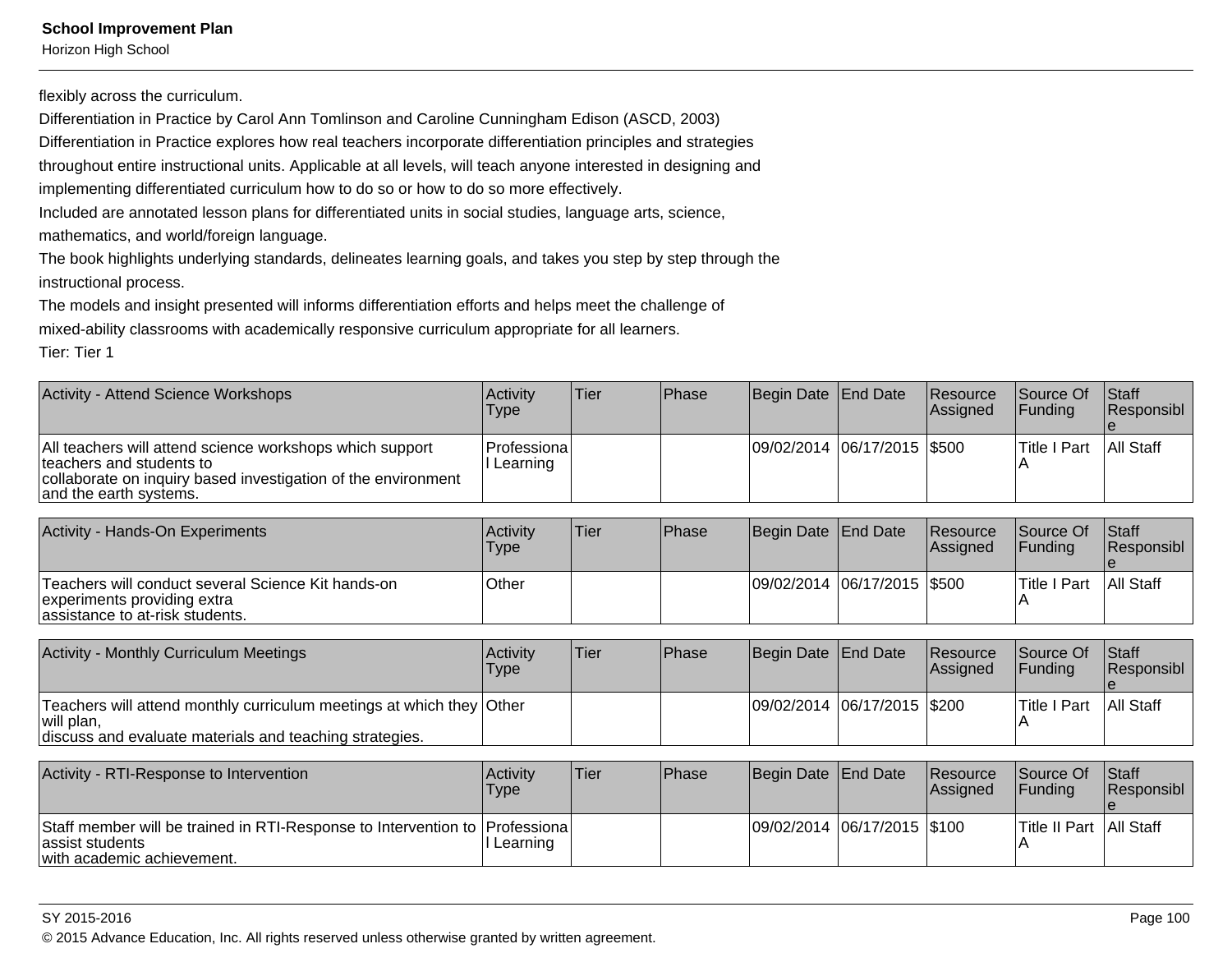flexibly across the curriculum.
Differentiation in Practice by Carol Ann Tomlinson and Caroline Cunningham Edison (ASCD, 2003)
Differentiation in Practice explores how real teachers incorporate differentiation principles and strategies throughout entire instructional units. Applicable at all levels, will teach anyone interested in designing and implementing differentiated curriculum how to do so or how to do so more effectively.
Included are annotated lesson plans for differentiated units in social studies, language arts, science, mathematics, and world/foreign language.
The book highlights underlying standards, delineates learning goals, and takes you step by step through the instructional process.
The models and insight presented will informs differentiation efforts and helps meet the challenge of mixed-ability classrooms with academically responsive curriculum appropriate for all learners.
Tier: Tier 1

| Activity - Attend Science Workshops | Activity Type | Tier | Phase | Begin Date | End Date | Resource Assigned | Source Of Funding | Staff Responsible |
|---|---|---|---|---|---|---|---|---|
| All teachers will attend science workshops which support teachers and students to collaborate on inquiry based investigation of the environment and the earth systems. | Professional Learning | | | 09/02/2014 | 06/17/2015 | $500 | Title I Part A | All Staff |

| Activity - Hands-On Experiments | Activity Type | Tier | Phase | Begin Date | End Date | Resource Assigned | Source Of Funding | Staff Responsible |
|---|---|---|---|---|---|---|---|---|
| Teachers will conduct several Science Kit hands-on experiments providing extra assistance to at-risk students. | Other | | | 09/02/2014 | 06/17/2015 | $500 | Title I Part A | All Staff |

| Activity - Monthly Curriculum Meetings | Activity Type | Tier | Phase | Begin Date | End Date | Resource Assigned | Source Of Funding | Staff Responsible |
|---|---|---|---|---|---|---|---|---|
| Teachers will attend monthly curriculum meetings at which they will plan, discuss and evaluate materials and teaching strategies. | Other | | | 09/02/2014 | 06/17/2015 | $200 | Title I Part A | All Staff |

| Activity - RTI-Response to Intervention | Activity Type | Tier | Phase | Begin Date | End Date | Resource Assigned | Source Of Funding | Staff Responsible |
|---|---|---|---|---|---|---|---|---|
| Staff member will be trained in RTI-Response to Intervention to assist students with academic achievement. | Professional Learning | | | 09/02/2014 | 06/17/2015 | $100 | Title II Part A | All Staff |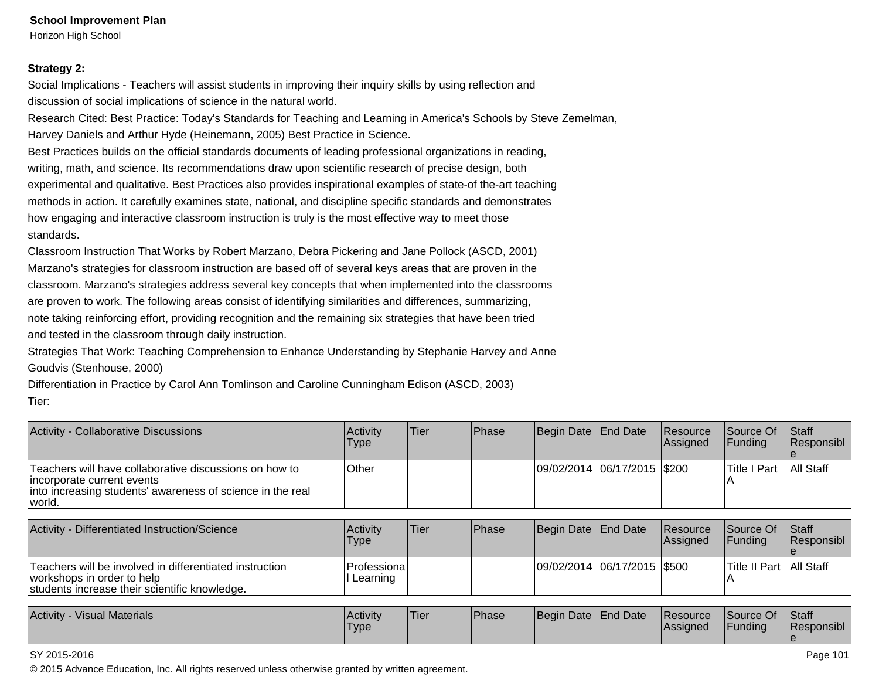**Strategy 2:**

Social Implications - Teachers will assist students in improving their inquiry skills by using reflection and discussion of social implications of science in the natural world.

Research Cited: Best Practice: Today's Standards for Teaching and Learning in America's Schools by Steve Zemelman, Harvey Daniels and Arthur Hyde (Heinemann, 2005) Best Practice in Science.

Best Practices builds on the official standards documents of leading professional organizations in reading, writing, math, and science. Its recommendations draw upon scientific research of precise design, both experimental and qualitative. Best Practices also provides inspirational examples of state-of the-art teaching methods in action. It carefully examines state, national, and discipline specific standards and demonstrates how engaging and interactive classroom instruction is truly is the most effective way to meet those standards.

Classroom Instruction That Works by Robert Marzano, Debra Pickering and Jane Pollock (ASCD, 2001)

Marzano's strategies for classroom instruction are based off of several keys areas that are proven in the classroom. Marzano's strategies address several key concepts that when implemented into the classrooms are proven to work. The following areas consist of identifying similarities and differences, summarizing, note taking reinforcing effort, providing recognition and the remaining six strategies that have been tried and tested in the classroom through daily instruction.

Strategies That Work: Teaching Comprehension to Enhance Understanding by Stephanie Harvey and Anne Goudvis (Stenhouse, 2000)

Differentiation in Practice by Carol Ann Tomlinson and Caroline Cunningham Edison (ASCD, 2003)

Tier:

| Activity - Collaborative Discussions | Activity Type | Tier | Phase | Begin Date | End Date | Resource Assigned | Source Of Funding | Staff Responsible |
|---|---|---|---|---|---|---|---|---|
| Teachers will have collaborative discussions on how to incorporate current events into increasing students' awareness of science in the real world. | Other | | | 09/02/2014 | 06/17/2015 | $200 | Title I Part A | All Staff |

| Activity - Differentiated Instruction/Science | Activity Type | Tier | Phase | Begin Date | End Date | Resource Assigned | Source Of Funding | Staff Responsible |
|---|---|---|---|---|---|---|---|---|
| Teachers will be involved in differentiated instruction workshops in order to help students increase their scientific knowledge. | Professional Learning | | | 09/02/2014 | 06/17/2015 | $500 | Title II Part A | All Staff |

| Activity - Visual Materials | Activity Type | Tier | Phase | Begin Date | End Date | Resource Assigned | Source Of Funding | Staff Responsible |
|---|---|---|---|---|---|---|---|---|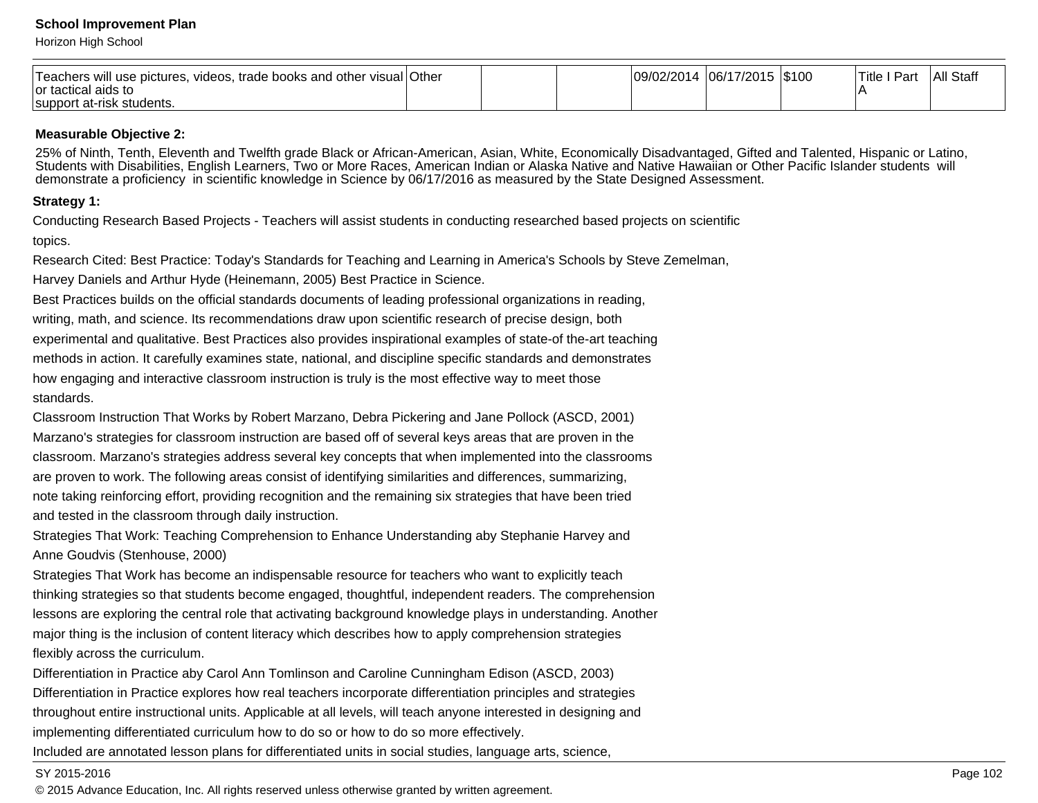| | | | | | | | | |
|---|---|---|---|---|---|---|---|---|
| Teachers will use pictures, videos, trade books and other visual or tactical aids to support at-risk students. | Other | | | 09/02/2014 | 06/17/2015 | $100 | Title I Part A | All Staff |

**Measurable Objective 2:**

25% of Ninth, Tenth, Eleventh and Twelfth grade Black or African-American, Asian, White, Economically Disadvantaged, Gifted and Talented, Hispanic or Latino, Students with Disabilities, English Learners, Two or More Races, American Indian or Alaska Native and Native Hawaiian or Other Pacific Islander students will demonstrate a proficiency in scientific knowledge in Science by 06/17/2016 as measured by the State Designed Assessment.

**Strategy 1:**

Conducting Research Based Projects - Teachers will assist students in conducting researched based projects on scientific topics.

Research Cited: Best Practice: Today's Standards for Teaching and Learning in America's Schools by Steve Zemelman, Harvey Daniels and Arthur Hyde (Heinemann, 2005) Best Practice in Science.

Best Practices builds on the official standards documents of leading professional organizations in reading, writing, math, and science. Its recommendations draw upon scientific research of precise design, both experimental and qualitative. Best Practices also provides inspirational examples of state-of the-art teaching methods in action. It carefully examines state, national, and discipline specific standards and demonstrates how engaging and interactive classroom instruction is truly is the most effective way to meet those standards.

Classroom Instruction That Works by Robert Marzano, Debra Pickering and Jane Pollock (ASCD, 2001)

Marzano's strategies for classroom instruction are based off of several keys areas that are proven in the classroom. Marzano's strategies address several key concepts that when implemented into the classrooms are proven to work. The following areas consist of identifying similarities and differences, summarizing, note taking reinforcing effort, providing recognition and the remaining six strategies that have been tried and tested in the classroom through daily instruction.

Strategies That Work: Teaching Comprehension to Enhance Understanding aby Stephanie Harvey and Anne Goudvis (Stenhouse, 2000)

Strategies That Work has become an indispensable resource for teachers who want to explicitly teach thinking strategies so that students become engaged, thoughtful, independent readers. The comprehension lessons are exploring the central role that activating background knowledge plays in understanding. Another major thing is the inclusion of content literacy which describes how to apply comprehension strategies flexibly across the curriculum.

Differentiation in Practice aby Carol Ann Tomlinson and Caroline Cunningham Edison (ASCD, 2003)

Differentiation in Practice explores how real teachers incorporate differentiation principles and strategies throughout entire instructional units. Applicable at all levels, will teach anyone interested in designing and implementing differentiated curriculum how to do so or how to do so more effectively.

Included are annotated lesson plans for differentiated units in social studies, language arts, science,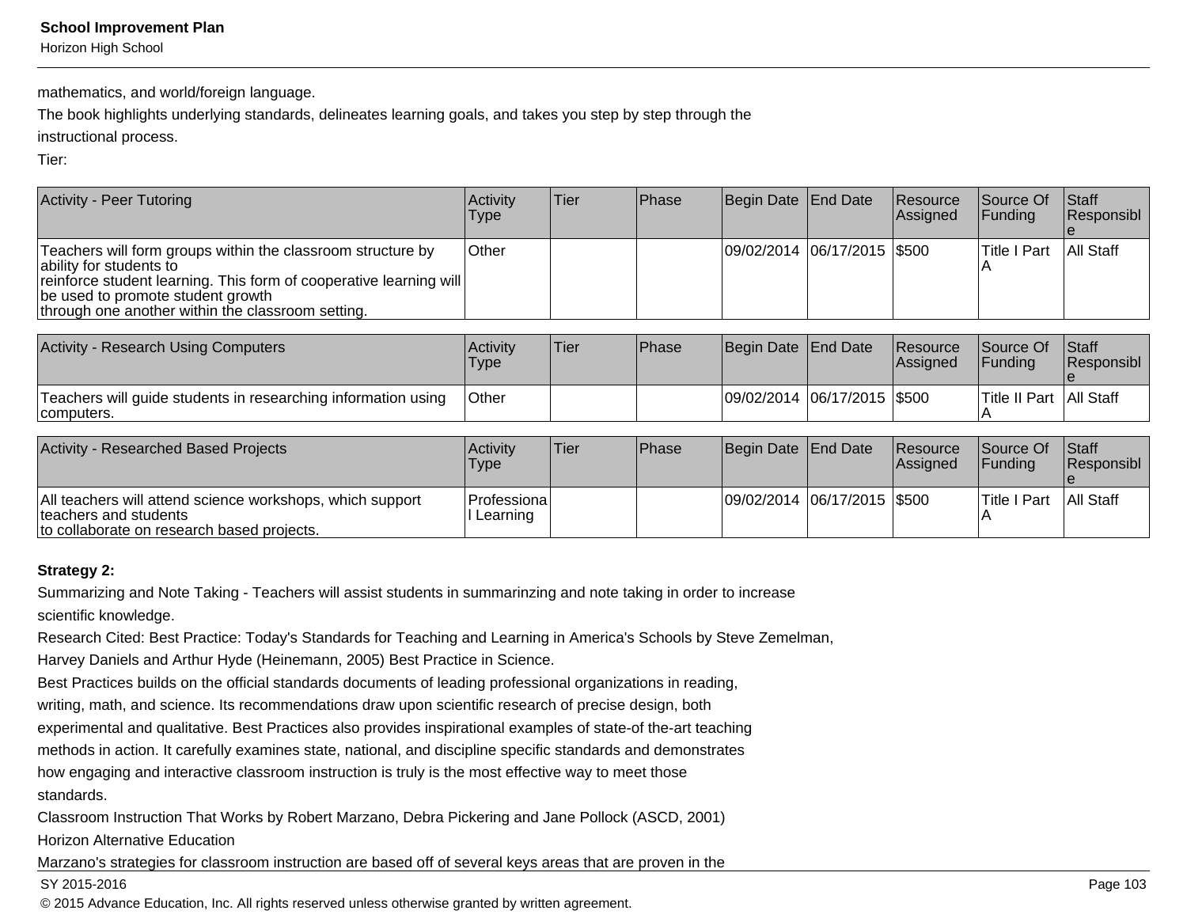mathematics, and world/foreign language.

The book highlights underlying standards, delineates learning goals, and takes you step by step through the instructional process.

Tier:

| Activity - Peer Tutoring | Activity Type | Tier | Phase | Begin Date | End Date | Resource Assigned | Source Of Funding | Staff Responsible |
|---|---|---|---|---|---|---|---|---|
| Teachers will form groups within the classroom structure by ability for students to reinforce student learning. This form of cooperative learning will be used to promote student growth through one another within the classroom setting. | Other | | | 09/02/2014 | 06/17/2015 | $500 | Title I Part A | All Staff |

| Activity - Research Using Computers | Activity Type | Tier | Phase | Begin Date | End Date | Resource Assigned | Source Of Funding | Staff Responsible |
|---|---|---|---|---|---|---|---|---|
| Teachers will guide students in researching information using computers. | Other | | | 09/02/2014 | 06/17/2015 | $500 | Title II Part A | All Staff |

| Activity - Researched Based Projects | Activity Type | Tier | Phase | Begin Date | End Date | Resource Assigned | Source Of Funding | Staff Responsible |
|---|---|---|---|---|---|---|---|---|
| All teachers will attend science workshops, which support teachers and students to collaborate on research based projects. | Professional Learning | | | 09/02/2014 | 06/17/2015 | $500 | Title I Part A | All Staff |

**Strategy 2:**

Summarizing and Note Taking - Teachers will assist students in summarinzing and note taking in order to increase scientific knowledge.

Research Cited: Best Practice: Today's Standards for Teaching and Learning in America's Schools by Steve Zemelman, Harvey Daniels and Arthur Hyde (Heinemann, 2005) Best Practice in Science.

Best Practices builds on the official standards documents of leading professional organizations in reading, writing, math, and science. Its recommendations draw upon scientific research of precise design, both experimental and qualitative. Best Practices also provides inspirational examples of state-of-the-art teaching methods in action. It carefully examines state, national, and discipline specific standards and demonstrates how engaging and interactive classroom instruction is truly is the most effective way to meet those standards.

Classroom Instruction That Works by Robert Marzano, Debra Pickering and Jane Pollock (ASCD, 2001)

Horizon Alternative Education

Marzano's strategies for classroom instruction are based off of several keys areas that are proven in the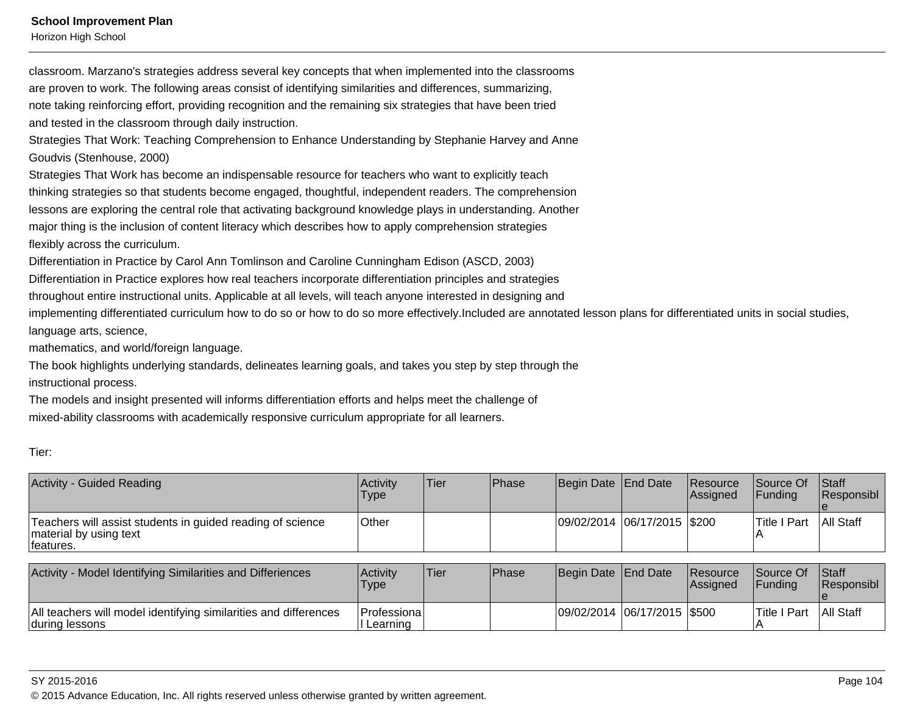classroom. Marzano's strategies address several key concepts that when implemented into the classrooms are proven to work. The following areas consist of identifying similarities and differences, summarizing, note taking reinforcing effort, providing recognition and the remaining six strategies that have been tried and tested in the classroom through daily instruction.
Strategies That Work: Teaching Comprehension to Enhance Understanding by Stephanie Harvey and Anne Goudvis (Stenhouse, 2000)
Strategies That Work has become an indispensable resource for teachers who want to explicitly teach thinking strategies so that students become engaged, thoughtful, independent readers. The comprehension lessons are exploring the central role that activating background knowledge plays in understanding. Another major thing is the inclusion of content literacy which describes how to apply comprehension strategies flexibly across the curriculum.
Differentiation in Practice by Carol Ann Tomlinson and Caroline Cunningham Edison (ASCD, 2003)
Differentiation in Practice explores how real teachers incorporate differentiation principles and strategies throughout entire instructional units. Applicable at all levels, will teach anyone interested in designing and implementing differentiated curriculum how to do so or how to do so more effectively.Included are annotated lesson plans for differentiated units in social studies, language arts, science,
mathematics, and world/foreign language.
The book highlights underlying standards, delineates learning goals, and takes you step by step through the instructional process.
The models and insight presented will informs differentiation efforts and helps meet the challenge of mixed-ability classrooms with academically responsive curriculum appropriate for all learners.

Tier:

| Activity - Guided Reading | Activity Type | Tier | Phase | Begin Date | End Date | Resource Assigned | Source Of Funding | Staff Responsible |
|---|---|---|---|---|---|---|---|---|
| Teachers will assist students in guided reading of science material by using text features. | Other | | | 09/02/2014 | 06/17/2015 | $200 | Title I Part A | All Staff |

| Activity - Model Identifying Similarities and Differiences | Activity Type | Tier | Phase | Begin Date | End Date | Resource Assigned | Source Of Funding | Staff Responsible |
|---|---|---|---|---|---|---|---|---|
| All teachers will model identifying similarities and differences during lessons | Professional Learning | | | 09/02/2014 | 06/17/2015 | $500 | Title I Part A | All Staff |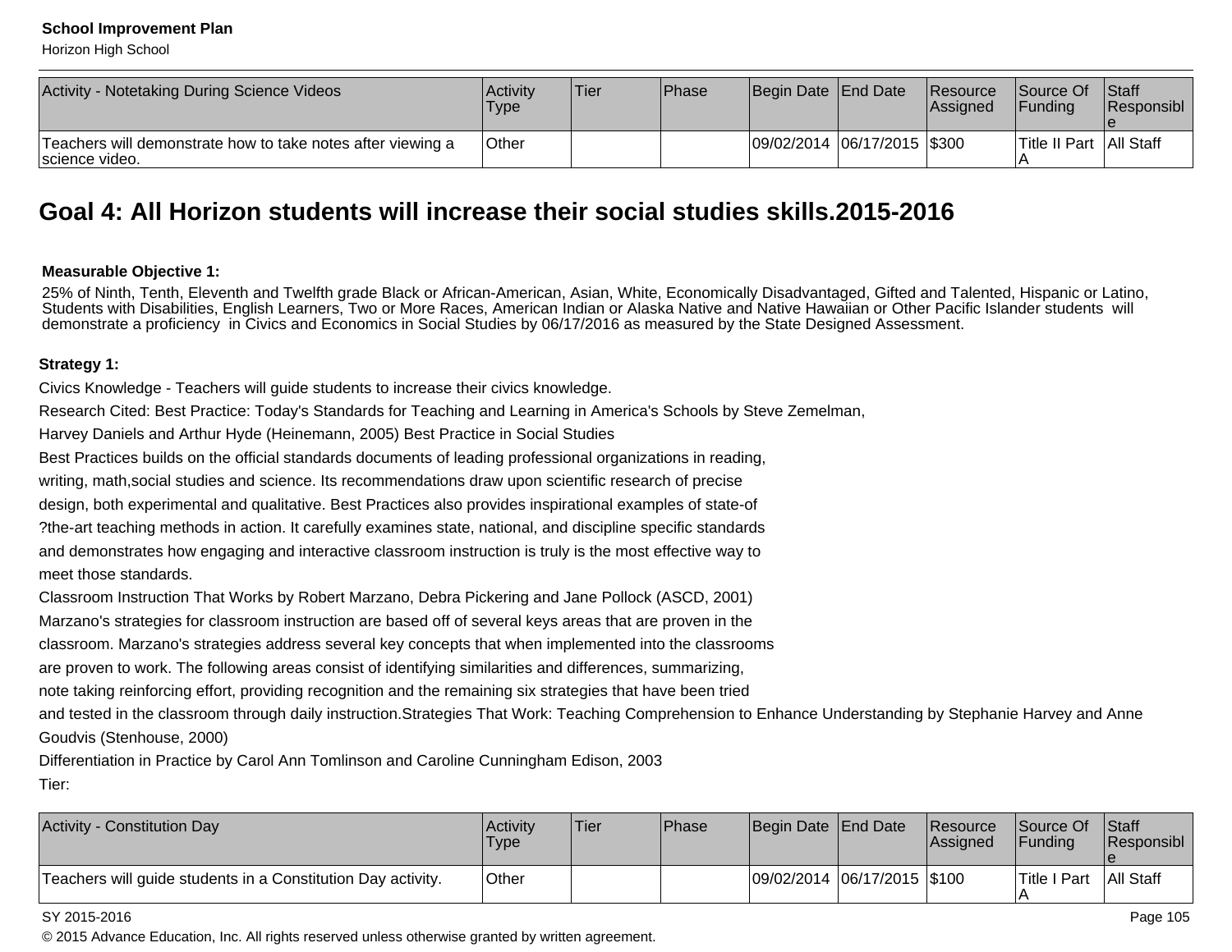| Activity - Notetaking During Science Videos | Activity Type | Tier | Phase | Begin Date | End Date | Resource Assigned | Source Of Funding | Staff Responsible |
|---|---|---|---|---|---|---|---|---|
| Teachers will demonstrate how to take notes after viewing a science video. | Other | | | 09/02/2014 | 06/17/2015 | $300 | Title II Part A | All Staff |

## Goal 4: All Horizon students will increase their social studies skills.2015-2016

**Measurable Objective 1:**

25% of Ninth, Tenth, Eleventh and Twelfth grade Black or African-American, Asian, White, Economically Disadvantaged, Gifted and Talented, Hispanic or Latino, Students with Disabilities, English Learners, Two or More Races, American Indian or Alaska Native and Native Hawaiian or Other Pacific Islander students will demonstrate a proficiency in Civics and Economics in Social Studies by 06/17/2016 as measured by the State Designed Assessment.

**Strategy 1:**

Civics Knowledge - Teachers will guide students to increase their civics knowledge.
Research Cited: Best Practice: Today's Standards for Teaching and Learning in America's Schools by Steve Zemelman, Harvey Daniels and Arthur Hyde (Heinemann, 2005) Best Practice in Social Studies
Best Practices builds on the official standards documents of leading professional organizations in reading, writing, math,social studies and science. Its recommendations draw upon scientific research of precise design, both experimental and qualitative. Best Practices also provides inspirational examples of state-of ?the-art teaching methods in action. It carefully examines state, national, and discipline specific standards and demonstrates how engaging and interactive classroom instruction is truly is the most effective way to meet those standards.
Classroom Instruction That Works by Robert Marzano, Debra Pickering and Jane Pollock (ASCD, 2001)
Marzano's strategies for classroom instruction are based off of several keys areas that are proven in the classroom. Marzano's strategies address several key concepts that when implemented into the classrooms are proven to work. The following areas consist of identifying similarities and differences, summarizing, note taking reinforcing effort, providing recognition and the remaining six strategies that have been tried and tested in the classroom through daily instruction.Strategies That Work: Teaching Comprehension to Enhance Understanding by Stephanie Harvey and Anne Goudvis (Stenhouse, 2000)
Differentiation in Practice by Carol Ann Tomlinson and Caroline Cunningham Edison, 2003
Tier:

| Activity - Constitution Day | Activity Type | Tier | Phase | Begin Date | End Date | Resource Assigned | Source Of Funding | Staff Responsible |
|---|---|---|---|---|---|---|---|---|
| Teachers will guide students in a Constitution Day activity. | Other | | | 09/02/2014 | 06/17/2015 | $100 | Title I Part A | All Staff |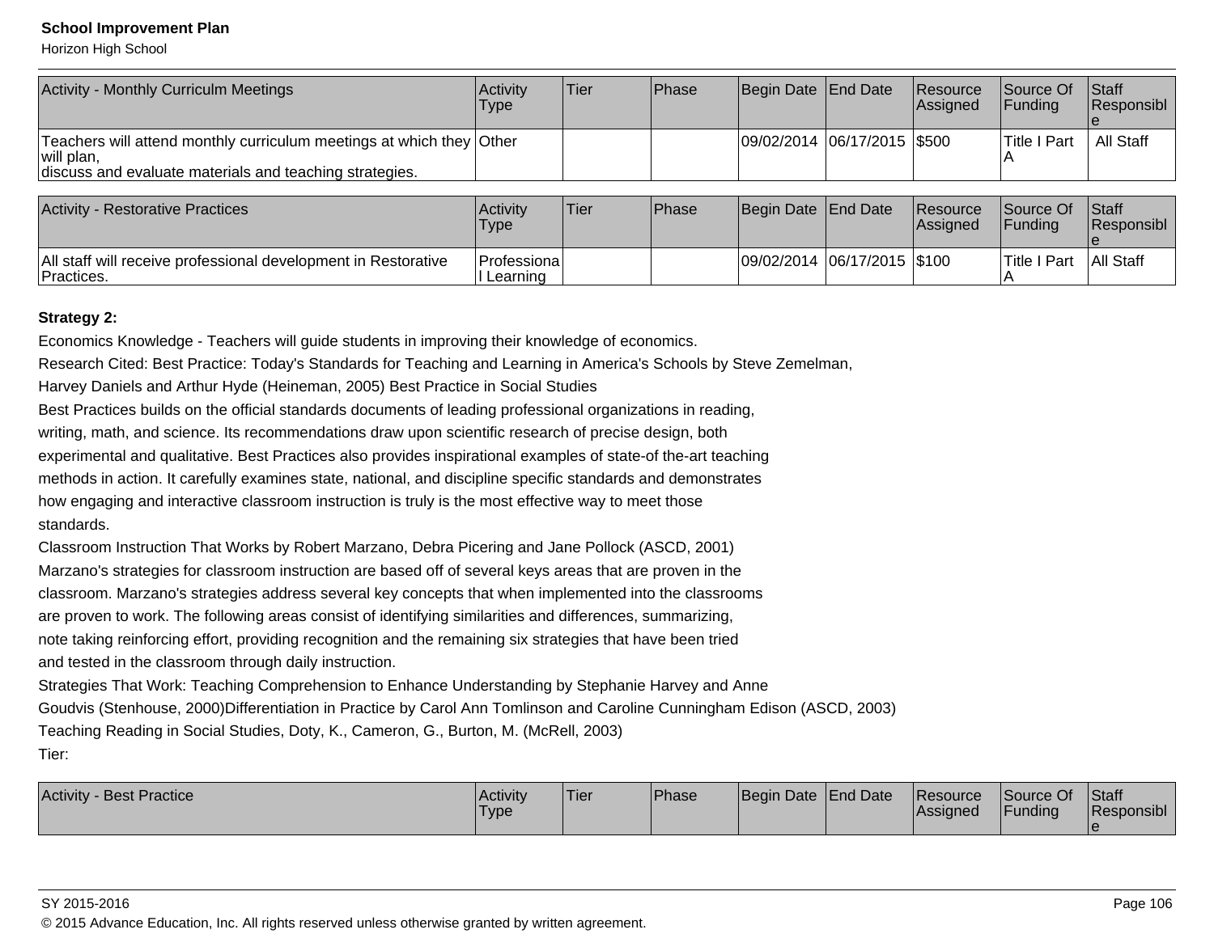| Activity - Monthly Curriculm Meetings | Activity Type | Tier | Phase | Begin Date | End Date | Resource Assigned | Source Of Funding | Staff Responsible |
|---|---|---|---|---|---|---|---|---|
| Teachers will attend monthly curriculum meetings at which they will plan, discuss and evaluate materials and teaching strategies. | Other | | | 09/02/2014 | 06/17/2015 | $500 | Title I Part A | All Staff |

| Activity - Restorative Practices | Activity Type | Tier | Phase | Begin Date | End Date | Resource Assigned | Source Of Funding | Staff Responsible |
|---|---|---|---|---|---|---|---|---|
| All staff will receive professional development in Restorative Practices. | Professional Learning | | | 09/02/2014 | 06/17/2015 | $100 | Title I Part A | All Staff |

**Strategy 2:**

Economics Knowledge - Teachers will guide students in improving their knowledge of economics.
Research Cited: Best Practice: Today's Standards for Teaching and Learning in America's Schools by Steve Zemelman, Harvey Daniels and Arthur Hyde (Heineman, 2005) Best Practice in Social Studies
Best Practices builds on the official standards documents of leading professional organizations in reading, writing, math, and science. Its recommendations draw upon scientific research of precise design, both experimental and qualitative. Best Practices also provides inspirational examples of state-of the-art teaching methods in action. It carefully examines state, national, and discipline specific standards and demonstrates how engaging and interactive classroom instruction is truly is the most effective way to meet those standards.
Classroom Instruction That Works by Robert Marzano, Debra Picering and Jane Pollock (ASCD, 2001)
Marzano's strategies for classroom instruction are based off of several keys areas that are proven in the classroom. Marzano's strategies address several key concepts that when implemented into the classrooms are proven to work. The following areas consist of identifying similarities and differences, summarizing, note taking reinforcing effort, providing recognition and the remaining six strategies that have been tried and tested in the classroom through daily instruction.
Strategies That Work: Teaching Comprehension to Enhance Understanding by Stephanie Harvey and Anne Goudvis (Stenhouse, 2000)Differentiation in Practice by Carol Ann Tomlinson and Caroline Cunningham Edison (ASCD, 2003)
Teaching Reading in Social Studies, Doty, K., Cameron, G., Burton, M. (McRell, 2003)
Tier:

| Activity - Best Practice | Activity Type | Tier | Phase | Begin Date | End Date | Resource Assigned | Source Of Funding | Staff Responsible |
|---|---|---|---|---|---|---|---|---|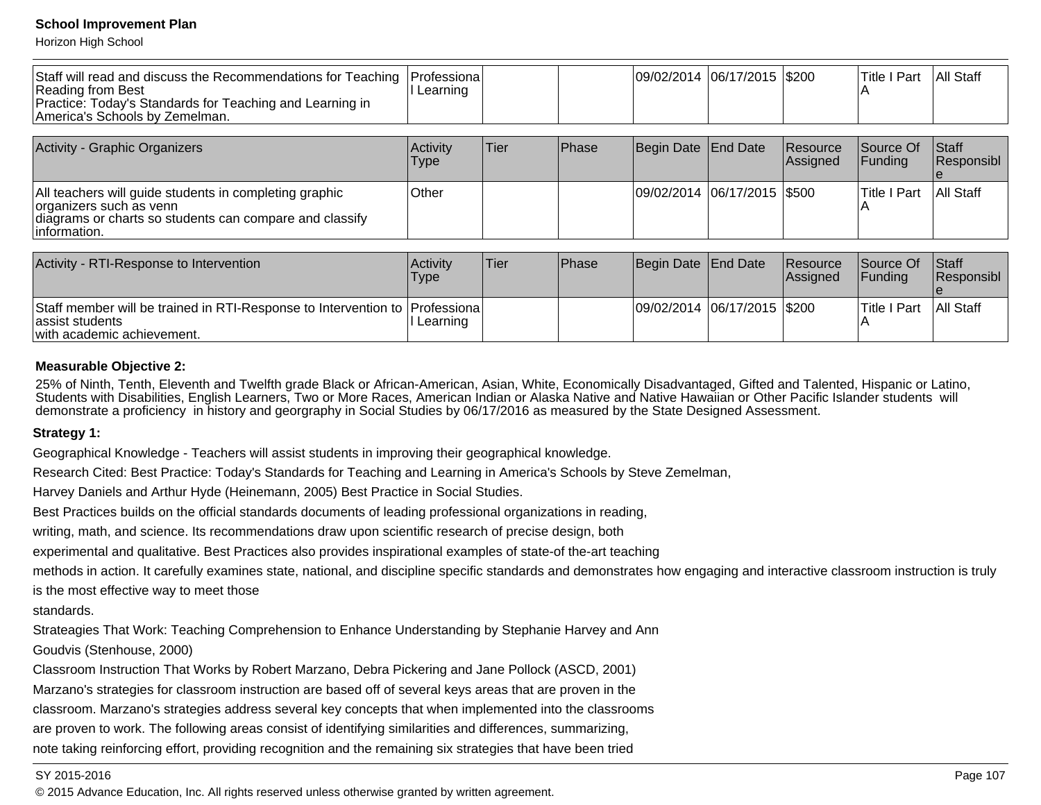| | | | | | | | | |
|---|---|---|---|---|---|---|---|---|
| Staff will read and discuss the Recommendations for Teaching Reading from Best Practice: Today's Standards for Teaching and Learning in America's Schools by Zemelman. | Professional Learning | | | 09/02/2014 | 06/17/2015 | $200 | Title I Part A | All Staff |

| Activity - Graphic Organizers | Activity Type | Tier | Phase | Begin Date | End Date | Resource Assigned | Source Of Funding | Staff Responsible |
|---|---|---|---|---|---|---|---|---|
| All teachers will guide students in completing graphic organizers such as venn diagrams or charts so students can compare and classify information. | Other | | | 09/02/2014 | 06/17/2015 | $500 | Title I Part A | All Staff |

| Activity - RTI-Response to Intervention | Activity Type | Tier | Phase | Begin Date | End Date | Resource Assigned | Source Of Funding | Staff Responsible |
|---|---|---|---|---|---|---|---|---|
| Staff member will be trained in RTI-Response to Intervention to assist students with academic achievement. | Professional Learning | | | 09/02/2014 | 06/17/2015 | $200 | Title I Part A | All Staff |

**Measurable Objective 2:**

25% of Ninth, Tenth, Eleventh and Twelfth grade Black or African-American, Asian, White, Economically Disadvantaged, Gifted and Talented, Hispanic or Latino, Students with Disabilities, English Learners, Two or More Races, American Indian or Alaska Native and Native Hawaiian or Other Pacific Islander students will demonstrate a proficiency in history and georgraphy in Social Studies by 06/17/2016 as measured by the State Designed Assessment.

**Strategy 1:**

Geographical Knowledge - Teachers will assist students in improving their geographical knowledge.

Research Cited: Best Practice: Today's Standards for Teaching and Learning in America's Schools by Steve Zemelman,

Harvey Daniels and Arthur Hyde (Heinemann, 2005) Best Practice in Social Studies.

Best Practices builds on the official standards documents of leading professional organizations in reading,

writing, math, and science. Its recommendations draw upon scientific research of precise design, both

experimental and qualitative. Best Practices also provides inspirational examples of state-of the-art teaching

methods in action. It carefully examines state, national, and discipline specific standards and demonstrates how engaging and interactive classroom instruction is truly is the most effective way to meet those

standards.

Strateagies That Work: Teaching Comprehension to Enhance Understanding by Stephanie Harvey and Ann

Goudvis (Stenhouse, 2000)

Classroom Instruction That Works by Robert Marzano, Debra Pickering and Jane Pollock (ASCD, 2001)

Marzano's strategies for classroom instruction are based off of several keys areas that are proven in the

classroom. Marzano's strategies address several key concepts that when implemented into the classrooms

are proven to work. The following areas consist of identifying similarities and differences, summarizing,

note taking reinforcing effort, providing recognition and the remaining six strategies that have been tried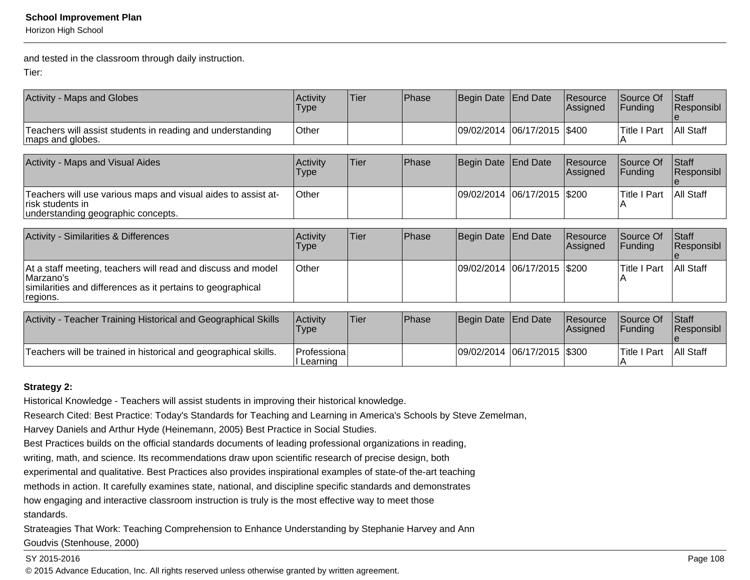and tested in the classroom through daily instruction.

Tier:

| Activity - Maps and Globes | Activity Type | Tier | Phase | Begin Date | End Date | Resource Assigned | Source Of Funding | Staff Responsible |
|---|---|---|---|---|---|---|---|---|
| Teachers will assist students in reading and understanding maps and globes. | Other | | | 09/02/2014 | 06/17/2015 | $400 | Title I Part A | All Staff |

| Activity - Maps and Visual Aides | Activity Type | Tier | Phase | Begin Date | End Date | Resource Assigned | Source Of Funding | Staff Responsible |
|---|---|---|---|---|---|---|---|---|
| Teachers will use various maps and visual aides to assist at-risk students in understanding geographic concepts. | Other | | | 09/02/2014 | 06/17/2015 | $200 | Title I Part A | All Staff |

| Activity - Similarities & Differences | Activity Type | Tier | Phase | Begin Date | End Date | Resource Assigned | Source Of Funding | Staff Responsible |
|---|---|---|---|---|---|---|---|---|
| At a staff meeting, teachers will read and discuss and model Marzano's similarities and differences as it pertains to geographical regions. | Other | | | 09/02/2014 | 06/17/2015 | $200 | Title I Part A | All Staff |

| Activity - Teacher Training Historical and Geographical Skills | Activity Type | Tier | Phase | Begin Date | End Date | Resource Assigned | Source Of Funding | Staff Responsible |
|---|---|---|---|---|---|---|---|---|
| Teachers will be trained in historical and geographical skills. | Professional Learning | | | 09/02/2014 | 06/17/2015 | $300 | Title I Part A | All Staff |

**Strategy 2:**

Historical Knowledge - Teachers will assist students in improving their historical knowledge.

Research Cited: Best Practice: Today's Standards for Teaching and Learning in America's Schools by Steve Zemelman, Harvey Daniels and Arthur Hyde (Heinemann, 2005) Best Practice in Social Studies.

Best Practices builds on the official standards documents of leading professional organizations in reading, writing, math, and science. Its recommendations draw upon scientific research of precise design, both experimental and qualitative. Best Practices also provides inspirational examples of state-of-the-art teaching methods in action. It carefully examines state, national, and discipline specific standards and demonstrates how engaging and interactive classroom instruction is truly is the most effective way to meet those standards.

Strateagies That Work: Teaching Comprehension to Enhance Understanding by Stephanie Harvey and Ann Goudvis (Stenhouse, 2000)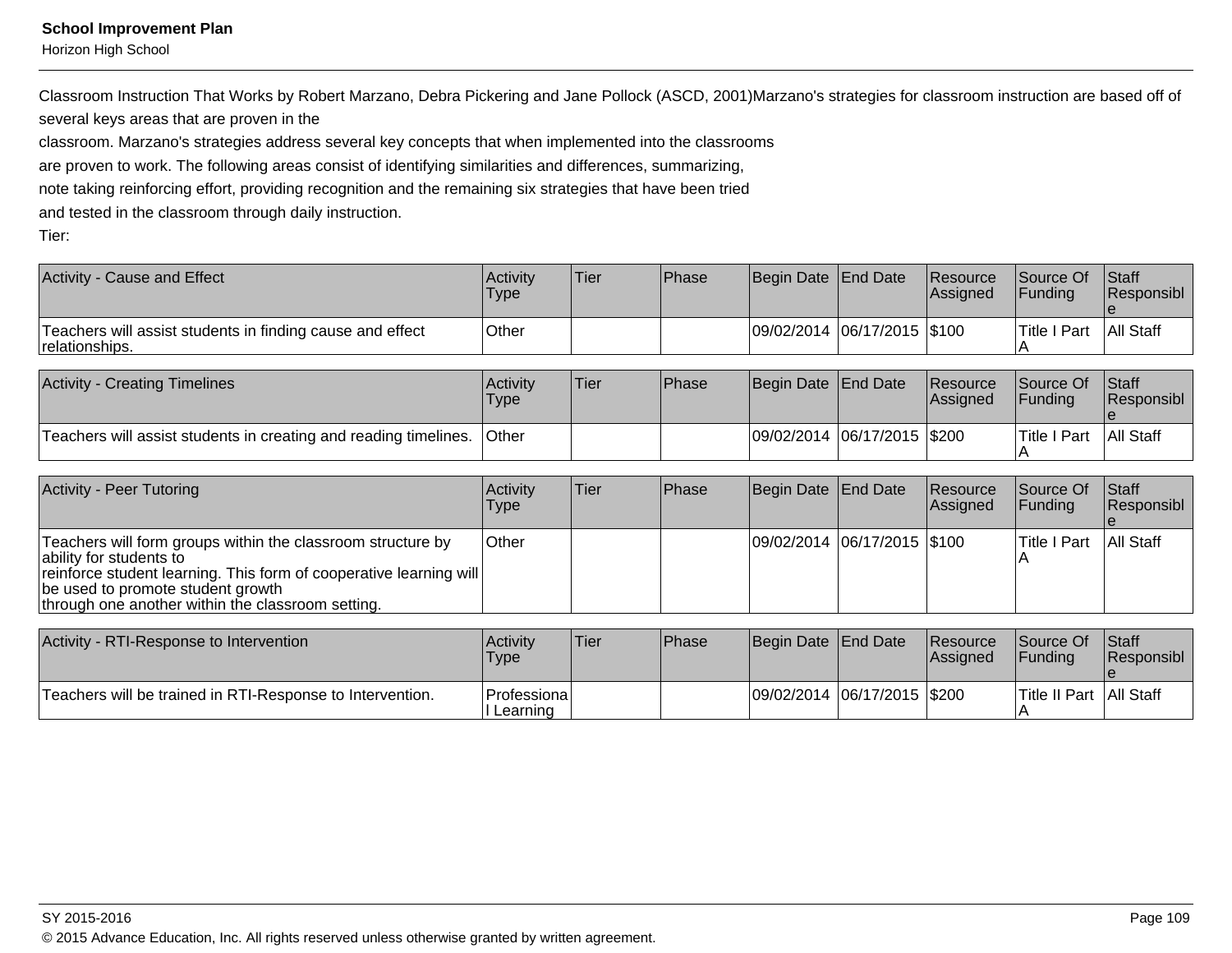Classroom Instruction That Works by Robert Marzano, Debra Pickering and Jane Pollock (ASCD, 2001)Marzano's strategies for classroom instruction are based off of several keys areas that are proven in the
classroom. Marzano's strategies address several key concepts that when implemented into the classrooms
are proven to work. The following areas consist of identifying similarities and differences, summarizing,
note taking reinforcing effort, providing recognition and the remaining six strategies that have been tried
and tested in the classroom through daily instruction.
Tier:

| Activity - Cause and Effect | Activity Type | Tier | Phase | Begin Date | End Date | Resource Assigned | Source Of Funding | Staff Responsible |
|---|---|---|---|---|---|---|---|---|
| Teachers will assist students in finding cause and effect relationships. | Other | | | 09/02/2014 | 06/17/2015 | $100 | Title I Part A | All Staff |

| Activity - Creating Timelines | Activity Type | Tier | Phase | Begin Date | End Date | Resource Assigned | Source Of Funding | Staff Responsible |
|---|---|---|---|---|---|---|---|---|
| Teachers will assist students in creating and reading timelines. | Other | | | 09/02/2014 | 06/17/2015 | $200 | Title I Part A | All Staff |

| Activity - Peer Tutoring | Activity Type | Tier | Phase | Begin Date | End Date | Resource Assigned | Source Of Funding | Staff Responsible |
|---|---|---|---|---|---|---|---|---|
| Teachers will form groups within the classroom structure by ability for students to reinforce student learning. This form of cooperative learning will be used to promote student growth through one another within the classroom setting. | Other | | | 09/02/2014 | 06/17/2015 | $100 | Title I Part A | All Staff |

| Activity - RTI-Response to Intervention | Activity Type | Tier | Phase | Begin Date | End Date | Resource Assigned | Source Of Funding | Staff Responsible |
|---|---|---|---|---|---|---|---|---|
| Teachers will be trained in RTI-Response to Intervention. | Professional Learning | | | 09/02/2014 | 06/17/2015 | $200 | Title II Part A | All Staff |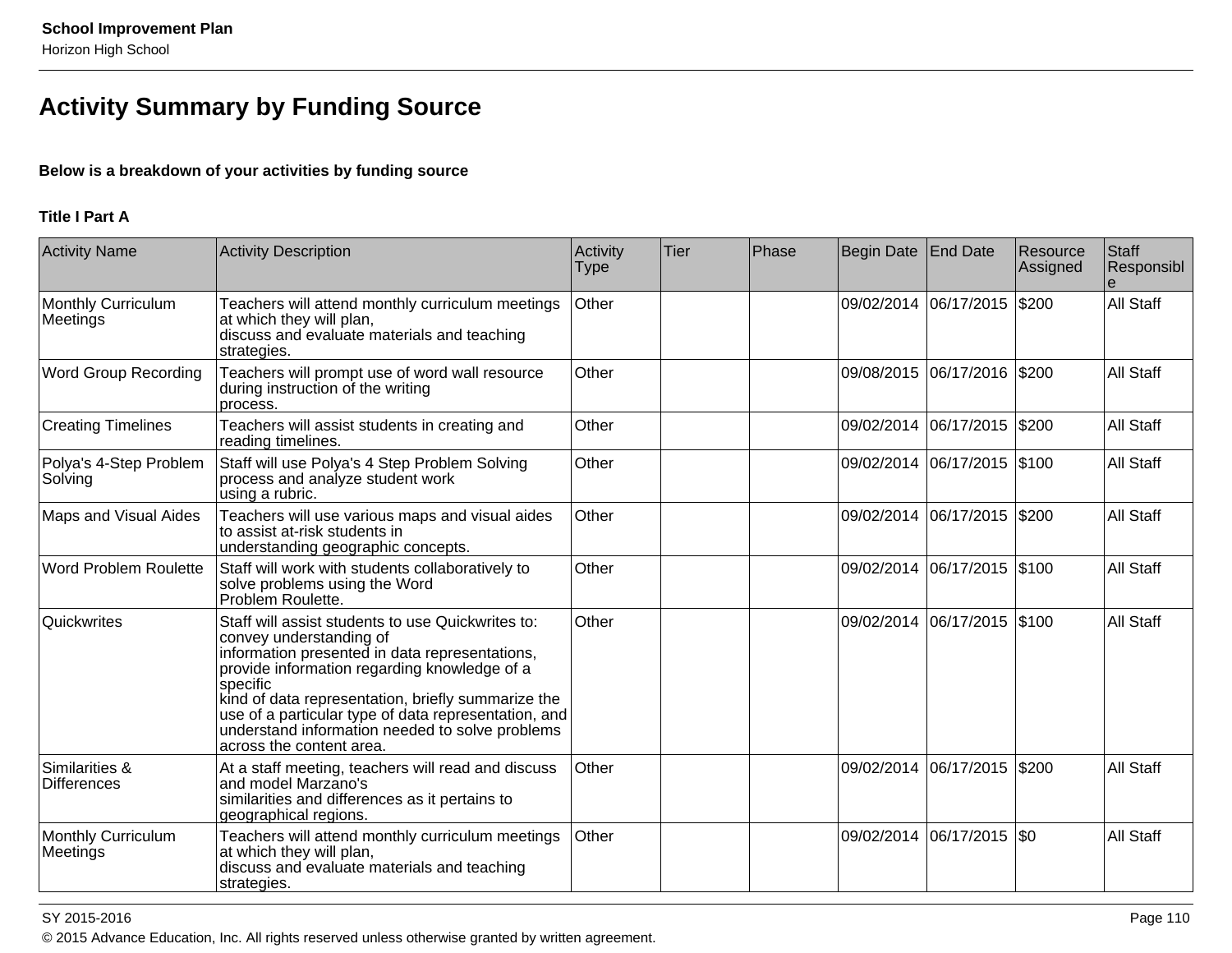## Activity Summary by Funding Source

**Below is a breakdown of your activities by funding source**

### Title I Part A

| Activity Name | Activity Description | Activity Type | Tier | Phase | Begin Date | End Date | Resource Assigned | Staff Responsible |
|---|---|---|---|---|---|---|---|---|
| Monthly Curriculum Meetings | Teachers will attend monthly curriculum meetings at which they will plan, discuss and evaluate materials and teaching strategies. | Other | | | 09/02/2014 | 06/17/2015 | $200 | All Staff |
| Word Group Recording | Teachers will prompt use of word wall resource during instruction of the writing process. | Other | | | 09/08/2015 | 06/17/2016 | $200 | All Staff |
| Creating Timelines | Teachers will assist students in creating and reading timelines. | Other | | | 09/02/2014 | 06/17/2015 | $200 | All Staff |
| Polya's 4-Step Problem Solving | Staff will use Polya's 4 Step Problem Solving process and analyze student work using a rubric. | Other | | | 09/02/2014 | 06/17/2015 | $100 | All Staff |
| Maps and Visual Aides | Teachers will use various maps and visual aides to assist at-risk students in understanding geographic concepts. | Other | | | 09/02/2014 | 06/17/2015 | $200 | All Staff |
| Word Problem Roulette | Staff will work with students collaboratively to solve problems using the Word Problem Roulette. | Other | | | 09/02/2014 | 06/17/2015 | $100 | All Staff |
| Quickwrites | Staff will assist students to use Quickwrites to: convey understanding of information presented in data representations, provide information regarding knowledge of a specific kind of data representation, briefly summarize the use of a particular type of data representation, and understand information needed to solve problems across the content area. | Other | | | 09/02/2014 | 06/17/2015 | $100 | All Staff |
| Similarities & Differences | At a staff meeting, teachers will read and discuss and model Marzano's similarities and differences as it pertains to geographical regions. | Other | | | 09/02/2014 | 06/17/2015 | $200 | All Staff |
| Monthly Curriculum Meetings | Teachers will attend monthly curriculum meetings at which they will plan, discuss and evaluate materials and teaching strategies. | Other | | | 09/02/2014 | 06/17/2015 | $0 | All Staff |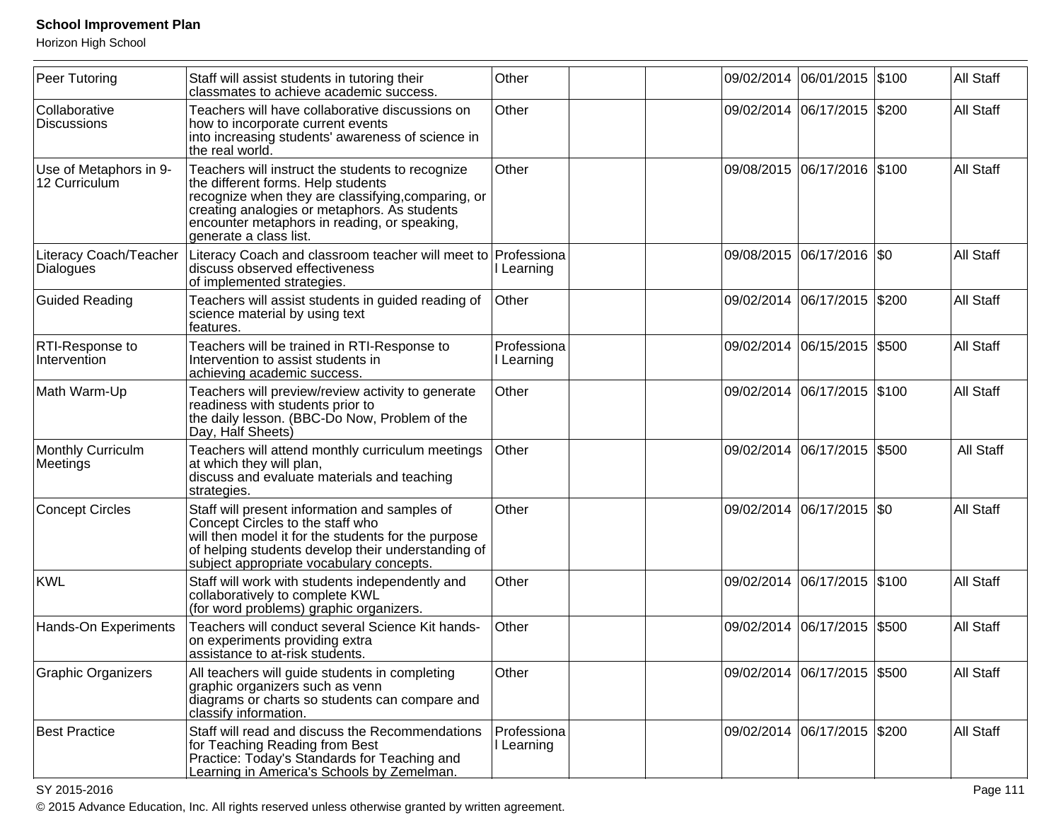| | | | | | | | | |
|---|---|---|---|---|---|---|---|---|
| Peer Tutoring | Staff will assist students in tutoring their classmates to achieve academic success. | Other | | | 09/02/2014 | 06/01/2015 | $100 | All Staff |
| Collaborative Discussions | Teachers will have collaborative discussions on how to incorporate current events into increasing students' awareness of science in the real world. | Other | | | 09/02/2014 | 06/17/2015 | $200 | All Staff |
| Use of Metaphors in 9-12 Curriculum | Teachers will instruct the students to recognize the different forms. Help students recognize when they are classifying,comparing, or creating analogies or metaphors. As students encounter metaphors in reading, or speaking, generate a class list. | Other | | | 09/08/2015 | 06/17/2016 | $100 | All Staff |
| Literacy Coach/Teacher Dialogues | Literacy Coach and classroom teacher will meet to discuss observed effectiveness of implemented strategies. | Professional Learning | | | 09/08/2015 | 06/17/2016 | $0 | All Staff |
| Guided Reading | Teachers will assist students in guided reading of science material by using text features. | Other | | | 09/02/2014 | 06/17/2015 | $200 | All Staff |
| RTI-Response to Intervention | Teachers will be trained in RTI-Response to Intervention to assist students in achieving academic success. | Professional Learning | | | 09/02/2014 | 06/15/2015 | $500 | All Staff |
| Math Warm-Up | Teachers will preview/review activity to generate readiness with students prior to the daily lesson. (BBC-Do Now, Problem of the Day, Half Sheets) | Other | | | 09/02/2014 | 06/17/2015 | $100 | All Staff |
| Monthly Curriculm Meetings | Teachers will attend monthly curriculum meetings at which they will plan, discuss and evaluate materials and teaching strategies. | Other | | | 09/02/2014 | 06/17/2015 | $500 | All Staff |
| Concept Circles | Staff will present information and samples of Concept Circles to the staff who will then model it for the students for the purpose of helping students develop their understanding of subject appropriate vocabulary concepts. | Other | | | 09/02/2014 | 06/17/2015 | $0 | All Staff |
| KWL | Staff will work with students independently and collaboratively to complete KWL (for word problems) graphic organizers. | Other | | | 09/02/2014 | 06/17/2015 | $100 | All Staff |
| Hands-On Experiments | Teachers will conduct several Science Kit hands-on experiments providing extra assistance to at-risk students. | Other | | | 09/02/2014 | 06/17/2015 | $500 | All Staff |
| Graphic Organizers | All teachers will guide students in completing graphic organizers such as venn diagrams or charts so students can compare and classify information. | Other | | | 09/02/2014 | 06/17/2015 | $500 | All Staff |
| Best Practice | Staff will read and discuss the Recommendations for Teaching Reading from Best Practice: Today's Standards for Teaching and Learning in America's Schools by Zemelman. | Professional Learning | | | 09/02/2014 | 06/17/2015 | $200 | All Staff |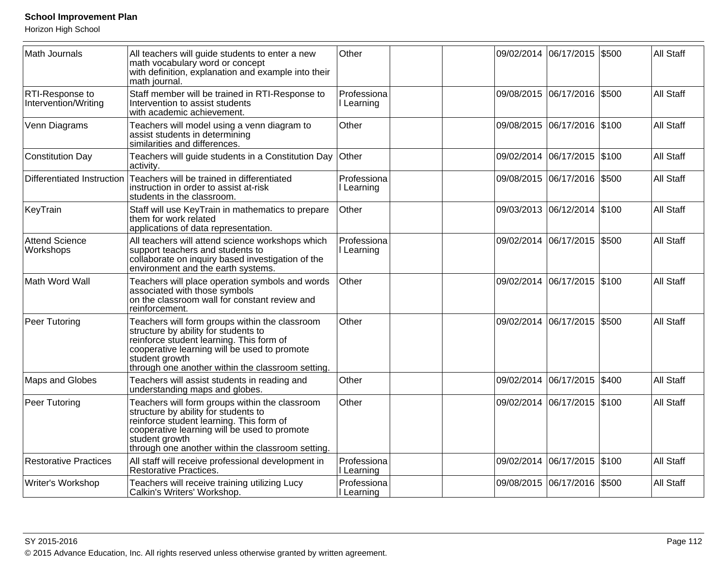| | | | | | | | | |
|---|---|---|---|---|---|---|---|---|
| Math Journals | All teachers will guide students to enter a new math vocabulary word or concept with definition, explanation and example into their math journal. | Other | | | 09/02/2014 | 06/17/2015 | $500 | All Staff |
| RTI-Response to Intervention/Writing | Staff member will be trained in RTI-Response to Intervention to assist students with academic achievement. | Professional Learning | | | 09/08/2015 | 06/17/2016 | $500 | All Staff |
| Venn Diagrams | Teachers will model using a venn diagram to assist students in determining similarities and differences. | Other | | | 09/08/2015 | 06/17/2016 | $100 | All Staff |
| Constitution Day | Teachers will guide students in a Constitution Day activity. | Other | | | 09/02/2014 | 06/17/2015 | $100 | All Staff |
| Differentiated Instruction | Teachers will be trained in differentiated instruction in order to assist at-risk students in the classroom. | Professional Learning | | | 09/08/2015 | 06/17/2016 | $500 | All Staff |
| KeyTrain | Staff will use KeyTrain in mathematics to prepare them for work related applications of data representation. | Other | | | 09/03/2013 | 06/12/2014 | $100 | All Staff |
| Attend Science Workshops | All teachers will attend science workshops which support teachers and students to collaborate on inquiry based investigation of the environment and the earth systems. | Professional Learning | | | 09/02/2014 | 06/17/2015 | $500 | All Staff |
| Math Word Wall | Teachers will place operation symbols and words associated with those symbols on the classroom wall for constant review and reinforcement. | Other | | | 09/02/2014 | 06/17/2015 | $100 | All Staff |
| Peer Tutoring | Teachers will form groups within the classroom structure by ability for students to reinforce student learning. This form of cooperative learning will be used to promote student growth through one another within the classroom setting. | Other | | | 09/02/2014 | 06/17/2015 | $500 | All Staff |
| Maps and Globes | Teachers will assist students in reading and understanding maps and globes. | Other | | | 09/02/2014 | 06/17/2015 | $400 | All Staff |
| Peer Tutoring | Teachers will form groups within the classroom structure by ability for students to reinforce student learning. This form of cooperative learning will be used to promote student growth through one another within the classroom setting. | Other | | | 09/02/2014 | 06/17/2015 | $100 | All Staff |
| Restorative Practices | All staff will receive professional development in Restorative Practices. | Professional Learning | | | 09/02/2014 | 06/17/2015 | $100 | All Staff |
| Writer's Workshop | Teachers will receive training utilizing Lucy Calkin's Writers' Workshop. | Professional Learning | | | 09/08/2015 | 06/17/2016 | $500 | All Staff |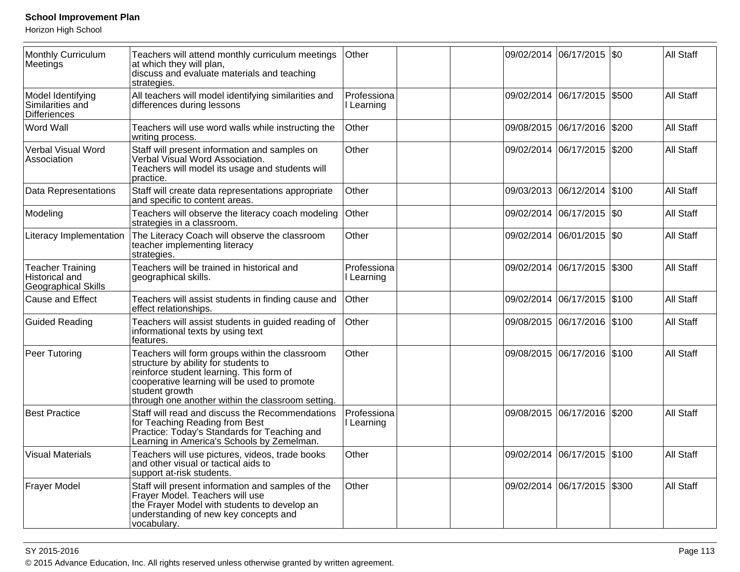| Monthly Curriculum Meetings | Teachers will attend monthly curriculum meetings at which they will plan, discuss and evaluate materials and teaching strategies. | Other | | | 09/02/2014 | 06/17/2015 | $0 | All Staff |
|---|---|---|---|---|---|---|---|---|
| Model Identifying Similarities and Differiences | All teachers will model identifying similarities and differences during lessons | Professional Learning | | | 09/02/2014 | 06/17/2015 | $500 | All Staff |
| Word Wall | Teachers will use word walls while instructing the writing process. | Other | | | 09/08/2015 | 06/17/2016 | $200 | All Staff |
| Verbal Visual Word Association | Staff will present information and samples on Verbal Visual Word Association. Teachers will model its usage and students will practice. | Other | | | 09/02/2014 | 06/17/2015 | $200 | All Staff |
| Data Representations | Staff will create data representations appropriate and specific to content areas. | Other | | | 09/03/2013 | 06/12/2014 | $100 | All Staff |
| Modeling | Teachers will observe the literacy coach modeling strategies in a classroom. | Other | | | 09/02/2014 | 06/17/2015 | $0 | All Staff |
| Literacy Implementation | The Literacy Coach will observe the classroom teacher implementing literacy strategies. | Other | | | 09/02/2014 | 06/01/2015 | $0 | All Staff |
| Teacher Training Historical and Geographical Skills | Teachers will be trained in historical and geographical skills. | Professional Learning | | | 09/02/2014 | 06/17/2015 | $300 | All Staff |
| Cause and Effect | Teachers will assist students in finding cause and effect relationships. | Other | | | 09/02/2014 | 06/17/2015 | $100 | All Staff |
| Guided Reading | Teachers will assist students in guided reading of informational texts by using text features. | Other | | | 09/08/2015 | 06/17/2016 | $100 | All Staff |
| Peer Tutoring | Teachers will form groups within the classroom structure by ability for students to reinforce student learning. This form of cooperative learning will be used to promote student growth through one another within the classroom setting. | Other | | | 09/08/2015 | 06/17/2016 | $100 | All Staff |
| Best Practice | Staff will read and discuss the Recommendations for Teaching Reading from Best Practice: Today's Standards for Teaching and Learning in America's Schools by Zemelman. | Professional Learning | | | 09/08/2015 | 06/17/2016 | $200 | All Staff |
| Visual Materials | Teachers will use pictures, videos, trade books and other visual or tactical aids to support at-risk students. | Other | | | 09/02/2014 | 06/17/2015 | $100 | All Staff |
| Frayer Model | Staff will present information and samples of the Frayer Model. Teachers will use the Frayer Model with students to develop an understanding of new key concepts and vocabulary. | Other | | | 09/02/2014 | 06/17/2015 | $300 | All Staff |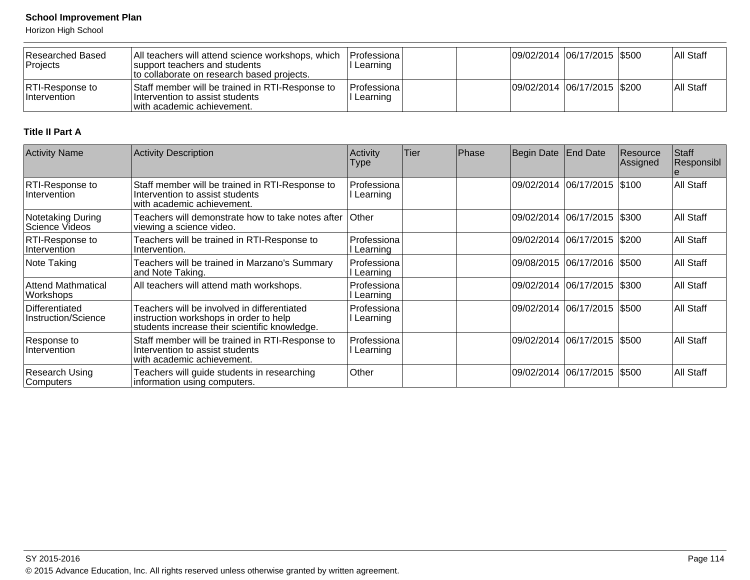| | | | | | | | | |
|---|---|---|---|---|---|---|---|---|
| Researched Based Projects | All teachers will attend science workshops, which support teachers and students to collaborate on research based projects. | Professional Learning | | | 09/02/2014 | 06/17/2015 | $500 | All Staff |
| RTI-Response to Intervention | Staff member will be trained in RTI-Response to Intervention to assist students with academic achievement. | Professional Learning | | | 09/02/2014 | 06/17/2015 | $200 | All Staff |

**Title II Part A**

| Activity Name | Activity Description | Activity Type | Tier | Phase | Begin Date | End Date | Resource Assigned | Staff Responsible |
|---|---|---|---|---|---|---|---|---|
| RTI-Response to Intervention | Staff member will be trained in RTI-Response to Intervention to assist students with academic achievement. | Professional Learning | | | 09/02/2014 | 06/17/2015 | $100 | All Staff |
| Notetaking During Science Videos | Teachers will demonstrate how to take notes after viewing a science video. | Other | | | 09/02/2014 | 06/17/2015 | $300 | All Staff |
| RTI-Response to Intervention | Teachers will be trained in RTI-Response to Intervention. | Professional Learning | | | 09/02/2014 | 06/17/2015 | $200 | All Staff |
| Note Taking | Teachers will be trained in Marzano's Summary and Note Taking. | Professional Learning | | | 09/08/2015 | 06/17/2016 | $500 | All Staff |
| Attend Mathmatical Workshops | All teachers will attend math workshops. | Professional Learning | | | 09/02/2014 | 06/17/2015 | $300 | All Staff |
| Differentiated Instruction/Science | Teachers will be involved in differentiated instruction workshops in order to help students increase their scientific knowledge. | Professional Learning | | | 09/02/2014 | 06/17/2015 | $500 | All Staff |
| Response to Intervention | Staff member will be trained in RTI-Response to Intervention to assist students with academic achievement. | Professional Learning | | | 09/02/2014 | 06/17/2015 | $500 | All Staff |
| Research Using Computers | Teachers will guide students in researching information using computers. | Other | | | 09/02/2014 | 06/17/2015 | $500 | All Staff |